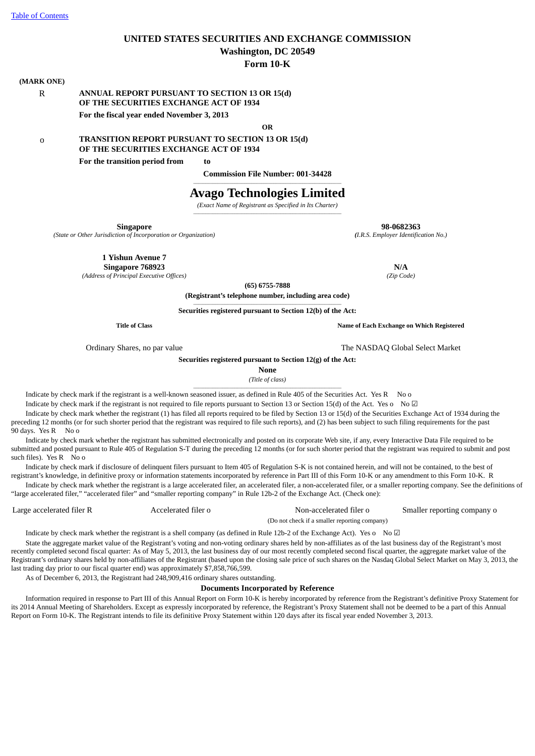[Table of Contents](#)

# UNITED STATES SECURITIES AND EXCHANGE COMMISSION

**Washington, DC 20549**

**Form 10-K**

**(MARK ONE)**

R **ANNUAL REPORT PURSUANT TO SECTION 13 OR 15(d) OF THE SECURITIES EXCHANGE ACT OF 1934**

**For the fiscal year ended November 3, 2013**

**OR**

o **TRANSITION REPORT PURSUANT TO SECTION 13 OR 15(d) OF THE SECURITIES EXCHANGE ACT OF 1934**

**For the transition period from to**

**Commission File Number: 001-34428**

# Avago Technologies Limited

*(Exact Name of Registrant as Specified in Its Charter)*

| **Singapore** | **98-0682363** |
|---|---|
| *(State or Other Jurisdiction of Incorporation or Organization)* | *(I.R.S. Employer Identification No.)* |
| **1 Yishun Avenue 7** **Singapore 768923** | **N/A** |
| *(Address of Principal Executive Offices)* | *(Zip Code)* |

**(65) 6755-7888**

**(Registrant's telephone number, including area code)**

**Securities registered pursuant to Section 12(b) of the Act:**

| Title of Class | Name of Each Exchange on Which Registered |
|---|---|
| Ordinary Shares, no par value | The NASDAQ Global Select Market |

**Securities registered pursuant to Section 12(g) of the Act:**

**None**

*(Title of class)*

Indicate by check mark if the registrant is a well-known seasoned issuer, as defined in Rule 405 of the Securities Act. Yes R No o

Indicate by check mark if the registrant is not required to file reports pursuant to Section 13 or Section 15(d) of the Act. Yes o No ☑

Indicate by check mark whether the registrant (1) has filed all reports required to be filed by Section 13 or 15(d) of the Securities Exchange Act of 1934 during the preceding 12 months (or for such shorter period that the registrant was required to file such reports), and (2) has been subject to such filing requirements for the past 90 days. Yes R No o

Indicate by check mark whether the registrant has submitted electronically and posted on its corporate Web site, if any, every Interactive Data File required to be submitted and posted pursuant to Rule 405 of Regulation S-T during the preceding 12 months (or for such shorter period that the registrant was required to submit and post such files). Yes R No o

Indicate by check mark if disclosure of delinquent filers pursuant to Item 405 of Regulation S-K is not contained herein, and will not be contained, to the best of registrant's knowledge, in definitive proxy or information statements incorporated by reference in Part III of this Form 10-K or any amendment to this Form 10-K. R

Indicate by check mark whether the registrant is a large accelerated filer, an accelerated filer, a non-accelerated filer, or a smaller reporting company. See the definitions of "large accelerated filer," "accelerated filer" and "smaller reporting company" in Rule 12b-2 of the Exchange Act. (Check one):

| Large accelerated filer R | Accelerated filer o | Non-accelerated filer o | Smaller reporting company o |
|---|---|---|---|
| | | (Do not check if a smaller reporting company) | |

Indicate by check mark whether the registrant is a shell company (as defined in Rule 12b-2 of the Exchange Act). Yes o No ☑

State the aggregate market value of the Registrant's voting and non-voting ordinary shares held by non-affiliates as of the last business day of the Registrant's most recently completed second fiscal quarter: As of May 5, 2013, the last business day of our most recently completed second fiscal quarter, the aggregate market value of the Registrant's ordinary shares held by non-affiliates of the Registrant (based upon the closing sale price of such shares on the Nasdaq Global Select Market on May 3, 2013, the last trading day prior to our fiscal quarter end) was approximately $7,858,766,599.

As of December 6, 2013, the Registrant had 248,909,416 ordinary shares outstanding.

**Documents Incorporated by Reference**

Information required in response to Part III of this Annual Report on Form 10-K is hereby incorporated by reference from the Registrant's definitive Proxy Statement for its 2014 Annual Meeting of Shareholders. Except as expressly incorporated by reference, the Registrant's Proxy Statement shall not be deemed to be a part of this Annual Report on Form 10-K. The Registrant intends to file its definitive Proxy Statement within 120 days after its fiscal year ended November 3, 2013.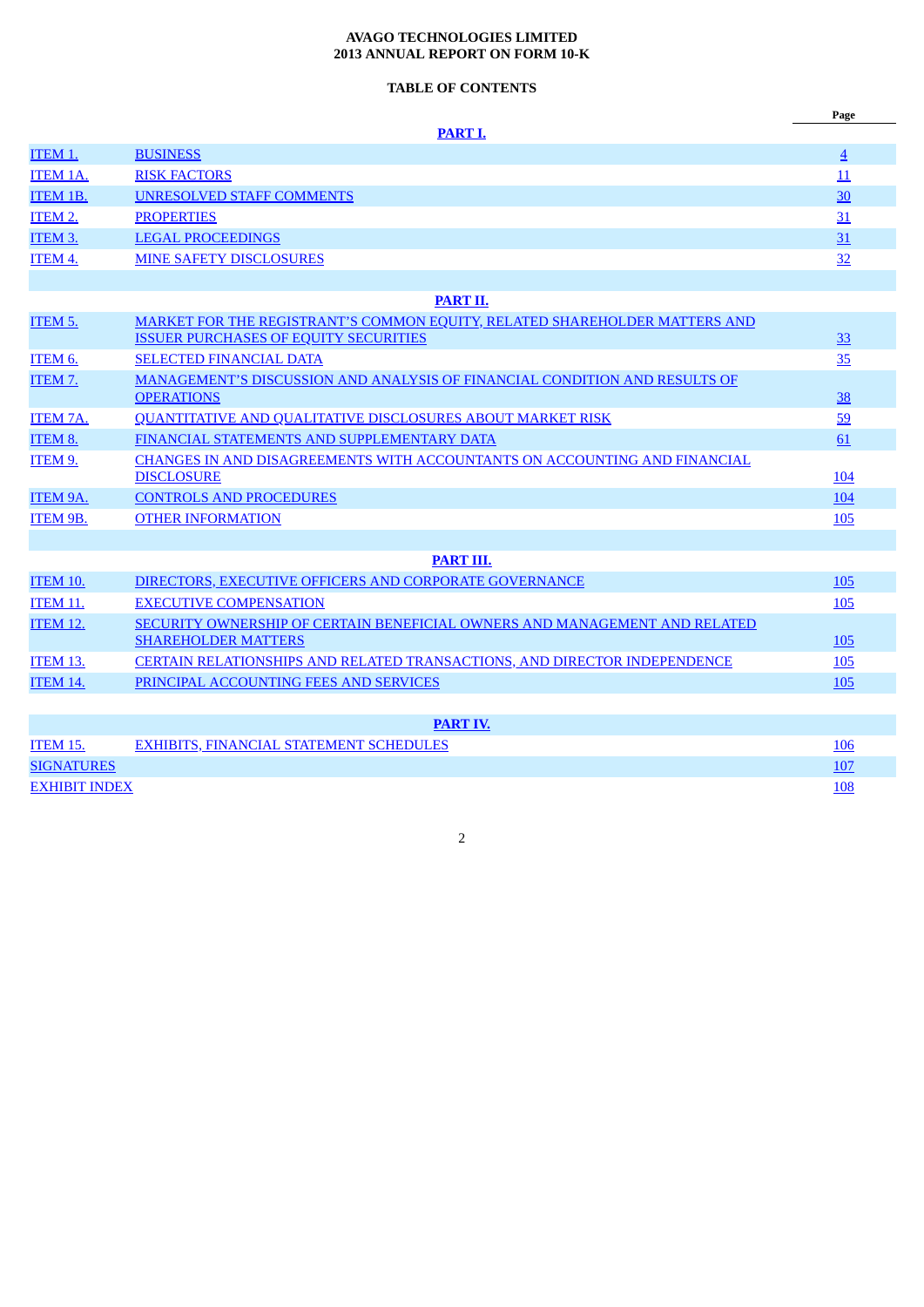**AVAGO TECHNOLOGIES LIMITED**
**2013 ANNUAL REPORT ON FORM 10-K**

**TABLE OF CONTENTS**

| | | Page |
|---|---|---|
| | **PART I.** | |
| ITEM 1. | BUSINESS | 4 |
| ITEM 1A. | RISK FACTORS | 11 |
| ITEM 1B. | UNRESOLVED STAFF COMMENTS | 30 |
| ITEM 2. | PROPERTIES | 31 |
| ITEM 3. | LEGAL PROCEEDINGS | 31 |
| ITEM 4. | MINE SAFETY DISCLOSURES | 32 |
| | **PART II.** | |
| ITEM 5. | MARKET FOR THE REGISTRANT'S COMMON EQUITY, RELATED SHAREHOLDER MATTERS AND ISSUER PURCHASES OF EQUITY SECURITIES | 33 |
| ITEM 6. | SELECTED FINANCIAL DATA | 35 |
| ITEM 7. | MANAGEMENT'S DISCUSSION AND ANALYSIS OF FINANCIAL CONDITION AND RESULTS OF OPERATIONS | 38 |
| ITEM 7A. | QUANTITATIVE AND QUALITATIVE DISCLOSURES ABOUT MARKET RISK | 59 |
| ITEM 8. | FINANCIAL STATEMENTS AND SUPPLEMENTARY DATA | 61 |
| ITEM 9. | CHANGES IN AND DISAGREEMENTS WITH ACCOUNTANTS ON ACCOUNTING AND FINANCIAL DISCLOSURE | 104 |
| ITEM 9A. | CONTROLS AND PROCEDURES | 104 |
| ITEM 9B. | OTHER INFORMATION | 105 |
| | **PART III.** | |
| ITEM 10. | DIRECTORS, EXECUTIVE OFFICERS AND CORPORATE GOVERNANCE | 105 |
| ITEM 11. | EXECUTIVE COMPENSATION | 105 |
| ITEM 12. | SECURITY OWNERSHIP OF CERTAIN BENEFICIAL OWNERS AND MANAGEMENT AND RELATED SHAREHOLDER MATTERS | 105 |
| ITEM 13. | CERTAIN RELATIONSHIPS AND RELATED TRANSACTIONS, AND DIRECTOR INDEPENDENCE | 105 |
| ITEM 14. | PRINCIPAL ACCOUNTING FEES AND SERVICES | 105 |
| | **PART IV.** | |
| ITEM 15. | EXHIBITS, FINANCIAL STATEMENT SCHEDULES | 106 |
| SIGNATURES | | 107 |
| EXHIBIT INDEX | | 108 |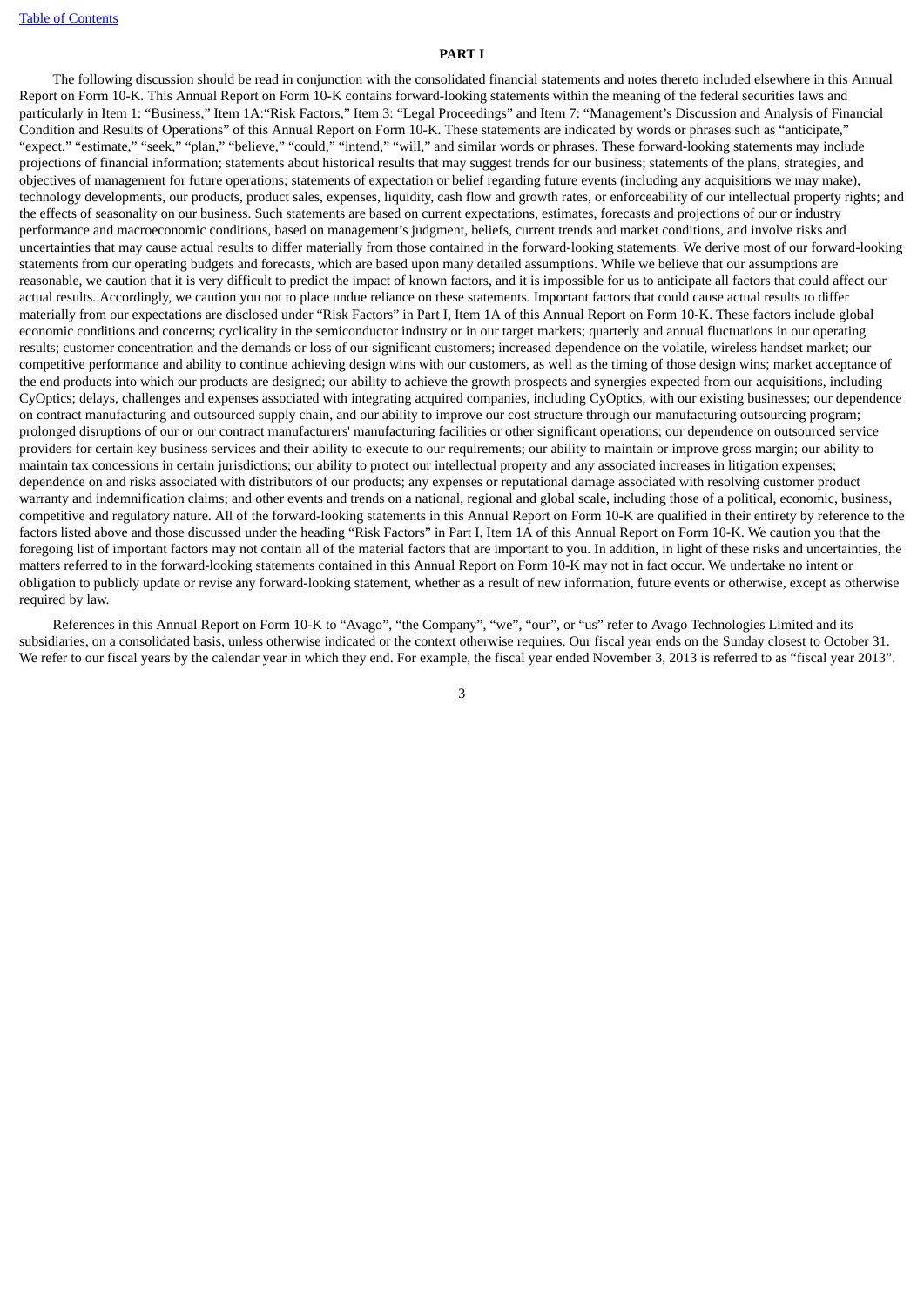# PART I

The following discussion should be read in conjunction with the consolidated financial statements and notes thereto included elsewhere in this Annual Report on Form 10-K. This Annual Report on Form 10-K contains forward-looking statements within the meaning of the federal securities laws and particularly in Item 1: "Business," Item 1A:"Risk Factors," Item 3: "Legal Proceedings" and Item 7: "Management's Discussion and Analysis of Financial Condition and Results of Operations" of this Annual Report on Form 10-K. These statements are indicated by words or phrases such as "anticipate," "expect," "estimate," "seek," "plan," "believe," "could," "intend," "will," and similar words or phrases. These forward-looking statements may include projections of financial information; statements about historical results that may suggest trends for our business; statements of the plans, strategies, and objectives of management for future operations; statements of expectation or belief regarding future events (including any acquisitions we may make), technology developments, our products, product sales, expenses, liquidity, cash flow and growth rates, or enforceability of our intellectual property rights; and the effects of seasonality on our business. Such statements are based on current expectations, estimates, forecasts and projections of our or industry performance and macroeconomic conditions, based on management's judgment, beliefs, current trends and market conditions, and involve risks and uncertainties that may cause actual results to differ materially from those contained in the forward-looking statements. We derive most of our forward-looking statements from our operating budgets and forecasts, which are based upon many detailed assumptions. While we believe that our assumptions are reasonable, we caution that it is very difficult to predict the impact of known factors, and it is impossible for us to anticipate all factors that could affect our actual results. Accordingly, we caution you not to place undue reliance on these statements. Important factors that could cause actual results to differ materially from our expectations are disclosed under "Risk Factors" in Part I, Item 1A of this Annual Report on Form 10-K. These factors include global economic conditions and concerns; cyclicality in the semiconductor industry or in our target markets; quarterly and annual fluctuations in our operating results; customer concentration and the demands or loss of our significant customers; increased dependence on the volatile, wireless handset market; our competitive performance and ability to continue achieving design wins with our customers, as well as the timing of those design wins; market acceptance of the end products into which our products are designed; our ability to achieve the growth prospects and synergies expected from our acquisitions, including CyOptics; delays, challenges and expenses associated with integrating acquired companies, including CyOptics, with our existing businesses; our dependence on contract manufacturing and outsourced supply chain, and our ability to improve our cost structure through our manufacturing outsourcing program; prolonged disruptions of our or our contract manufacturers' manufacturing facilities or other significant operations; our dependence on outsourced service providers for certain key business services and their ability to execute to our requirements; our ability to maintain or improve gross margin; our ability to maintain tax concessions in certain jurisdictions; our ability to protect our intellectual property and any associated increases in litigation expenses; dependence on and risks associated with distributors of our products; any expenses or reputational damage associated with resolving customer product warranty and indemnification claims; and other events and trends on a national, regional and global scale, including those of a political, economic, business, competitive and regulatory nature. All of the forward-looking statements in this Annual Report on Form 10-K are qualified in their entirety by reference to the factors listed above and those discussed under the heading "Risk Factors" in Part I, Item 1A of this Annual Report on Form 10-K. We caution you that the foregoing list of important factors may not contain all of the material factors that are important to you. In addition, in light of these risks and uncertainties, the matters referred to in the forward-looking statements contained in this Annual Report on Form 10-K may not in fact occur. We undertake no intent or obligation to publicly update or revise any forward-looking statement, whether as a result of new information, future events or otherwise, except as otherwise required by law.

References in this Annual Report on Form 10-K to "Avago", "the Company", "we", "our", or "us" refer to Avago Technologies Limited and its subsidiaries, on a consolidated basis, unless otherwise indicated or the context otherwise requires. Our fiscal year ends on the Sunday closest to October 31. We refer to our fiscal years by the calendar year in which they end. For example, the fiscal year ended November 3, 2013 is referred to as "fiscal year 2013".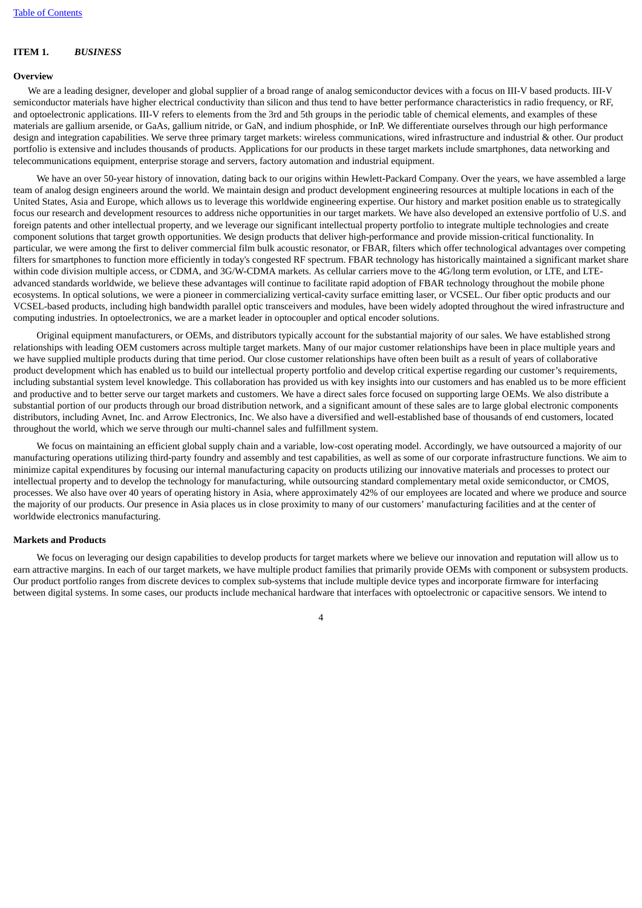## ITEM 1. *BUSINESS*

### Overview

We are a leading designer, developer and global supplier of a broad range of analog semiconductor devices with a focus on III-V based products. III-V semiconductor materials have higher electrical conductivity than silicon and thus tend to have better performance characteristics in radio frequency, or RF, and optoelectronic applications. III-V refers to elements from the 3rd and 5th groups in the periodic table of chemical elements, and examples of these materials are gallium arsenide, or GaAs, gallium nitride, or GaN, and indium phosphide, or InP. We differentiate ourselves through our high performance design and integration capabilities. We serve three primary target markets: wireless communications, wired infrastructure and industrial & other. Our product portfolio is extensive and includes thousands of products. Applications for our products in these target markets include smartphones, data networking and telecommunications equipment, enterprise storage and servers, factory automation and industrial equipment.

We have an over 50-year history of innovation, dating back to our origins within Hewlett-Packard Company. Over the years, we have assembled a large team of analog design engineers around the world. We maintain design and product development engineering resources at multiple locations in each of the United States, Asia and Europe, which allows us to leverage this worldwide engineering expertise. Our history and market position enable us to strategically focus our research and development resources to address niche opportunities in our target markets. We have also developed an extensive portfolio of U.S. and foreign patents and other intellectual property, and we leverage our significant intellectual property portfolio to integrate multiple technologies and create component solutions that target growth opportunities. We design products that deliver high-performance and provide mission-critical functionality. In particular, we were among the first to deliver commercial film bulk acoustic resonator, or FBAR, filters which offer technological advantages over competing filters for smartphones to function more efficiently in today's congested RF spectrum. FBAR technology has historically maintained a significant market share within code division multiple access, or CDMA, and 3G/W-CDMA markets. As cellular carriers move to the 4G/long term evolution, or LTE, and LTE-advanced standards worldwide, we believe these advantages will continue to facilitate rapid adoption of FBAR technology throughout the mobile phone ecosystems. In optical solutions, we were a pioneer in commercializing vertical-cavity surface emitting laser, or VCSEL. Our fiber optic products and our VCSEL-based products, including high bandwidth parallel optic transceivers and modules, have been widely adopted throughout the wired infrastructure and computing industries. In optoelectronics, we are a market leader in optocoupler and optical encoder solutions.

Original equipment manufacturers, or OEMs, and distributors typically account for the substantial majority of our sales. We have established strong relationships with leading OEM customers across multiple target markets. Many of our major customer relationships have been in place multiple years and we have supplied multiple products during that time period. Our close customer relationships have often been built as a result of years of collaborative product development which has enabled us to build our intellectual property portfolio and develop critical expertise regarding our customer's requirements, including substantial system level knowledge. This collaboration has provided us with key insights into our customers and has enabled us to be more efficient and productive and to better serve our target markets and customers. We have a direct sales force focused on supporting large OEMs. We also distribute a substantial portion of our products through our broad distribution network, and a significant amount of these sales are to large global electronic components distributors, including Avnet, Inc. and Arrow Electronics, Inc. We also have a diversified and well-established base of thousands of end customers, located throughout the world, which we serve through our multi-channel sales and fulfillment system.

We focus on maintaining an efficient global supply chain and a variable, low-cost operating model. Accordingly, we have outsourced a majority of our manufacturing operations utilizing third-party foundry and assembly and test capabilities, as well as some of our corporate infrastructure functions. We aim to minimize capital expenditures by focusing our internal manufacturing capacity on products utilizing our innovative materials and processes to protect our intellectual property and to develop the technology for manufacturing, while outsourcing standard complementary metal oxide semiconductor, or CMOS, processes. We also have over 40 years of operating history in Asia, where approximately 42% of our employees are located and where we produce and source the majority of our products. Our presence in Asia places us in close proximity to many of our customers' manufacturing facilities and at the center of worldwide electronics manufacturing.

### Markets and Products

We focus on leveraging our design capabilities to develop products for target markets where we believe our innovation and reputation will allow us to earn attractive margins. In each of our target markets, we have multiple product families that primarily provide OEMs with component or subsystem products. Our product portfolio ranges from discrete devices to complex sub-systems that include multiple device types and incorporate firmware for interfacing between digital systems. In some cases, our products include mechanical hardware that interfaces with optoelectronic or capacitive sensors. We intend to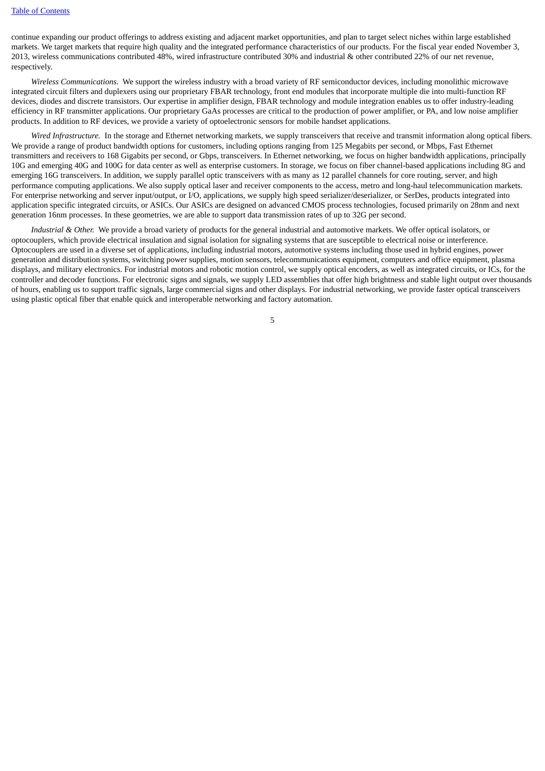continue expanding our product offerings to address existing and adjacent market opportunities, and plan to target select niches within large established markets. We target markets that require high quality and the integrated performance characteristics of our products. For the fiscal year ended November 3, 2013, wireless communications contributed 48%, wired infrastructure contributed 30% and industrial & other contributed 22% of our net revenue, respectively.

*Wireless Communications.* We support the wireless industry with a broad variety of RF semiconductor devices, including monolithic microwave integrated circuit filters and duplexers using our proprietary FBAR technology, front end modules that incorporate multiple die into multi-function RF devices, diodes and discrete transistors. Our expertise in amplifier design, FBAR technology and module integration enables us to offer industry-leading efficiency in RF transmitter applications. Our proprietary GaAs processes are critical to the production of power amplifier, or PA, and low noise amplifier products. In addition to RF devices, we provide a variety of optoelectronic sensors for mobile handset applications.

*Wired Infrastructure.* In the storage and Ethernet networking markets, we supply transceivers that receive and transmit information along optical fibers. We provide a range of product bandwidth options for customers, including options ranging from 125 Megabits per second, or Mbps, Fast Ethernet transmitters and receivers to 168 Gigabits per second, or Gbps, transceivers. In Ethernet networking, we focus on higher bandwidth applications, principally 10G and emerging 40G and 100G for data center as well as enterprise customers. In storage, we focus on fiber channel-based applications including 8G and emerging 16G transceivers. In addition, we supply parallel optic transceivers with as many as 12 parallel channels for core routing, server, and high performance computing applications. We also supply optical laser and receiver components to the access, metro and long-haul telecommunication markets. For enterprise networking and server input/output, or I/O, applications, we supply high speed serializer/deserializer, or SerDes, products integrated into application specific integrated circuits, or ASICs. Our ASICs are designed on advanced CMOS process technologies, focused primarily on 28nm and next generation 16nm processes. In these geometries, we are able to support data transmission rates of up to 32G per second.

*Industrial & Other.* We provide a broad variety of products for the general industrial and automotive markets. We offer optical isolators, or optocouplers, which provide electrical insulation and signal isolation for signaling systems that are susceptible to electrical noise or interference. Optocouplers are used in a diverse set of applications, including industrial motors, automotive systems including those used in hybrid engines, power generation and distribution systems, switching power supplies, motion sensors, telecommunications equipment, computers and office equipment, plasma displays, and military electronics. For industrial motors and robotic motion control, we supply optical encoders, as well as integrated circuits, or ICs, for the controller and decoder functions. For electronic signs and signals, we supply LED assemblies that offer high brightness and stable light output over thousands of hours, enabling us to support traffic signals, large commercial signs and other displays. For industrial networking, we provide faster optical transceivers using plastic optical fiber that enable quick and interoperable networking and factory automation.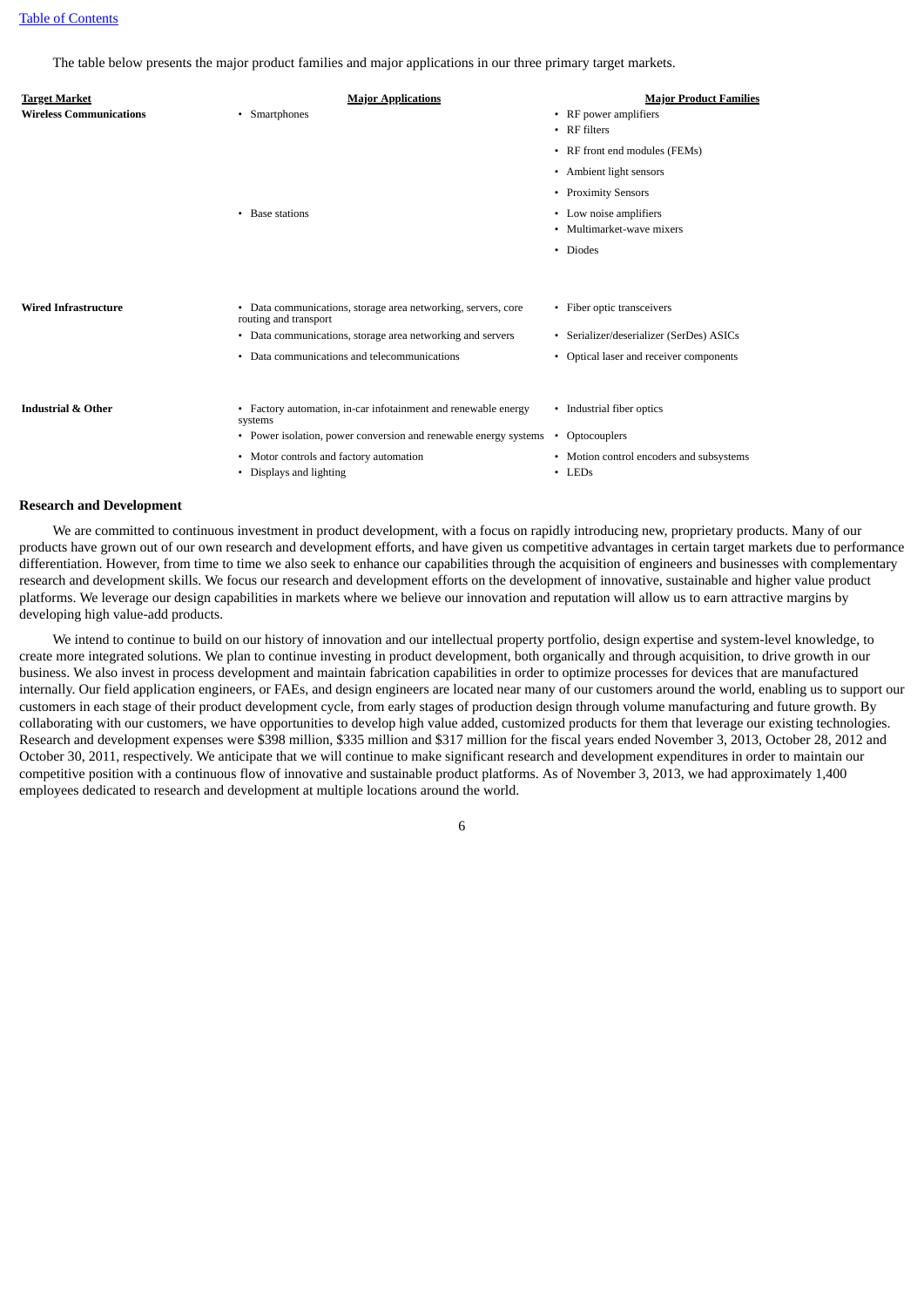The table below presents the major product families and major applications in our three primary target markets.

| Target Market | Major Applications | Major Product Families |
| --- | --- | --- |
| **Wireless Communications** | • Smartphones | • RF power amplifiers<br>• RF filters<br>• RF front end modules (FEMs)<br>• Ambient light sensors<br>• Proximity Sensors |
| | • Base stations | • Low noise amplifiers<br>• Multimarket-wave mixers<br>• Diodes |
| **Wired Infrastructure** | • Data communications, storage area networking, servers, core routing and transport | • Fiber optic transceivers |
| | • Data communications, storage area networking and servers | • Serializer/deserializer (SerDes) ASICs |
| | • Data communications and telecommunications | • Optical laser and receiver components |
| **Industrial & Other** | • Factory automation, in-car infotainment and renewable energy systems | • Industrial fiber optics |
| | • Power isolation, power conversion and renewable energy systems | • Optocouplers |
| | • Motor controls and factory automation | • Motion control encoders and subsystems |
| | • Displays and lighting | • LEDs |

### Research and Development

We are committed to continuous investment in product development, with a focus on rapidly introducing new, proprietary products. Many of our products have grown out of our own research and development efforts, and have given us competitive advantages in certain target markets due to performance differentiation. However, from time to time we also seek to enhance our capabilities through the acquisition of engineers and businesses with complementary research and development skills. We focus our research and development efforts on the development of innovative, sustainable and higher value product platforms. We leverage our design capabilities in markets where we believe our innovation and reputation will allow us to earn attractive margins by developing high value-add products.

We intend to continue to build on our history of innovation and our intellectual property portfolio, design expertise and system-level knowledge, to create more integrated solutions. We plan to continue investing in product development, both organically and through acquisition, to drive growth in our business. We also invest in process development and maintain fabrication capabilities in order to optimize processes for devices that are manufactured internally. Our field application engineers, or FAEs, and design engineers are located near many of our customers around the world, enabling us to support our customers in each stage of their product development cycle, from early stages of production design through volume manufacturing and future growth. By collaborating with our customers, we have opportunities to develop high value added, customized products for them that leverage our existing technologies. Research and development expenses were $398 million, $335 million and $317 million for the fiscal years ended November 3, 2013, October 28, 2012 and October 30, 2011, respectively. We anticipate that we will continue to make significant research and development expenditures in order to maintain our competitive position with a continuous flow of innovative and sustainable product platforms. As of November 3, 2013, we had approximately 1,400 employees dedicated to research and development at multiple locations around the world.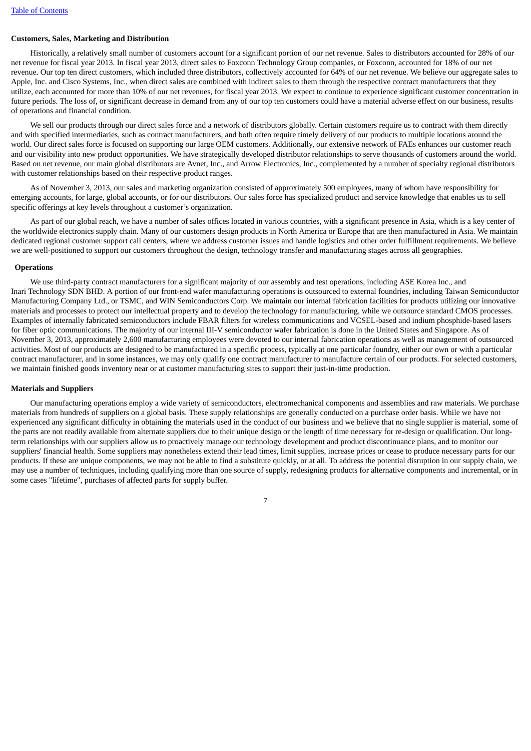**Customers, Sales, Marketing and Distribution**

Historically, a relatively small number of customers account for a significant portion of our net revenue. Sales to distributors accounted for 28% of our net revenue for fiscal year 2013. In fiscal year 2013, direct sales to Foxconn Technology Group companies, or Foxconn, accounted for 18% of our net revenue. Our top ten direct customers, which included three distributors, collectively accounted for 64% of our net revenue. We believe our aggregate sales to Apple, Inc. and Cisco Systems, Inc., when direct sales are combined with indirect sales to them through the respective contract manufacturers that they utilize, each accounted for more than 10% of our net revenues, for fiscal year 2013. We expect to continue to experience significant customer concentration in future periods. The loss of, or significant decrease in demand from any of our top ten customers could have a material adverse effect on our business, results of operations and financial condition.

We sell our products through our direct sales force and a network of distributors globally. Certain customers require us to contract with them directly and with specified intermediaries, such as contract manufacturers, and both often require timely delivery of our products to multiple locations around the world. Our direct sales force is focused on supporting our large OEM customers. Additionally, our extensive network of FAEs enhances our customer reach and our visibility into new product opportunities. We have strategically developed distributor relationships to serve thousands of customers around the world. Based on net revenue, our main global distributors are Avnet, Inc., and Arrow Electronics, Inc., complemented by a number of specialty regional distributors with customer relationships based on their respective product ranges.

As of November 3, 2013, our sales and marketing organization consisted of approximately 500 employees, many of whom have responsibility for emerging accounts, for large, global accounts, or for our distributors. Our sales force has specialized product and service knowledge that enables us to sell specific offerings at key levels throughout a customer's organization.

As part of our global reach, we have a number of sales offices located in various countries, with a significant presence in Asia, which is a key center of the worldwide electronics supply chain. Many of our customers design products in North America or Europe that are then manufactured in Asia. We maintain dedicated regional customer support call centers, where we address customer issues and handle logistics and other order fulfillment requirements. We believe we are well-positioned to support our customers throughout the design, technology transfer and manufacturing stages across all geographies.

**Operations**

We use third-party contract manufacturers for a significant majority of our assembly and test operations, including ASE Korea Inc., and Inari Technology SDN BHD. A portion of our front-end wafer manufacturing operations is outsourced to external foundries, including Taiwan Semiconductor Manufacturing Company Ltd., or TSMC, and WIN Semiconductors Corp. We maintain our internal fabrication facilities for products utilizing our innovative materials and processes to protect our intellectual property and to develop the technology for manufacturing, while we outsource standard CMOS processes. Examples of internally fabricated semiconductors include FBAR filters for wireless communications and VCSEL-based and indium phosphide-based lasers for fiber optic communications. The majority of our internal III-V semiconductor wafer fabrication is done in the United States and Singapore. As of November 3, 2013, approximately 2,600 manufacturing employees were devoted to our internal fabrication operations as well as management of outsourced activities. Most of our products are designed to be manufactured in a specific process, typically at one particular foundry, either our own or with a particular contract manufacturer, and in some instances, we may only qualify one contract manufacturer to manufacture certain of our products. For selected customers, we maintain finished goods inventory near or at customer manufacturing sites to support their just-in-time production.

**Materials and Suppliers**

Our manufacturing operations employ a wide variety of semiconductors, electromechanical components and assemblies and raw materials. We purchase materials from hundreds of suppliers on a global basis. These supply relationships are generally conducted on a purchase order basis. While we have not experienced any significant difficulty in obtaining the materials used in the conduct of our business and we believe that no single supplier is material, some of the parts are not readily available from alternate suppliers due to their unique design or the length of time necessary for re-design or qualification. Our long-term relationships with our suppliers allow us to proactively manage our technology development and product discontinuance plans, and to monitor our suppliers' financial health. Some suppliers may nonetheless extend their lead times, limit supplies, increase prices or cease to produce necessary parts for our products. If these are unique components, we may not be able to find a substitute quickly, or at all. To address the potential disruption in our supply chain, we may use a number of techniques, including qualifying more than one source of supply, redesigning products for alternative components and incremental, or in some cases "lifetime", purchases of affected parts for supply buffer.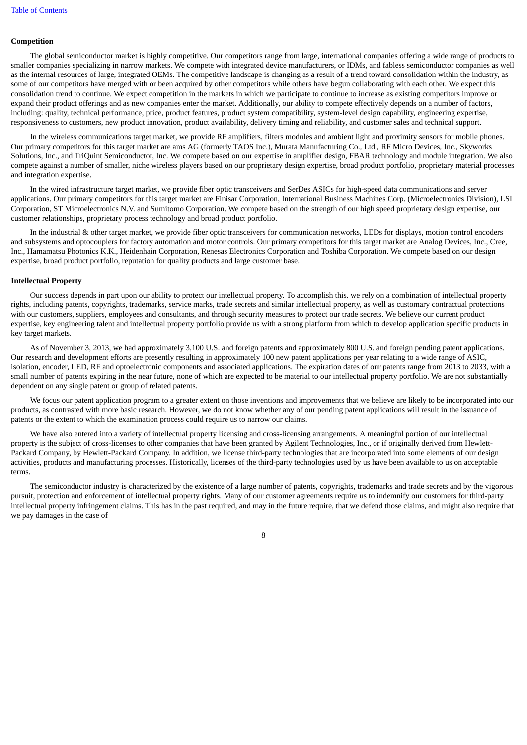### Competition

The global semiconductor market is highly competitive. Our competitors range from large, international companies offering a wide range of products to smaller companies specializing in narrow markets. We compete with integrated device manufacturers, or IDMs, and fabless semiconductor companies as well as the internal resources of large, integrated OEMs. The competitive landscape is changing as a result of a trend toward consolidation within the industry, as some of our competitors have merged with or been acquired by other competitors while others have begun collaborating with each other. We expect this consolidation trend to continue. We expect competition in the markets in which we participate to continue to increase as existing competitors improve or expand their product offerings and as new companies enter the market. Additionally, our ability to compete effectively depends on a number of factors, including: quality, technical performance, price, product features, product system compatibility, system-level design capability, engineering expertise, responsiveness to customers, new product innovation, product availability, delivery timing and reliability, and customer sales and technical support.

In the wireless communications target market, we provide RF amplifiers, filters modules and ambient light and proximity sensors for mobile phones. Our primary competitors for this target market are ams AG (formerly TAOS Inc.), Murata Manufacturing Co., Ltd., RF Micro Devices, Inc., Skyworks Solutions, Inc., and TriQuint Semiconductor, Inc. We compete based on our expertise in amplifier design, FBAR technology and module integration. We also compete against a number of smaller, niche wireless players based on our proprietary design expertise, broad product portfolio, proprietary material processes and integration expertise.

In the wired infrastructure target market, we provide fiber optic transceivers and SerDes ASICs for high-speed data communications and server applications. Our primary competitors for this target market are Finisar Corporation, International Business Machines Corp. (Microelectronics Division), LSI Corporation, ST Microelectronics N.V. and Sumitomo Corporation. We compete based on the strength of our high speed proprietary design expertise, our customer relationships, proprietary process technology and broad product portfolio.

In the industrial & other target market, we provide fiber optic transceivers for communication networks, LEDs for displays, motion control encoders and subsystems and optocouplers for factory automation and motor controls. Our primary competitors for this target market are Analog Devices, Inc., Cree, Inc., Hamamatsu Photonics K.K., Heidenhain Corporation, Renesas Electronics Corporation and Toshiba Corporation. We compete based on our design expertise, broad product portfolio, reputation for quality products and large customer base.

### Intellectual Property

Our success depends in part upon our ability to protect our intellectual property. To accomplish this, we rely on a combination of intellectual property rights, including patents, copyrights, trademarks, service marks, trade secrets and similar intellectual property, as well as customary contractual protections with our customers, suppliers, employees and consultants, and through security measures to protect our trade secrets. We believe our current product expertise, key engineering talent and intellectual property portfolio provide us with a strong platform from which to develop application specific products in key target markets.

As of November 3, 2013, we had approximately 3,100 U.S. and foreign patents and approximately 800 U.S. and foreign pending patent applications. Our research and development efforts are presently resulting in approximately 100 new patent applications per year relating to a wide range of ASIC, isolation, encoder, LED, RF and optoelectronic components and associated applications. The expiration dates of our patents range from 2013 to 2033, with a small number of patents expiring in the near future, none of which are expected to be material to our intellectual property portfolio. We are not substantially dependent on any single patent or group of related patents.

We focus our patent application program to a greater extent on those inventions and improvements that we believe are likely to be incorporated into our products, as contrasted with more basic research. However, we do not know whether any of our pending patent applications will result in the issuance of patents or the extent to which the examination process could require us to narrow our claims.

We have also entered into a variety of intellectual property licensing and cross-licensing arrangements. A meaningful portion of our intellectual property is the subject of cross-licenses to other companies that have been granted by Agilent Technologies, Inc., or if originally derived from Hewlett-Packard Company, by Hewlett-Packard Company. In addition, we license third-party technologies that are incorporated into some elements of our design activities, products and manufacturing processes. Historically, licenses of the third-party technologies used by us have been available to us on acceptable terms.

The semiconductor industry is characterized by the existence of a large number of patents, copyrights, trademarks and trade secrets and by the vigorous pursuit, protection and enforcement of intellectual property rights. Many of our customer agreements require us to indemnify our customers for third-party intellectual property infringement claims. This has in the past required, and may in the future require, that we defend those claims, and might also require that we pay damages in the case of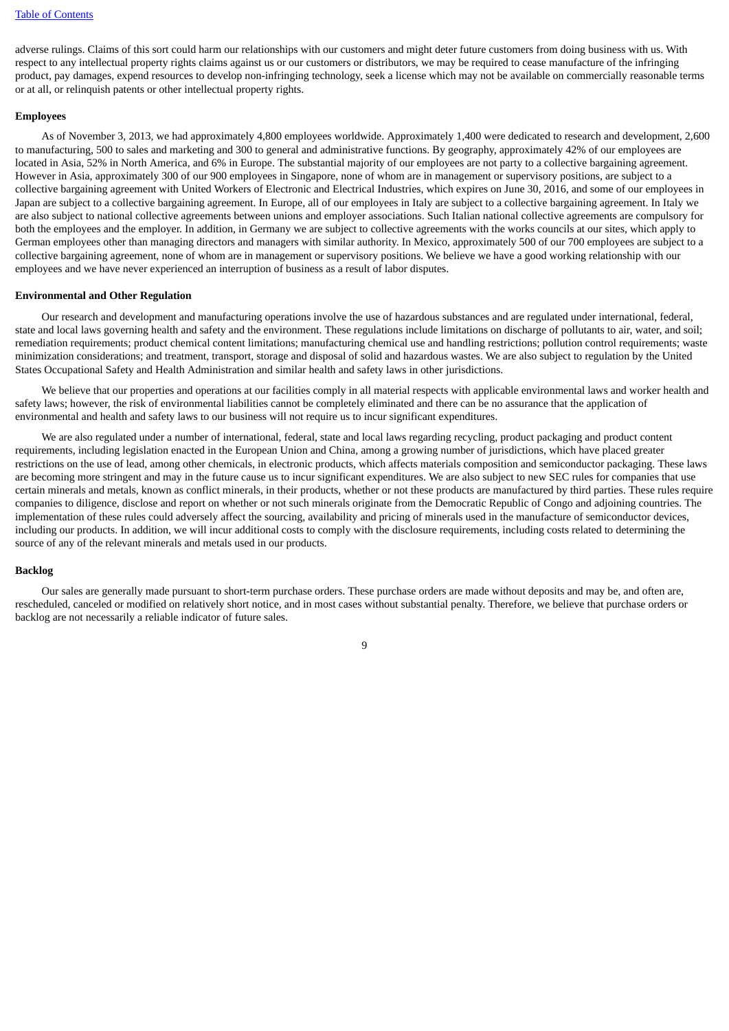adverse rulings. Claims of this sort could harm our relationships with our customers and might deter future customers from doing business with us. With respect to any intellectual property rights claims against us or our customers or distributors, we may be required to cease manufacture of the infringing product, pay damages, expend resources to develop non-infringing technology, seek a license which may not be available on commercially reasonable terms or at all, or relinquish patents or other intellectual property rights.

**Employees**

As of November 3, 2013, we had approximately 4,800 employees worldwide. Approximately 1,400 were dedicated to research and development, 2,600 to manufacturing, 500 to sales and marketing and 300 to general and administrative functions. By geography, approximately 42% of our employees are located in Asia, 52% in North America, and 6% in Europe. The substantial majority of our employees are not party to a collective bargaining agreement. However in Asia, approximately 300 of our 900 employees in Singapore, none of whom are in management or supervisory positions, are subject to a collective bargaining agreement with United Workers of Electronic and Electrical Industries, which expires on June 30, 2016, and some of our employees in Japan are subject to a collective bargaining agreement. In Europe, all of our employees in Italy are subject to a collective bargaining agreement. In Italy we are also subject to national collective agreements between unions and employer associations. Such Italian national collective agreements are compulsory for both the employees and the employer. In addition, in Germany we are subject to collective agreements with the works councils at our sites, which apply to German employees other than managing directors and managers with similar authority. In Mexico, approximately 500 of our 700 employees are subject to a collective bargaining agreement, none of whom are in management or supervisory positions. We believe we have a good working relationship with our employees and we have never experienced an interruption of business as a result of labor disputes.

**Environmental and Other Regulation**

Our research and development and manufacturing operations involve the use of hazardous substances and are regulated under international, federal, state and local laws governing health and safety and the environment. These regulations include limitations on discharge of pollutants to air, water, and soil; remediation requirements; product chemical content limitations; manufacturing chemical use and handling restrictions; pollution control requirements; waste minimization considerations; and treatment, transport, storage and disposal of solid and hazardous wastes. We are also subject to regulation by the United States Occupational Safety and Health Administration and similar health and safety laws in other jurisdictions.

We believe that our properties and operations at our facilities comply in all material respects with applicable environmental laws and worker health and safety laws; however, the risk of environmental liabilities cannot be completely eliminated and there can be no assurance that the application of environmental and health and safety laws to our business will not require us to incur significant expenditures.

We are also regulated under a number of international, federal, state and local laws regarding recycling, product packaging and product content requirements, including legislation enacted in the European Union and China, among a growing number of jurisdictions, which have placed greater restrictions on the use of lead, among other chemicals, in electronic products, which affects materials composition and semiconductor packaging. These laws are becoming more stringent and may in the future cause us to incur significant expenditures. We are also subject to new SEC rules for companies that use certain minerals and metals, known as conflict minerals, in their products, whether or not these products are manufactured by third parties. These rules require companies to diligence, disclose and report on whether or not such minerals originate from the Democratic Republic of Congo and adjoining countries. The implementation of these rules could adversely affect the sourcing, availability and pricing of minerals used in the manufacture of semiconductor devices, including our products. In addition, we will incur additional costs to comply with the disclosure requirements, including costs related to determining the source of any of the relevant minerals and metals used in our products.

**Backlog**

Our sales are generally made pursuant to short-term purchase orders. These purchase orders are made without deposits and may be, and often are, rescheduled, canceled or modified on relatively short notice, and in most cases without substantial penalty. Therefore, we believe that purchase orders or backlog are not necessarily a reliable indicator of future sales.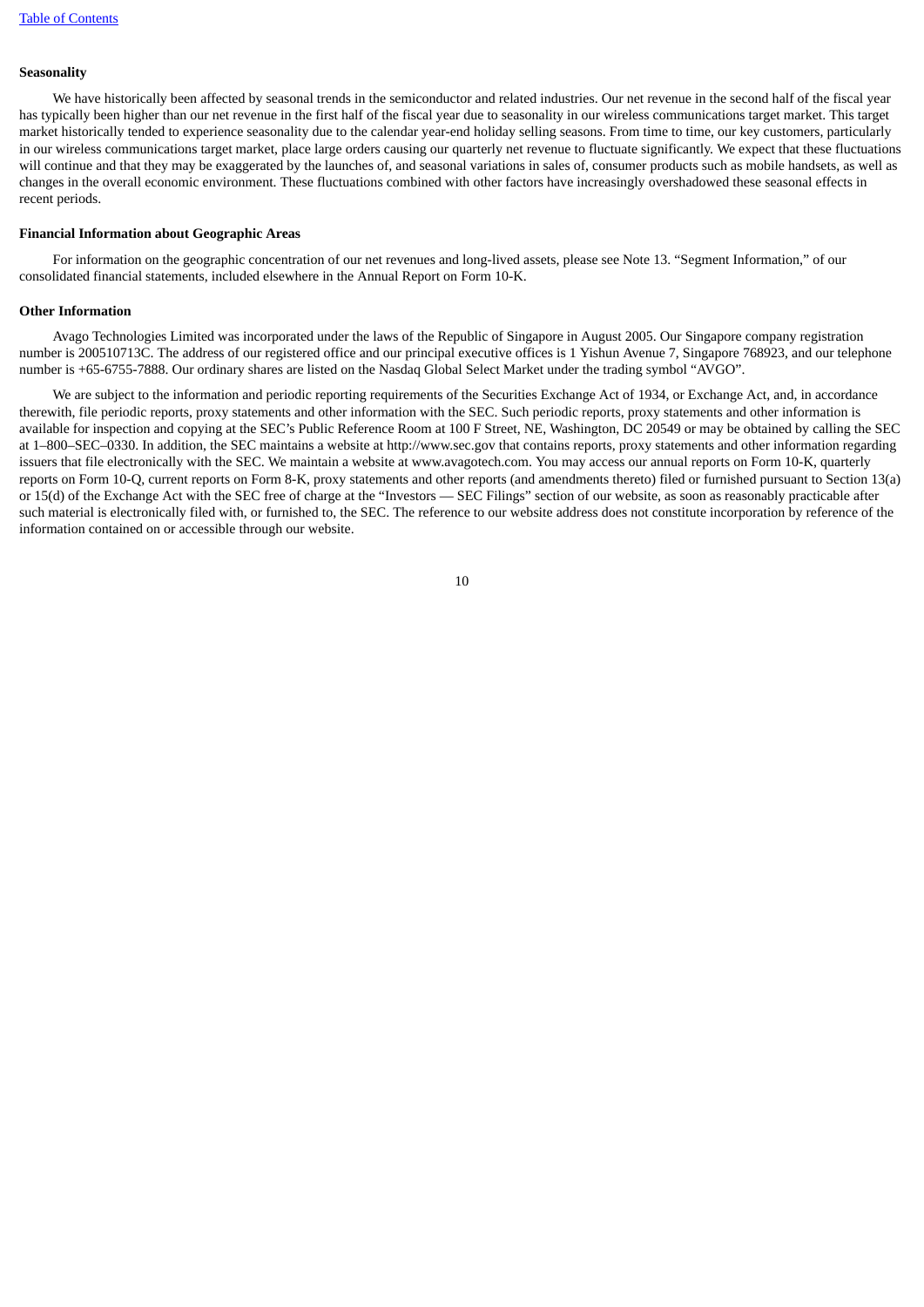**Seasonality**

We have historically been affected by seasonal trends in the semiconductor and related industries. Our net revenue in the second half of the fiscal year has typically been higher than our net revenue in the first half of the fiscal year due to seasonality in our wireless communications target market. This target market historically tended to experience seasonality due to the calendar year-end holiday selling seasons. From time to time, our key customers, particularly in our wireless communications target market, place large orders causing our quarterly net revenue to fluctuate significantly. We expect that these fluctuations will continue and that they may be exaggerated by the launches of, and seasonal variations in sales of, consumer products such as mobile handsets, as well as changes in the overall economic environment. These fluctuations combined with other factors have increasingly overshadowed these seasonal effects in recent periods.

**Financial Information about Geographic Areas**

For information on the geographic concentration of our net revenues and long-lived assets, please see Note 13. "Segment Information," of our consolidated financial statements, included elsewhere in the Annual Report on Form 10-K.

**Other Information**

Avago Technologies Limited was incorporated under the laws of the Republic of Singapore in August 2005. Our Singapore company registration number is 200510713C. The address of our registered office and our principal executive offices is 1 Yishun Avenue 7, Singapore 768923, and our telephone number is +65-6755-7888. Our ordinary shares are listed on the Nasdaq Global Select Market under the trading symbol "AVGO".

We are subject to the information and periodic reporting requirements of the Securities Exchange Act of 1934, or Exchange Act, and, in accordance therewith, file periodic reports, proxy statements and other information with the SEC. Such periodic reports, proxy statements and other information is available for inspection and copying at the SEC's Public Reference Room at 100 F Street, NE, Washington, DC 20549 or may be obtained by calling the SEC at 1–800–SEC–0330. In addition, the SEC maintains a website at http://www.sec.gov that contains reports, proxy statements and other information regarding issuers that file electronically with the SEC. We maintain a website at www.avagotech.com. You may access our annual reports on Form 10-K, quarterly reports on Form 10-Q, current reports on Form 8-K, proxy statements and other reports (and amendments thereto) filed or furnished pursuant to Section 13(a) or 15(d) of the Exchange Act with the SEC free of charge at the "Investors — SEC Filings" section of our website, as soon as reasonably practicable after such material is electronically filed with, or furnished to, the SEC. The reference to our website address does not constitute incorporation by reference of the information contained on or accessible through our website.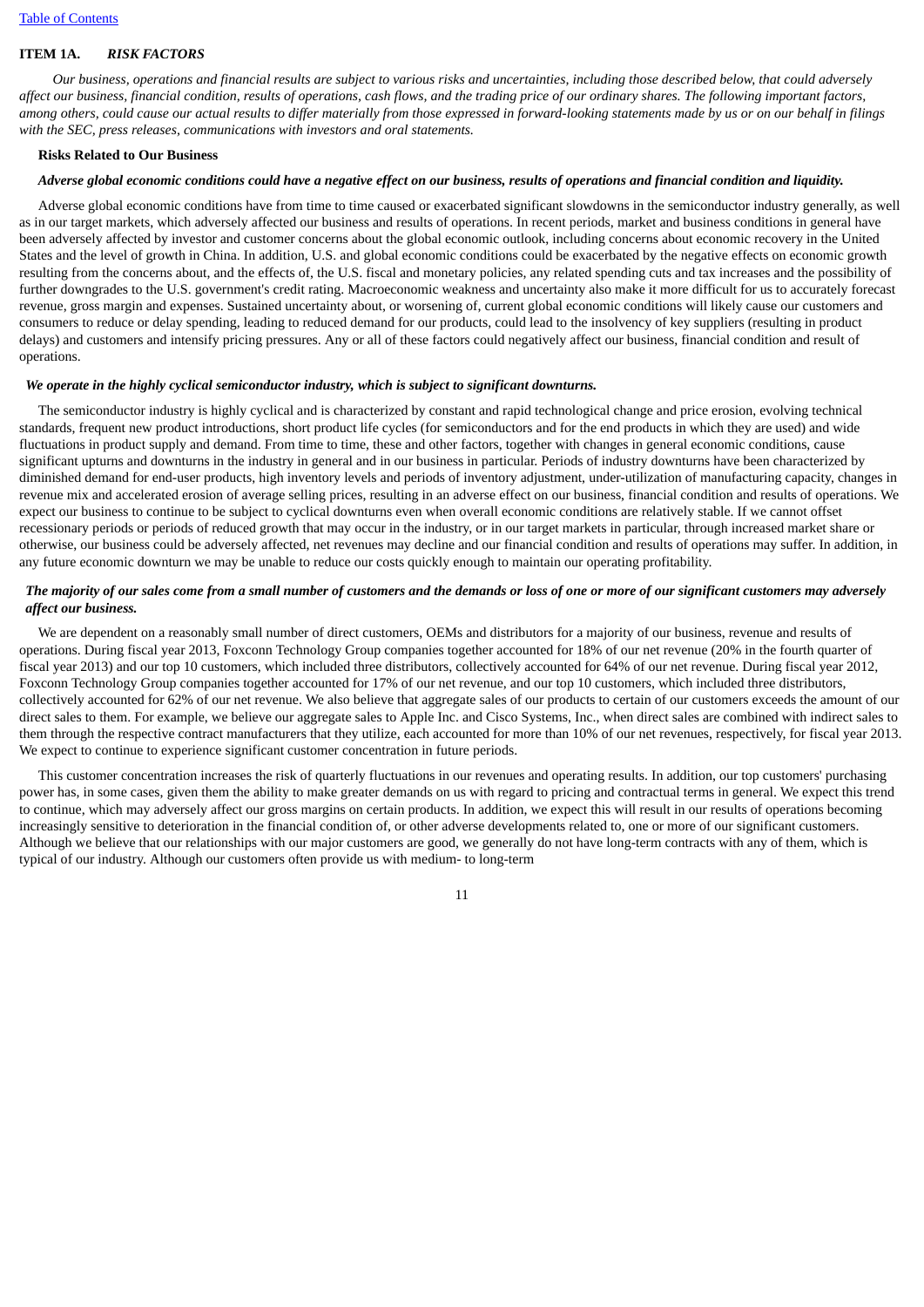## ITEM 1A. *RISK FACTORS*

*Our business, operations and financial results are subject to various risks and uncertainties, including those described below, that could adversely affect our business, financial condition, results of operations, cash flows, and the trading price of our ordinary shares. The following important factors, among others, could cause our actual results to differ materially from those expressed in forward-looking statements made by us or on our behalf in filings with the SEC, press releases, communications with investors and oral statements.*

### Risks Related to Our Business

***Adverse global economic conditions could have a negative effect on our business, results of operations and financial condition and liquidity.***

Adverse global economic conditions have from time to time caused or exacerbated significant slowdowns in the semiconductor industry generally, as well as in our target markets, which adversely affected our business and results of operations. In recent periods, market and business conditions in general have been adversely affected by investor and customer concerns about the global economic outlook, including concerns about economic recovery in the United States and the level of growth in China. In addition, U.S. and global economic conditions could be exacerbated by the negative effects on economic growth resulting from the concerns about, and the effects of, the U.S. fiscal and monetary policies, any related spending cuts and tax increases and the possibility of further downgrades to the U.S. government's credit rating. Macroeconomic weakness and uncertainty also make it more difficult for us to accurately forecast revenue, gross margin and expenses. Sustained uncertainty about, or worsening of, current global economic conditions will likely cause our customers and consumers to reduce or delay spending, leading to reduced demand for our products, could lead to the insolvency of key suppliers (resulting in product delays) and customers and intensify pricing pressures. Any or all of these factors could negatively affect our business, financial condition and result of operations.

***We operate in the highly cyclical semiconductor industry, which is subject to significant downturns.***

The semiconductor industry is highly cyclical and is characterized by constant and rapid technological change and price erosion, evolving technical standards, frequent new product introductions, short product life cycles (for semiconductors and for the end products in which they are used) and wide fluctuations in product supply and demand. From time to time, these and other factors, together with changes in general economic conditions, cause significant upturns and downturns in the industry in general and in our business in particular. Periods of industry downturns have been characterized by diminished demand for end-user products, high inventory levels and periods of inventory adjustment, under-utilization of manufacturing capacity, changes in revenue mix and accelerated erosion of average selling prices, resulting in an adverse effect on our business, financial condition and results of operations. We expect our business to continue to be subject to cyclical downturns even when overall economic conditions are relatively stable. If we cannot offset recessionary periods or periods of reduced growth that may occur in the industry, or in our target markets in particular, through increased market share or otherwise, our business could be adversely affected, net revenues may decline and our financial condition and results of operations may suffer. In addition, in any future economic downturn we may be unable to reduce our costs quickly enough to maintain our operating profitability.

***The majority of our sales come from a small number of customers and the demands or loss of one or more of our significant customers may adversely affect our business.***

We are dependent on a reasonably small number of direct customers, OEMs and distributors for a majority of our business, revenue and results of operations. During fiscal year 2013, Foxconn Technology Group companies together accounted for 18% of our net revenue (20% in the fourth quarter of fiscal year 2013) and our top 10 customers, which included three distributors, collectively accounted for 64% of our net revenue. During fiscal year 2012, Foxconn Technology Group companies together accounted for 17% of our net revenue, and our top 10 customers, which included three distributors, collectively accounted for 62% of our net revenue. We also believe that aggregate sales of our products to certain of our customers exceeds the amount of our direct sales to them. For example, we believe our aggregate sales to Apple Inc. and Cisco Systems, Inc., when direct sales are combined with indirect sales to them through the respective contract manufacturers that they utilize, each accounted for more than 10% of our net revenues, respectively, for fiscal year 2013. We expect to continue to experience significant customer concentration in future periods.

This customer concentration increases the risk of quarterly fluctuations in our revenues and operating results. In addition, our top customers' purchasing power has, in some cases, given them the ability to make greater demands on us with regard to pricing and contractual terms in general. We expect this trend to continue, which may adversely affect our gross margins on certain products. In addition, we expect this will result in our results of operations becoming increasingly sensitive to deterioration in the financial condition of, or other adverse developments related to, one or more of our significant customers. Although we believe that our relationships with our major customers are good, we generally do not have long-term contracts with any of them, which is typical of our industry. Although our customers often provide us with medium- to long-term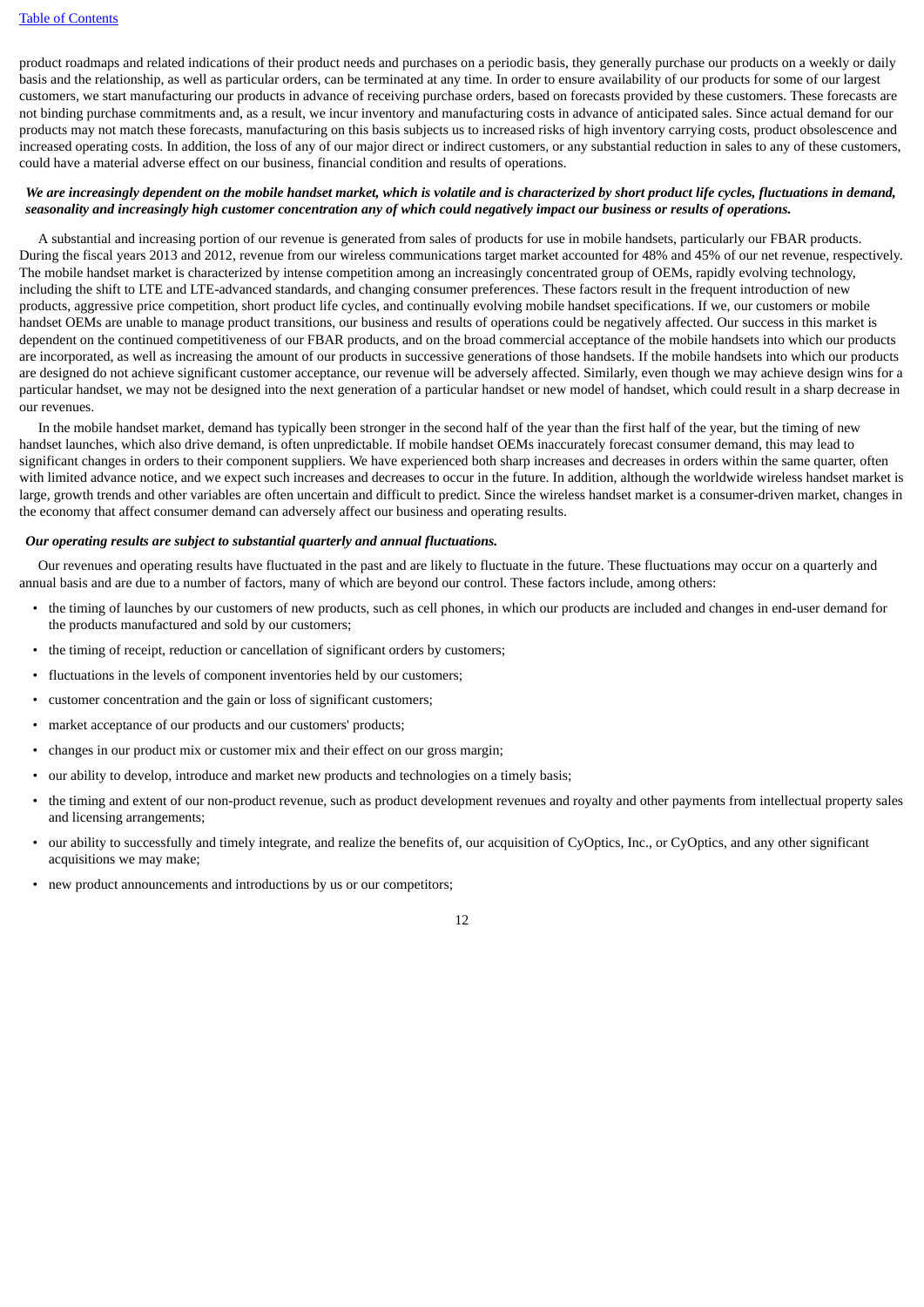product roadmaps and related indications of their product needs and purchases on a periodic basis, they generally purchase our products on a weekly or daily basis and the relationship, as well as particular orders, can be terminated at any time. In order to ensure availability of our products for some of our largest customers, we start manufacturing our products in advance of receiving purchase orders, based on forecasts provided by these customers. These forecasts are not binding purchase commitments and, as a result, we incur inventory and manufacturing costs in advance of anticipated sales. Since actual demand for our products may not match these forecasts, manufacturing on this basis subjects us to increased risks of high inventory carrying costs, product obsolescence and increased operating costs. In addition, the loss of any of our major direct or indirect customers, or any substantial reduction in sales to any of these customers, could have a material adverse effect on our business, financial condition and results of operations.

***We are increasingly dependent on the mobile handset market, which is volatile and is characterized by short product life cycles, fluctuations in demand, seasonality and increasingly high customer concentration any of which could negatively impact our business or results of operations.***

A substantial and increasing portion of our revenue is generated from sales of products for use in mobile handsets, particularly our FBAR products. During the fiscal years 2013 and 2012, revenue from our wireless communications target market accounted for 48% and 45% of our net revenue, respectively. The mobile handset market is characterized by intense competition among an increasingly concentrated group of OEMs, rapidly evolving technology, including the shift to LTE and LTE-advanced standards, and changing consumer preferences. These factors result in the frequent introduction of new products, aggressive price competition, short product life cycles, and continually evolving mobile handset specifications. If we, our customers or mobile handset OEMs are unable to manage product transitions, our business and results of operations could be negatively affected. Our success in this market is dependent on the continued competitiveness of our FBAR products, and on the broad commercial acceptance of the mobile handsets into which our products are incorporated, as well as increasing the amount of our products in successive generations of those handsets. If the mobile handsets into which our products are designed do not achieve significant customer acceptance, our revenue will be adversely affected. Similarly, even though we may achieve design wins for a particular handset, we may not be designed into the next generation of a particular handset or new model of handset, which could result in a sharp decrease in our revenues.

In the mobile handset market, demand has typically been stronger in the second half of the year than the first half of the year, but the timing of new handset launches, which also drive demand, is often unpredictable. If mobile handset OEMs inaccurately forecast consumer demand, this may lead to significant changes in orders to their component suppliers. We have experienced both sharp increases and decreases in orders within the same quarter, often with limited advance notice, and we expect such increases and decreases to occur in the future. In addition, although the worldwide wireless handset market is large, growth trends and other variables are often uncertain and difficult to predict. Since the wireless handset market is a consumer-driven market, changes in the economy that affect consumer demand can adversely affect our business and operating results.

***Our operating results are subject to substantial quarterly and annual fluctuations.***

Our revenues and operating results have fluctuated in the past and are likely to fluctuate in the future. These fluctuations may occur on a quarterly and annual basis and are due to a number of factors, many of which are beyond our control. These factors include, among others:

- the timing of launches by our customers of new products, such as cell phones, in which our products are included and changes in end-user demand for the products manufactured and sold by our customers;
- the timing of receipt, reduction or cancellation of significant orders by customers;
- fluctuations in the levels of component inventories held by our customers;
- customer concentration and the gain or loss of significant customers;
- market acceptance of our products and our customers' products;
- changes in our product mix or customer mix and their effect on our gross margin;
- our ability to develop, introduce and market new products and technologies on a timely basis;
- the timing and extent of our non-product revenue, such as product development revenues and royalty and other payments from intellectual property sales and licensing arrangements;
- our ability to successfully and timely integrate, and realize the benefits of, our acquisition of CyOptics, Inc., or CyOptics, and any other significant acquisitions we may make;
- new product announcements and introductions by us or our competitors;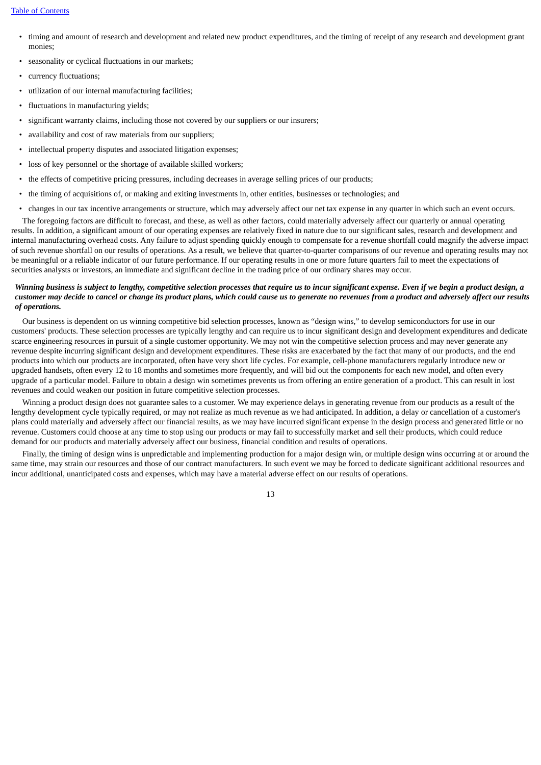- timing and amount of research and development and related new product expenditures, and the timing of receipt of any research and development grant monies;
- seasonality or cyclical fluctuations in our markets;
- currency fluctuations;
- utilization of our internal manufacturing facilities;
- fluctuations in manufacturing yields;
- significant warranty claims, including those not covered by our suppliers or our insurers;
- availability and cost of raw materials from our suppliers;
- intellectual property disputes and associated litigation expenses;
- loss of key personnel or the shortage of available skilled workers;
- the effects of competitive pricing pressures, including decreases in average selling prices of our products;
- the timing of acquisitions of, or making and exiting investments in, other entities, businesses or technologies; and
- changes in our tax incentive arrangements or structure, which may adversely affect our net tax expense in any quarter in which such an event occurs.

The foregoing factors are difficult to forecast, and these, as well as other factors, could materially adversely affect our quarterly or annual operating results. In addition, a significant amount of our operating expenses are relatively fixed in nature due to our significant sales, research and development and internal manufacturing overhead costs. Any failure to adjust spending quickly enough to compensate for a revenue shortfall could magnify the adverse impact of such revenue shortfall on our results of operations. As a result, we believe that quarter-to-quarter comparisons of our revenue and operating results may not be meaningful or a reliable indicator of our future performance. If our operating results in one or more future quarters fail to meet the expectations of securities analysts or investors, an immediate and significant decline in the trading price of our ordinary shares may occur.

***Winning business is subject to lengthy, competitive selection processes that require us to incur significant expense. Even if we begin a product design, a customer may decide to cancel or change its product plans, which could cause us to generate no revenues from a product and adversely affect our results of operations.***

Our business is dependent on us winning competitive bid selection processes, known as "design wins," to develop semiconductors for use in our customers' products. These selection processes are typically lengthy and can require us to incur significant design and development expenditures and dedicate scarce engineering resources in pursuit of a single customer opportunity. We may not win the competitive selection process and may never generate any revenue despite incurring significant design and development expenditures. These risks are exacerbated by the fact that many of our products, and the end products into which our products are incorporated, often have very short life cycles. For example, cell-phone manufacturers regularly introduce new or upgraded handsets, often every 12 to 18 months and sometimes more frequently, and will bid out the components for each new model, and often every upgrade of a particular model. Failure to obtain a design win sometimes prevents us from offering an entire generation of a product. This can result in lost revenues and could weaken our position in future competitive selection processes.

Winning a product design does not guarantee sales to a customer. We may experience delays in generating revenue from our products as a result of the lengthy development cycle typically required, or may not realize as much revenue as we had anticipated. In addition, a delay or cancellation of a customer's plans could materially and adversely affect our financial results, as we may have incurred significant expense in the design process and generated little or no revenue. Customers could choose at any time to stop using our products or may fail to successfully market and sell their products, which could reduce demand for our products and materially adversely affect our business, financial condition and results of operations.

Finally, the timing of design wins is unpredictable and implementing production for a major design win, or multiple design wins occurring at or around the same time, may strain our resources and those of our contract manufacturers. In such event we may be forced to dedicate significant additional resources and incur additional, unanticipated costs and expenses, which may have a material adverse effect on our results of operations.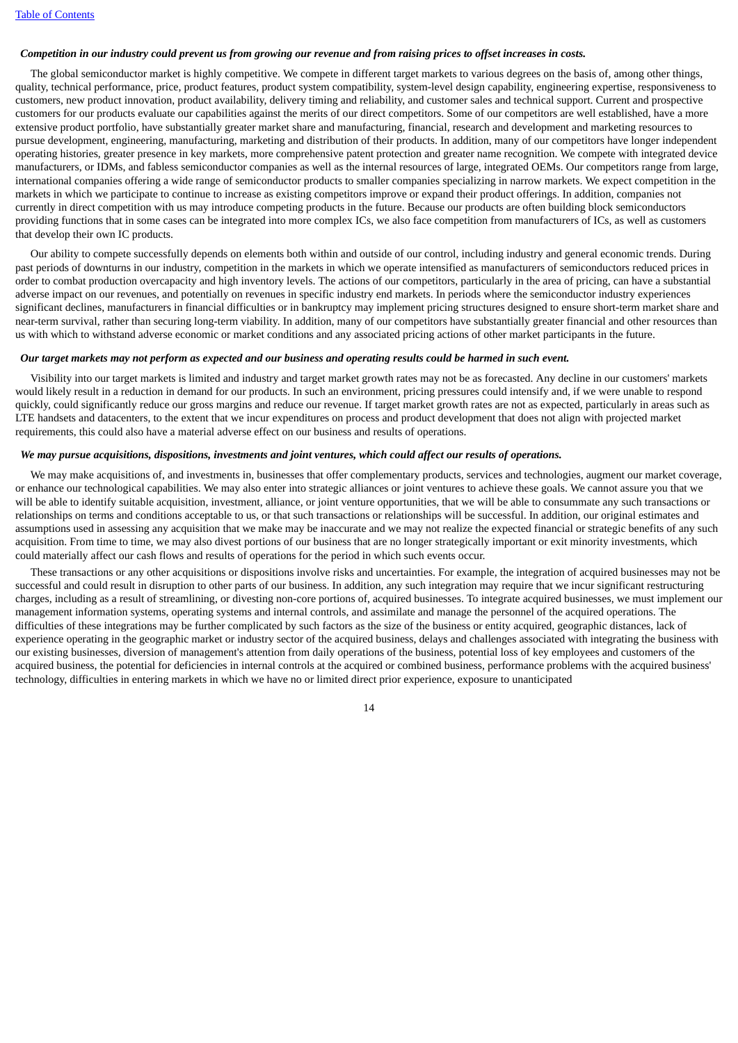***Competition in our industry could prevent us from growing our revenue and from raising prices to offset increases in costs.***

The global semiconductor market is highly competitive. We compete in different target markets to various degrees on the basis of, among other things, quality, technical performance, price, product features, product system compatibility, system-level design capability, engineering expertise, responsiveness to customers, new product innovation, product availability, delivery timing and reliability, and customer sales and technical support. Current and prospective customers for our products evaluate our capabilities against the merits of our direct competitors. Some of our competitors are well established, have a more extensive product portfolio, have substantially greater market share and manufacturing, financial, research and development and marketing resources to pursue development, engineering, manufacturing, marketing and distribution of their products. In addition, many of our competitors have longer independent operating histories, greater presence in key markets, more comprehensive patent protection and greater name recognition. We compete with integrated device manufacturers, or IDMs, and fabless semiconductor companies as well as the internal resources of large, integrated OEMs. Our competitors range from large, international companies offering a wide range of semiconductor products to smaller companies specializing in narrow markets. We expect competition in the markets in which we participate to continue to increase as existing competitors improve or expand their product offerings. In addition, companies not currently in direct competition with us may introduce competing products in the future. Because our products are often building block semiconductors providing functions that in some cases can be integrated into more complex ICs, we also face competition from manufacturers of ICs, as well as customers that develop their own IC products.

Our ability to compete successfully depends on elements both within and outside of our control, including industry and general economic trends. During past periods of downturns in our industry, competition in the markets in which we operate intensified as manufacturers of semiconductors reduced prices in order to combat production overcapacity and high inventory levels. The actions of our competitors, particularly in the area of pricing, can have a substantial adverse impact on our revenues, and potentially on revenues in specific industry end markets. In periods where the semiconductor industry experiences significant declines, manufacturers in financial difficulties or in bankruptcy may implement pricing structures designed to ensure short-term market share and near-term survival, rather than securing long-term viability. In addition, many of our competitors have substantially greater financial and other resources than us with which to withstand adverse economic or market conditions and any associated pricing actions of other market participants in the future.

***Our target markets may not perform as expected and our business and operating results could be harmed in such event.***

Visibility into our target markets is limited and industry and target market growth rates may not be as forecasted. Any decline in our customers' markets would likely result in a reduction in demand for our products. In such an environment, pricing pressures could intensify and, if we were unable to respond quickly, could significantly reduce our gross margins and reduce our revenue. If target market growth rates are not as expected, particularly in areas such as LTE handsets and datacenters, to the extent that we incur expenditures on process and product development that does not align with projected market requirements, this could also have a material adverse effect on our business and results of operations.

***We may pursue acquisitions, dispositions, investments and joint ventures, which could affect our results of operations.***

We may make acquisitions of, and investments in, businesses that offer complementary products, services and technologies, augment our market coverage, or enhance our technological capabilities. We may also enter into strategic alliances or joint ventures to achieve these goals. We cannot assure you that we will be able to identify suitable acquisition, investment, alliance, or joint venture opportunities, that we will be able to consummate any such transactions or relationships on terms and conditions acceptable to us, or that such transactions or relationships will be successful. In addition, our original estimates and assumptions used in assessing any acquisition that we make may be inaccurate and we may not realize the expected financial or strategic benefits of any such acquisition. From time to time, we may also divest portions of our business that are no longer strategically important or exit minority investments, which could materially affect our cash flows and results of operations for the period in which such events occur.

These transactions or any other acquisitions or dispositions involve risks and uncertainties. For example, the integration of acquired businesses may not be successful and could result in disruption to other parts of our business. In addition, any such integration may require that we incur significant restructuring charges, including as a result of streamlining, or divesting non-core portions of, acquired businesses. To integrate acquired businesses, we must implement our management information systems, operating systems and internal controls, and assimilate and manage the personnel of the acquired operations. The difficulties of these integrations may be further complicated by such factors as the size of the business or entity acquired, geographic distances, lack of experience operating in the geographic market or industry sector of the acquired business, delays and challenges associated with integrating the business with our existing businesses, diversion of management's attention from daily operations of the business, potential loss of key employees and customers of the acquired business, the potential for deficiencies in internal controls at the acquired or combined business, performance problems with the acquired business' technology, difficulties in entering markets in which we have no or limited direct prior experience, exposure to unanticipated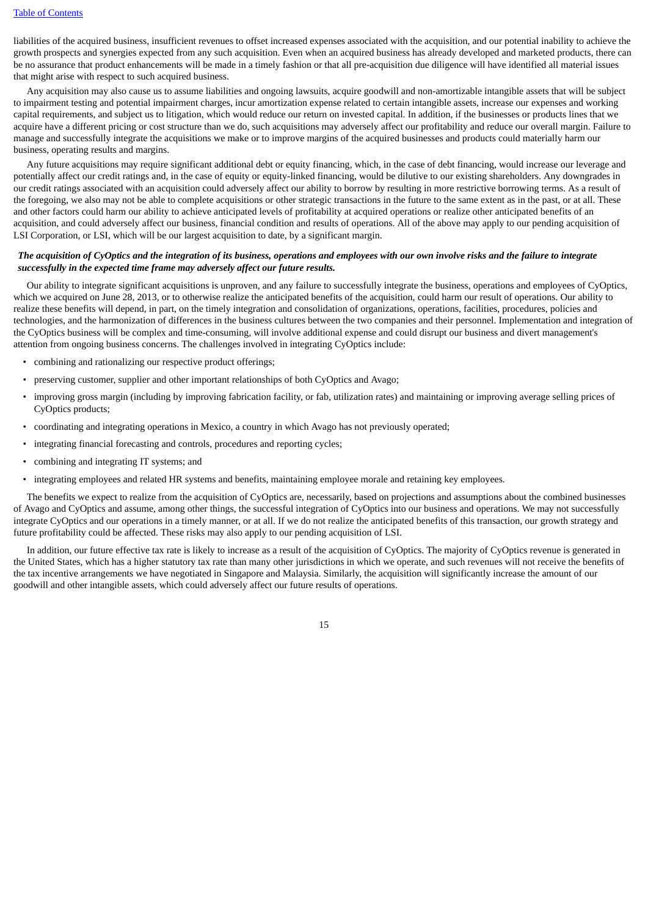liabilities of the acquired business, insufficient revenues to offset increased expenses associated with the acquisition, and our potential inability to achieve the growth prospects and synergies expected from any such acquisition. Even when an acquired business has already developed and marketed products, there can be no assurance that product enhancements will be made in a timely fashion or that all pre-acquisition due diligence will have identified all material issues that might arise with respect to such acquired business.

Any acquisition may also cause us to assume liabilities and ongoing lawsuits, acquire goodwill and non-amortizable intangible assets that will be subject to impairment testing and potential impairment charges, incur amortization expense related to certain intangible assets, increase our expenses and working capital requirements, and subject us to litigation, which would reduce our return on invested capital. In addition, if the businesses or products lines that we acquire have a different pricing or cost structure than we do, such acquisitions may adversely affect our profitability and reduce our overall margin. Failure to manage and successfully integrate the acquisitions we make or to improve margins of the acquired businesses and products could materially harm our business, operating results and margins.

Any future acquisitions may require significant additional debt or equity financing, which, in the case of debt financing, would increase our leverage and potentially affect our credit ratings and, in the case of equity or equity-linked financing, would be dilutive to our existing shareholders. Any downgrades in our credit ratings associated with an acquisition could adversely affect our ability to borrow by resulting in more restrictive borrowing terms. As a result of the foregoing, we also may not be able to complete acquisitions or other strategic transactions in the future to the same extent as in the past, or at all. These and other factors could harm our ability to achieve anticipated levels of profitability at acquired operations or realize other anticipated benefits of an acquisition, and could adversely affect our business, financial condition and results of operations. All of the above may apply to our pending acquisition of LSI Corporation, or LSI, which will be our largest acquisition to date, by a significant margin.

***The acquisition of CyOptics and the integration of its business, operations and employees with our own involve risks and the failure to integrate successfully in the expected time frame may adversely affect our future results.***

Our ability to integrate significant acquisitions is unproven, and any failure to successfully integrate the business, operations and employees of CyOptics, which we acquired on June 28, 2013, or to otherwise realize the anticipated benefits of the acquisition, could harm our result of operations. Our ability to realize these benefits will depend, in part, on the timely integration and consolidation of organizations, operations, facilities, procedures, policies and technologies, and the harmonization of differences in the business cultures between the two companies and their personnel. Implementation and integration of the CyOptics business will be complex and time-consuming, will involve additional expense and could disrupt our business and divert management's attention from ongoing business concerns. The challenges involved in integrating CyOptics include:

- combining and rationalizing our respective product offerings;
- preserving customer, supplier and other important relationships of both CyOptics and Avago;
- improving gross margin (including by improving fabrication facility, or fab, utilization rates) and maintaining or improving average selling prices of CyOptics products;
- coordinating and integrating operations in Mexico, a country in which Avago has not previously operated;
- integrating financial forecasting and controls, procedures and reporting cycles;
- combining and integrating IT systems; and
- integrating employees and related HR systems and benefits, maintaining employee morale and retaining key employees.

The benefits we expect to realize from the acquisition of CyOptics are, necessarily, based on projections and assumptions about the combined businesses of Avago and CyOptics and assume, among other things, the successful integration of CyOptics into our business and operations. We may not successfully integrate CyOptics and our operations in a timely manner, or at all. If we do not realize the anticipated benefits of this transaction, our growth strategy and future profitability could be affected. These risks may also apply to our pending acquisition of LSI.

In addition, our future effective tax rate is likely to increase as a result of the acquisition of CyOptics. The majority of CyOptics revenue is generated in the United States, which has a higher statutory tax rate than many other jurisdictions in which we operate, and such revenues will not receive the benefits of the tax incentive arrangements we have negotiated in Singapore and Malaysia. Similarly, the acquisition will significantly increase the amount of our goodwill and other intangible assets, which could adversely affect our future results of operations.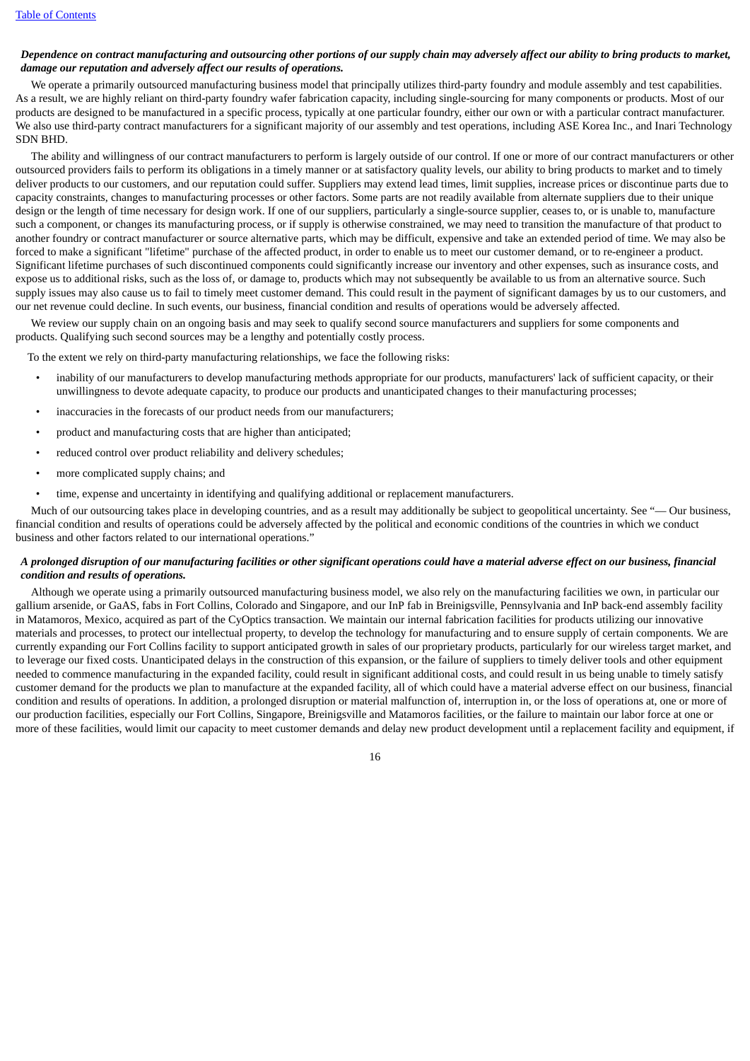***Dependence on contract manufacturing and outsourcing other portions of our supply chain may adversely affect our ability to bring products to market, damage our reputation and adversely affect our results of operations.***

We operate a primarily outsourced manufacturing business model that principally utilizes third-party foundry and module assembly and test capabilities. As a result, we are highly reliant on third-party foundry wafer fabrication capacity, including single-sourcing for many components or products. Most of our products are designed to be manufactured in a specific process, typically at one particular foundry, either our own or with a particular contract manufacturer. We also use third-party contract manufacturers for a significant majority of our assembly and test operations, including ASE Korea Inc., and Inari Technology SDN BHD.

The ability and willingness of our contract manufacturers to perform is largely outside of our control. If one or more of our contract manufacturers or other outsourced providers fails to perform its obligations in a timely manner or at satisfactory quality levels, our ability to bring products to market and to timely deliver products to our customers, and our reputation could suffer. Suppliers may extend lead times, limit supplies, increase prices or discontinue parts due to capacity constraints, changes to manufacturing processes or other factors. Some parts are not readily available from alternate suppliers due to their unique design or the length of time necessary for design work. If one of our suppliers, particularly a single-source supplier, ceases to, or is unable to, manufacture such a component, or changes its manufacturing process, or if supply is otherwise constrained, we may need to transition the manufacture of that product to another foundry or contract manufacturer or source alternative parts, which may be difficult, expensive and take an extended period of time. We may also be forced to make a significant "lifetime" purchase of the affected product, in order to enable us to meet our customer demand, or to re-engineer a product. Significant lifetime purchases of such discontinued components could significantly increase our inventory and other expenses, such as insurance costs, and expose us to additional risks, such as the loss of, or damage to, products which may not subsequently be available to us from an alternative source. Such supply issues may also cause us to fail to timely meet customer demand. This could result in the payment of significant damages by us to our customers, and our net revenue could decline. In such events, our business, financial condition and results of operations would be adversely affected.

We review our supply chain on an ongoing basis and may seek to qualify second source manufacturers and suppliers for some components and products. Qualifying such second sources may be a lengthy and potentially costly process.

To the extent we rely on third-party manufacturing relationships, we face the following risks:

- inability of our manufacturers to develop manufacturing methods appropriate for our products, manufacturers' lack of sufficient capacity, or their unwillingness to devote adequate capacity, to produce our products and unanticipated changes to their manufacturing processes;
- inaccuracies in the forecasts of our product needs from our manufacturers;
- product and manufacturing costs that are higher than anticipated;
- reduced control over product reliability and delivery schedules;
- more complicated supply chains; and
- time, expense and uncertainty in identifying and qualifying additional or replacement manufacturers.

Much of our outsourcing takes place in developing countries, and as a result may additionally be subject to geopolitical uncertainty. See "— Our business, financial condition and results of operations could be adversely affected by the political and economic conditions of the countries in which we conduct business and other factors related to our international operations."

***A prolonged disruption of our manufacturing facilities or other significant operations could have a material adverse effect on our business, financial condition and results of operations.***

Although we operate using a primarily outsourced manufacturing business model, we also rely on the manufacturing facilities we own, in particular our gallium arsenide, or GaAS, fabs in Fort Collins, Colorado and Singapore, and our InP fab in Breinigsville, Pennsylvania and InP back-end assembly facility in Matamoros, Mexico, acquired as part of the CyOptics transaction. We maintain our internal fabrication facilities for products utilizing our innovative materials and processes, to protect our intellectual property, to develop the technology for manufacturing and to ensure supply of certain components. We are currently expanding our Fort Collins facility to support anticipated growth in sales of our proprietary products, particularly for our wireless target market, and to leverage our fixed costs. Unanticipated delays in the construction of this expansion, or the failure of suppliers to timely deliver tools and other equipment needed to commence manufacturing in the expanded facility, could result in significant additional costs, and could result in us being unable to timely satisfy customer demand for the products we plan to manufacture at the expanded facility, all of which could have a material adverse effect on our business, financial condition and results of operations. In addition, a prolonged disruption or material malfunction of, interruption in, or the loss of operations at, one or more of our production facilities, especially our Fort Collins, Singapore, Breinigsville and Matamoros facilities, or the failure to maintain our labor force at one or more of these facilities, would limit our capacity to meet customer demands and delay new product development until a replacement facility and equipment, if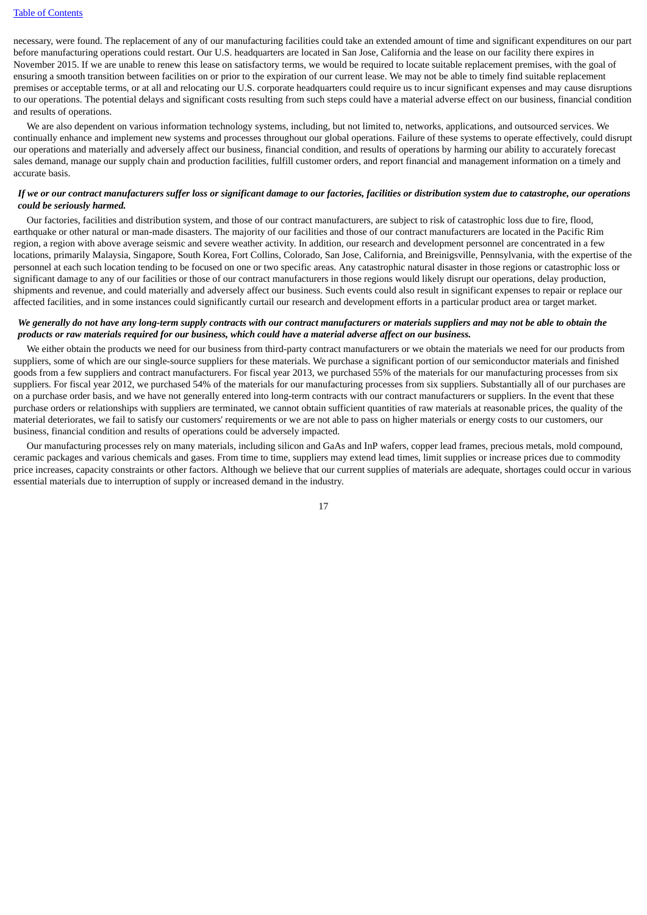necessary, were found. The replacement of any of our manufacturing facilities could take an extended amount of time and significant expenditures on our part before manufacturing operations could restart. Our U.S. headquarters are located in San Jose, California and the lease on our facility there expires in November 2015. If we are unable to renew this lease on satisfactory terms, we would be required to locate suitable replacement premises, with the goal of ensuring a smooth transition between facilities on or prior to the expiration of our current lease. We may not be able to timely find suitable replacement premises or acceptable terms, or at all and relocating our U.S. corporate headquarters could require us to incur significant expenses and may cause disruptions to our operations. The potential delays and significant costs resulting from such steps could have a material adverse effect on our business, financial condition and results of operations.

We are also dependent on various information technology systems, including, but not limited to, networks, applications, and outsourced services. We continually enhance and implement new systems and processes throughout our global operations. Failure of these systems to operate effectively, could disrupt our operations and materially and adversely affect our business, financial condition, and results of operations by harming our ability to accurately forecast sales demand, manage our supply chain and production facilities, fulfill customer orders, and report financial and management information on a timely and accurate basis.

***If we or our contract manufacturers suffer loss or significant damage to our factories, facilities or distribution system due to catastrophe, our operations could be seriously harmed.***

Our factories, facilities and distribution system, and those of our contract manufacturers, are subject to risk of catastrophic loss due to fire, flood, earthquake or other natural or man-made disasters. The majority of our facilities and those of our contract manufacturers are located in the Pacific Rim region, a region with above average seismic and severe weather activity. In addition, our research and development personnel are concentrated in a few locations, primarily Malaysia, Singapore, South Korea, Fort Collins, Colorado, San Jose, California, and Breinigsville, Pennsylvania, with the expertise of the personnel at each such location tending to be focused on one or two specific areas. Any catastrophic natural disaster in those regions or catastrophic loss or significant damage to any of our facilities or those of our contract manufacturers in those regions would likely disrupt our operations, delay production, shipments and revenue, and could materially and adversely affect our business. Such events could also result in significant expenses to repair or replace our affected facilities, and in some instances could significantly curtail our research and development efforts in a particular product area or target market.

***We generally do not have any long-term supply contracts with our contract manufacturers or materials suppliers and may not be able to obtain the products or raw materials required for our business, which could have a material adverse affect on our business.***

We either obtain the products we need for our business from third-party contract manufacturers or we obtain the materials we need for our products from suppliers, some of which are our single-source suppliers for these materials. We purchase a significant portion of our semiconductor materials and finished goods from a few suppliers and contract manufacturers. For fiscal year 2013, we purchased 55% of the materials for our manufacturing processes from six suppliers. For fiscal year 2012, we purchased 54% of the materials for our manufacturing processes from six suppliers. Substantially all of our purchases are on a purchase order basis, and we have not generally entered into long-term contracts with our contract manufacturers or suppliers. In the event that these purchase orders or relationships with suppliers are terminated, we cannot obtain sufficient quantities of raw materials at reasonable prices, the quality of the material deteriorates, we fail to satisfy our customers' requirements or we are not able to pass on higher materials or energy costs to our customers, our business, financial condition and results of operations could be adversely impacted.

Our manufacturing processes rely on many materials, including silicon and GaAs and InP wafers, copper lead frames, precious metals, mold compound, ceramic packages and various chemicals and gases. From time to time, suppliers may extend lead times, limit supplies or increase prices due to commodity price increases, capacity constraints or other factors. Although we believe that our current supplies of materials are adequate, shortages could occur in various essential materials due to interruption of supply or increased demand in the industry.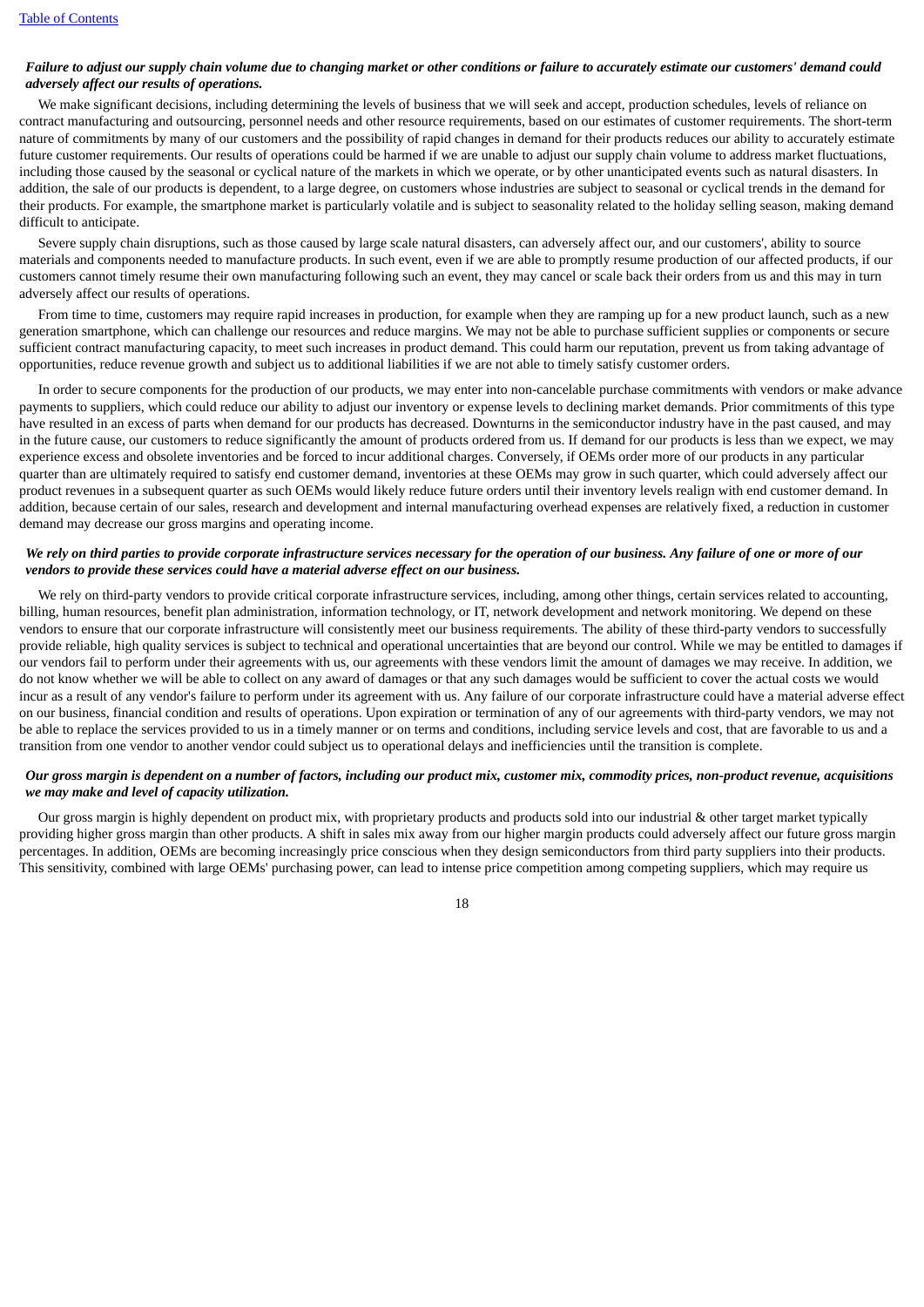***Failure to adjust our supply chain volume due to changing market or other conditions or failure to accurately estimate our customers' demand could adversely affect our results of operations.***

We make significant decisions, including determining the levels of business that we will seek and accept, production schedules, levels of reliance on contract manufacturing and outsourcing, personnel needs and other resource requirements, based on our estimates of customer requirements. The short-term nature of commitments by many of our customers and the possibility of rapid changes in demand for their products reduces our ability to accurately estimate future customer requirements. Our results of operations could be harmed if we are unable to adjust our supply chain volume to address market fluctuations, including those caused by the seasonal or cyclical nature of the markets in which we operate, or by other unanticipated events such as natural disasters. In addition, the sale of our products is dependent, to a large degree, on customers whose industries are subject to seasonal or cyclical trends in the demand for their products. For example, the smartphone market is particularly volatile and is subject to seasonality related to the holiday selling season, making demand difficult to anticipate.

Severe supply chain disruptions, such as those caused by large scale natural disasters, can adversely affect our, and our customers', ability to source materials and components needed to manufacture products. In such event, even if we are able to promptly resume production of our affected products, if our customers cannot timely resume their own manufacturing following such an event, they may cancel or scale back their orders from us and this may in turn adversely affect our results of operations.

From time to time, customers may require rapid increases in production, for example when they are ramping up for a new product launch, such as a new generation smartphone, which can challenge our resources and reduce margins. We may not be able to purchase sufficient supplies or components or secure sufficient contract manufacturing capacity, to meet such increases in product demand. This could harm our reputation, prevent us from taking advantage of opportunities, reduce revenue growth and subject us to additional liabilities if we are not able to timely satisfy customer orders.

In order to secure components for the production of our products, we may enter into non-cancelable purchase commitments with vendors or make advance payments to suppliers, which could reduce our ability to adjust our inventory or expense levels to declining market demands. Prior commitments of this type have resulted in an excess of parts when demand for our products has decreased. Downturns in the semiconductor industry have in the past caused, and may in the future cause, our customers to reduce significantly the amount of products ordered from us. If demand for our products is less than we expect, we may experience excess and obsolete inventories and be forced to incur additional charges. Conversely, if OEMs order more of our products in any particular quarter than are ultimately required to satisfy end customer demand, inventories at these OEMs may grow in such quarter, which could adversely affect our product revenues in a subsequent quarter as such OEMs would likely reduce future orders until their inventory levels realign with end customer demand. In addition, because certain of our sales, research and development and internal manufacturing overhead expenses are relatively fixed, a reduction in customer demand may decrease our gross margins and operating income.

***We rely on third parties to provide corporate infrastructure services necessary for the operation of our business. Any failure of one or more of our vendors to provide these services could have a material adverse effect on our business.***

We rely on third-party vendors to provide critical corporate infrastructure services, including, among other things, certain services related to accounting, billing, human resources, benefit plan administration, information technology, or IT, network development and network monitoring. We depend on these vendors to ensure that our corporate infrastructure will consistently meet our business requirements. The ability of these third-party vendors to successfully provide reliable, high quality services is subject to technical and operational uncertainties that are beyond our control. While we may be entitled to damages if our vendors fail to perform under their agreements with us, our agreements with these vendors limit the amount of damages we may receive. In addition, we do not know whether we will be able to collect on any award of damages or that any such damages would be sufficient to cover the actual costs we would incur as a result of any vendor's failure to perform under its agreement with us. Any failure of our corporate infrastructure could have a material adverse effect on our business, financial condition and results of operations. Upon expiration or termination of any of our agreements with third-party vendors, we may not be able to replace the services provided to us in a timely manner or on terms and conditions, including service levels and cost, that are favorable to us and a transition from one vendor to another vendor could subject us to operational delays and inefficiencies until the transition is complete.

***Our gross margin is dependent on a number of factors, including our product mix, customer mix, commodity prices, non-product revenue, acquisitions we may make and level of capacity utilization.***

Our gross margin is highly dependent on product mix, with proprietary products and products sold into our industrial & other target market typically providing higher gross margin than other products. A shift in sales mix away from our higher margin products could adversely affect our future gross margin percentages. In addition, OEMs are becoming increasingly price conscious when they design semiconductors from third party suppliers into their products. This sensitivity, combined with large OEMs' purchasing power, can lead to intense price competition among competing suppliers, which may require us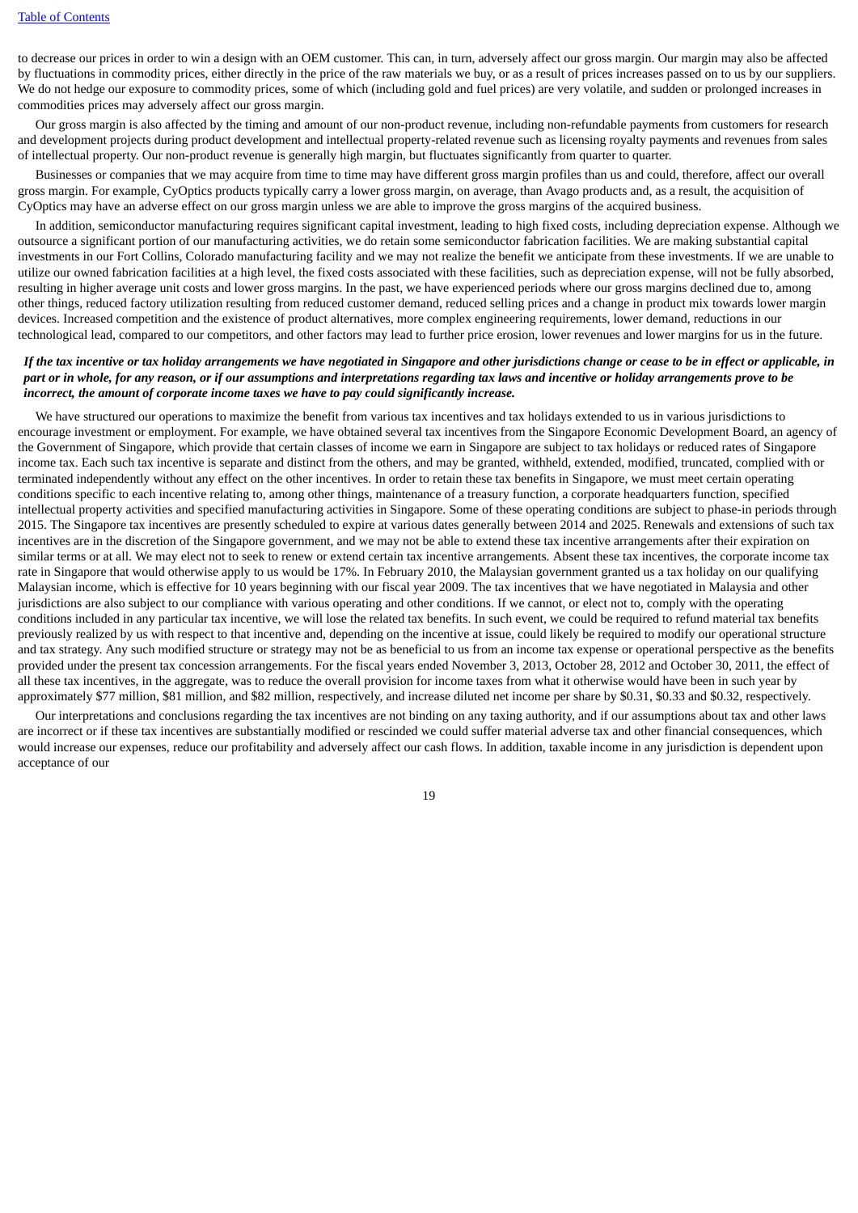to decrease our prices in order to win a design with an OEM customer. This can, in turn, adversely affect our gross margin. Our margin may also be affected by fluctuations in commodity prices, either directly in the price of the raw materials we buy, or as a result of prices increases passed on to us by our suppliers. We do not hedge our exposure to commodity prices, some of which (including gold and fuel prices) are very volatile, and sudden or prolonged increases in commodities prices may adversely affect our gross margin.

Our gross margin is also affected by the timing and amount of our non-product revenue, including non-refundable payments from customers for research and development projects during product development and intellectual property-related revenue such as licensing royalty payments and revenues from sales of intellectual property. Our non-product revenue is generally high margin, but fluctuates significantly from quarter to quarter.

Businesses or companies that we may acquire from time to time may have different gross margin profiles than us and could, therefore, affect our overall gross margin. For example, CyOptics products typically carry a lower gross margin, on average, than Avago products and, as a result, the acquisition of CyOptics may have an adverse effect on our gross margin unless we are able to improve the gross margins of the acquired business.

In addition, semiconductor manufacturing requires significant capital investment, leading to high fixed costs, including depreciation expense. Although we outsource a significant portion of our manufacturing activities, we do retain some semiconductor fabrication facilities. We are making substantial capital investments in our Fort Collins, Colorado manufacturing facility and we may not realize the benefit we anticipate from these investments. If we are unable to utilize our owned fabrication facilities at a high level, the fixed costs associated with these facilities, such as depreciation expense, will not be fully absorbed, resulting in higher average unit costs and lower gross margins. In the past, we have experienced periods where our gross margins declined due to, among other things, reduced factory utilization resulting from reduced customer demand, reduced selling prices and a change in product mix towards lower margin devices. Increased competition and the existence of product alternatives, more complex engineering requirements, lower demand, reductions in our technological lead, compared to our competitors, and other factors may lead to further price erosion, lower revenues and lower margins for us in the future.

***If the tax incentive or tax holiday arrangements we have negotiated in Singapore and other jurisdictions change or cease to be in effect or applicable, in part or in whole, for any reason, or if our assumptions and interpretations regarding tax laws and incentive or holiday arrangements prove to be incorrect, the amount of corporate income taxes we have to pay could significantly increase.***

We have structured our operations to maximize the benefit from various tax incentives and tax holidays extended to us in various jurisdictions to encourage investment or employment. For example, we have obtained several tax incentives from the Singapore Economic Development Board, an agency of the Government of Singapore, which provide that certain classes of income we earn in Singapore are subject to tax holidays or reduced rates of Singapore income tax. Each such tax incentive is separate and distinct from the others, and may be granted, withheld, extended, modified, truncated, complied with or terminated independently without any effect on the other incentives. In order to retain these tax benefits in Singapore, we must meet certain operating conditions specific to each incentive relating to, among other things, maintenance of a treasury function, a corporate headquarters function, specified intellectual property activities and specified manufacturing activities in Singapore. Some of these operating conditions are subject to phase-in periods through 2015. The Singapore tax incentives are presently scheduled to expire at various dates generally between 2014 and 2025. Renewals and extensions of such tax incentives are in the discretion of the Singapore government, and we may not be able to extend these tax incentive arrangements after their expiration on similar terms or at all. We may elect not to seek to renew or extend certain tax incentive arrangements. Absent these tax incentives, the corporate income tax rate in Singapore that would otherwise apply to us would be 17%. In February 2010, the Malaysian government granted us a tax holiday on our qualifying Malaysian income, which is effective for 10 years beginning with our fiscal year 2009. The tax incentives that we have negotiated in Malaysia and other jurisdictions are also subject to our compliance with various operating and other conditions. If we cannot, or elect not to, comply with the operating conditions included in any particular tax incentive, we will lose the related tax benefits. In such event, we could be required to refund material tax benefits previously realized by us with respect to that incentive and, depending on the incentive at issue, could likely be required to modify our operational structure and tax strategy. Any such modified structure or strategy may not be as beneficial to us from an income tax expense or operational perspective as the benefits provided under the present tax concession arrangements. For the fiscal years ended November 3, 2013, October 28, 2012 and October 30, 2011, the effect of all these tax incentives, in the aggregate, was to reduce the overall provision for income taxes from what it otherwise would have been in such year by approximately $77 million, $81 million, and $82 million, respectively, and increase diluted net income per share by $0.31, $0.33 and $0.32, respectively.

Our interpretations and conclusions regarding the tax incentives are not binding on any taxing authority, and if our assumptions about tax and other laws are incorrect or if these tax incentives are substantially modified or rescinded we could suffer material adverse tax and other financial consequences, which would increase our expenses, reduce our profitability and adversely affect our cash flows. In addition, taxable income in any jurisdiction is dependent upon acceptance of our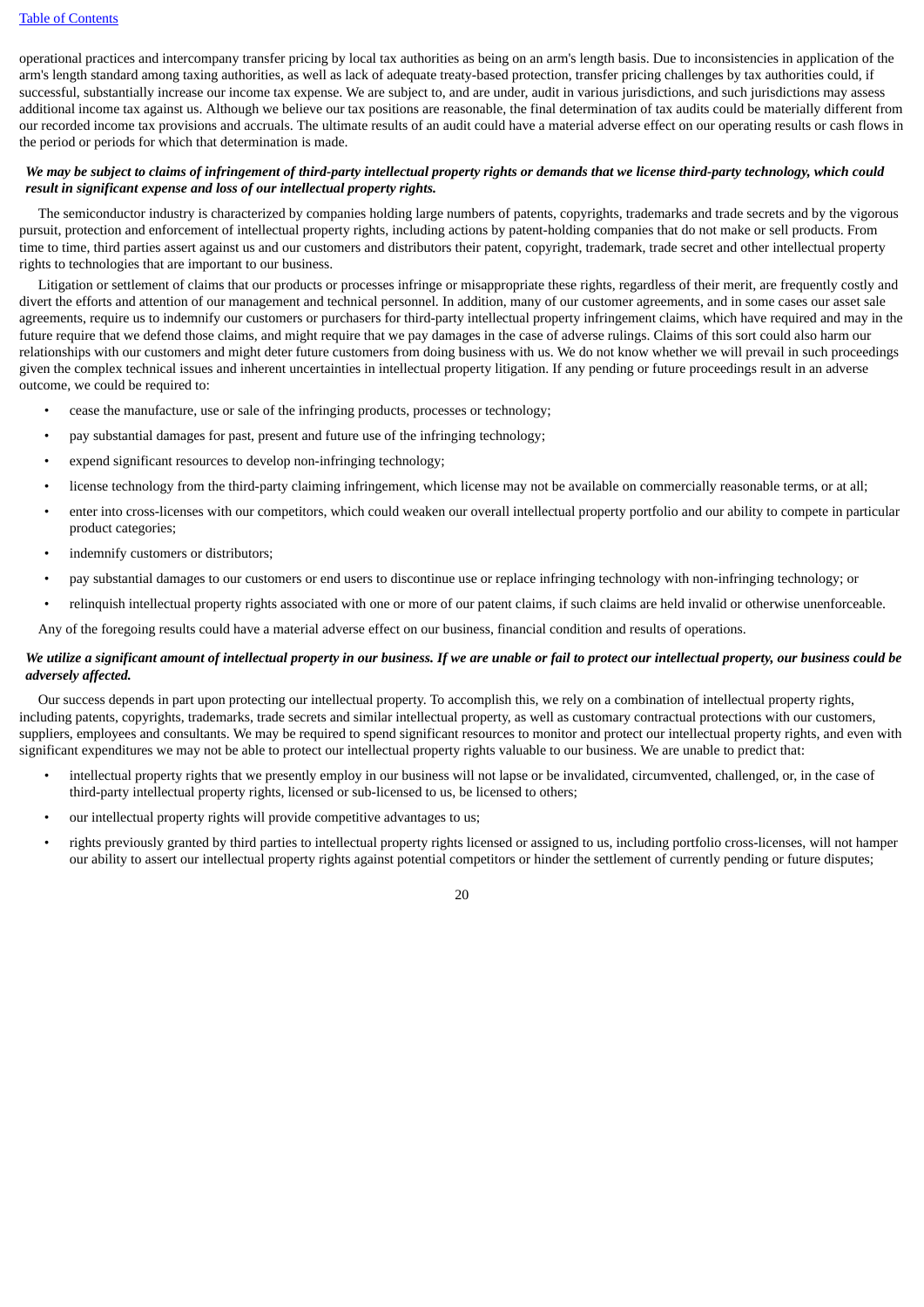operational practices and intercompany transfer pricing by local tax authorities as being on an arm's length basis. Due to inconsistencies in application of the arm's length standard among taxing authorities, as well as lack of adequate treaty-based protection, transfer pricing challenges by tax authorities could, if successful, substantially increase our income tax expense. We are subject to, and are under, audit in various jurisdictions, and such jurisdictions may assess additional income tax against us. Although we believe our tax positions are reasonable, the final determination of tax audits could be materially different from our recorded income tax provisions and accruals. The ultimate results of an audit could have a material adverse effect on our operating results or cash flows in the period or periods for which that determination is made.

***We may be subject to claims of infringement of third-party intellectual property rights or demands that we license third-party technology, which could result in significant expense and loss of our intellectual property rights.***

The semiconductor industry is characterized by companies holding large numbers of patents, copyrights, trademarks and trade secrets and by the vigorous pursuit, protection and enforcement of intellectual property rights, including actions by patent-holding companies that do not make or sell products. From time to time, third parties assert against us and our customers and distributors their patent, copyright, trademark, trade secret and other intellectual property rights to technologies that are important to our business.

Litigation or settlement of claims that our products or processes infringe or misappropriate these rights, regardless of their merit, are frequently costly and divert the efforts and attention of our management and technical personnel. In addition, many of our customer agreements, and in some cases our asset sale agreements, require us to indemnify our customers or purchasers for third-party intellectual property infringement claims, which have required and may in the future require that we defend those claims, and might require that we pay damages in the case of adverse rulings. Claims of this sort could also harm our relationships with our customers and might deter future customers from doing business with us. We do not know whether we will prevail in such proceedings given the complex technical issues and inherent uncertainties in intellectual property litigation. If any pending or future proceedings result in an adverse outcome, we could be required to:

- cease the manufacture, use or sale of the infringing products, processes or technology;
- pay substantial damages for past, present and future use of the infringing technology;
- expend significant resources to develop non-infringing technology;
- license technology from the third-party claiming infringement, which license may not be available on commercially reasonable terms, or at all;
- enter into cross-licenses with our competitors, which could weaken our overall intellectual property portfolio and our ability to compete in particular product categories;
- indemnify customers or distributors;
- pay substantial damages to our customers or end users to discontinue use or replace infringing technology with non-infringing technology; or
- relinquish intellectual property rights associated with one or more of our patent claims, if such claims are held invalid or otherwise unenforceable.

Any of the foregoing results could have a material adverse effect on our business, financial condition and results of operations.

***We utilize a significant amount of intellectual property in our business. If we are unable or fail to protect our intellectual property, our business could be adversely affected.***

Our success depends in part upon protecting our intellectual property. To accomplish this, we rely on a combination of intellectual property rights, including patents, copyrights, trademarks, trade secrets and similar intellectual property, as well as customary contractual protections with our customers, suppliers, employees and consultants. We may be required to spend significant resources to monitor and protect our intellectual property rights, and even with significant expenditures we may not be able to protect our intellectual property rights valuable to our business. We are unable to predict that:

- intellectual property rights that we presently employ in our business will not lapse or be invalidated, circumvented, challenged, or, in the case of third-party intellectual property rights, licensed or sub-licensed to us, be licensed to others;
- our intellectual property rights will provide competitive advantages to us;
- rights previously granted by third parties to intellectual property rights licensed or assigned to us, including portfolio cross-licenses, will not hamper our ability to assert our intellectual property rights against potential competitors or hinder the settlement of currently pending or future disputes;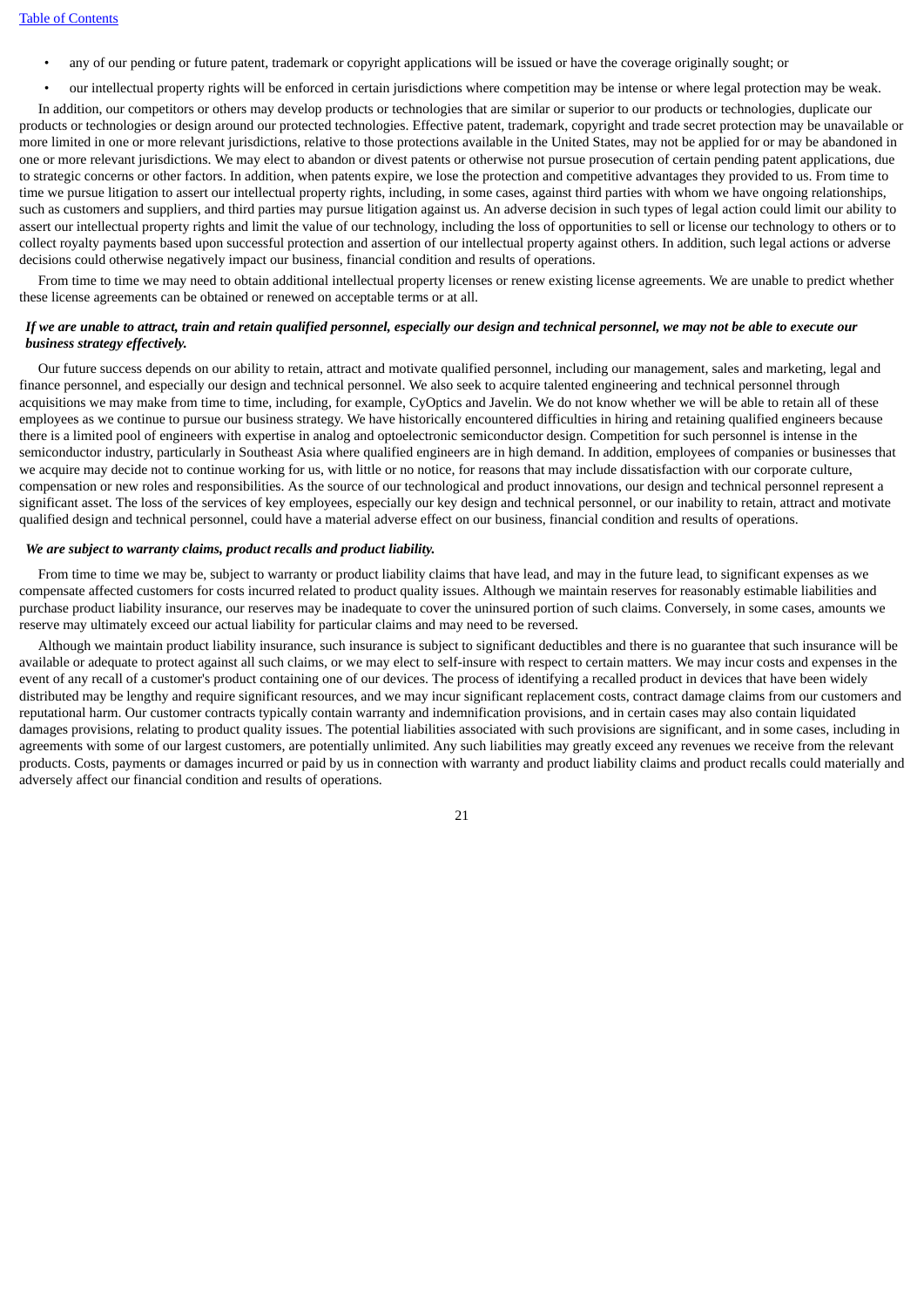- any of our pending or future patent, trademark or copyright applications will be issued or have the coverage originally sought; or
- our intellectual property rights will be enforced in certain jurisdictions where competition may be intense or where legal protection may be weak.

In addition, our competitors or others may develop products or technologies that are similar or superior to our products or technologies, duplicate our products or technologies or design around our protected technologies. Effective patent, trademark, copyright and trade secret protection may be unavailable or more limited in one or more relevant jurisdictions, relative to those protections available in the United States, may not be applied for or may be abandoned in one or more relevant jurisdictions. We may elect to abandon or divest patents or otherwise not pursue prosecution of certain pending patent applications, due to strategic concerns or other factors. In addition, when patents expire, we lose the protection and competitive advantages they provided to us. From time to time we pursue litigation to assert our intellectual property rights, including, in some cases, against third parties with whom we have ongoing relationships, such as customers and suppliers, and third parties may pursue litigation against us. An adverse decision in such types of legal action could limit our ability to assert our intellectual property rights and limit the value of our technology, including the loss of opportunities to sell or license our technology to others or to collect royalty payments based upon successful protection and assertion of our intellectual property against others. In addition, such legal actions or adverse decisions could otherwise negatively impact our business, financial condition and results of operations.

From time to time we may need to obtain additional intellectual property licenses or renew existing license agreements. We are unable to predict whether these license agreements can be obtained or renewed on acceptable terms or at all.

***If we are unable to attract, train and retain qualified personnel, especially our design and technical personnel, we may not be able to execute our business strategy effectively.***

Our future success depends on our ability to retain, attract and motivate qualified personnel, including our management, sales and marketing, legal and finance personnel, and especially our design and technical personnel. We also seek to acquire talented engineering and technical personnel through acquisitions we may make from time to time, including, for example, CyOptics and Javelin. We do not know whether we will be able to retain all of these employees as we continue to pursue our business strategy. We have historically encountered difficulties in hiring and retaining qualified engineers because there is a limited pool of engineers with expertise in analog and optoelectronic semiconductor design. Competition for such personnel is intense in the semiconductor industry, particularly in Southeast Asia where qualified engineers are in high demand. In addition, employees of companies or businesses that we acquire may decide not to continue working for us, with little or no notice, for reasons that may include dissatisfaction with our corporate culture, compensation or new roles and responsibilities. As the source of our technological and product innovations, our design and technical personnel represent a significant asset. The loss of the services of key employees, especially our key design and technical personnel, or our inability to retain, attract and motivate qualified design and technical personnel, could have a material adverse effect on our business, financial condition and results of operations.

***We are subject to warranty claims, product recalls and product liability.***

From time to time we may be, subject to warranty or product liability claims that have lead, and may in the future lead, to significant expenses as we compensate affected customers for costs incurred related to product quality issues. Although we maintain reserves for reasonably estimable liabilities and purchase product liability insurance, our reserves may be inadequate to cover the uninsured portion of such claims. Conversely, in some cases, amounts we reserve may ultimately exceed our actual liability for particular claims and may need to be reversed.

Although we maintain product liability insurance, such insurance is subject to significant deductibles and there is no guarantee that such insurance will be available or adequate to protect against all such claims, or we may elect to self-insure with respect to certain matters. We may incur costs and expenses in the event of any recall of a customer's product containing one of our devices. The process of identifying a recalled product in devices that have been widely distributed may be lengthy and require significant resources, and we may incur significant replacement costs, contract damage claims from our customers and reputational harm. Our customer contracts typically contain warranty and indemnification provisions, and in certain cases may also contain liquidated damages provisions, relating to product quality issues. The potential liabilities associated with such provisions are significant, and in some cases, including in agreements with some of our largest customers, are potentially unlimited. Any such liabilities may greatly exceed any revenues we receive from the relevant products. Costs, payments or damages incurred or paid by us in connection with warranty and product liability claims and product recalls could materially and adversely affect our financial condition and results of operations.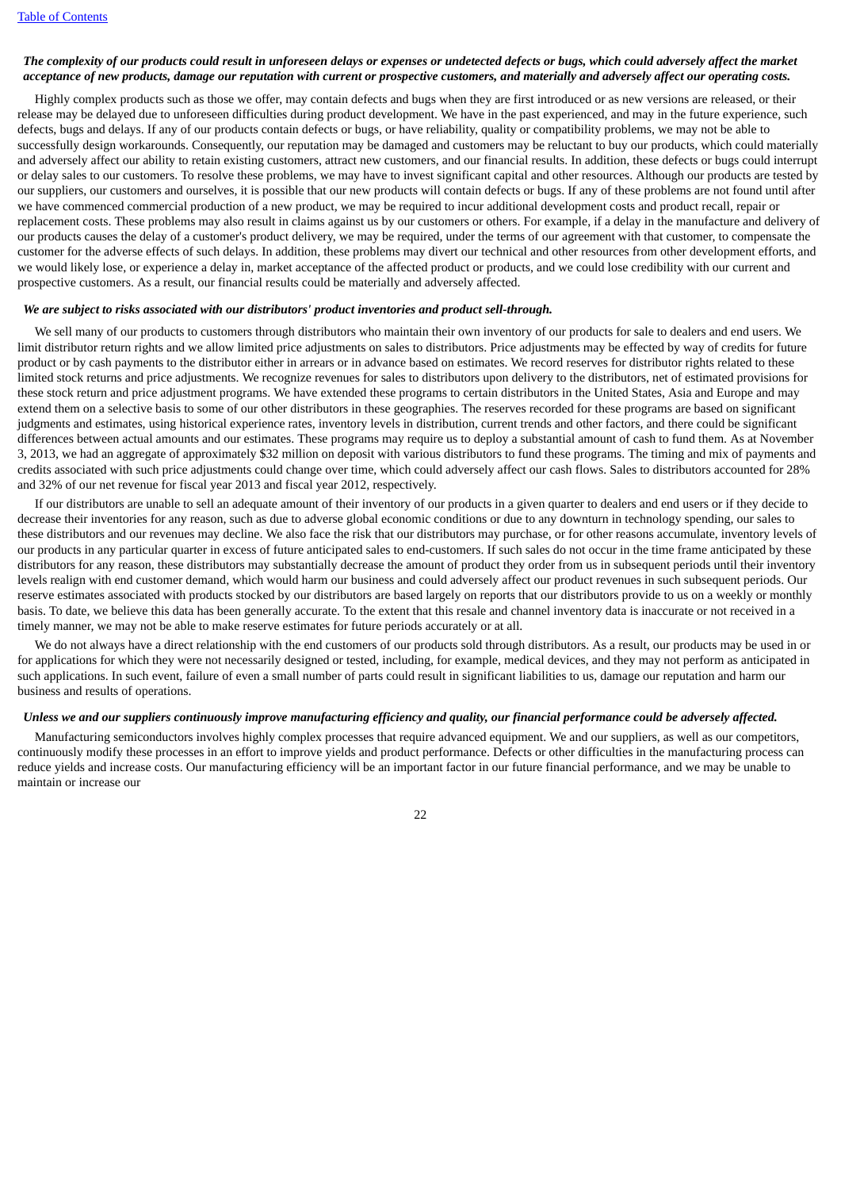***The complexity of our products could result in unforeseen delays or expenses or undetected defects or bugs, which could adversely affect the market acceptance of new products, damage our reputation with current or prospective customers, and materially and adversely affect our operating costs.***

Highly complex products such as those we offer, may contain defects and bugs when they are first introduced or as new versions are released, or their release may be delayed due to unforeseen difficulties during product development. We have in the past experienced, and may in the future experience, such defects, bugs and delays. If any of our products contain defects or bugs, or have reliability, quality or compatibility problems, we may not be able to successfully design workarounds. Consequently, our reputation may be damaged and customers may be reluctant to buy our products, which could materially and adversely affect our ability to retain existing customers, attract new customers, and our financial results. In addition, these defects or bugs could interrupt or delay sales to our customers. To resolve these problems, we may have to invest significant capital and other resources. Although our products are tested by our suppliers, our customers and ourselves, it is possible that our new products will contain defects or bugs. If any of these problems are not found until after we have commenced commercial production of a new product, we may be required to incur additional development costs and product recall, repair or replacement costs. These problems may also result in claims against us by our customers or others. For example, if a delay in the manufacture and delivery of our products causes the delay of a customer's product delivery, we may be required, under the terms of our agreement with that customer, to compensate the customer for the adverse effects of such delays. In addition, these problems may divert our technical and other resources from other development efforts, and we would likely lose, or experience a delay in, market acceptance of the affected product or products, and we could lose credibility with our current and prospective customers. As a result, our financial results could be materially and adversely affected.

***We are subject to risks associated with our distributors' product inventories and product sell-through.***

We sell many of our products to customers through distributors who maintain their own inventory of our products for sale to dealers and end users. We limit distributor return rights and we allow limited price adjustments on sales to distributors. Price adjustments may be effected by way of credits for future product or by cash payments to the distributor either in arrears or in advance based on estimates. We record reserves for distributor rights related to these limited stock returns and price adjustments. We recognize revenues for sales to distributors upon delivery to the distributors, net of estimated provisions for these stock return and price adjustment programs. We have extended these programs to certain distributors in the United States, Asia and Europe and may extend them on a selective basis to some of our other distributors in these geographies. The reserves recorded for these programs are based on significant judgments and estimates, using historical experience rates, inventory levels in distribution, current trends and other factors, and there could be significant differences between actual amounts and our estimates. These programs may require us to deploy a substantial amount of cash to fund them. As at November 3, 2013, we had an aggregate of approximately $32 million on deposit with various distributors to fund these programs. The timing and mix of payments and credits associated with such price adjustments could change over time, which could adversely affect our cash flows. Sales to distributors accounted for 28% and 32% of our net revenue for fiscal year 2013 and fiscal year 2012, respectively.

If our distributors are unable to sell an adequate amount of their inventory of our products in a given quarter to dealers and end users or if they decide to decrease their inventories for any reason, such as due to adverse global economic conditions or due to any downturn in technology spending, our sales to these distributors and our revenues may decline. We also face the risk that our distributors may purchase, or for other reasons accumulate, inventory levels of our products in any particular quarter in excess of future anticipated sales to end-customers. If such sales do not occur in the time frame anticipated by these distributors for any reason, these distributors may substantially decrease the amount of product they order from us in subsequent periods until their inventory levels realign with end customer demand, which would harm our business and could adversely affect our product revenues in such subsequent periods. Our reserve estimates associated with products stocked by our distributors are based largely on reports that our distributors provide to us on a weekly or monthly basis. To date, we believe this data has been generally accurate. To the extent that this resale and channel inventory data is inaccurate or not received in a timely manner, we may not be able to make reserve estimates for future periods accurately or at all.

We do not always have a direct relationship with the end customers of our products sold through distributors. As a result, our products may be used in or for applications for which they were not necessarily designed or tested, including, for example, medical devices, and they may not perform as anticipated in such applications. In such event, failure of even a small number of parts could result in significant liabilities to us, damage our reputation and harm our business and results of operations.

***Unless we and our suppliers continuously improve manufacturing efficiency and quality, our financial performance could be adversely affected.***

Manufacturing semiconductors involves highly complex processes that require advanced equipment. We and our suppliers, as well as our competitors, continuously modify these processes in an effort to improve yields and product performance. Defects or other difficulties in the manufacturing process can reduce yields and increase costs. Our manufacturing efficiency will be an important factor in our future financial performance, and we may be unable to maintain or increase our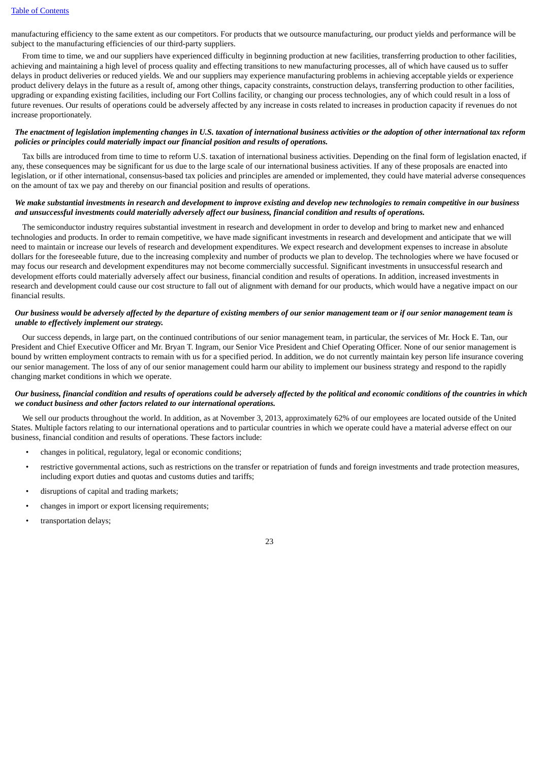manufacturing efficiency to the same extent as our competitors. For products that we outsource manufacturing, our product yields and performance will be subject to the manufacturing efficiencies of our third-party suppliers.

From time to time, we and our suppliers have experienced difficulty in beginning production at new facilities, transferring production to other facilities, achieving and maintaining a high level of process quality and effecting transitions to new manufacturing processes, all of which have caused us to suffer delays in product deliveries or reduced yields. We and our suppliers may experience manufacturing problems in achieving acceptable yields or experience product delivery delays in the future as a result of, among other things, capacity constraints, construction delays, transferring production to other facilities, upgrading or expanding existing facilities, including our Fort Collins facility, or changing our process technologies, any of which could result in a loss of future revenues. Our results of operations could be adversely affected by any increase in costs related to increases in production capacity if revenues do not increase proportionately.

***The enactment of legislation implementing changes in U.S. taxation of international business activities or the adoption of other international tax reform policies or principles could materially impact our financial position and results of operations.***

Tax bills are introduced from time to time to reform U.S. taxation of international business activities. Depending on the final form of legislation enacted, if any, these consequences may be significant for us due to the large scale of our international business activities. If any of these proposals are enacted into legislation, or if other international, consensus-based tax policies and principles are amended or implemented, they could have material adverse consequences on the amount of tax we pay and thereby on our financial position and results of operations.

***We make substantial investments in research and development to improve existing and develop new technologies to remain competitive in our business and unsuccessful investments could materially adversely affect our business, financial condition and results of operations.***

The semiconductor industry requires substantial investment in research and development in order to develop and bring to market new and enhanced technologies and products. In order to remain competitive, we have made significant investments in research and development and anticipate that we will need to maintain or increase our levels of research and development expenditures. We expect research and development expenses to increase in absolute dollars for the foreseeable future, due to the increasing complexity and number of products we plan to develop. The technologies where we have focused or may focus our research and development expenditures may not become commercially successful. Significant investments in unsuccessful research and development efforts could materially adversely affect our business, financial condition and results of operations. In addition, increased investments in research and development could cause our cost structure to fall out of alignment with demand for our products, which would have a negative impact on our financial results.

***Our business would be adversely affected by the departure of existing members of our senior management team or if our senior management team is unable to effectively implement our strategy.***

Our success depends, in large part, on the continued contributions of our senior management team, in particular, the services of Mr. Hock E. Tan, our President and Chief Executive Officer and Mr. Bryan T. Ingram, our Senior Vice President and Chief Operating Officer. None of our senior management is bound by written employment contracts to remain with us for a specified period. In addition, we do not currently maintain key person life insurance covering our senior management. The loss of any of our senior management could harm our ability to implement our business strategy and respond to the rapidly changing market conditions in which we operate.

***Our business, financial condition and results of operations could be adversely affected by the political and economic conditions of the countries in which we conduct business and other factors related to our international operations.***

We sell our products throughout the world. In addition, as at November 3, 2013, approximately 62% of our employees are located outside of the United States. Multiple factors relating to our international operations and to particular countries in which we operate could have a material adverse effect on our business, financial condition and results of operations. These factors include:

- changes in political, regulatory, legal or economic conditions;
- restrictive governmental actions, such as restrictions on the transfer or repatriation of funds and foreign investments and trade protection measures, including export duties and quotas and customs duties and tariffs;
- disruptions of capital and trading markets;
- changes in import or export licensing requirements;
- transportation delays;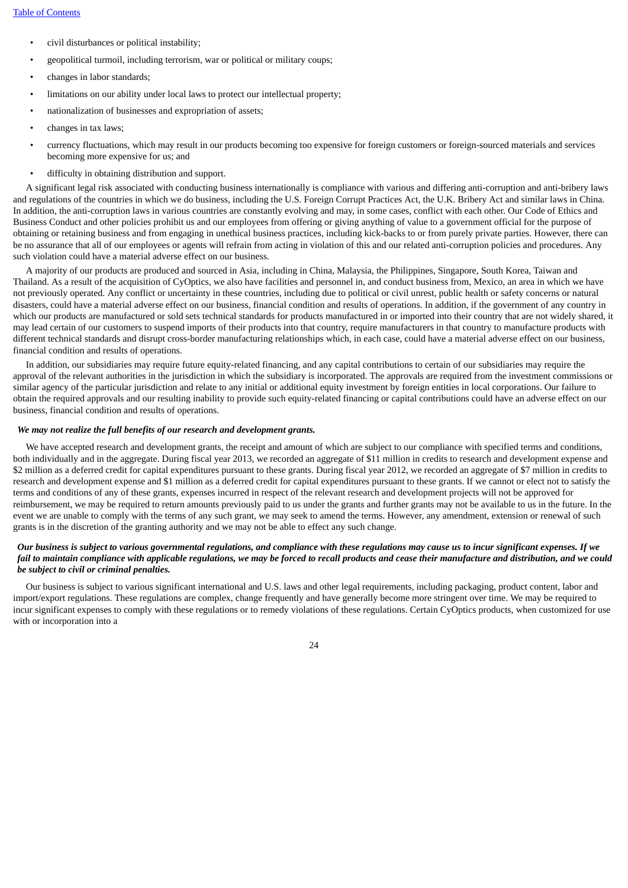- civil disturbances or political instability;
- geopolitical turmoil, including terrorism, war or political or military coups;
- changes in labor standards;
- limitations on our ability under local laws to protect our intellectual property;
- nationalization of businesses and expropriation of assets;
- changes in tax laws;
- currency fluctuations, which may result in our products becoming too expensive for foreign customers or foreign-sourced materials and services becoming more expensive for us; and
- difficulty in obtaining distribution and support.

A significant legal risk associated with conducting business internationally is compliance with various and differing anti-corruption and anti-bribery laws and regulations of the countries in which we do business, including the U.S. Foreign Corrupt Practices Act, the U.K. Bribery Act and similar laws in China. In addition, the anti-corruption laws in various countries are constantly evolving and may, in some cases, conflict with each other. Our Code of Ethics and Business Conduct and other policies prohibit us and our employees from offering or giving anything of value to a government official for the purpose of obtaining or retaining business and from engaging in unethical business practices, including kick-backs to or from purely private parties. However, there can be no assurance that all of our employees or agents will refrain from acting in violation of this and our related anti-corruption policies and procedures. Any such violation could have a material adverse effect on our business.

A majority of our products are produced and sourced in Asia, including in China, Malaysia, the Philippines, Singapore, South Korea, Taiwan and Thailand. As a result of the acquisition of CyOptics, we also have facilities and personnel in, and conduct business from, Mexico, an area in which we have not previously operated. Any conflict or uncertainty in these countries, including due to political or civil unrest, public health or safety concerns or natural disasters, could have a material adverse effect on our business, financial condition and results of operations. In addition, if the government of any country in which our products are manufactured or sold sets technical standards for products manufactured in or imported into their country that are not widely shared, it may lead certain of our customers to suspend imports of their products into that country, require manufacturers in that country to manufacture products with different technical standards and disrupt cross-border manufacturing relationships which, in each case, could have a material adverse effect on our business, financial condition and results of operations.

In addition, our subsidiaries may require future equity-related financing, and any capital contributions to certain of our subsidiaries may require the approval of the relevant authorities in the jurisdiction in which the subsidiary is incorporated. The approvals are required from the investment commissions or similar agency of the particular jurisdiction and relate to any initial or additional equity investment by foreign entities in local corporations. Our failure to obtain the required approvals and our resulting inability to provide such equity-related financing or capital contributions could have an adverse effect on our business, financial condition and results of operations.

***We may not realize the full benefits of our research and development grants.***

We have accepted research and development grants, the receipt and amount of which are subject to our compliance with specified terms and conditions, both individually and in the aggregate. During fiscal year 2013, we recorded an aggregate of $11 million in credits to research and development expense and $2 million as a deferred credit for capital expenditures pursuant to these grants. During fiscal year 2012, we recorded an aggregate of $7 million in credits to research and development expense and $1 million as a deferred credit for capital expenditures pursuant to these grants. If we cannot or elect not to satisfy the terms and conditions of any of these grants, expenses incurred in respect of the relevant research and development projects will not be approved for reimbursement, we may be required to return amounts previously paid to us under the grants and further grants may not be available to us in the future. In the event we are unable to comply with the terms of any such grant, we may seek to amend the terms. However, any amendment, extension or renewal of such grants is in the discretion of the granting authority and we may not be able to effect any such change.

***Our business is subject to various governmental regulations, and compliance with these regulations may cause us to incur significant expenses. If we fail to maintain compliance with applicable regulations, we may be forced to recall products and cease their manufacture and distribution, and we could be subject to civil or criminal penalties.***

Our business is subject to various significant international and U.S. laws and other legal requirements, including packaging, product content, labor and import/export regulations. These regulations are complex, change frequently and have generally become more stringent over time. We may be required to incur significant expenses to comply with these regulations or to remedy violations of these regulations. Certain CyOptics products, when customized for use with or incorporation into a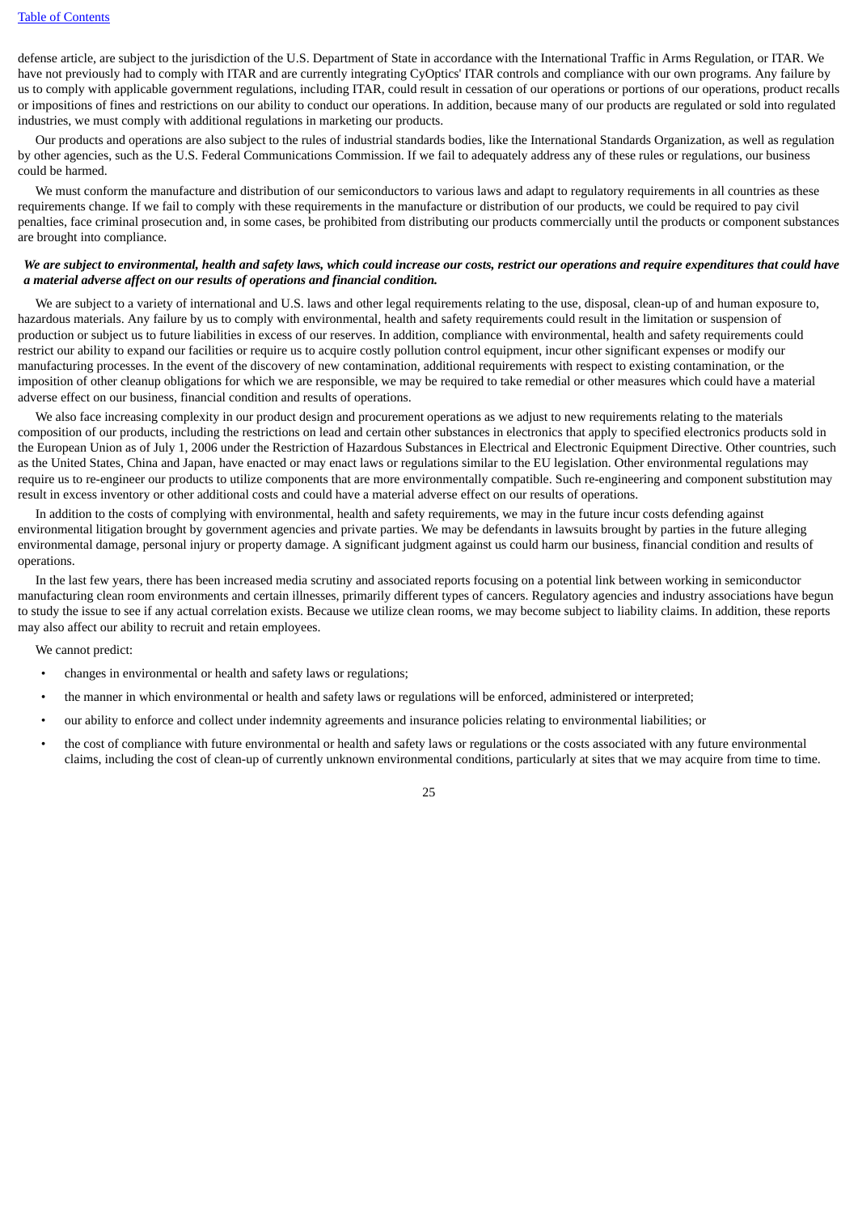defense article, are subject to the jurisdiction of the U.S. Department of State in accordance with the International Traffic in Arms Regulation, or ITAR. We have not previously had to comply with ITAR and are currently integrating CyOptics' ITAR controls and compliance with our own programs. Any failure by us to comply with applicable government regulations, including ITAR, could result in cessation of our operations or portions of our operations, product recalls or impositions of fines and restrictions on our ability to conduct our operations. In addition, because many of our products are regulated or sold into regulated industries, we must comply with additional regulations in marketing our products.

Our products and operations are also subject to the rules of industrial standards bodies, like the International Standards Organization, as well as regulation by other agencies, such as the U.S. Federal Communications Commission. If we fail to adequately address any of these rules or regulations, our business could be harmed.

We must conform the manufacture and distribution of our semiconductors to various laws and adapt to regulatory requirements in all countries as these requirements change. If we fail to comply with these requirements in the manufacture or distribution of our products, we could be required to pay civil penalties, face criminal prosecution and, in some cases, be prohibited from distributing our products commercially until the products or component substances are brought into compliance.

***We are subject to environmental, health and safety laws, which could increase our costs, restrict our operations and require expenditures that could have a material adverse affect on our results of operations and financial condition.***

We are subject to a variety of international and U.S. laws and other legal requirements relating to the use, disposal, clean-up of and human exposure to, hazardous materials. Any failure by us to comply with environmental, health and safety requirements could result in the limitation or suspension of production or subject us to future liabilities in excess of our reserves. In addition, compliance with environmental, health and safety requirements could restrict our ability to expand our facilities or require us to acquire costly pollution control equipment, incur other significant expenses or modify our manufacturing processes. In the event of the discovery of new contamination, additional requirements with respect to existing contamination, or the imposition of other cleanup obligations for which we are responsible, we may be required to take remedial or other measures which could have a material adverse effect on our business, financial condition and results of operations.

We also face increasing complexity in our product design and procurement operations as we adjust to new requirements relating to the materials composition of our products, including the restrictions on lead and certain other substances in electronics that apply to specified electronics products sold in the European Union as of July 1, 2006 under the Restriction of Hazardous Substances in Electrical and Electronic Equipment Directive. Other countries, such as the United States, China and Japan, have enacted or may enact laws or regulations similar to the EU legislation. Other environmental regulations may require us to re-engineer our products to utilize components that are more environmentally compatible. Such re-engineering and component substitution may result in excess inventory or other additional costs and could have a material adverse effect on our results of operations.

In addition to the costs of complying with environmental, health and safety requirements, we may in the future incur costs defending against environmental litigation brought by government agencies and private parties. We may be defendants in lawsuits brought by parties in the future alleging environmental damage, personal injury or property damage. A significant judgment against us could harm our business, financial condition and results of operations.

In the last few years, there has been increased media scrutiny and associated reports focusing on a potential link between working in semiconductor manufacturing clean room environments and certain illnesses, primarily different types of cancers. Regulatory agencies and industry associations have begun to study the issue to see if any actual correlation exists. Because we utilize clean rooms, we may become subject to liability claims. In addition, these reports may also affect our ability to recruit and retain employees.

We cannot predict:

- changes in environmental or health and safety laws or regulations;
- the manner in which environmental or health and safety laws or regulations will be enforced, administered or interpreted;
- our ability to enforce and collect under indemnity agreements and insurance policies relating to environmental liabilities; or
- the cost of compliance with future environmental or health and safety laws or regulations or the costs associated with any future environmental claims, including the cost of clean-up of currently unknown environmental conditions, particularly at sites that we may acquire from time to time.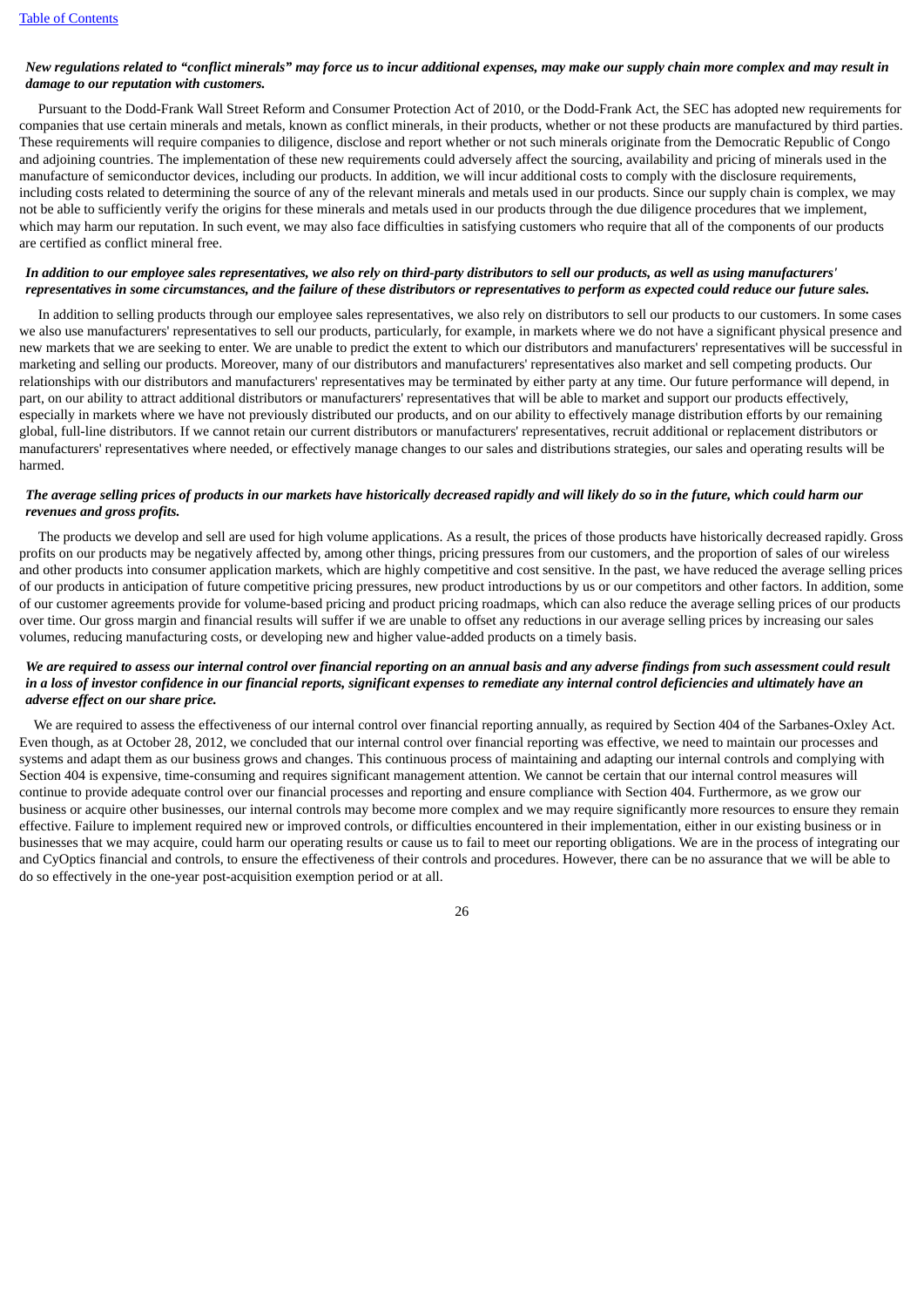***New regulations related to "conflict minerals" may force us to incur additional expenses, may make our supply chain more complex and may result in damage to our reputation with customers.***

Pursuant to the Dodd-Frank Wall Street Reform and Consumer Protection Act of 2010, or the Dodd-Frank Act, the SEC has adopted new requirements for companies that use certain minerals and metals, known as conflict minerals, in their products, whether or not these products are manufactured by third parties. These requirements will require companies to diligence, disclose and report whether or not such minerals originate from the Democratic Republic of Congo and adjoining countries. The implementation of these new requirements could adversely affect the sourcing, availability and pricing of minerals used in the manufacture of semiconductor devices, including our products. In addition, we will incur additional costs to comply with the disclosure requirements, including costs related to determining the source of any of the relevant minerals and metals used in our products. Since our supply chain is complex, we may not be able to sufficiently verify the origins for these minerals and metals used in our products through the due diligence procedures that we implement, which may harm our reputation. In such event, we may also face difficulties in satisfying customers who require that all of the components of our products are certified as conflict mineral free.

***In addition to our employee sales representatives, we also rely on third-party distributors to sell our products, as well as using manufacturers' representatives in some circumstances, and the failure of these distributors or representatives to perform as expected could reduce our future sales.***

In addition to selling products through our employee sales representatives, we also rely on distributors to sell our products to our customers. In some cases we also use manufacturers' representatives to sell our products, particularly, for example, in markets where we do not have a significant physical presence and new markets that we are seeking to enter. We are unable to predict the extent to which our distributors and manufacturers' representatives will be successful in marketing and selling our products. Moreover, many of our distributors and manufacturers' representatives also market and sell competing products. Our relationships with our distributors and manufacturers' representatives may be terminated by either party at any time. Our future performance will depend, in part, on our ability to attract additional distributors or manufacturers' representatives that will be able to market and support our products effectively, especially in markets where we have not previously distributed our products, and on our ability to effectively manage distribution efforts by our remaining global, full-line distributors. If we cannot retain our current distributors or manufacturers' representatives, recruit additional or replacement distributors or manufacturers' representatives where needed, or effectively manage changes to our sales and distributions strategies, our sales and operating results will be harmed.

***The average selling prices of products in our markets have historically decreased rapidly and will likely do so in the future, which could harm our revenues and gross profits.***

The products we develop and sell are used for high volume applications. As a result, the prices of those products have historically decreased rapidly. Gross profits on our products may be negatively affected by, among other things, pricing pressures from our customers, and the proportion of sales of our wireless and other products into consumer application markets, which are highly competitive and cost sensitive. In the past, we have reduced the average selling prices of our products in anticipation of future competitive pricing pressures, new product introductions by us or our competitors and other factors. In addition, some of our customer agreements provide for volume-based pricing and product pricing roadmaps, which can also reduce the average selling prices of our products over time. Our gross margin and financial results will suffer if we are unable to offset any reductions in our average selling prices by increasing our sales volumes, reducing manufacturing costs, or developing new and higher value-added products on a timely basis.

***We are required to assess our internal control over financial reporting on an annual basis and any adverse findings from such assessment could result in a loss of investor confidence in our financial reports, significant expenses to remediate any internal control deficiencies and ultimately have an adverse effect on our share price.***

We are required to assess the effectiveness of our internal control over financial reporting annually, as required by Section 404 of the Sarbanes-Oxley Act. Even though, as at October 28, 2012, we concluded that our internal control over financial reporting was effective, we need to maintain our processes and systems and adapt them as our business grows and changes. This continuous process of maintaining and adapting our internal controls and complying with Section 404 is expensive, time-consuming and requires significant management attention. We cannot be certain that our internal control measures will continue to provide adequate control over our financial processes and reporting and ensure compliance with Section 404. Furthermore, as we grow our business or acquire other businesses, our internal controls may become more complex and we may require significantly more resources to ensure they remain effective. Failure to implement required new or improved controls, or difficulties encountered in their implementation, either in our existing business or in businesses that we may acquire, could harm our operating results or cause us to fail to meet our reporting obligations. We are in the process of integrating our and CyOptics financial and controls, to ensure the effectiveness of their controls and procedures. However, there can be no assurance that we will be able to do so effectively in the one-year post-acquisition exemption period or at all.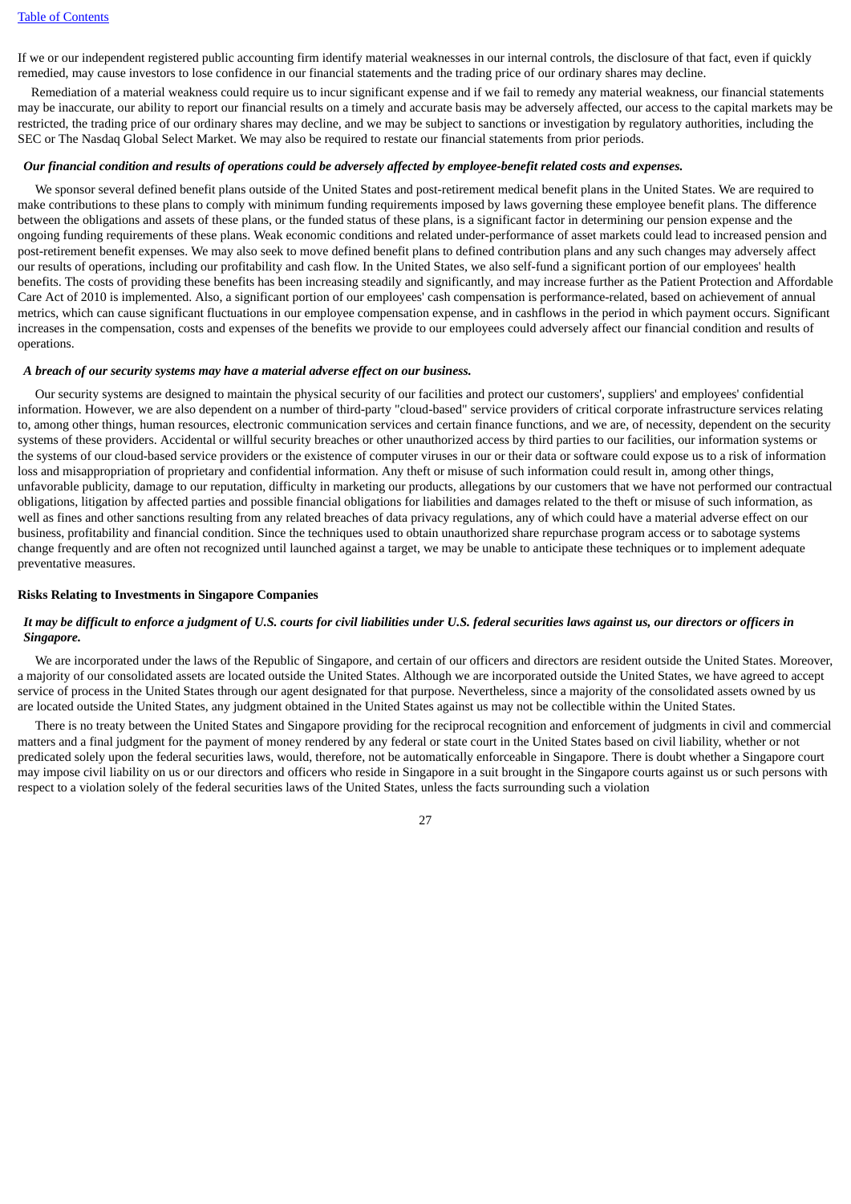If we or our independent registered public accounting firm identify material weaknesses in our internal controls, the disclosure of that fact, even if quickly remedied, may cause investors to lose confidence in our financial statements and the trading price of our ordinary shares may decline.

Remediation of a material weakness could require us to incur significant expense and if we fail to remedy any material weakness, our financial statements may be inaccurate, our ability to report our financial results on a timely and accurate basis may be adversely affected, our access to the capital markets may be restricted, the trading price of our ordinary shares may decline, and we may be subject to sanctions or investigation by regulatory authorities, including the SEC or The Nasdaq Global Select Market. We may also be required to restate our financial statements from prior periods.

***Our financial condition and results of operations could be adversely affected by employee-benefit related costs and expenses.***

We sponsor several defined benefit plans outside of the United States and post-retirement medical benefit plans in the United States. We are required to make contributions to these plans to comply with minimum funding requirements imposed by laws governing these employee benefit plans. The difference between the obligations and assets of these plans, or the funded status of these plans, is a significant factor in determining our pension expense and the ongoing funding requirements of these plans. Weak economic conditions and related under-performance of asset markets could lead to increased pension and post-retirement benefit expenses. We may also seek to move defined benefit plans to defined contribution plans and any such changes may adversely affect our results of operations, including our profitability and cash flow. In the United States, we also self-fund a significant portion of our employees' health benefits. The costs of providing these benefits has been increasing steadily and significantly, and may increase further as the Patient Protection and Affordable Care Act of 2010 is implemented. Also, a significant portion of our employees' cash compensation is performance-related, based on achievement of annual metrics, which can cause significant fluctuations in our employee compensation expense, and in cashflows in the period in which payment occurs. Significant increases in the compensation, costs and expenses of the benefits we provide to our employees could adversely affect our financial condition and results of operations.

***A breach of our security systems may have a material adverse effect on our business.***

Our security systems are designed to maintain the physical security of our facilities and protect our customers', suppliers' and employees' confidential information. However, we are also dependent on a number of third-party "cloud-based" service providers of critical corporate infrastructure services relating to, among other things, human resources, electronic communication services and certain finance functions, and we are, of necessity, dependent on the security systems of these providers. Accidental or willful security breaches or other unauthorized access by third parties to our facilities, our information systems or the systems of our cloud-based service providers or the existence of computer viruses in our or their data or software could expose us to a risk of information loss and misappropriation of proprietary and confidential information. Any theft or misuse of such information could result in, among other things, unfavorable publicity, damage to our reputation, difficulty in marketing our products, allegations by our customers that we have not performed our contractual obligations, litigation by affected parties and possible financial obligations for liabilities and damages related to the theft or misuse of such information, as well as fines and other sanctions resulting from any related breaches of data privacy regulations, any of which could have a material adverse effect on our business, profitability and financial condition. Since the techniques used to obtain unauthorized share repurchase program access or to sabotage systems change frequently and are often not recognized until launched against a target, we may be unable to anticipate these techniques or to implement adequate preventative measures.

**Risks Relating to Investments in Singapore Companies**

***It may be difficult to enforce a judgment of U.S. courts for civil liabilities under U.S. federal securities laws against us, our directors or officers in Singapore.***

We are incorporated under the laws of the Republic of Singapore, and certain of our officers and directors are resident outside the United States. Moreover, a majority of our consolidated assets are located outside the United States. Although we are incorporated outside the United States, we have agreed to accept service of process in the United States through our agent designated for that purpose. Nevertheless, since a majority of the consolidated assets owned by us are located outside the United States, any judgment obtained in the United States against us may not be collectible within the United States.

There is no treaty between the United States and Singapore providing for the reciprocal recognition and enforcement of judgments in civil and commercial matters and a final judgment for the payment of money rendered by any federal or state court in the United States based on civil liability, whether or not predicated solely upon the federal securities laws, would, therefore, not be automatically enforceable in Singapore. There is doubt whether a Singapore court may impose civil liability on us or our directors and officers who reside in Singapore in a suit brought in the Singapore courts against us or such persons with respect to a violation solely of the federal securities laws of the United States, unless the facts surrounding such a violation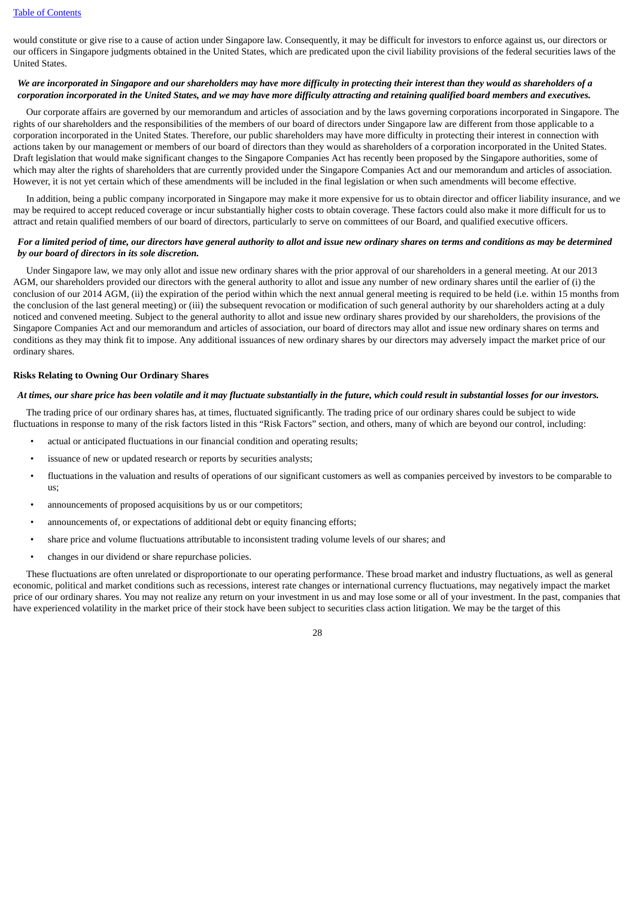would constitute or give rise to a cause of action under Singapore law. Consequently, it may be difficult for investors to enforce against us, our directors or our officers in Singapore judgments obtained in the United States, which are predicated upon the civil liability provisions of the federal securities laws of the United States.

***We are incorporated in Singapore and our shareholders may have more difficulty in protecting their interest than they would as shareholders of a corporation incorporated in the United States, and we may have more difficulty attracting and retaining qualified board members and executives.***

Our corporate affairs are governed by our memorandum and articles of association and by the laws governing corporations incorporated in Singapore. The rights of our shareholders and the responsibilities of the members of our board of directors under Singapore law are different from those applicable to a corporation incorporated in the United States. Therefore, our public shareholders may have more difficulty in protecting their interest in connection with actions taken by our management or members of our board of directors than they would as shareholders of a corporation incorporated in the United States. Draft legislation that would make significant changes to the Singapore Companies Act has recently been proposed by the Singapore authorities, some of which may alter the rights of shareholders that are currently provided under the Singapore Companies Act and our memorandum and articles of association. However, it is not yet certain which of these amendments will be included in the final legislation or when such amendments will become effective.

In addition, being a public company incorporated in Singapore may make it more expensive for us to obtain director and officer liability insurance, and we may be required to accept reduced coverage or incur substantially higher costs to obtain coverage. These factors could also make it more difficult for us to attract and retain qualified members of our board of directors, particularly to serve on committees of our Board, and qualified executive officers.

***For a limited period of time, our directors have general authority to allot and issue new ordinary shares on terms and conditions as may be determined by our board of directors in its sole discretion.***

Under Singapore law, we may only allot and issue new ordinary shares with the prior approval of our shareholders in a general meeting. At our 2013 AGM, our shareholders provided our directors with the general authority to allot and issue any number of new ordinary shares until the earlier of (i) the conclusion of our 2014 AGM, (ii) the expiration of the period within which the next annual general meeting is required to be held (i.e. within 15 months from the conclusion of the last general meeting) or (iii) the subsequent revocation or modification of such general authority by our shareholders acting at a duly noticed and convened meeting. Subject to the general authority to allot and issue new ordinary shares provided by our shareholders, the provisions of the Singapore Companies Act and our memorandum and articles of association, our board of directors may allot and issue new ordinary shares on terms and conditions as they may think fit to impose. Any additional issuances of new ordinary shares by our directors may adversely impact the market price of our ordinary shares.

**Risks Relating to Owning Our Ordinary Shares**

***At times, our share price has been volatile and it may fluctuate substantially in the future, which could result in substantial losses for our investors.***

The trading price of our ordinary shares has, at times, fluctuated significantly. The trading price of our ordinary shares could be subject to wide fluctuations in response to many of the risk factors listed in this "Risk Factors" section, and others, many of which are beyond our control, including:

- actual or anticipated fluctuations in our financial condition and operating results;
- issuance of new or updated research or reports by securities analysts;
- fluctuations in the valuation and results of operations of our significant customers as well as companies perceived by investors to be comparable to us;
- announcements of proposed acquisitions by us or our competitors;
- announcements of, or expectations of additional debt or equity financing efforts;
- share price and volume fluctuations attributable to inconsistent trading volume levels of our shares; and
- changes in our dividend or share repurchase policies.

These fluctuations are often unrelated or disproportionate to our operating performance. These broad market and industry fluctuations, as well as general economic, political and market conditions such as recessions, interest rate changes or international currency fluctuations, may negatively impact the market price of our ordinary shares. You may not realize any return on your investment in us and may lose some or all of your investment. In the past, companies that have experienced volatility in the market price of their stock have been subject to securities class action litigation. We may be the target of this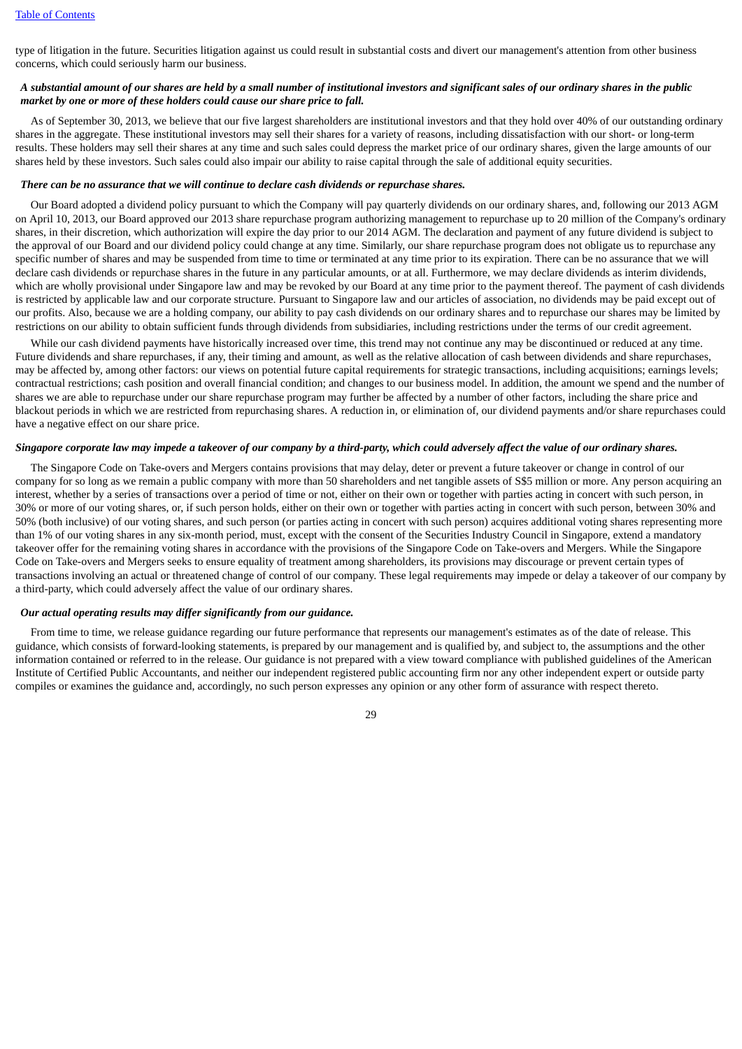type of litigation in the future. Securities litigation against us could result in substantial costs and divert our management's attention from other business concerns, which could seriously harm our business.

***A substantial amount of our shares are held by a small number of institutional investors and significant sales of our ordinary shares in the public market by one or more of these holders could cause our share price to fall.***

As of September 30, 2013, we believe that our five largest shareholders are institutional investors and that they hold over 40% of our outstanding ordinary shares in the aggregate. These institutional investors may sell their shares for a variety of reasons, including dissatisfaction with our short- or long-term results. These holders may sell their shares at any time and such sales could depress the market price of our ordinary shares, given the large amounts of our shares held by these investors. Such sales could also impair our ability to raise capital through the sale of additional equity securities.

***There can be no assurance that we will continue to declare cash dividends or repurchase shares.***

Our Board adopted a dividend policy pursuant to which the Company will pay quarterly dividends on our ordinary shares, and, following our 2013 AGM on April 10, 2013, our Board approved our 2013 share repurchase program authorizing management to repurchase up to 20 million of the Company's ordinary shares, in their discretion, which authorization will expire the day prior to our 2014 AGM. The declaration and payment of any future dividend is subject to the approval of our Board and our dividend policy could change at any time. Similarly, our share repurchase program does not obligate us to repurchase any specific number of shares and may be suspended from time to time or terminated at any time prior to its expiration. There can be no assurance that we will declare cash dividends or repurchase shares in the future in any particular amounts, or at all. Furthermore, we may declare dividends as interim dividends, which are wholly provisional under Singapore law and may be revoked by our Board at any time prior to the payment thereof. The payment of cash dividends is restricted by applicable law and our corporate structure. Pursuant to Singapore law and our articles of association, no dividends may be paid except out of our profits. Also, because we are a holding company, our ability to pay cash dividends on our ordinary shares and to repurchase our shares may be limited by restrictions on our ability to obtain sufficient funds through dividends from subsidiaries, including restrictions under the terms of our credit agreement.

While our cash dividend payments have historically increased over time, this trend may not continue any may be discontinued or reduced at any time. Future dividends and share repurchases, if any, their timing and amount, as well as the relative allocation of cash between dividends and share repurchases, may be affected by, among other factors: our views on potential future capital requirements for strategic transactions, including acquisitions; earnings levels; contractual restrictions; cash position and overall financial condition; and changes to our business model. In addition, the amount we spend and the number of shares we are able to repurchase under our share repurchase program may further be affected by a number of other factors, including the share price and blackout periods in which we are restricted from repurchasing shares. A reduction in, or elimination of, our dividend payments and/or share repurchases could have a negative effect on our share price.

***Singapore corporate law may impede a takeover of our company by a third-party, which could adversely affect the value of our ordinary shares.***

The Singapore Code on Take-overs and Mergers contains provisions that may delay, deter or prevent a future takeover or change in control of our company for so long as we remain a public company with more than 50 shareholders and net tangible assets of S$5 million or more. Any person acquiring an interest, whether by a series of transactions over a period of time or not, either on their own or together with parties acting in concert with such person, in 30% or more of our voting shares, or, if such person holds, either on their own or together with parties acting in concert with such person, between 30% and 50% (both inclusive) of our voting shares, and such person (or parties acting in concert with such person) acquires additional voting shares representing more than 1% of our voting shares in any six-month period, must, except with the consent of the Securities Industry Council in Singapore, extend a mandatory takeover offer for the remaining voting shares in accordance with the provisions of the Singapore Code on Take-overs and Mergers. While the Singapore Code on Take-overs and Mergers seeks to ensure equality of treatment among shareholders, its provisions may discourage or prevent certain types of transactions involving an actual or threatened change of control of our company. These legal requirements may impede or delay a takeover of our company by a third-party, which could adversely affect the value of our ordinary shares.

***Our actual operating results may differ significantly from our guidance.***

From time to time, we release guidance regarding our future performance that represents our management's estimates as of the date of release. This guidance, which consists of forward-looking statements, is prepared by our management and is qualified by, and subject to, the assumptions and the other information contained or referred to in the release. Our guidance is not prepared with a view toward compliance with published guidelines of the American Institute of Certified Public Accountants, and neither our independent registered public accounting firm nor any other independent expert or outside party compiles or examines the guidance and, accordingly, no such person expresses any opinion or any other form of assurance with respect thereto.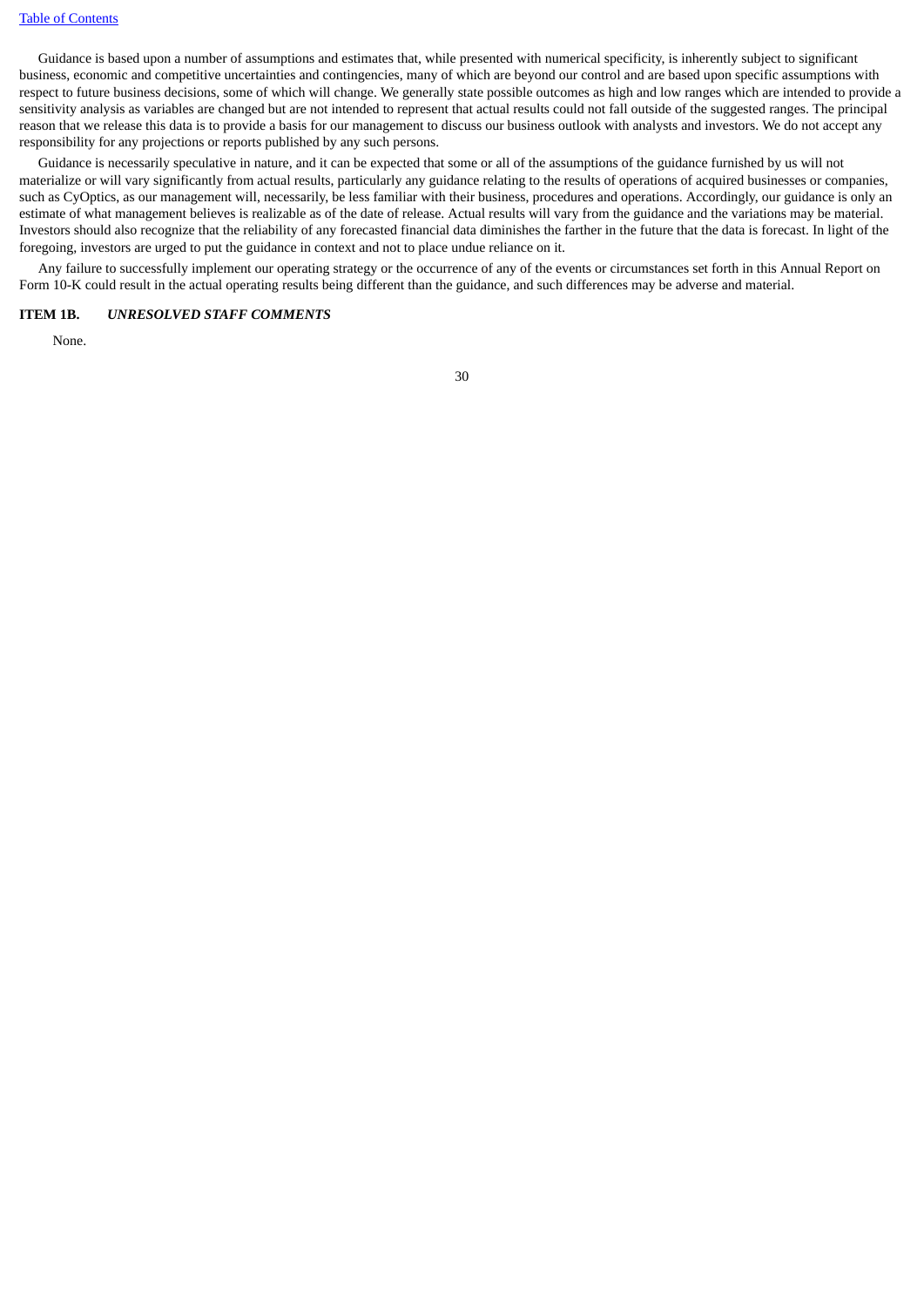Guidance is based upon a number of assumptions and estimates that, while presented with numerical specificity, is inherently subject to significant business, economic and competitive uncertainties and contingencies, many of which are beyond our control and are based upon specific assumptions with respect to future business decisions, some of which will change. We generally state possible outcomes as high and low ranges which are intended to provide a sensitivity analysis as variables are changed but are not intended to represent that actual results could not fall outside of the suggested ranges. The principal reason that we release this data is to provide a basis for our management to discuss our business outlook with analysts and investors. We do not accept any responsibility for any projections or reports published by any such persons.

Guidance is necessarily speculative in nature, and it can be expected that some or all of the assumptions of the guidance furnished by us will not materialize or will vary significantly from actual results, particularly any guidance relating to the results of operations of acquired businesses or companies, such as CyOptics, as our management will, necessarily, be less familiar with their business, procedures and operations. Accordingly, our guidance is only an estimate of what management believes is realizable as of the date of release. Actual results will vary from the guidance and the variations may be material. Investors should also recognize that the reliability of any forecasted financial data diminishes the farther in the future that the data is forecast. In light of the foregoing, investors are urged to put the guidance in context and not to place undue reliance on it.

Any failure to successfully implement our operating strategy or the occurrence of any of the events or circumstances set forth in this Annual Report on Form 10-K could result in the actual operating results being different than the guidance, and such differences may be adverse and material.

## ITEM 1B. *UNRESOLVED STAFF COMMENTS*

None.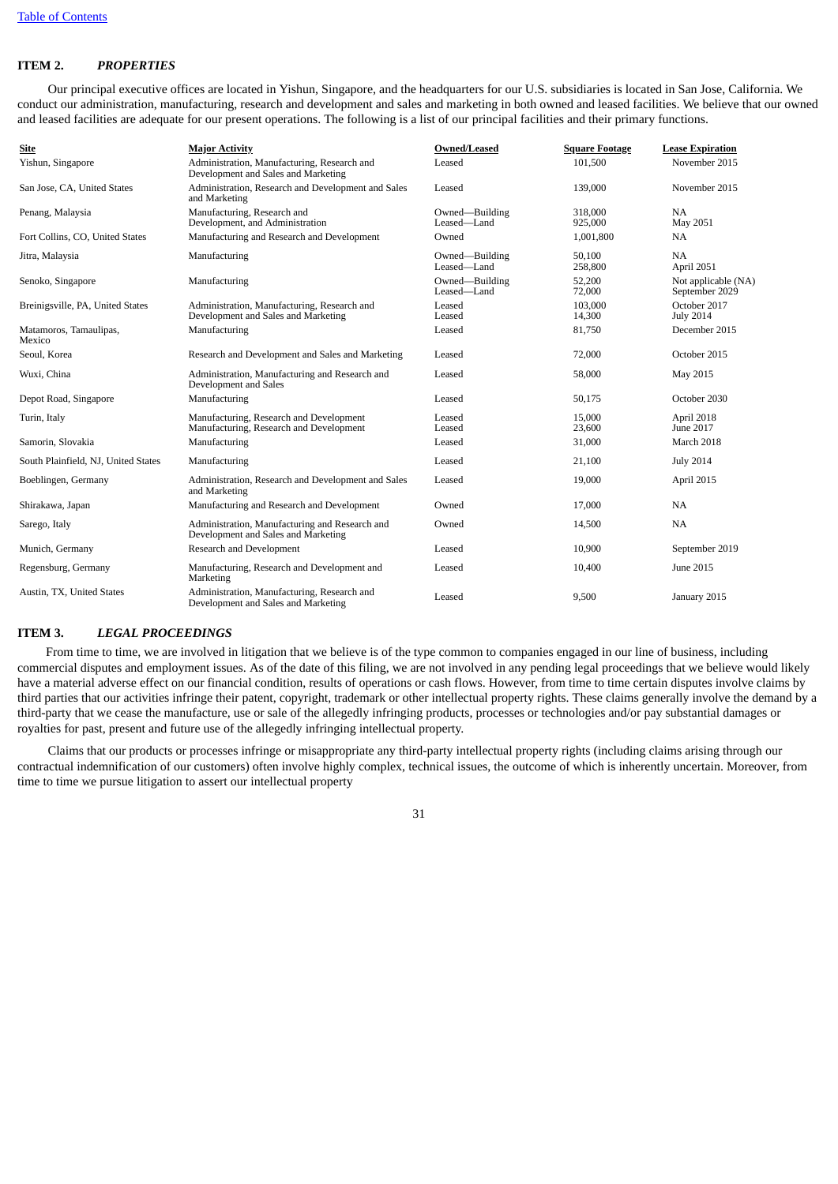[Table of Contents](#)

## ITEM 2. *PROPERTIES*

Our principal executive offices are located in Yishun, Singapore, and the headquarters for our U.S. subsidiaries is located in San Jose, California. We conduct our administration, manufacturing, research and development and sales and marketing in both owned and leased facilities. We believe that our owned and leased facilities are adequate for our present operations. The following is a list of our principal facilities and their primary functions.

| Site | Major Activity | Owned/Leased | Square Footage | Lease Expiration |
|---|---|---|---|---|
| Yishun, Singapore | Administration, Manufacturing, Research and Development and Sales and Marketing | Leased | 101,500 | November 2015 |
| San Jose, CA, United States | Administration, Research and Development and Sales and Marketing | Leased | 139,000 | November 2015 |
| Penang, Malaysia | Manufacturing, Research and Development, and Administration | Owned—Building<br>Leased—Land | 318,000<br>925,000 | NA<br>May 2051 |
| Fort Collins, CO, United States | Manufacturing and Research and Development | Owned | 1,001,800 | NA |
| Jitra, Malaysia | Manufacturing | Owned—Building<br>Leased—Land | 50,100<br>258,800 | NA<br>April 2051 |
| Senoko, Singapore | Manufacturing | Owned—Building<br>Leased—Land | 52,200<br>72,000 | Not applicable (NA)<br>September 2029 |
| Breinigsville, PA, United States | Administration, Manufacturing, Research and Development and Sales and Marketing | Leased<br>Leased | 103,000<br>14,300 | October 2017<br>July 2014 |
| Matamoros, Tamaulipas, Mexico | Manufacturing | Leased | 81,750 | December 2015 |
| Seoul, Korea | Research and Development and Sales and Marketing | Leased | 72,000 | October 2015 |
| Wuxi, China | Administration, Manufacturing and Research and Development and Sales | Leased | 58,000 | May 2015 |
| Depot Road, Singapore | Manufacturing | Leased | 50,175 | October 2030 |
| Turin, Italy | Manufacturing, Research and Development<br>Manufacturing, Research and Development | Leased<br>Leased | 15,000<br>23,600 | April 2018<br>June 2017 |
| Samorin, Slovakia | Manufacturing | Leased | 31,000 | March 2018 |
| South Plainfield, NJ, United States | Manufacturing | Leased | 21,100 | July 2014 |
| Boeblingen, Germany | Administration, Research and Development and Sales and Marketing | Leased | 19,000 | April 2015 |
| Shirakawa, Japan | Manufacturing and Research and Development | Owned | 17,000 | NA |
| Sarego, Italy | Administration, Manufacturing and Research and Development and Sales and Marketing | Owned | 14,500 | NA |
| Munich, Germany | Research and Development | Leased | 10,900 | September 2019 |
| Regensburg, Germany | Manufacturing, Research and Development and Marketing | Leased | 10,400 | June 2015 |
| Austin, TX, United States | Administration, Manufacturing, Research and Development and Sales and Marketing | Leased | 9,500 | January 2015 |

## ITEM 3. *LEGAL PROCEEDINGS*

From time to time, we are involved in litigation that we believe is of the type common to companies engaged in our line of business, including commercial disputes and employment issues. As of the date of this filing, we are not involved in any pending legal proceedings that we believe would likely have a material adverse effect on our financial condition, results of operations or cash flows. However, from time to time certain disputes involve claims by third parties that our activities infringe their patent, copyright, trademark or other intellectual property rights. These claims generally involve the demand by a third-party that we cease the manufacture, use or sale of the allegedly infringing products, processes or technologies and/or pay substantial damages or royalties for past, present and future use of the allegedly infringing intellectual property.

Claims that our products or processes infringe or misappropriate any third-party intellectual property rights (including claims arising through our contractual indemnification of our customers) often involve highly complex, technical issues, the outcome of which is inherently uncertain. Moreover, from time to time we pursue litigation to assert our intellectual property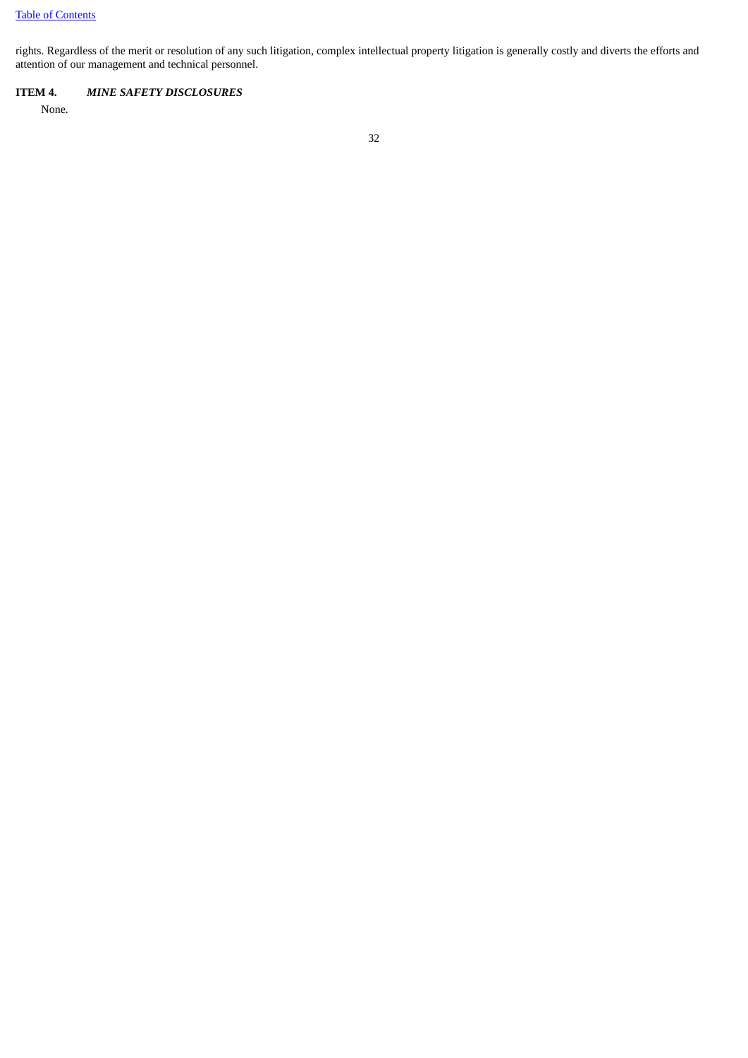rights. Regardless of the merit or resolution of any such litigation, complex intellectual property litigation is generally costly and diverts the efforts and attention of our management and technical personnel.

## ITEM 4. *MINE SAFETY DISCLOSURES*

None.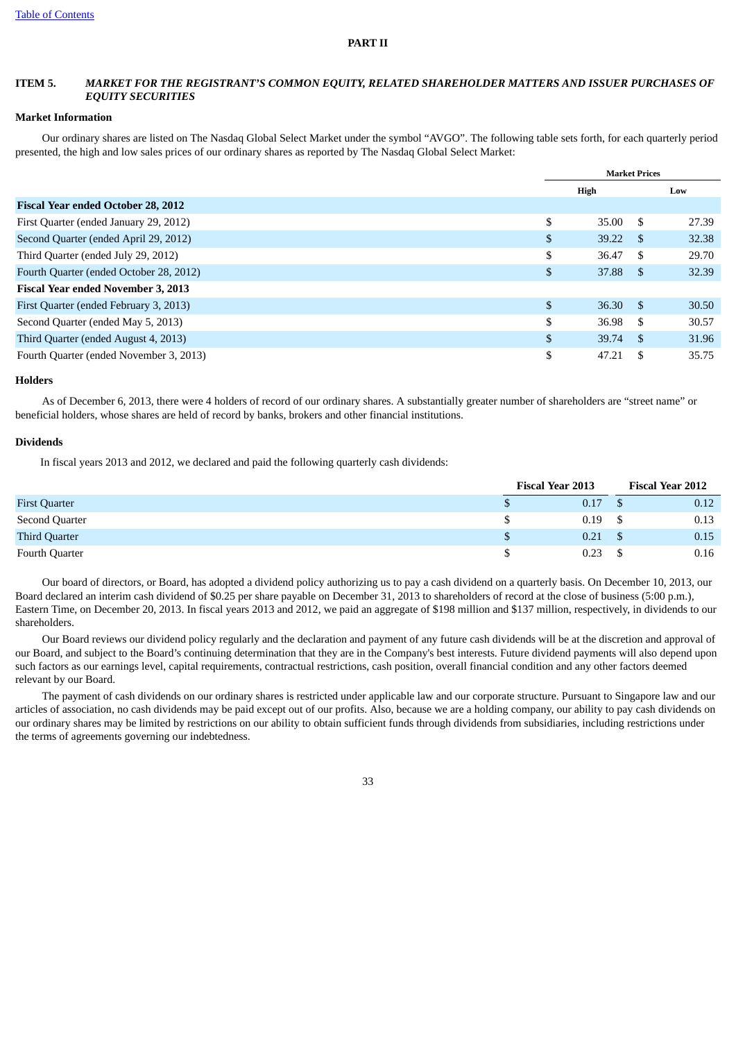[Table of Contents](#)

## PART II

### ITEM 5. *MARKET FOR THE REGISTRANT'S COMMON EQUITY, RELATED SHAREHOLDER MATTERS AND ISSUER PURCHASES OF EQUITY SECURITIES*

**Market Information**

Our ordinary shares are listed on The Nasdaq Global Select Market under the symbol "AVGO". The following table sets forth, for each quarterly period presented, the high and low sales prices of our ordinary shares as reported by The Nasdaq Global Select Market:

| | Market Prices | |
|---|---|---|
| | High | Low |
| **Fiscal Year ended October 28, 2012** | | |
| First Quarter (ended January 29, 2012) | $ 35.00 | $ 27.39 |
| Second Quarter (ended April 29, 2012) | $ 39.22 | $ 32.38 |
| Third Quarter (ended July 29, 2012) | $ 36.47 | $ 29.70 |
| Fourth Quarter (ended October 28, 2012) | $ 37.88 | $ 32.39 |
| **Fiscal Year ended November 3, 2013** | | |
| First Quarter (ended February 3, 2013) | $ 36.30 | $ 30.50 |
| Second Quarter (ended May 5, 2013) | $ 36.98 | $ 30.57 |
| Third Quarter (ended August 4, 2013) | $ 39.74 | $ 31.96 |
| Fourth Quarter (ended November 3, 2013) | $ 47.21 | $ 35.75 |

**Holders**

As of December 6, 2013, there were 4 holders of record of our ordinary shares. A substantially greater number of shareholders are "street name" or beneficial holders, whose shares are held of record by banks, brokers and other financial institutions.

**Dividends**

In fiscal years 2013 and 2012, we declared and paid the following quarterly cash dividends:

| | Fiscal Year 2013 | Fiscal Year 2012 |
|---|---|---|
| First Quarter | $ 0.17 | $ 0.12 |
| Second Quarter | $ 0.19 | $ 0.13 |
| Third Quarter | $ 0.21 | $ 0.15 |
| Fourth Quarter | $ 0.23 | $ 0.16 |

Our board of directors, or Board, has adopted a dividend policy authorizing us to pay a cash dividend on a quarterly basis. On December 10, 2013, our Board declared an interim cash dividend of $0.25 per share payable on December 31, 2013 to shareholders of record at the close of business (5:00 p.m.), Eastern Time, on December 20, 2013. In fiscal years 2013 and 2012, we paid an aggregate of $198 million and $137 million, respectively, in dividends to our shareholders.

Our Board reviews our dividend policy regularly and the declaration and payment of any future cash dividends will be at the discretion and approval of our Board, and subject to the Board's continuing determination that they are in the Company's best interests. Future dividend payments will also depend upon such factors as our earnings level, capital requirements, contractual restrictions, cash position, overall financial condition and any other factors deemed relevant by our Board.

The payment of cash dividends on our ordinary shares is restricted under applicable law and our corporate structure. Pursuant to Singapore law and our articles of association, no cash dividends may be paid except out of our profits. Also, because we are a holding company, our ability to pay cash dividends on our ordinary shares may be limited by restrictions on our ability to obtain sufficient funds through dividends from subsidiaries, including restrictions under the terms of agreements governing our indebtedness.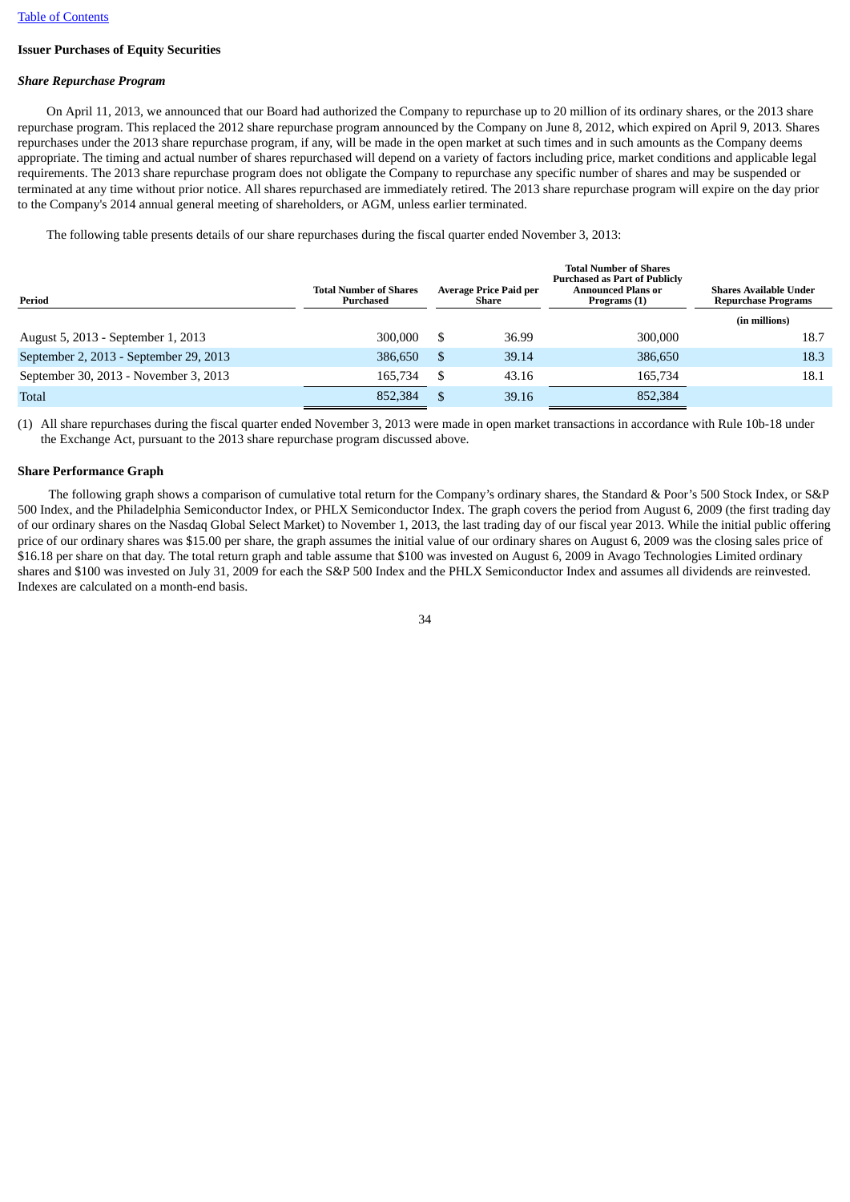Table of Contents

**Issuer Purchases of Equity Securities**

***Share Repurchase Program***

On April 11, 2013, we announced that our Board had authorized the Company to repurchase up to 20 million of its ordinary shares, or the 2013 share repurchase program. This replaced the 2012 share repurchase program announced by the Company on June 8, 2012, which expired on April 9, 2013. Shares repurchases under the 2013 share repurchase program, if any, will be made in the open market at such times and in such amounts as the Company deems appropriate. The timing and actual number of shares repurchased will depend on a variety of factors including price, market conditions and applicable legal requirements. The 2013 share repurchase program does not obligate the Company to repurchase any specific number of shares and may be suspended or terminated at any time without prior notice. All shares repurchased are immediately retired. The 2013 share repurchase program will expire on the day prior to the Company's 2014 annual general meeting of shareholders, or AGM, unless earlier terminated.

The following table presents details of our share repurchases during the fiscal quarter ended November 3, 2013:

| Period | Total Number of Shares Purchased | Average Price Paid per Share | Total Number of Shares Purchased as Part of Publicly Announced Plans or Programs (1) | Shares Available Under Repurchase Programs |
|---|---|---|---|---|
| | | | | (in millions) |
| August 5, 2013 - September 1, 2013 | 300,000 | $ 36.99 | 300,000 | 18.7 |
| September 2, 2013 - September 29, 2013 | 386,650 | $ 39.14 | 386,650 | 18.3 |
| September 30, 2013 - November 3, 2013 | 165,734 | $ 43.16 | 165,734 | 18.1 |
| Total | 852,384 | $ 39.16 | 852,384 | |

(1) All share repurchases during the fiscal quarter ended November 3, 2013 were made in open market transactions in accordance with Rule 10b-18 under the Exchange Act, pursuant to the 2013 share repurchase program discussed above.

**Share Performance Graph**

The following graph shows a comparison of cumulative total return for the Company's ordinary shares, the Standard & Poor's 500 Stock Index, or S&P 500 Index, and the Philadelphia Semiconductor Index, or PHLX Semiconductor Index. The graph covers the period from August 6, 2009 (the first trading day of our ordinary shares on the Nasdaq Global Select Market) to November 1, 2013, the last trading day of our fiscal year 2013. While the initial public offering price of our ordinary shares was $15.00 per share, the graph assumes the initial value of our ordinary shares on August 6, 2009 was the closing sales price of $16.18 per share on that day. The total return graph and table assume that $100 was invested on August 6, 2009 in Avago Technologies Limited ordinary shares and $100 was invested on July 31, 2009 for each the S&P 500 Index and the PHLX Semiconductor Index and assumes all dividends are reinvested. Indexes are calculated on a month-end basis.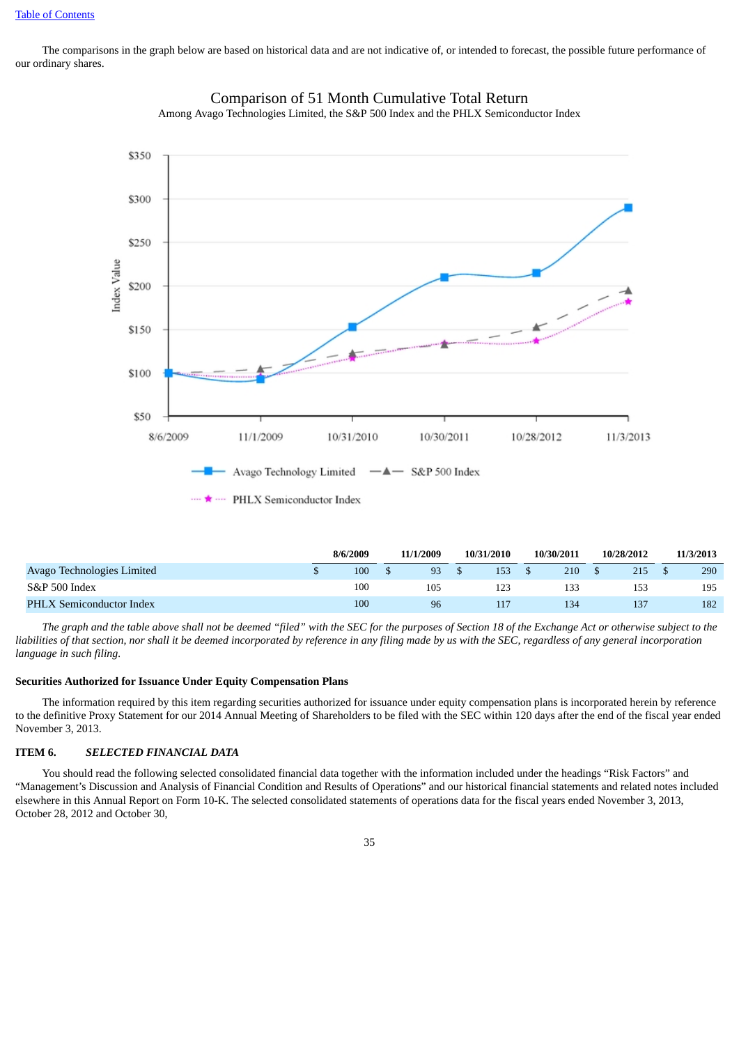The comparisons in the graph below are based on historical data and are not indicative of, or intended to forecast, the possible future performance of our ordinary shares.

Comparison of 51 Month Cumulative Total Return

Among Avago Technologies Limited, the S&P 500 Index and the PHLX Semiconductor Index

| | 8/6/2009 | 11/1/2009 | 10/31/2010 | 10/30/2011 | 10/28/2012 | 11/3/2013 |
|---|---|---|---|---|---|---|
| Avago Technologies Limited | $ 100 | $ 93 | $ 153 | $ 210 | $ 215 | $ 290 |
| S&P 500 Index | 100 | 105 | 123 | 133 | 153 | 195 |
| PHLX Semiconductor Index | 100 | 96 | 117 | 134 | 137 | 182 |

*The graph and the table above shall not be deemed "filed" with the SEC for the purposes of Section 18 of the Exchange Act or otherwise subject to the liabilities of that section, nor shall it be deemed incorporated by reference in any filing made by us with the SEC, regardless of any general incorporation language in such filing.*

**Securities Authorized for Issuance Under Equity Compensation Plans**

The information required by this item regarding securities authorized for issuance under equity compensation plans is incorporated herein by reference to the definitive Proxy Statement for our 2014 Annual Meeting of Shareholders to be filed with the SEC within 120 days after the end of the fiscal year ended November 3, 2013.

**ITEM 6. *SELECTED FINANCIAL DATA***

You should read the following selected consolidated financial data together with the information included under the headings "Risk Factors" and "Management's Discussion and Analysis of Financial Condition and Results of Operations" and our historical financial statements and related notes included elsewhere in this Annual Report on Form 10-K. The selected consolidated statements of operations data for the fiscal years ended November 3, 2013, October 28, 2012 and October 30,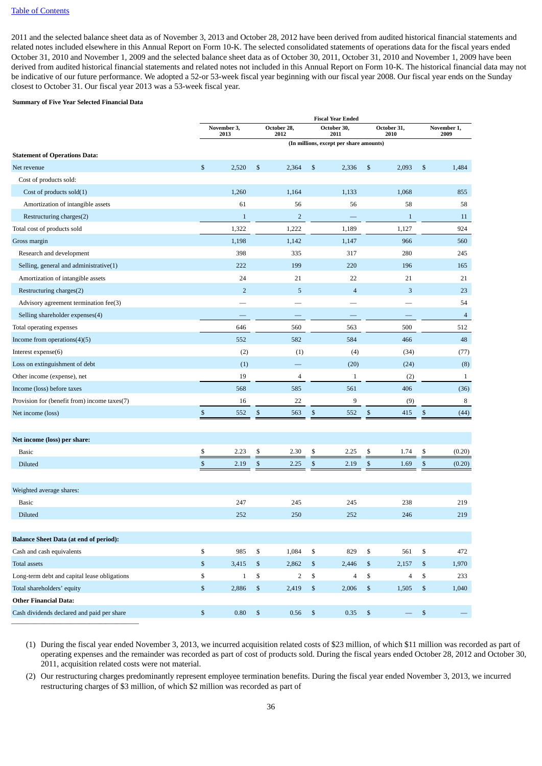[Table of Contents](#)

2011 and the selected balance sheet data as of November 3, 2013 and October 28, 2012 have been derived from audited historical financial statements and related notes included elsewhere in this Annual Report on Form 10-K. The selected consolidated statements of operations data for the fiscal years ended October 31, 2010 and November 1, 2009 and the selected balance sheet data as of October 30, 2011, October 31, 2010 and November 1, 2009 have been derived from audited historical financial statements and related notes not included in this Annual Report on Form 10-K. The historical financial data may not be indicative of our future performance. We adopted a 52-or 53-week fiscal year beginning with our fiscal year 2008. Our fiscal year ends on the Sunday closest to October 31. Our fiscal year 2013 was a 53-week fiscal year.

**Summary of Five Year Selected Financial Data**

| | Fiscal Year Ended | | | | |
|---|---|---|---|---|---|
| | November 3, 2013 | October 28, 2012 | October 30, 2011 | October 31, 2010 | November 1, 2009 |
| | (In millions, except per share amounts) | | | | |
| **Statement of Operations Data:** | | | | | |
| Net revenue | $ 2,520 | $ 2,364 | $ 2,336 | $ 2,093 | $ 1,484 |
| Cost of products sold: | | | | | |
| Cost of products sold(1) | 1,260 | 1,164 | 1,133 | 1,068 | 855 |
| Amortization of intangible assets | 61 | 56 | 56 | 58 | 58 |
| Restructuring charges(2) | 1 | 2 | — | 1 | 11 |
| Total cost of products sold | 1,322 | 1,222 | 1,189 | 1,127 | 924 |
| Gross margin | 1,198 | 1,142 | 1,147 | 966 | 560 |
| Research and development | 398 | 335 | 317 | 280 | 245 |
| Selling, general and administrative(1) | 222 | 199 | 220 | 196 | 165 |
| Amortization of intangible assets | 24 | 21 | 22 | 21 | 21 |
| Restructuring charges(2) | 2 | 5 | 4 | 3 | 23 |
| Advisory agreement termination fee(3) | — | — | — | — | 54 |
| Selling shareholder expenses(4) | — | — | — | — | 4 |
| Total operating expenses | 646 | 560 | 563 | 500 | 512 |
| Income from operations(4)(5) | 552 | 582 | 584 | 466 | 48 |
| Interest expense(6) | (2) | (1) | (4) | (34) | (77) |
| Loss on extinguishment of debt | (1) | — | (20) | (24) | (8) |
| Other income (expense), net | 19 | 4 | 1 | (2) | 1 |
| Income (loss) before taxes | 568 | 585 | 561 | 406 | (36) |
| Provision for (benefit from) income taxes(7) | 16 | 22 | 9 | (9) | 8 |
| Net income (loss) | $ 552 | $ 563 | $ 552 | $ 415 | $ (44) |
| **Net income (loss) per share:** | | | | | |
| Basic | $ 2.23 | $ 2.30 | $ 2.25 | $ 1.74 | $ (0.20) |
| Diluted | $ 2.19 | $ 2.25 | $ 2.19 | $ 1.69 | $ (0.20) |
| Weighted average shares: | | | | | |
| Basic | 247 | 245 | 245 | 238 | 219 |
| Diluted | 252 | 250 | 252 | 246 | 219 |
| **Balance Sheet Data (at end of period):** | | | | | |
| Cash and cash equivalents | $ 985 | $ 1,084 | $ 829 | $ 561 | $ 472 |
| Total assets | $ 3,415 | $ 2,862 | $ 2,446 | $ 2,157 | $ 1,970 |
| Long-term debt and capital lease obligations | $ 1 | $ 2 | $ 4 | $ 4 | $ 233 |
| Total shareholders' equity | $ 2,886 | $ 2,419 | $ 2,006 | $ 1,505 | $ 1,040 |
| **Other Financial Data:** | | | | | |
| Cash dividends declared and paid per share | $ 0.80 | $ 0.56 | $ 0.35 | $ — | $ — |

(1) During the fiscal year ended November 3, 2013, we incurred acquisition related costs of $23 million, of which $11 million was recorded as part of operating expenses and the remainder was recorded as part of cost of products sold. During the fiscal years ended October 28, 2012 and October 30, 2011, acquisition related costs were not material.

(2) Our restructuring charges predominantly represent employee termination benefits. During the fiscal year ended November 3, 2013, we incurred restructuring charges of $3 million, of which $2 million was recorded as part of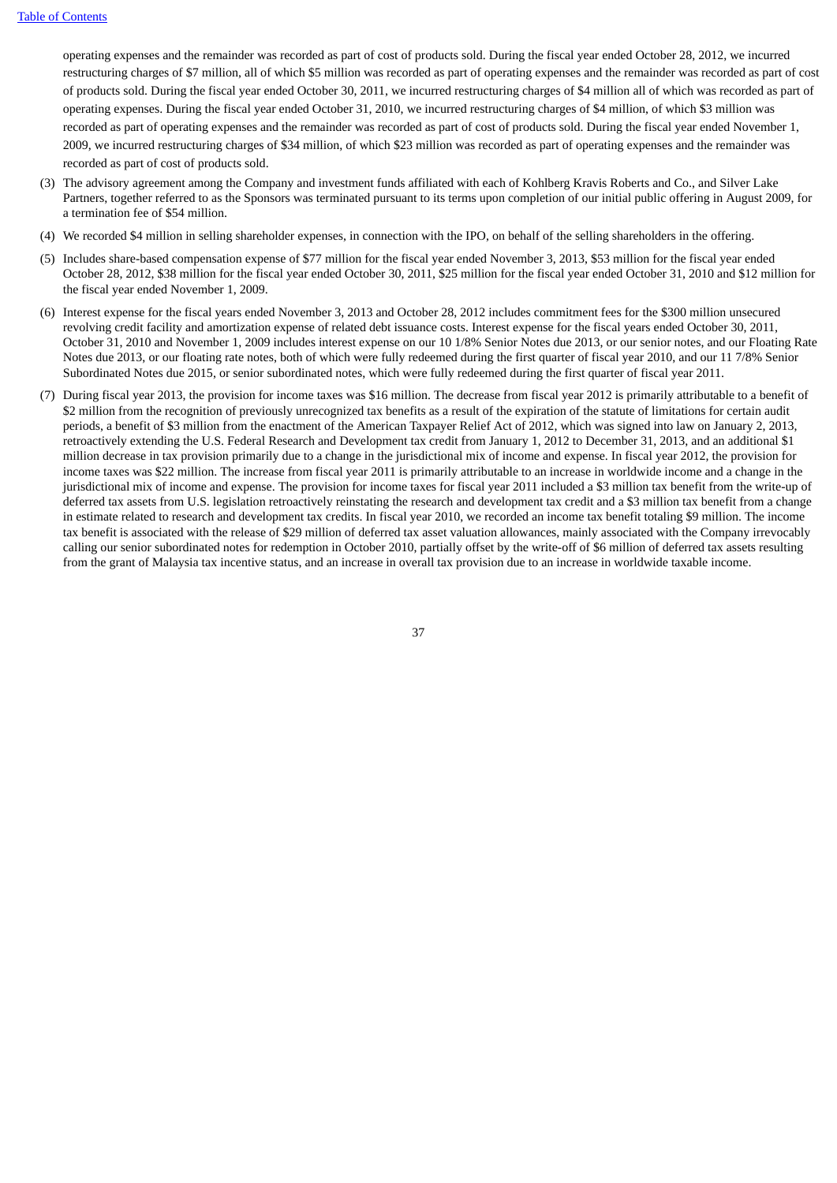operating expenses and the remainder was recorded as part of cost of products sold. During the fiscal year ended October 28, 2012, we incurred restructuring charges of $7 million, all of which $5 million was recorded as part of operating expenses and the remainder was recorded as part of cost of products sold. During the fiscal year ended October 30, 2011, we incurred restructuring charges of $4 million all of which was recorded as part of operating expenses. During the fiscal year ended October 31, 2010, we incurred restructuring charges of $4 million, of which $3 million was recorded as part of operating expenses and the remainder was recorded as part of cost of products sold. During the fiscal year ended November 1, 2009, we incurred restructuring charges of $34 million, of which $23 million was recorded as part of operating expenses and the remainder was recorded as part of cost of products sold.

(3) The advisory agreement among the Company and investment funds affiliated with each of Kohlberg Kravis Roberts and Co., and Silver Lake Partners, together referred to as the Sponsors was terminated pursuant to its terms upon completion of our initial public offering in August 2009, for a termination fee of $54 million.

(4) We recorded $4 million in selling shareholder expenses, in connection with the IPO, on behalf of the selling shareholders in the offering.

(5) Includes share-based compensation expense of $77 million for the fiscal year ended November 3, 2013, $53 million for the fiscal year ended October 28, 2012, $38 million for the fiscal year ended October 30, 2011, $25 million for the fiscal year ended October 31, 2010 and $12 million for the fiscal year ended November 1, 2009.

(6) Interest expense for the fiscal years ended November 3, 2013 and October 28, 2012 includes commitment fees for the $300 million unsecured revolving credit facility and amortization expense of related debt issuance costs. Interest expense for the fiscal years ended October 30, 2011, October 31, 2010 and November 1, 2009 includes interest expense on our 10 1/8% Senior Notes due 2013, or our senior notes, and our Floating Rate Notes due 2013, or our floating rate notes, both of which were fully redeemed during the first quarter of fiscal year 2010, and our 11 7/8% Senior Subordinated Notes due 2015, or senior subordinated notes, which were fully redeemed during the first quarter of fiscal year 2011.

(7) During fiscal year 2013, the provision for income taxes was $16 million. The decrease from fiscal year 2012 is primarily attributable to a benefit of $2 million from the recognition of previously unrecognized tax benefits as a result of the expiration of the statute of limitations for certain audit periods, a benefit of $3 million from the enactment of the American Taxpayer Relief Act of 2012, which was signed into law on January 2, 2013, retroactively extending the U.S. Federal Research and Development tax credit from January 1, 2012 to December 31, 2013, and an additional $1 million decrease in tax provision primarily due to a change in the jurisdictional mix of income and expense. In fiscal year 2012, the provision for income taxes was $22 million. The increase from fiscal year 2011 is primarily attributable to an increase in worldwide income and a change in the jurisdictional mix of income and expense. The provision for income taxes for fiscal year 2011 included a $3 million tax benefit from the write-up of deferred tax assets from U.S. legislation retroactively reinstating the research and development tax credit and a $3 million tax benefit from a change in estimate related to research and development tax credits. In fiscal year 2010, we recorded an income tax benefit totaling $9 million. The income tax benefit is associated with the release of $29 million of deferred tax asset valuation allowances, mainly associated with the Company irrevocably calling our senior subordinated notes for redemption in October 2010, partially offset by the write-off of $6 million of deferred tax assets resulting from the grant of Malaysia tax incentive status, and an increase in overall tax provision due to an increase in worldwide taxable income.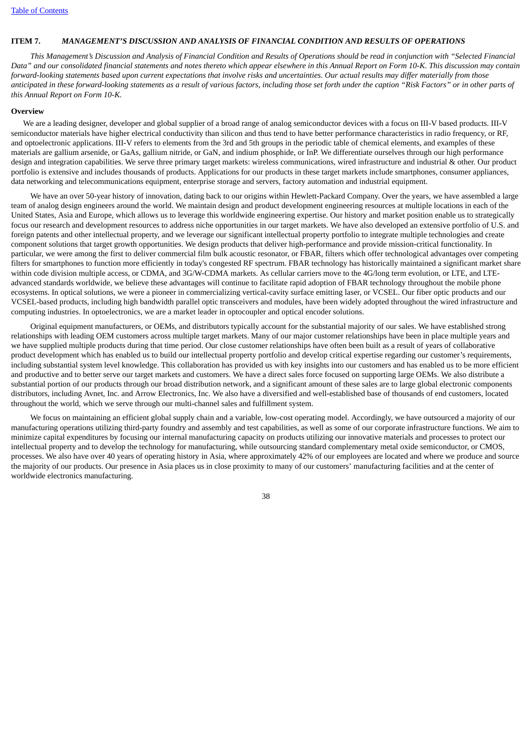## ITEM 7. *MANAGEMENT'S DISCUSSION AND ANALYSIS OF FINANCIAL CONDITION AND RESULTS OF OPERATIONS*

*This Management's Discussion and Analysis of Financial Condition and Results of Operations should be read in conjunction with "Selected Financial Data" and our consolidated financial statements and notes thereto which appear elsewhere in this Annual Report on Form 10-K. This discussion may contain forward-looking statements based upon current expectations that involve risks and uncertainties. Our actual results may differ materially from those anticipated in these forward-looking statements as a result of various factors, including those set forth under the caption "Risk Factors" or in other parts of this Annual Report on Form 10-K.*

### Overview

We are a leading designer, developer and global supplier of a broad range of analog semiconductor devices with a focus on III-V based products. III-V semiconductor materials have higher electrical conductivity than silicon and thus tend to have better performance characteristics in radio frequency, or RF, and optoelectronic applications. III-V refers to elements from the 3rd and 5th groups in the periodic table of chemical elements, and examples of these materials are gallium arsenide, or GaAs, gallium nitride, or GaN, and indium phosphide, or InP. We differentiate ourselves through our high performance design and integration capabilities. We serve three primary target markets: wireless communications, wired infrastructure and industrial & other. Our product portfolio is extensive and includes thousands of products. Applications for our products in these target markets include smartphones, consumer appliances, data networking and telecommunications equipment, enterprise storage and servers, factory automation and industrial equipment.

We have an over 50-year history of innovation, dating back to our origins within Hewlett-Packard Company. Over the years, we have assembled a large team of analog design engineers around the world. We maintain design and product development engineering resources at multiple locations in each of the United States, Asia and Europe, which allows us to leverage this worldwide engineering expertise. Our history and market position enable us to strategically focus our research and development resources to address niche opportunities in our target markets. We have also developed an extensive portfolio of U.S. and foreign patents and other intellectual property, and we leverage our significant intellectual property portfolio to integrate multiple technologies and create component solutions that target growth opportunities. We design products that deliver high-performance and provide mission-critical functionality. In particular, we were among the first to deliver commercial film bulk acoustic resonator, or FBAR, filters which offer technological advantages over competing filters for smartphones to function more efficiently in today's congested RF spectrum. FBAR technology has historically maintained a significant market share within code division multiple access, or CDMA, and 3G/W-CDMA markets. As cellular carriers move to the 4G/long term evolution, or LTE, and LTE-advanced standards worldwide, we believe these advantages will continue to facilitate rapid adoption of FBAR technology throughout the mobile phone ecosystems. In optical solutions, we were a pioneer in commercializing vertical-cavity surface emitting laser, or VCSEL. Our fiber optic products and our VCSEL-based products, including high bandwidth parallel optic transceivers and modules, have been widely adopted throughout the wired infrastructure and computing industries. In optoelectronics, we are a market leader in optocoupler and optical encoder solutions.

Original equipment manufacturers, or OEMs, and distributors typically account for the substantial majority of our sales. We have established strong relationships with leading OEM customers across multiple target markets. Many of our major customer relationships have been in place multiple years and we have supplied multiple products during that time period. Our close customer relationships have often been built as a result of years of collaborative product development which has enabled us to build our intellectual property portfolio and develop critical expertise regarding our customer's requirements, including substantial system level knowledge. This collaboration has provided us with key insights into our customers and has enabled us to be more efficient and productive and to better serve our target markets and customers. We have a direct sales force focused on supporting large OEMs. We also distribute a substantial portion of our products through our broad distribution network, and a significant amount of these sales are to large global electronic components distributors, including Avnet, Inc. and Arrow Electronics, Inc. We also have a diversified and well-established base of thousands of end customers, located throughout the world, which we serve through our multi-channel sales and fulfillment system.

We focus on maintaining an efficient global supply chain and a variable, low-cost operating model. Accordingly, we have outsourced a majority of our manufacturing operations utilizing third-party foundry and assembly and test capabilities, as well as some of our corporate infrastructure functions. We aim to minimize capital expenditures by focusing our internal manufacturing capacity on products utilizing our innovative materials and processes to protect our intellectual property and to develop the technology for manufacturing, while outsourcing standard complementary metal oxide semiconductor, or CMOS, processes. We also have over 40 years of operating history in Asia, where approximately 42% of our employees are located and where we produce and source the majority of our products. Our presence in Asia places us in close proximity to many of our customers' manufacturing facilities and at the center of worldwide electronics manufacturing.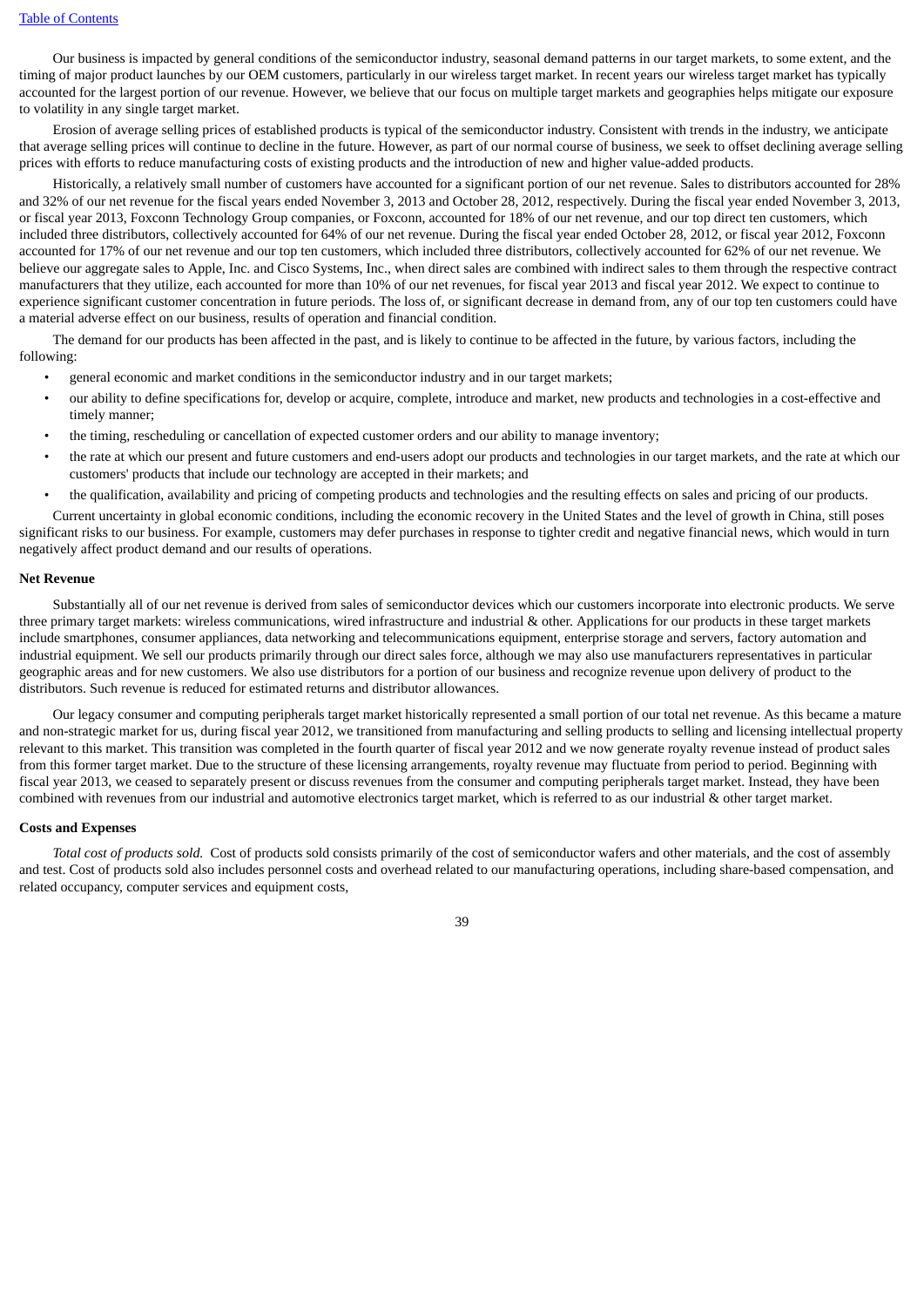Our business is impacted by general conditions of the semiconductor industry, seasonal demand patterns in our target markets, to some extent, and the timing of major product launches by our OEM customers, particularly in our wireless target market. In recent years our wireless target market has typically accounted for the largest portion of our revenue. However, we believe that our focus on multiple target markets and geographies helps mitigate our exposure to volatility in any single target market.

Erosion of average selling prices of established products is typical of the semiconductor industry. Consistent with trends in the industry, we anticipate that average selling prices will continue to decline in the future. However, as part of our normal course of business, we seek to offset declining average selling prices with efforts to reduce manufacturing costs of existing products and the introduction of new and higher value-added products.

Historically, a relatively small number of customers have accounted for a significant portion of our net revenue. Sales to distributors accounted for 28% and 32% of our net revenue for the fiscal years ended November 3, 2013 and October 28, 2012, respectively. During the fiscal year ended November 3, 2013, or fiscal year 2013, Foxconn Technology Group companies, or Foxconn, accounted for 18% of our net revenue, and our top direct ten customers, which included three distributors, collectively accounted for 64% of our net revenue. During the fiscal year ended October 28, 2012, or fiscal year 2012, Foxconn accounted for 17% of our net revenue and our top ten customers, which included three distributors, collectively accounted for 62% of our net revenue. We believe our aggregate sales to Apple, Inc. and Cisco Systems, Inc., when direct sales are combined with indirect sales to them through the respective contract manufacturers that they utilize, each accounted for more than 10% of our net revenues, for fiscal year 2013 and fiscal year 2012. We expect to continue to experience significant customer concentration in future periods. The loss of, or significant decrease in demand from, any of our top ten customers could have a material adverse effect on our business, results of operation and financial condition.

The demand for our products has been affected in the past, and is likely to continue to be affected in the future, by various factors, including the following:

- general economic and market conditions in the semiconductor industry and in our target markets;
- our ability to define specifications for, develop or acquire, complete, introduce and market, new products and technologies in a cost-effective and timely manner;
- the timing, rescheduling or cancellation of expected customer orders and our ability to manage inventory;
- the rate at which our present and future customers and end-users adopt our products and technologies in our target markets, and the rate at which our customers' products that include our technology are accepted in their markets; and
- the qualification, availability and pricing of competing products and technologies and the resulting effects on sales and pricing of our products.

Current uncertainty in global economic conditions, including the economic recovery in the United States and the level of growth in China, still poses significant risks to our business. For example, customers may defer purchases in response to tighter credit and negative financial news, which would in turn negatively affect product demand and our results of operations.

**Net Revenue**

Substantially all of our net revenue is derived from sales of semiconductor devices which our customers incorporate into electronic products. We serve three primary target markets: wireless communications, wired infrastructure and industrial & other. Applications for our products in these target markets include smartphones, consumer appliances, data networking and telecommunications equipment, enterprise storage and servers, factory automation and industrial equipment. We sell our products primarily through our direct sales force, although we may also use manufacturers representatives in particular geographic areas and for new customers. We also use distributors for a portion of our business and recognize revenue upon delivery of product to the distributors. Such revenue is reduced for estimated returns and distributor allowances.

Our legacy consumer and computing peripherals target market historically represented a small portion of our total net revenue. As this became a mature and non-strategic market for us, during fiscal year 2012, we transitioned from manufacturing and selling products to selling and licensing intellectual property relevant to this market. This transition was completed in the fourth quarter of fiscal year 2012 and we now generate royalty revenue instead of product sales from this former target market. Due to the structure of these licensing arrangements, royalty revenue may fluctuate from period to period. Beginning with fiscal year 2013, we ceased to separately present or discuss revenues from the consumer and computing peripherals target market. Instead, they have been combined with revenues from our industrial and automotive electronics target market, which is referred to as our industrial & other target market.

**Costs and Expenses**

*Total cost of products sold.* Cost of products sold consists primarily of the cost of semiconductor wafers and other materials, and the cost of assembly and test. Cost of products sold also includes personnel costs and overhead related to our manufacturing operations, including share-based compensation, and related occupancy, computer services and equipment costs,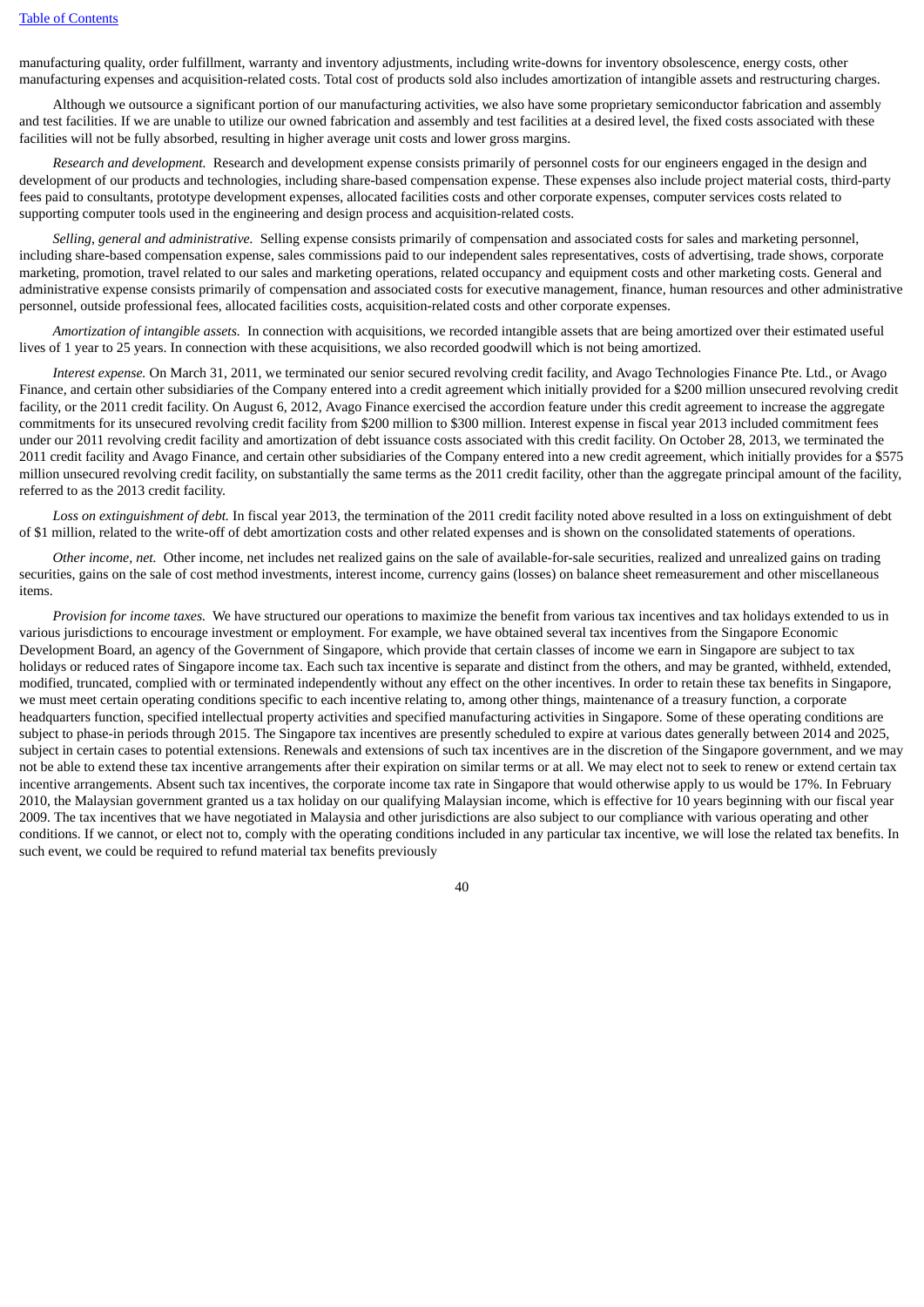manufacturing quality, order fulfillment, warranty and inventory adjustments, including write-downs for inventory obsolescence, energy costs, other manufacturing expenses and acquisition-related costs. Total cost of products sold also includes amortization of intangible assets and restructuring charges.

Although we outsource a significant portion of our manufacturing activities, we also have some proprietary semiconductor fabrication and assembly and test facilities. If we are unable to utilize our owned fabrication and assembly and test facilities at a desired level, the fixed costs associated with these facilities will not be fully absorbed, resulting in higher average unit costs and lower gross margins.

*Research and development.* Research and development expense consists primarily of personnel costs for our engineers engaged in the design and development of our products and technologies, including share-based compensation expense. These expenses also include project material costs, third-party fees paid to consultants, prototype development expenses, allocated facilities costs and other corporate expenses, computer services costs related to supporting computer tools used in the engineering and design process and acquisition-related costs.

*Selling, general and administrative.* Selling expense consists primarily of compensation and associated costs for sales and marketing personnel, including share-based compensation expense, sales commissions paid to our independent sales representatives, costs of advertising, trade shows, corporate marketing, promotion, travel related to our sales and marketing operations, related occupancy and equipment costs and other marketing costs. General and administrative expense consists primarily of compensation and associated costs for executive management, finance, human resources and other administrative personnel, outside professional fees, allocated facilities costs, acquisition-related costs and other corporate expenses.

*Amortization of intangible assets.* In connection with acquisitions, we recorded intangible assets that are being amortized over their estimated useful lives of 1 year to 25 years. In connection with these acquisitions, we also recorded goodwill which is not being amortized.

*Interest expense.* On March 31, 2011, we terminated our senior secured revolving credit facility, and Avago Technologies Finance Pte. Ltd., or Avago Finance, and certain other subsidiaries of the Company entered into a credit agreement which initially provided for a $200 million unsecured revolving credit facility, or the 2011 credit facility. On August 6, 2012, Avago Finance exercised the accordion feature under this credit agreement to increase the aggregate commitments for its unsecured revolving credit facility from $200 million to $300 million. Interest expense in fiscal year 2013 included commitment fees under our 2011 revolving credit facility and amortization of debt issuance costs associated with this credit facility. On October 28, 2013, we terminated the 2011 credit facility and Avago Finance, and certain other subsidiaries of the Company entered into a new credit agreement, which initially provides for a $575 million unsecured revolving credit facility, on substantially the same terms as the 2011 credit facility, other than the aggregate principal amount of the facility, referred to as the 2013 credit facility.

*Loss on extinguishment of debt.* In fiscal year 2013, the termination of the 2011 credit facility noted above resulted in a loss on extinguishment of debt of $1 million, related to the write-off of debt amortization costs and other related expenses and is shown on the consolidated statements of operations.

*Other income, net.* Other income, net includes net realized gains on the sale of available-for-sale securities, realized and unrealized gains on trading securities, gains on the sale of cost method investments, interest income, currency gains (losses) on balance sheet remeasurement and other miscellaneous items.

*Provision for income taxes.* We have structured our operations to maximize the benefit from various tax incentives and tax holidays extended to us in various jurisdictions to encourage investment or employment. For example, we have obtained several tax incentives from the Singapore Economic Development Board, an agency of the Government of Singapore, which provide that certain classes of income we earn in Singapore are subject to tax holidays or reduced rates of Singapore income tax. Each such tax incentive is separate and distinct from the others, and may be granted, withheld, extended, modified, truncated, complied with or terminated independently without any effect on the other incentives. In order to retain these tax benefits in Singapore, we must meet certain operating conditions specific to each incentive relating to, among other things, maintenance of a treasury function, a corporate headquarters function, specified intellectual property activities and specified manufacturing activities in Singapore. Some of these operating conditions are subject to phase-in periods through 2015. The Singapore tax incentives are presently scheduled to expire at various dates generally between 2014 and 2025, subject in certain cases to potential extensions. Renewals and extensions of such tax incentives are in the discretion of the Singapore government, and we may not be able to extend these tax incentive arrangements after their expiration on similar terms or at all. We may elect not to seek to renew or extend certain tax incentive arrangements. Absent such tax incentives, the corporate income tax rate in Singapore that would otherwise apply to us would be 17%. In February 2010, the Malaysian government granted us a tax holiday on our qualifying Malaysian income, which is effective for 10 years beginning with our fiscal year 2009. The tax incentives that we have negotiated in Malaysia and other jurisdictions are also subject to our compliance with various operating and other conditions. If we cannot, or elect not to, comply with the operating conditions included in any particular tax incentive, we will lose the related tax benefits. In such event, we could be required to refund material tax benefits previously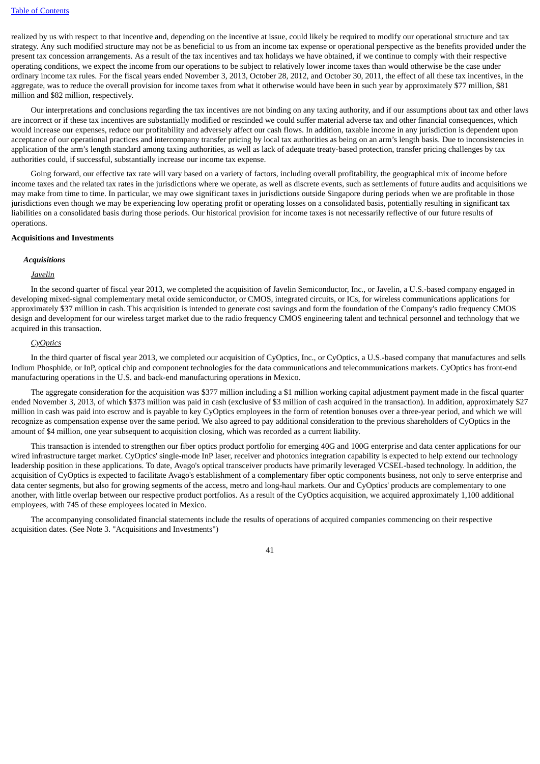realized by us with respect to that incentive and, depending on the incentive at issue, could likely be required to modify our operational structure and tax strategy. Any such modified structure may not be as beneficial to us from an income tax expense or operational perspective as the benefits provided under the present tax concession arrangements. As a result of the tax incentives and tax holidays we have obtained, if we continue to comply with their respective operating conditions, we expect the income from our operations to be subject to relatively lower income taxes than would otherwise be the case under ordinary income tax rules. For the fiscal years ended November 3, 2013, October 28, 2012, and October 30, 2011, the effect of all these tax incentives, in the aggregate, was to reduce the overall provision for income taxes from what it otherwise would have been in such year by approximately $77 million, $81 million and $82 million, respectively.

Our interpretations and conclusions regarding the tax incentives are not binding on any taxing authority, and if our assumptions about tax and other laws are incorrect or if these tax incentives are substantially modified or rescinded we could suffer material adverse tax and other financial consequences, which would increase our expenses, reduce our profitability and adversely affect our cash flows. In addition, taxable income in any jurisdiction is dependent upon acceptance of our operational practices and intercompany transfer pricing by local tax authorities as being on an arm's length basis. Due to inconsistencies in application of the arm's length standard among taxing authorities, as well as lack of adequate treaty-based protection, transfer pricing challenges by tax authorities could, if successful, substantially increase our income tax expense.

Going forward, our effective tax rate will vary based on a variety of factors, including overall profitability, the geographical mix of income before income taxes and the related tax rates in the jurisdictions where we operate, as well as discrete events, such as settlements of future audits and acquisitions we may make from time to time. In particular, we may owe significant taxes in jurisdictions outside Singapore during periods when we are profitable in those jurisdictions even though we may be experiencing low operating profit or operating losses on a consolidated basis, potentially resulting in significant tax liabilities on a consolidated basis during those periods. Our historical provision for income taxes is not necessarily reflective of our future results of operations.

**Acquisitions and Investments**

***Acquisitions***

*Javelin*

In the second quarter of fiscal year 2013, we completed the acquisition of Javelin Semiconductor, Inc., or Javelin, a U.S.-based company engaged in developing mixed-signal complementary metal oxide semiconductor, or CMOS, integrated circuits, or ICs, for wireless communications applications for approximately $37 million in cash. This acquisition is intended to generate cost savings and form the foundation of the Company's radio frequency CMOS design and development for our wireless target market due to the radio frequency CMOS engineering talent and technical personnel and technology that we acquired in this transaction.

*CyOptics*

In the third quarter of fiscal year 2013, we completed our acquisition of CyOptics, Inc., or CyOptics, a U.S.-based company that manufactures and sells Indium Phosphide, or InP, optical chip and component technologies for the data communications and telecommunications markets. CyOptics has front-end manufacturing operations in the U.S. and back-end manufacturing operations in Mexico.

The aggregate consideration for the acquisition was $377 million including a $1 million working capital adjustment payment made in the fiscal quarter ended November 3, 2013, of which $373 million was paid in cash (exclusive of $3 million of cash acquired in the transaction). In addition, approximately $27 million in cash was paid into escrow and is payable to key CyOptics employees in the form of retention bonuses over a three-year period, and which we will recognize as compensation expense over the same period. We also agreed to pay additional consideration to the previous shareholders of CyOptics in the amount of $4 million, one year subsequent to acquisition closing, which was recorded as a current liability.

This transaction is intended to strengthen our fiber optics product portfolio for emerging 40G and 100G enterprise and data center applications for our wired infrastructure target market. CyOptics' single-mode InP laser, receiver and photonics integration capability is expected to help extend our technology leadership position in these applications. To date, Avago's optical transceiver products have primarily leveraged VCSEL-based technology. In addition, the acquisition of CyOptics is expected to facilitate Avago's establishment of a complementary fiber optic components business, not only to serve enterprise and data center segments, but also for growing segments of the access, metro and long-haul markets. Our and CyOptics' products are complementary to one another, with little overlap between our respective product portfolios. As a result of the CyOptics acquisition, we acquired approximately 1,100 additional employees, with 745 of these employees located in Mexico.

The accompanying consolidated financial statements include the results of operations of acquired companies commencing on their respective acquisition dates. (See Note 3. "Acquisitions and Investments")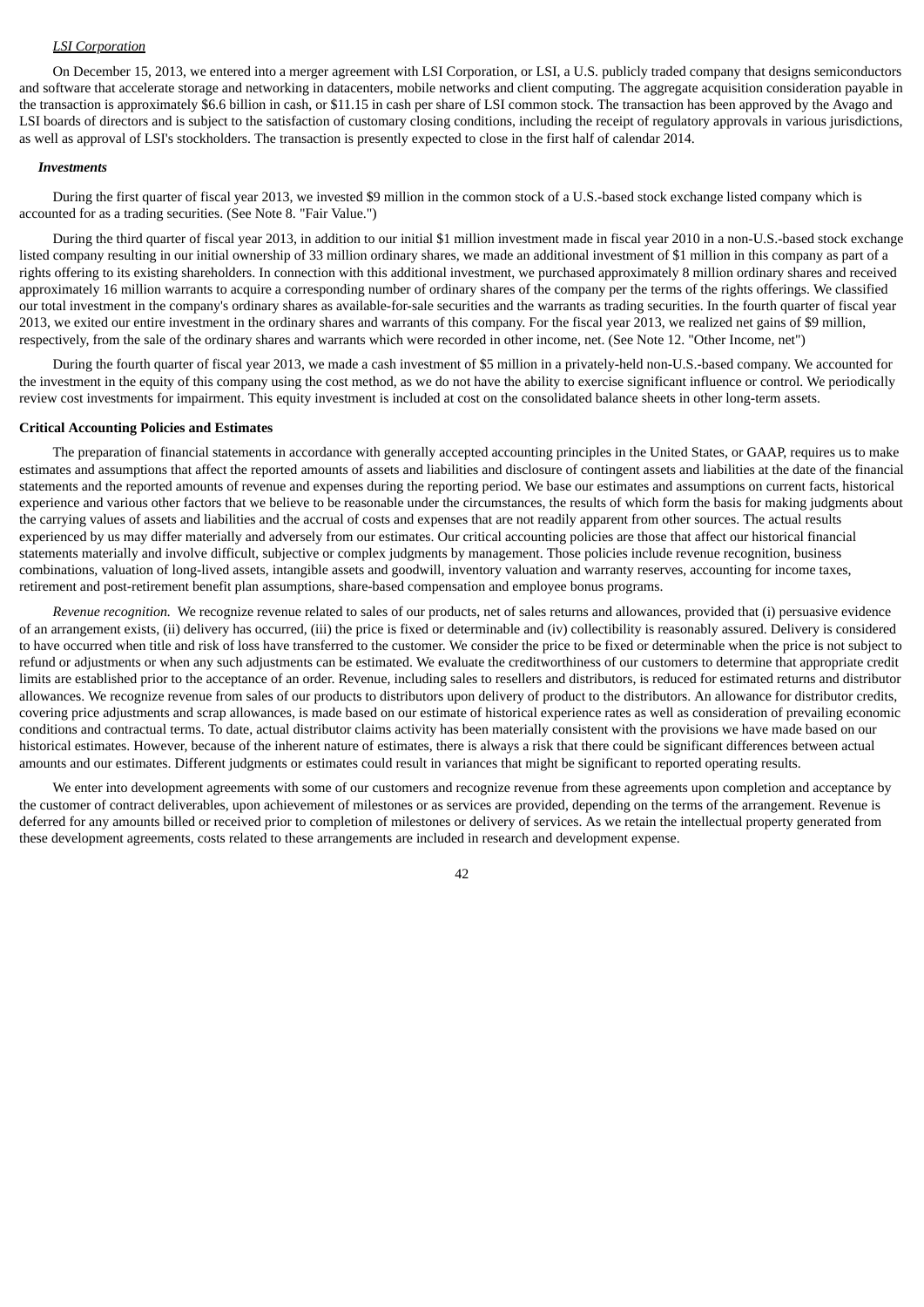*LSI Corporation*

On December 15, 2013, we entered into a merger agreement with LSI Corporation, or LSI, a U.S. publicly traded company that designs semiconductors and software that accelerate storage and networking in datacenters, mobile networks and client computing. The aggregate acquisition consideration payable in the transaction is approximately $6.6 billion in cash, or $11.15 in cash per share of LSI common stock. The transaction has been approved by the Avago and LSI boards of directors and is subject to the satisfaction of customary closing conditions, including the receipt of regulatory approvals in various jurisdictions, as well as approval of LSI's stockholders. The transaction is presently expected to close in the first half of calendar 2014.

***Investments***

During the first quarter of fiscal year 2013, we invested $9 million in the common stock of a U.S.-based stock exchange listed company which is accounted for as a trading securities. (See Note 8. "Fair Value.")

During the third quarter of fiscal year 2013, in addition to our initial $1 million investment made in fiscal year 2010 in a non-U.S.-based stock exchange listed company resulting in our initial ownership of 33 million ordinary shares, we made an additional investment of $1 million in this company as part of a rights offering to its existing shareholders. In connection with this additional investment, we purchased approximately 8 million ordinary shares and received approximately 16 million warrants to acquire a corresponding number of ordinary shares of the company per the terms of the rights offerings. We classified our total investment in the company's ordinary shares as available-for-sale securities and the warrants as trading securities. In the fourth quarter of fiscal year 2013, we exited our entire investment in the ordinary shares and warrants of this company. For the fiscal year 2013, we realized net gains of $9 million, respectively, from the sale of the ordinary shares and warrants which were recorded in other income, net. (See Note 12. "Other Income, net")

During the fourth quarter of fiscal year 2013, we made a cash investment of $5 million in a privately-held non-U.S.-based company. We accounted for the investment in the equity of this company using the cost method, as we do not have the ability to exercise significant influence or control. We periodically review cost investments for impairment. This equity investment is included at cost on the consolidated balance sheets in other long-term assets.

**Critical Accounting Policies and Estimates**

The preparation of financial statements in accordance with generally accepted accounting principles in the United States, or GAAP, requires us to make estimates and assumptions that affect the reported amounts of assets and liabilities and disclosure of contingent assets and liabilities at the date of the financial statements and the reported amounts of revenue and expenses during the reporting period. We base our estimates and assumptions on current facts, historical experience and various other factors that we believe to be reasonable under the circumstances, the results of which form the basis for making judgments about the carrying values of assets and liabilities and the accrual of costs and expenses that are not readily apparent from other sources. The actual results experienced by us may differ materially and adversely from our estimates. Our critical accounting policies are those that affect our historical financial statements materially and involve difficult, subjective or complex judgments by management. Those policies include revenue recognition, business combinations, valuation of long-lived assets, intangible assets and goodwill, inventory valuation and warranty reserves, accounting for income taxes, retirement and post-retirement benefit plan assumptions, share-based compensation and employee bonus programs.

*Revenue recognition.* We recognize revenue related to sales of our products, net of sales returns and allowances, provided that (i) persuasive evidence of an arrangement exists, (ii) delivery has occurred, (iii) the price is fixed or determinable and (iv) collectibility is reasonably assured. Delivery is considered to have occurred when title and risk of loss have transferred to the customer. We consider the price to be fixed or determinable when the price is not subject to refund or adjustments or when any such adjustments can be estimated. We evaluate the creditworthiness of our customers to determine that appropriate credit limits are established prior to the acceptance of an order. Revenue, including sales to resellers and distributors, is reduced for estimated returns and distributor allowances. We recognize revenue from sales of our products to distributors upon delivery of product to the distributors. An allowance for distributor credits, covering price adjustments and scrap allowances, is made based on our estimate of historical experience rates as well as consideration of prevailing economic conditions and contractual terms. To date, actual distributor claims activity has been materially consistent with the provisions we have made based on our historical estimates. However, because of the inherent nature of estimates, there is always a risk that there could be significant differences between actual amounts and our estimates. Different judgments or estimates could result in variances that might be significant to reported operating results.

We enter into development agreements with some of our customers and recognize revenue from these agreements upon completion and acceptance by the customer of contract deliverables, upon achievement of milestones or as services are provided, depending on the terms of the arrangement. Revenue is deferred for any amounts billed or received prior to completion of milestones or delivery of services. As we retain the intellectual property generated from these development agreements, costs related to these arrangements are included in research and development expense.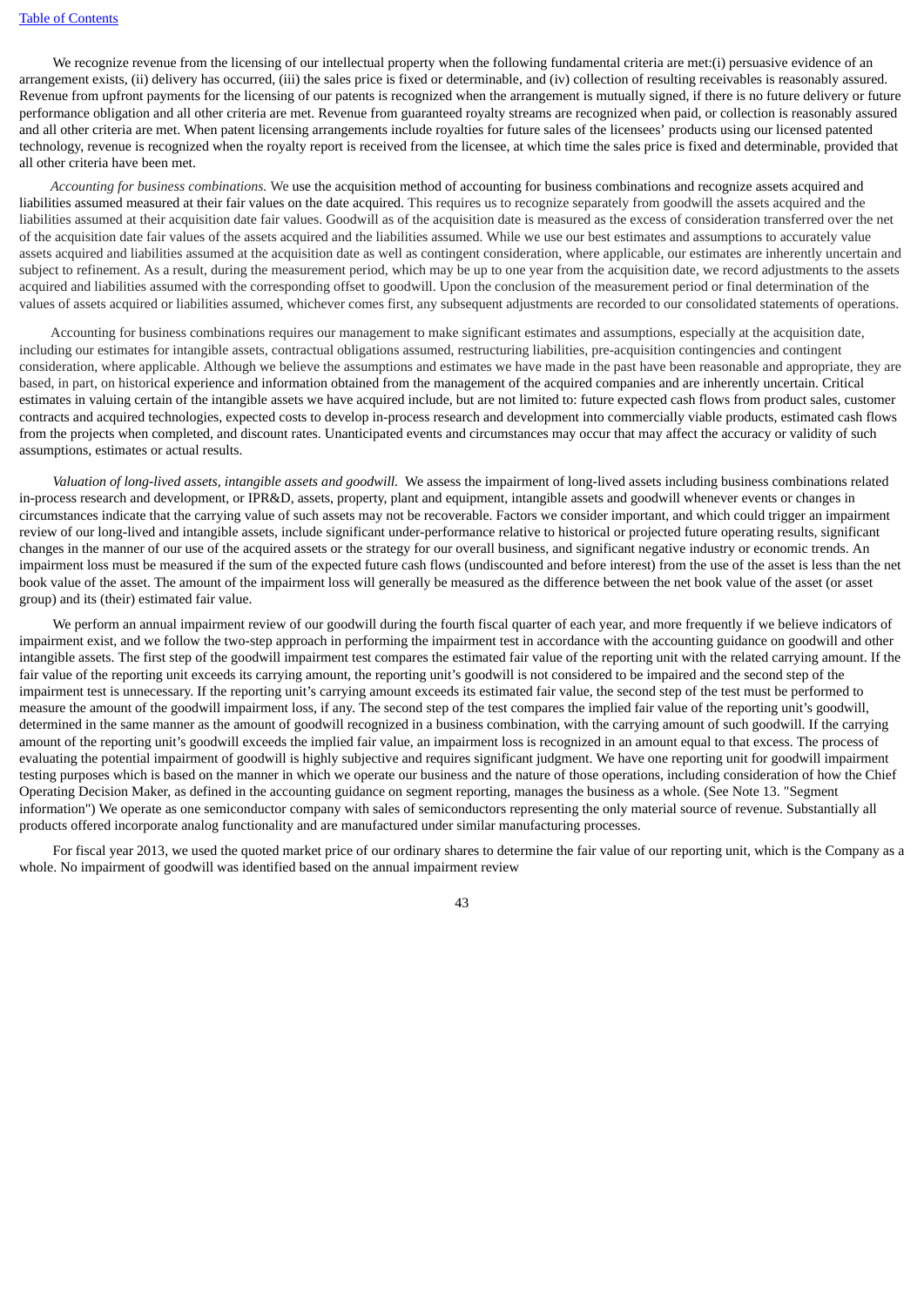We recognize revenue from the licensing of our intellectual property when the following fundamental criteria are met:(i) persuasive evidence of an arrangement exists, (ii) delivery has occurred, (iii) the sales price is fixed or determinable, and (iv) collection of resulting receivables is reasonably assured. Revenue from upfront payments for the licensing of our patents is recognized when the arrangement is mutually signed, if there is no future delivery or future performance obligation and all other criteria are met. Revenue from guaranteed royalty streams are recognized when paid, or collection is reasonably assured and all other criteria are met. When patent licensing arrangements include royalties for future sales of the licensees' products using our licensed patented technology, revenue is recognized when the royalty report is received from the licensee, at which time the sales price is fixed and determinable, provided that all other criteria have been met.

*Accounting for business combinations.* We use the acquisition method of accounting for business combinations and recognize assets acquired and liabilities assumed measured at their fair values on the date acquired. This requires us to recognize separately from goodwill the assets acquired and the liabilities assumed at their acquisition date fair values. Goodwill as of the acquisition date is measured as the excess of consideration transferred over the net of the acquisition date fair values of the assets acquired and the liabilities assumed. While we use our best estimates and assumptions to accurately value assets acquired and liabilities assumed at the acquisition date as well as contingent consideration, where applicable, our estimates are inherently uncertain and subject to refinement. As a result, during the measurement period, which may be up to one year from the acquisition date, we record adjustments to the assets acquired and liabilities assumed with the corresponding offset to goodwill. Upon the conclusion of the measurement period or final determination of the values of assets acquired or liabilities assumed, whichever comes first, any subsequent adjustments are recorded to our consolidated statements of operations.

Accounting for business combinations requires our management to make significant estimates and assumptions, especially at the acquisition date, including our estimates for intangible assets, contractual obligations assumed, restructuring liabilities, pre-acquisition contingencies and contingent consideration, where applicable. Although we believe the assumptions and estimates we have made in the past have been reasonable and appropriate, they are based, in part, on historical experience and information obtained from the management of the acquired companies and are inherently uncertain. Critical estimates in valuing certain of the intangible assets we have acquired include, but are not limited to: future expected cash flows from product sales, customer contracts and acquired technologies, expected costs to develop in-process research and development into commercially viable products, estimated cash flows from the projects when completed, and discount rates. Unanticipated events and circumstances may occur that may affect the accuracy or validity of such assumptions, estimates or actual results.

*Valuation of long-lived assets, intangible assets and goodwill.* We assess the impairment of long-lived assets including business combinations related in-process research and development, or IPR&D, assets, property, plant and equipment, intangible assets and goodwill whenever events or changes in circumstances indicate that the carrying value of such assets may not be recoverable. Factors we consider important, and which could trigger an impairment review of our long-lived and intangible assets, include significant under-performance relative to historical or projected future operating results, significant changes in the manner of our use of the acquired assets or the strategy for our overall business, and significant negative industry or economic trends. An impairment loss must be measured if the sum of the expected future cash flows (undiscounted and before interest) from the use of the asset is less than the net book value of the asset. The amount of the impairment loss will generally be measured as the difference between the net book value of the asset (or asset group) and its (their) estimated fair value.

We perform an annual impairment review of our goodwill during the fourth fiscal quarter of each year, and more frequently if we believe indicators of impairment exist, and we follow the two-step approach in performing the impairment test in accordance with the accounting guidance on goodwill and other intangible assets. The first step of the goodwill impairment test compares the estimated fair value of the reporting unit with the related carrying amount. If the fair value of the reporting unit exceeds its carrying amount, the reporting unit's goodwill is not considered to be impaired and the second step of the impairment test is unnecessary. If the reporting unit's carrying amount exceeds its estimated fair value, the second step of the test must be performed to measure the amount of the goodwill impairment loss, if any. The second step of the test compares the implied fair value of the reporting unit's goodwill, determined in the same manner as the amount of goodwill recognized in a business combination, with the carrying amount of such goodwill. If the carrying amount of the reporting unit's goodwill exceeds the implied fair value, an impairment loss is recognized in an amount equal to that excess. The process of evaluating the potential impairment of goodwill is highly subjective and requires significant judgment. We have one reporting unit for goodwill impairment testing purposes which is based on the manner in which we operate our business and the nature of those operations, including consideration of how the Chief Operating Decision Maker, as defined in the accounting guidance on segment reporting, manages the business as a whole. (See Note 13. "Segment information") We operate as one semiconductor company with sales of semiconductors representing the only material source of revenue. Substantially all products offered incorporate analog functionality and are manufactured under similar manufacturing processes.

For fiscal year 2013, we used the quoted market price of our ordinary shares to determine the fair value of our reporting unit, which is the Company as a whole. No impairment of goodwill was identified based on the annual impairment review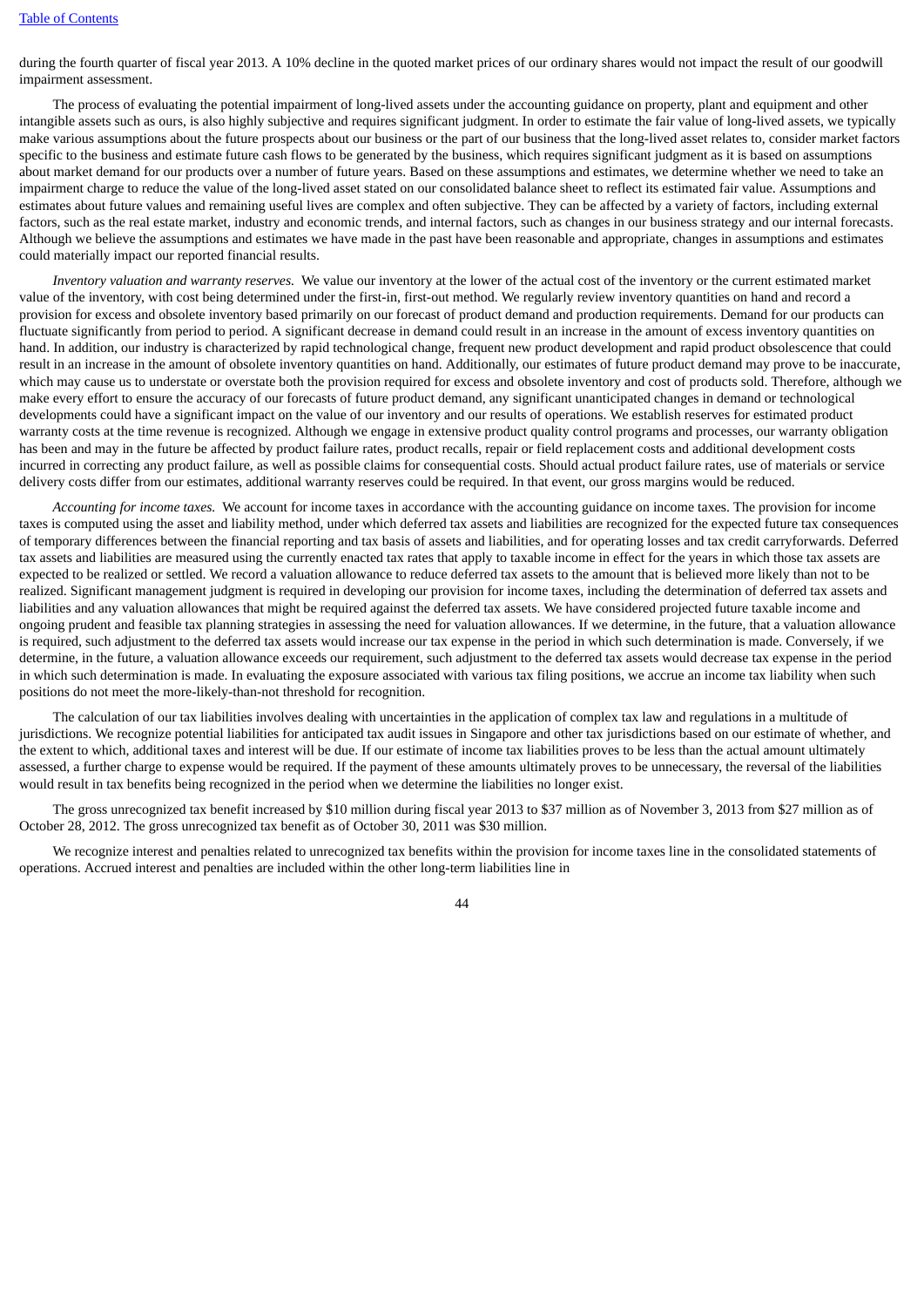during the fourth quarter of fiscal year 2013. A 10% decline in the quoted market prices of our ordinary shares would not impact the result of our goodwill impairment assessment.

The process of evaluating the potential impairment of long-lived assets under the accounting guidance on property, plant and equipment and other intangible assets such as ours, is also highly subjective and requires significant judgment. In order to estimate the fair value of long-lived assets, we typically make various assumptions about the future prospects about our business or the part of our business that the long-lived asset relates to, consider market factors specific to the business and estimate future cash flows to be generated by the business, which requires significant judgment as it is based on assumptions about market demand for our products over a number of future years. Based on these assumptions and estimates, we determine whether we need to take an impairment charge to reduce the value of the long-lived asset stated on our consolidated balance sheet to reflect its estimated fair value. Assumptions and estimates about future values and remaining useful lives are complex and often subjective. They can be affected by a variety of factors, including external factors, such as the real estate market, industry and economic trends, and internal factors, such as changes in our business strategy and our internal forecasts. Although we believe the assumptions and estimates we have made in the past have been reasonable and appropriate, changes in assumptions and estimates could materially impact our reported financial results.

*Inventory valuation and warranty reserves.* We value our inventory at the lower of the actual cost of the inventory or the current estimated market value of the inventory, with cost being determined under the first-in, first-out method. We regularly review inventory quantities on hand and record a provision for excess and obsolete inventory based primarily on our forecast of product demand and production requirements. Demand for our products can fluctuate significantly from period to period. A significant decrease in demand could result in an increase in the amount of excess inventory quantities on hand. In addition, our industry is characterized by rapid technological change, frequent new product development and rapid product obsolescence that could result in an increase in the amount of obsolete inventory quantities on hand. Additionally, our estimates of future product demand may prove to be inaccurate, which may cause us to understate or overstate both the provision required for excess and obsolete inventory and cost of products sold. Therefore, although we make every effort to ensure the accuracy of our forecasts of future product demand, any significant unanticipated changes in demand or technological developments could have a significant impact on the value of our inventory and our results of operations. We establish reserves for estimated product warranty costs at the time revenue is recognized. Although we engage in extensive product quality control programs and processes, our warranty obligation has been and may in the future be affected by product failure rates, product recalls, repair or field replacement costs and additional development costs incurred in correcting any product failure, as well as possible claims for consequential costs. Should actual product failure rates, use of materials or service delivery costs differ from our estimates, additional warranty reserves could be required. In that event, our gross margins would be reduced.

*Accounting for income taxes.* We account for income taxes in accordance with the accounting guidance on income taxes. The provision for income taxes is computed using the asset and liability method, under which deferred tax assets and liabilities are recognized for the expected future tax consequences of temporary differences between the financial reporting and tax basis of assets and liabilities, and for operating losses and tax credit carryforwards. Deferred tax assets and liabilities are measured using the currently enacted tax rates that apply to taxable income in effect for the years in which those tax assets are expected to be realized or settled. We record a valuation allowance to reduce deferred tax assets to the amount that is believed more likely than not to be realized. Significant management judgment is required in developing our provision for income taxes, including the determination of deferred tax assets and liabilities and any valuation allowances that might be required against the deferred tax assets. We have considered projected future taxable income and ongoing prudent and feasible tax planning strategies in assessing the need for valuation allowances. If we determine, in the future, that a valuation allowance is required, such adjustment to the deferred tax assets would increase our tax expense in the period in which such determination is made. Conversely, if we determine, in the future, a valuation allowance exceeds our requirement, such adjustment to the deferred tax assets would decrease tax expense in the period in which such determination is made. In evaluating the exposure associated with various tax filing positions, we accrue an income tax liability when such positions do not meet the more-likely-than-not threshold for recognition.

The calculation of our tax liabilities involves dealing with uncertainties in the application of complex tax law and regulations in a multitude of jurisdictions. We recognize potential liabilities for anticipated tax audit issues in Singapore and other tax jurisdictions based on our estimate of whether, and the extent to which, additional taxes and interest will be due. If our estimate of income tax liabilities proves to be less than the actual amount ultimately assessed, a further charge to expense would be required. If the payment of these amounts ultimately proves to be unnecessary, the reversal of the liabilities would result in tax benefits being recognized in the period when we determine the liabilities no longer exist.

The gross unrecognized tax benefit increased by $10 million during fiscal year 2013 to $37 million as of November 3, 2013 from $27 million as of October 28, 2012. The gross unrecognized tax benefit as of October 30, 2011 was $30 million.

We recognize interest and penalties related to unrecognized tax benefits within the provision for income taxes line in the consolidated statements of operations. Accrued interest and penalties are included within the other long-term liabilities line in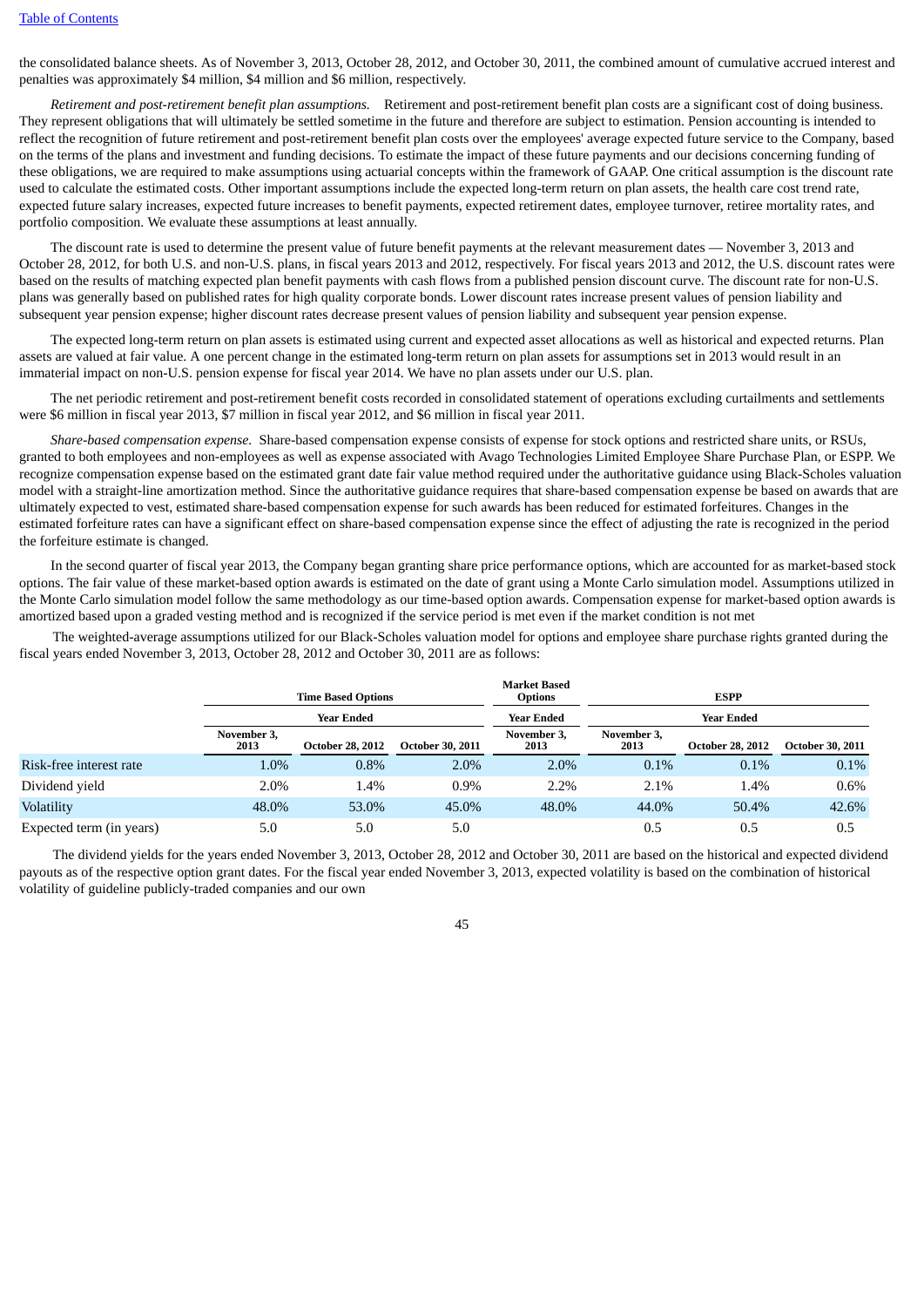[Table of Contents](#)

the consolidated balance sheets. As of November 3, 2013, October 28, 2012, and October 30, 2011, the combined amount of cumulative accrued interest and penalties was approximately $4 million, $4 million and $6 million, respectively.

*Retirement and post-retirement benefit plan assumptions.* Retirement and post-retirement benefit plan costs are a significant cost of doing business. They represent obligations that will ultimately be settled sometime in the future and therefore are subject to estimation. Pension accounting is intended to reflect the recognition of future retirement and post-retirement benefit plan costs over the employees' average expected future service to the Company, based on the terms of the plans and investment and funding decisions. To estimate the impact of these future payments and our decisions concerning funding of these obligations, we are required to make assumptions using actuarial concepts within the framework of GAAP. One critical assumption is the discount rate used to calculate the estimated costs. Other important assumptions include the expected long-term return on plan assets, the health care cost trend rate, expected future salary increases, expected future increases to benefit payments, expected retirement dates, employee turnover, retiree mortality rates, and portfolio composition. We evaluate these assumptions at least annually.

The discount rate is used to determine the present value of future benefit payments at the relevant measurement dates — November 3, 2013 and October 28, 2012, for both U.S. and non-U.S. plans, in fiscal years 2013 and 2012, respectively. For fiscal years 2013 and 2012, the U.S. discount rates were based on the results of matching expected plan benefit payments with cash flows from a published pension discount curve. The discount rate for non-U.S. plans was generally based on published rates for high quality corporate bonds. Lower discount rates increase present values of pension liability and subsequent year pension expense; higher discount rates decrease present values of pension liability and subsequent year pension expense.

The expected long-term return on plan assets is estimated using current and expected asset allocations as well as historical and expected returns. Plan assets are valued at fair value. A one percent change in the estimated long-term return on plan assets for assumptions set in 2013 would result in an immaterial impact on non-U.S. pension expense for fiscal year 2014. We have no plan assets under our U.S. plan.

The net periodic retirement and post-retirement benefit costs recorded in consolidated statement of operations excluding curtailments and settlements were $6 million in fiscal year 2013, $7 million in fiscal year 2012, and $6 million in fiscal year 2011.

*Share-based compensation expense.* Share-based compensation expense consists of expense for stock options and restricted share units, or RSUs, granted to both employees and non-employees as well as expense associated with Avago Technologies Limited Employee Share Purchase Plan, or ESPP. We recognize compensation expense based on the estimated grant date fair value method required under the authoritative guidance using Black-Scholes valuation model with a straight-line amortization method. Since the authoritative guidance requires that share-based compensation expense be based on awards that are ultimately expected to vest, estimated share-based compensation expense for such awards has been reduced for estimated forfeitures. Changes in the estimated forfeiture rates can have a significant effect on share-based compensation expense since the effect of adjusting the rate is recognized in the period the forfeiture estimate is changed.

In the second quarter of fiscal year 2013, the Company began granting share price performance options, which are accounted for as market-based stock options. The fair value of these market-based option awards is estimated on the date of grant using a Monte Carlo simulation model. Assumptions utilized in the Monte Carlo simulation model follow the same methodology as our time-based option awards. Compensation expense for market-based option awards is amortized based upon a graded vesting method and is recognized if the service period is met even if the market condition is not met

The weighted-average assumptions utilized for our Black-Scholes valuation model for options and employee share purchase rights granted during the fiscal years ended November 3, 2013, October 28, 2012 and October 30, 2011 are as follows:

| | Time Based Options | | | Market Based Options | ESPP | | |
|---|---|---|---|---|---|---|---|
| | Year Ended | | | Year Ended | Year Ended | | |
| | November 3, 2013 | October 28, 2012 | October 30, 2011 | November 3, 2013 | November 3, 2013 | October 28, 2012 | October 30, 2011 |
| Risk-free interest rate | 1.0% | 0.8% | 2.0% | 2.0% | 0.1% | 0.1% | 0.1% |
| Dividend yield | 2.0% | 1.4% | 0.9% | 2.2% | 2.1% | 1.4% | 0.6% |
| Volatility | 48.0% | 53.0% | 45.0% | 48.0% | 44.0% | 50.4% | 42.6% |
| Expected term (in years) | 5.0 | 5.0 | 5.0 | | 0.5 | 0.5 | 0.5 |

The dividend yields for the years ended November 3, 2013, October 28, 2012 and October 30, 2011 are based on the historical and expected dividend payouts as of the respective option grant dates. For the fiscal year ended November 3, 2013, expected volatility is based on the combination of historical volatility of guideline publicly-traded companies and our own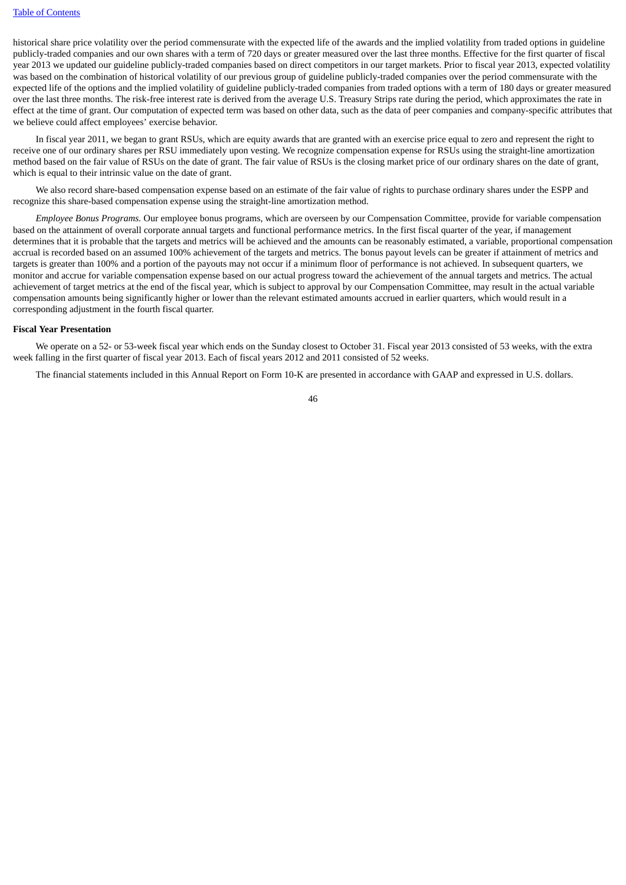historical share price volatility over the period commensurate with the expected life of the awards and the implied volatility from traded options in guideline publicly-traded companies and our own shares with a term of 720 days or greater measured over the last three months. Effective for the first quarter of fiscal year 2013 we updated our guideline publicly-traded companies based on direct competitors in our target markets. Prior to fiscal year 2013, expected volatility was based on the combination of historical volatility of our previous group of guideline publicly-traded companies over the period commensurate with the expected life of the options and the implied volatility of guideline publicly-traded companies from traded options with a term of 180 days or greater measured over the last three months. The risk-free interest rate is derived from the average U.S. Treasury Strips rate during the period, which approximates the rate in effect at the time of grant. Our computation of expected term was based on other data, such as the data of peer companies and company-specific attributes that we believe could affect employees' exercise behavior.

In fiscal year 2011, we began to grant RSUs, which are equity awards that are granted with an exercise price equal to zero and represent the right to receive one of our ordinary shares per RSU immediately upon vesting. We recognize compensation expense for RSUs using the straight-line amortization method based on the fair value of RSUs on the date of grant. The fair value of RSUs is the closing market price of our ordinary shares on the date of grant, which is equal to their intrinsic value on the date of grant.

We also record share-based compensation expense based on an estimate of the fair value of rights to purchase ordinary shares under the ESPP and recognize this share-based compensation expense using the straight-line amortization method.

*Employee Bonus Programs.* Our employee bonus programs, which are overseen by our Compensation Committee, provide for variable compensation based on the attainment of overall corporate annual targets and functional performance metrics. In the first fiscal quarter of the year, if management determines that it is probable that the targets and metrics will be achieved and the amounts can be reasonably estimated, a variable, proportional compensation accrual is recorded based on an assumed 100% achievement of the targets and metrics. The bonus payout levels can be greater if attainment of metrics and targets is greater than 100% and a portion of the payouts may not occur if a minimum floor of performance is not achieved. In subsequent quarters, we monitor and accrue for variable compensation expense based on our actual progress toward the achievement of the annual targets and metrics. The actual achievement of target metrics at the end of the fiscal year, which is subject to approval by our Compensation Committee, may result in the actual variable compensation amounts being significantly higher or lower than the relevant estimated amounts accrued in earlier quarters, which would result in a corresponding adjustment in the fourth fiscal quarter.

**Fiscal Year Presentation**

We operate on a 52- or 53-week fiscal year which ends on the Sunday closest to October 31. Fiscal year 2013 consisted of 53 weeks, with the extra week falling in the first quarter of fiscal year 2013. Each of fiscal years 2012 and 2011 consisted of 52 weeks.

The financial statements included in this Annual Report on Form 10-K are presented in accordance with GAAP and expressed in U.S. dollars.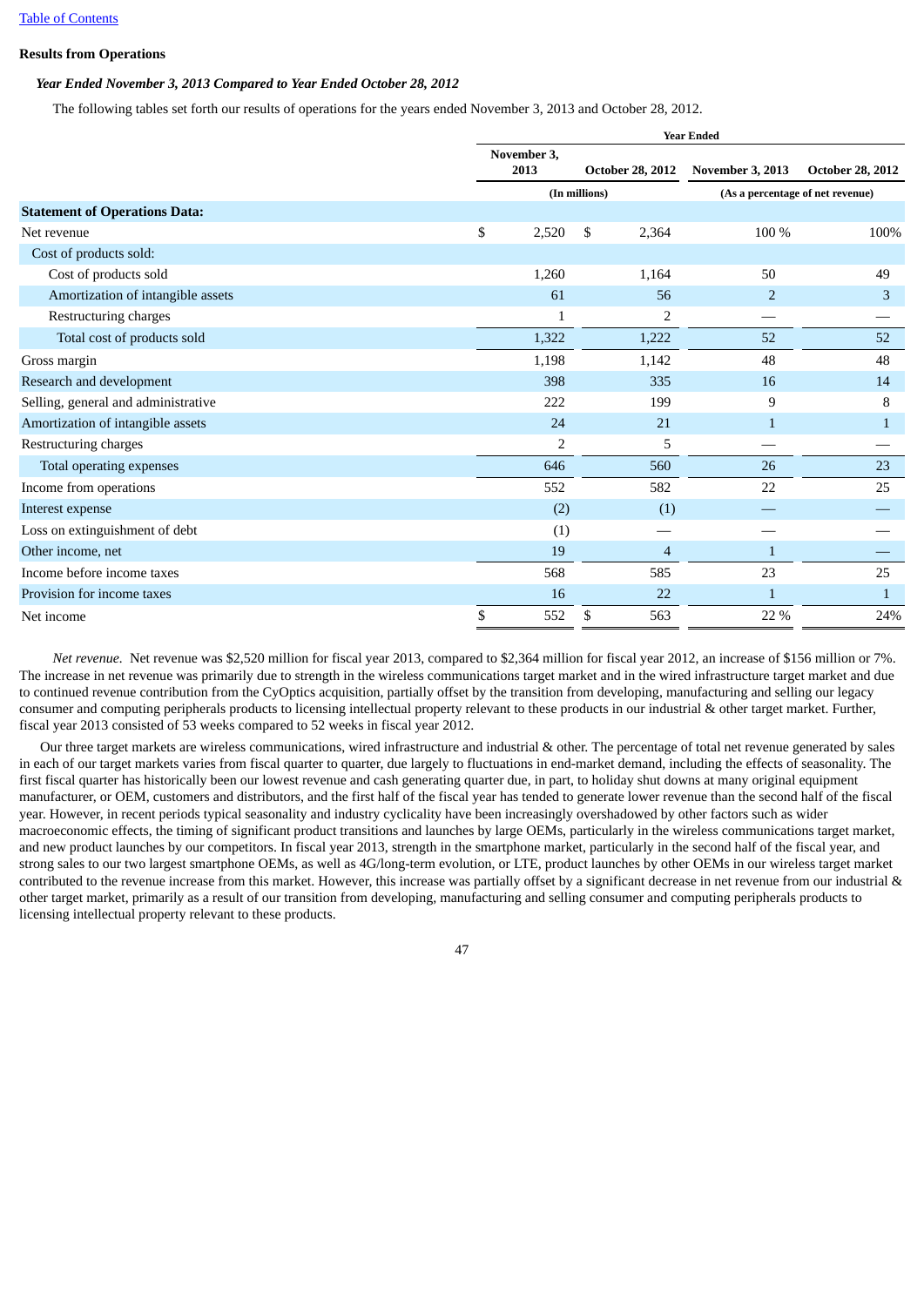[Table of Contents](#)

**Results from Operations**

***Year Ended November 3, 2013 Compared to Year Ended October 28, 2012***

The following tables set forth our results of operations for the years ended November 3, 2013 and October 28, 2012.

| | Year Ended | | | |
|---|---|---|---|---|
| | November 3, 2013 | October 28, 2012 | November 3, 2013 | October 28, 2012 |
| | (In millions) | | (As a percentage of net revenue) | |
| **Statement of Operations Data:** | | | | |
| Net revenue | $ 2,520 | $ 2,364 | 100 % | 100% |
| Cost of products sold: | | | | |
| Cost of products sold | 1,260 | 1,164 | 50 | 49 |
| Amortization of intangible assets | 61 | 56 | 2 | 3 |
| Restructuring charges | 1 | 2 | — | — |
| Total cost of products sold | 1,322 | 1,222 | 52 | 52 |
| Gross margin | 1,198 | 1,142 | 48 | 48 |
| Research and development | 398 | 335 | 16 | 14 |
| Selling, general and administrative | 222 | 199 | 9 | 8 |
| Amortization of intangible assets | 24 | 21 | 1 | 1 |
| Restructuring charges | 2 | 5 | — | — |
| Total operating expenses | 646 | 560 | 26 | 23 |
| Income from operations | 552 | 582 | 22 | 25 |
| Interest expense | (2) | (1) | — | — |
| Loss on extinguishment of debt | (1) | — | — | — |
| Other income, net | 19 | 4 | 1 | — |
| Income before income taxes | 568 | 585 | 23 | 25 |
| Provision for income taxes | 16 | 22 | 1 | 1 |
| Net income | $ 552 | $ 563 | 22 % | 24% |

*Net revenue.* Net revenue was $2,520 million for fiscal year 2013, compared to $2,364 million for fiscal year 2012, an increase of $156 million or 7%. The increase in net revenue was primarily due to strength in the wireless communications target market and in the wired infrastructure target market and due to continued revenue contribution from the CyOptics acquisition, partially offset by the transition from developing, manufacturing and selling our legacy consumer and computing peripherals products to licensing intellectual property relevant to these products in our industrial & other target market. Further, fiscal year 2013 consisted of 53 weeks compared to 52 weeks in fiscal year 2012.

Our three target markets are wireless communications, wired infrastructure and industrial & other. The percentage of total net revenue generated by sales in each of our target markets varies from fiscal quarter to quarter, due largely to fluctuations in end-market demand, including the effects of seasonality. The first fiscal quarter has historically been our lowest revenue and cash generating quarter due, in part, to holiday shut downs at many original equipment manufacturer, or OEM, customers and distributors, and the first half of the fiscal year has tended to generate lower revenue than the second half of the fiscal year. However, in recent periods typical seasonality and industry cyclicality have been increasingly overshadowed by other factors such as wider macroeconomic effects, the timing of significant product transitions and launches by large OEMs, particularly in the wireless communications target market, and new product launches by our competitors. In fiscal year 2013, strength in the smartphone market, particularly in the second half of the fiscal year, and strong sales to our two largest smartphone OEMs, as well as 4G/long-term evolution, or LTE, product launches by other OEMs in our wireless target market contributed to the revenue increase from this market. However, this increase was partially offset by a significant decrease in net revenue from our industrial & other target market, primarily as a result of our transition from developing, manufacturing and selling consumer and computing peripherals products to licensing intellectual property relevant to these products.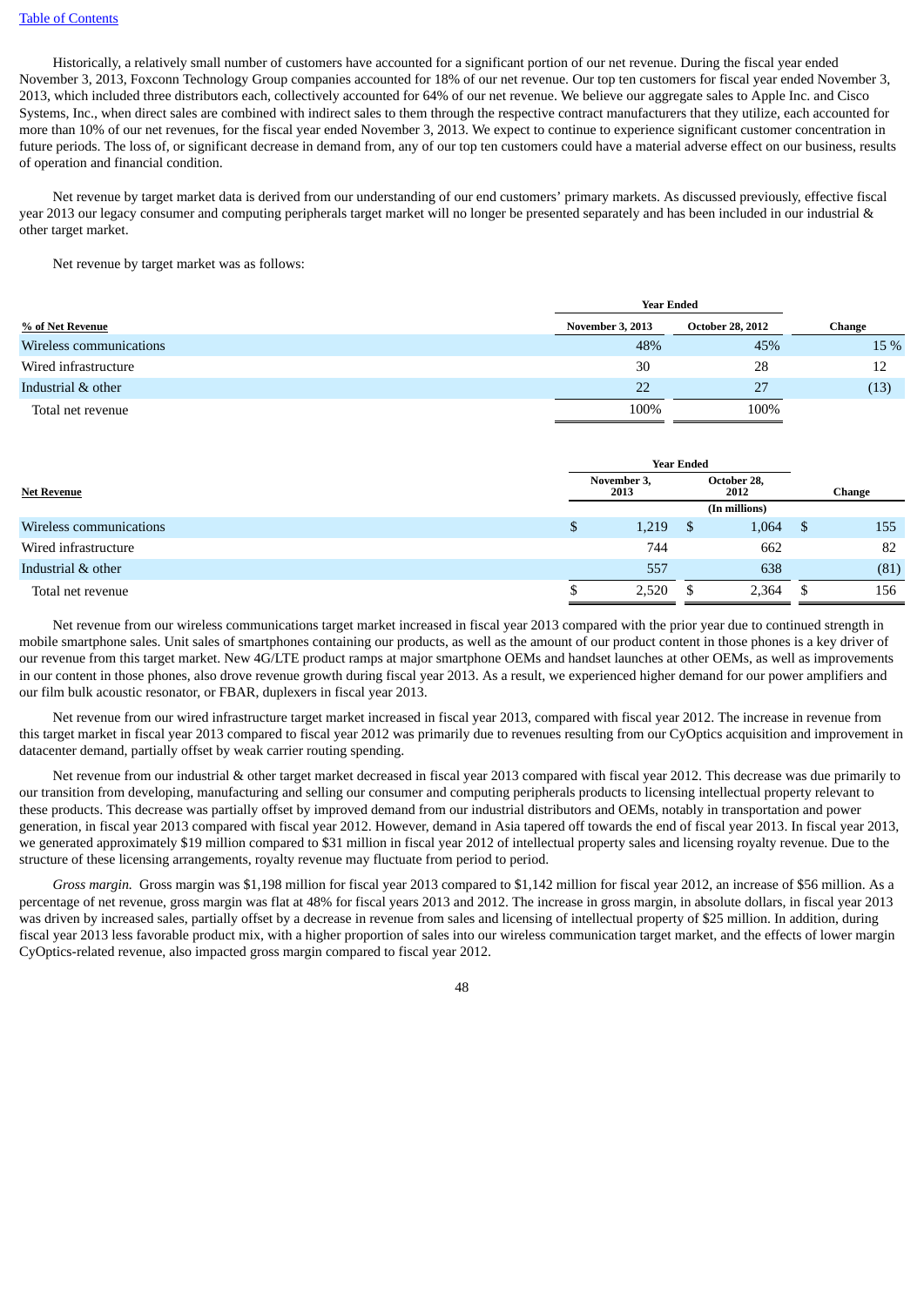Historically, a relatively small number of customers have accounted for a significant portion of our net revenue. During the fiscal year ended November 3, 2013, Foxconn Technology Group companies accounted for 18% of our net revenue. Our top ten customers for fiscal year ended November 3, 2013, which included three distributors each, collectively accounted for 64% of our net revenue. We believe our aggregate sales to Apple Inc. and Cisco Systems, Inc., when direct sales are combined with indirect sales to them through the respective contract manufacturers that they utilize, each accounted for more than 10% of our net revenues, for the fiscal year ended November 3, 2013. We expect to continue to experience significant customer concentration in future periods. The loss of, or significant decrease in demand from, any of our top ten customers could have a material adverse effect on our business, results of operation and financial condition.

Net revenue by target market data is derived from our understanding of our end customers' primary markets. As discussed previously, effective fiscal year 2013 our legacy consumer and computing peripherals target market will no longer be presented separately and has been included in our industrial & other target market.

Net revenue by target market was as follows:

| | Year Ended | | |
|---|---|---|---|
| **% of Net Revenue** | **November 3, 2013** | **October 28, 2012** | **Change** |
| Wireless communications | 48% | 45% | 15 % |
| Wired infrastructure | 30 | 28 | 12 |
| Industrial & other | 22 | 27 | (13) |
| Total net revenue | 100% | 100% | |

| | Year Ended | | |
|---|---|---|---|
| **Net Revenue** | **November 3, 2013** | **October 28, 2012** | **Change** |
| | | (In millions) | |
| Wireless communications | $ 1,219 | $ 1,064 | $ 155 |
| Wired infrastructure | 744 | 662 | 82 |
| Industrial & other | 557 | 638 | (81) |
| Total net revenue | $ 2,520 | $ 2,364 | $ 156 |

Net revenue from our wireless communications target market increased in fiscal year 2013 compared with the prior year due to continued strength in mobile smartphone sales. Unit sales of smartphones containing our products, as well as the amount of our product content in those phones is a key driver of our revenue from this target market. New 4G/LTE product ramps at major smartphone OEMs and handset launches at other OEMs, as well as improvements in our content in those phones, also drove revenue growth during fiscal year 2013. As a result, we experienced higher demand for our power amplifiers and our film bulk acoustic resonator, or FBAR, duplexers in fiscal year 2013.

Net revenue from our wired infrastructure target market increased in fiscal year 2013, compared with fiscal year 2012. The increase in revenue from this target market in fiscal year 2013 compared to fiscal year 2012 was primarily due to revenues resulting from our CyOptics acquisition and improvement in datacenter demand, partially offset by weak carrier routing spending.

Net revenue from our industrial & other target market decreased in fiscal year 2013 compared with fiscal year 2012. This decrease was due primarily to our transition from developing, manufacturing and selling our consumer and computing peripherals products to licensing intellectual property relevant to these products. This decrease was partially offset by improved demand from our industrial distributors and OEMs, notably in transportation and power generation, in fiscal year 2013 compared with fiscal year 2012. However, demand in Asia tapered off towards the end of fiscal year 2013. In fiscal year 2013, we generated approximately $19 million compared to $31 million in fiscal year 2012 of intellectual property sales and licensing royalty revenue. Due to the structure of these licensing arrangements, royalty revenue may fluctuate from period to period.

*Gross margin.* Gross margin was $1,198 million for fiscal year 2013 compared to $1,142 million for fiscal year 2012, an increase of $56 million. As a percentage of net revenue, gross margin was flat at 48% for fiscal years 2013 and 2012. The increase in gross margin, in absolute dollars, in fiscal year 2013 was driven by increased sales, partially offset by a decrease in revenue from sales and licensing of intellectual property of $25 million. In addition, during fiscal year 2013 less favorable product mix, with a higher proportion of sales into our wireless communication target market, and the effects of lower margin CyOptics-related revenue, also impacted gross margin compared to fiscal year 2012.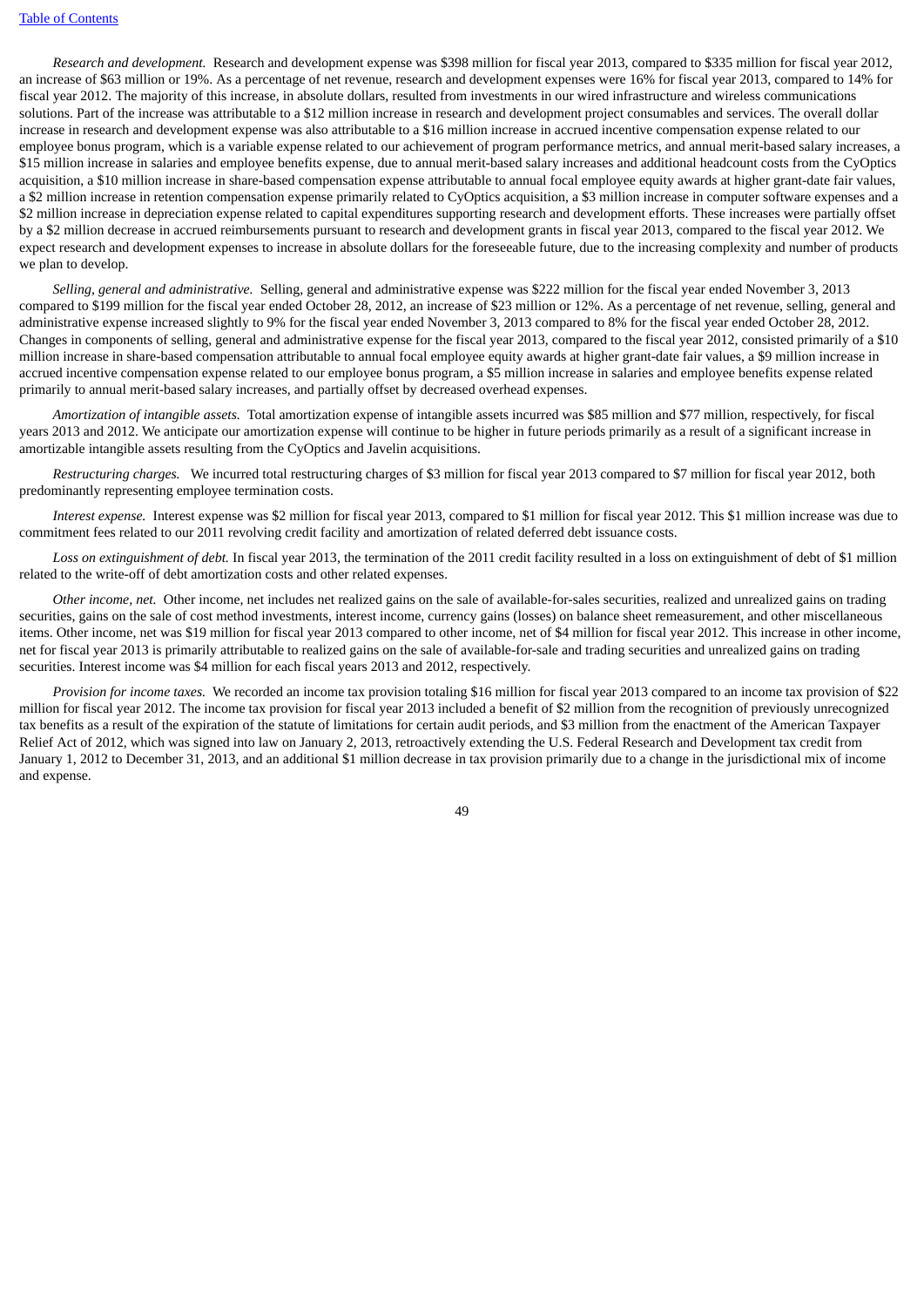*Research and development.* Research and development expense was $398 million for fiscal year 2013, compared to $335 million for fiscal year 2012, an increase of $63 million or 19%. As a percentage of net revenue, research and development expenses were 16% for fiscal year 2013, compared to 14% for fiscal year 2012. The majority of this increase, in absolute dollars, resulted from investments in our wired infrastructure and wireless communications solutions. Part of the increase was attributable to a $12 million increase in research and development project consumables and services. The overall dollar increase in research and development expense was also attributable to a $16 million increase in accrued incentive compensation expense related to our employee bonus program, which is a variable expense related to our achievement of program performance metrics, and annual merit-based salary increases, a $15 million increase in salaries and employee benefits expense, due to annual merit-based salary increases and additional headcount costs from the CyOptics acquisition, a $10 million increase in share-based compensation expense attributable to annual focal employee equity awards at higher grant-date fair values, a $2 million increase in retention compensation expense primarily related to CyOptics acquisition, a $3 million increase in computer software expenses and a $2 million increase in depreciation expense related to capital expenditures supporting research and development efforts. These increases were partially offset by a $2 million decrease in accrued reimbursements pursuant to research and development grants in fiscal year 2013, compared to the fiscal year 2012. We expect research and development expenses to increase in absolute dollars for the foreseeable future, due to the increasing complexity and number of products we plan to develop.

*Selling, general and administrative.* Selling, general and administrative expense was $222 million for the fiscal year ended November 3, 2013 compared to $199 million for the fiscal year ended October 28, 2012, an increase of $23 million or 12%. As a percentage of net revenue, selling, general and administrative expense increased slightly to 9% for the fiscal year ended November 3, 2013 compared to 8% for the fiscal year ended October 28, 2012. Changes in components of selling, general and administrative expense for the fiscal year 2013, compared to the fiscal year 2012, consisted primarily of a $10 million increase in share-based compensation attributable to annual focal employee equity awards at higher grant-date fair values, a $9 million increase in accrued incentive compensation expense related to our employee bonus program, a $5 million increase in salaries and employee benefits expense related primarily to annual merit-based salary increases, and partially offset by decreased overhead expenses.

*Amortization of intangible assets.* Total amortization expense of intangible assets incurred was $85 million and $77 million, respectively, for fiscal years 2013 and 2012. We anticipate our amortization expense will continue to be higher in future periods primarily as a result of a significant increase in amortizable intangible assets resulting from the CyOptics and Javelin acquisitions.

*Restructuring charges.* We incurred total restructuring charges of $3 million for fiscal year 2013 compared to $7 million for fiscal year 2012, both predominantly representing employee termination costs.

*Interest expense.* Interest expense was $2 million for fiscal year 2013, compared to $1 million for fiscal year 2012. This $1 million increase was due to commitment fees related to our 2011 revolving credit facility and amortization of related deferred debt issuance costs.

*Loss on extinguishment of debt.* In fiscal year 2013, the termination of the 2011 credit facility resulted in a loss on extinguishment of debt of $1 million related to the write-off of debt amortization costs and other related expenses.

*Other income, net.* Other income, net includes net realized gains on the sale of available-for-sales securities, realized and unrealized gains on trading securities, gains on the sale of cost method investments, interest income, currency gains (losses) on balance sheet remeasurement, and other miscellaneous items. Other income, net was $19 million for fiscal year 2013 compared to other income, net of $4 million for fiscal year 2012. This increase in other income, net for fiscal year 2013 is primarily attributable to realized gains on the sale of available-for-sale and trading securities and unrealized gains on trading securities. Interest income was $4 million for each fiscal years 2013 and 2012, respectively.

*Provision for income taxes.* We recorded an income tax provision totaling $16 million for fiscal year 2013 compared to an income tax provision of $22 million for fiscal year 2012. The income tax provision for fiscal year 2013 included a benefit of $2 million from the recognition of previously unrecognized tax benefits as a result of the expiration of the statute of limitations for certain audit periods, and $3 million from the enactment of the American Taxpayer Relief Act of 2012, which was signed into law on January 2, 2013, retroactively extending the U.S. Federal Research and Development tax credit from January 1, 2012 to December 31, 2013, and an additional $1 million decrease in tax provision primarily due to a change in the jurisdictional mix of income and expense.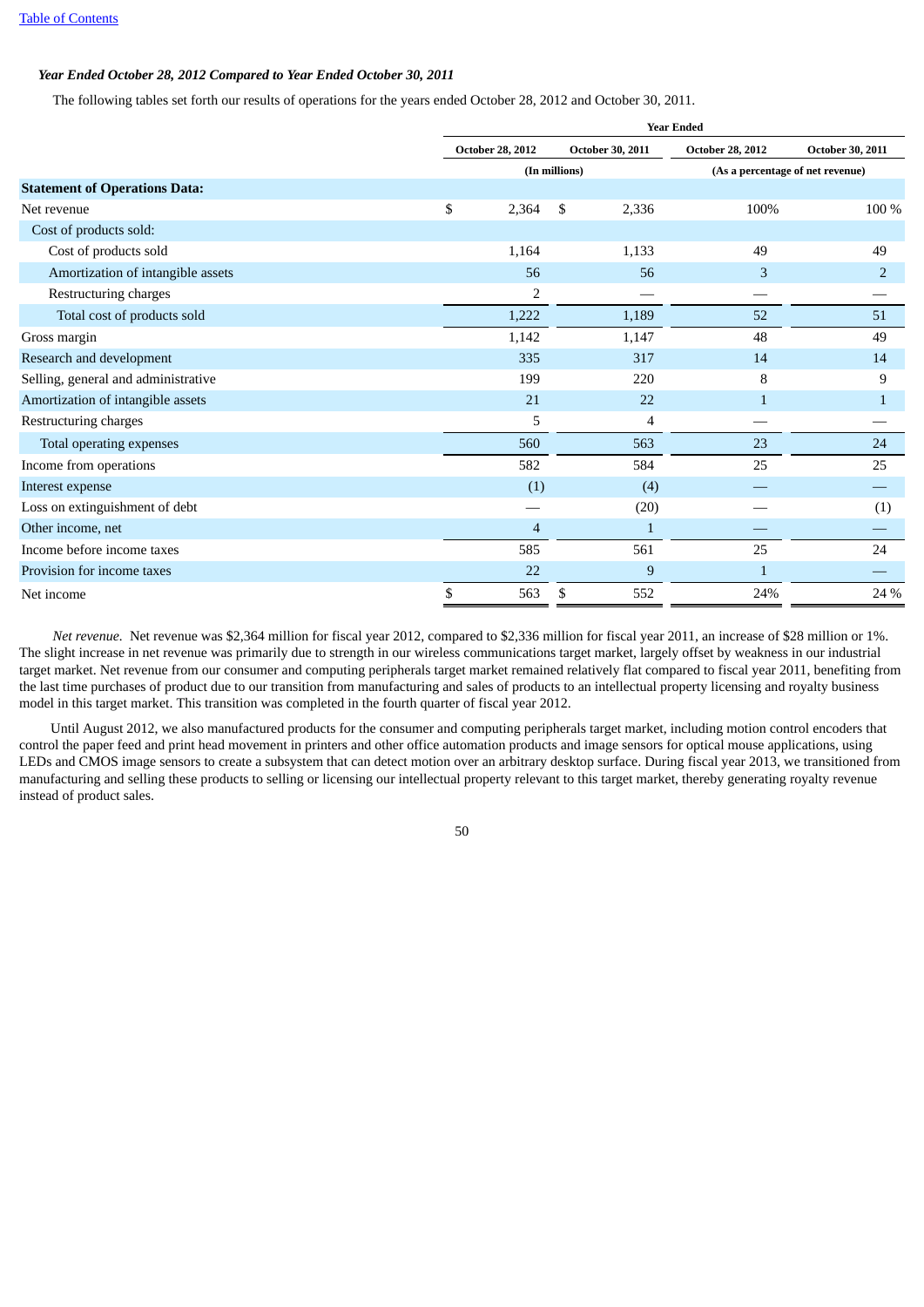***Year Ended October 28, 2012 Compared to Year Ended October 30, 2011***

The following tables set forth our results of operations for the years ended October 28, 2012 and October 30, 2011.

| | Year Ended | | | |
|---|---|---|---|---|
| | October 28, 2012 | October 30, 2011 | October 28, 2012 | October 30, 2011 |
| | (In millions) | | (As a percentage of net revenue) | |
| **Statement of Operations Data:** | | | | |
| Net revenue | $ 2,364 | $ 2,336 | 100% | 100 % |
| Cost of products sold: | | | | |
| Cost of products sold | 1,164 | 1,133 | 49 | 49 |
| Amortization of intangible assets | 56 | 56 | 3 | 2 |
| Restructuring charges | 2 | — | — | — |
| Total cost of products sold | 1,222 | 1,189 | 52 | 51 |
| Gross margin | 1,142 | 1,147 | 48 | 49 |
| Research and development | 335 | 317 | 14 | 14 |
| Selling, general and administrative | 199 | 220 | 8 | 9 |
| Amortization of intangible assets | 21 | 22 | 1 | 1 |
| Restructuring charges | 5 | 4 | — | — |
| Total operating expenses | 560 | 563 | 23 | 24 |
| Income from operations | 582 | 584 | 25 | 25 |
| Interest expense | (1) | (4) | — | — |
| Loss on extinguishment of debt | — | (20) | — | (1) |
| Other income, net | 4 | 1 | — | — |
| Income before income taxes | 585 | 561 | 25 | 24 |
| Provision for income taxes | 22 | 9 | 1 | — |
| Net income | $ 563 | $ 552 | 24% | 24 % |

*Net revenue.* Net revenue was $2,364 million for fiscal year 2012, compared to $2,336 million for fiscal year 2011, an increase of $28 million or 1%. The slight increase in net revenue was primarily due to strength in our wireless communications target market, largely offset by weakness in our industrial target market. Net revenue from our consumer and computing peripherals target market remained relatively flat compared to fiscal year 2011, benefiting from the last time purchases of product due to our transition from manufacturing and sales of products to an intellectual property licensing and royalty business model in this target market. This transition was completed in the fourth quarter of fiscal year 2012.

Until August 2012, we also manufactured products for the consumer and computing peripherals target market, including motion control encoders that control the paper feed and print head movement in printers and other office automation products and image sensors for optical mouse applications, using LEDs and CMOS image sensors to create a subsystem that can detect motion over an arbitrary desktop surface. During fiscal year 2013, we transitioned from manufacturing and selling these products to selling or licensing our intellectual property relevant to this target market, thereby generating royalty revenue instead of product sales.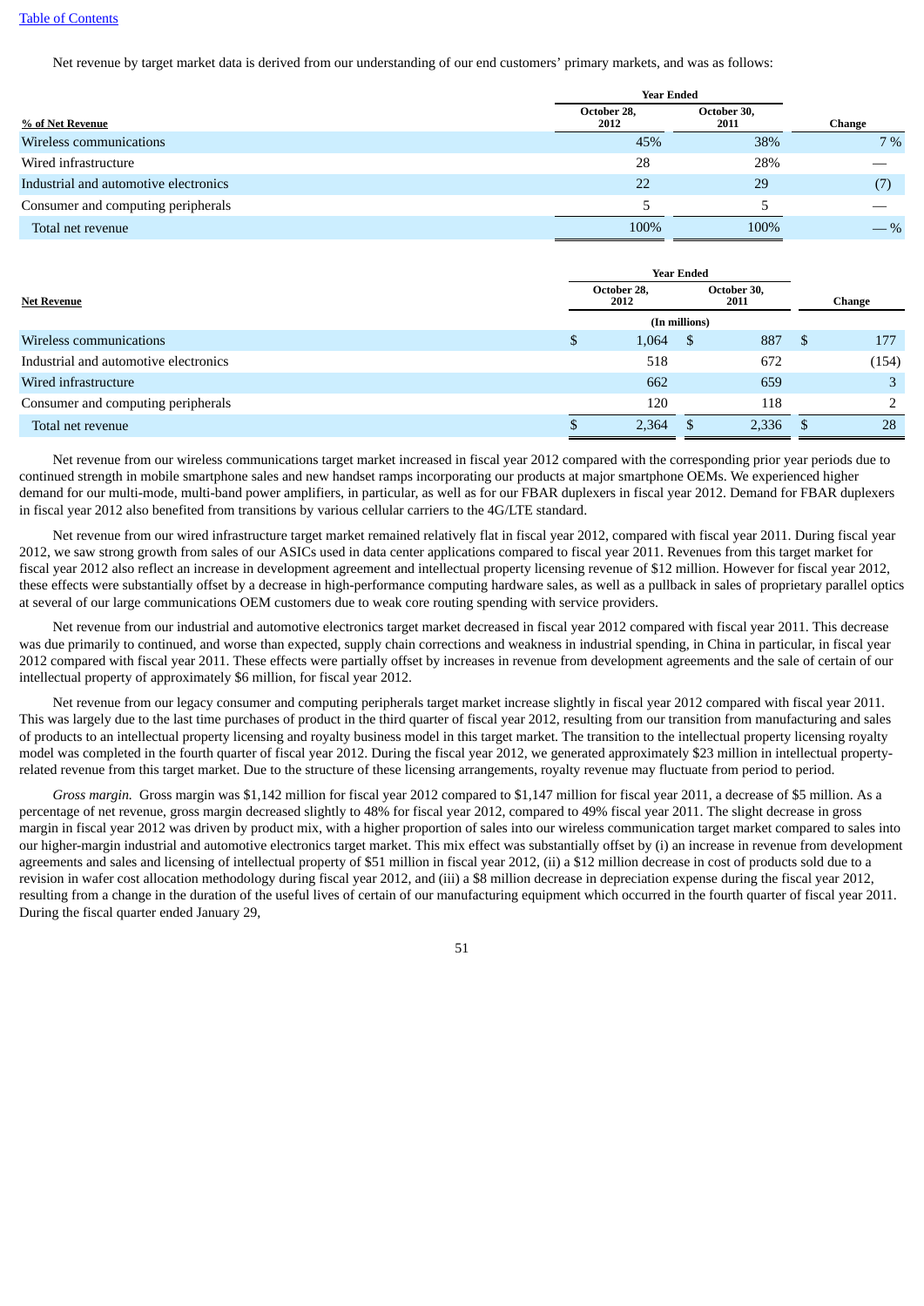Net revenue by target market data is derived from our understanding of our end customers' primary markets, and was as follows:

| % of Net Revenue | Year Ended October 28, 2012 | Year Ended October 30, 2011 | Change |
|---|---|---|---|
| Wireless communications | 45% | 38% | 7 % |
| Wired infrastructure | 28 | 28% | — |
| Industrial and automotive electronics | 22 | 29 | (7) |
| Consumer and computing peripherals | 5 | 5 | — |
| Total net revenue | 100% | 100% | — % |

| Net Revenue | Year Ended October 28, 2012 | Year Ended October 30, 2011 | Change |
|---|---|---|---|
| | (In millions) | | |
| Wireless communications | $ 1,064 | $ 887 | $ 177 |
| Industrial and automotive electronics | 518 | 672 | (154) |
| Wired infrastructure | 662 | 659 | 3 |
| Consumer and computing peripherals | 120 | 118 | 2 |
| Total net revenue | $ 2,364 | $ 2,336 | $ 28 |

Net revenue from our wireless communications target market increased in fiscal year 2012 compared with the corresponding prior year periods due to continued strength in mobile smartphone sales and new handset ramps incorporating our products at major smartphone OEMs. We experienced higher demand for our multi-mode, multi-band power amplifiers, in particular, as well as for our FBAR duplexers in fiscal year 2012. Demand for FBAR duplexers in fiscal year 2012 also benefited from transitions by various cellular carriers to the 4G/LTE standard.

Net revenue from our wired infrastructure target market remained relatively flat in fiscal year 2012, compared with fiscal year 2011. During fiscal year 2012, we saw strong growth from sales of our ASICs used in data center applications compared to fiscal year 2011. Revenues from this target market for fiscal year 2012 also reflect an increase in development agreement and intellectual property licensing revenue of $12 million. However for fiscal year 2012, these effects were substantially offset by a decrease in high-performance computing hardware sales, as well as a pullback in sales of proprietary parallel optics at several of our large communications OEM customers due to weak core routing spending with service providers.

Net revenue from our industrial and automotive electronics target market decreased in fiscal year 2012 compared with fiscal year 2011. This decrease was due primarily to continued, and worse than expected, supply chain corrections and weakness in industrial spending, in China in particular, in fiscal year 2012 compared with fiscal year 2011. These effects were partially offset by increases in revenue from development agreements and the sale of certain of our intellectual property of approximately $6 million, for fiscal year 2012.

Net revenue from our legacy consumer and computing peripherals target market increase slightly in fiscal year 2012 compared with fiscal year 2011. This was largely due to the last time purchases of product in the third quarter of fiscal year 2012, resulting from our transition from manufacturing and sales of products to an intellectual property licensing and royalty business model in this target market. The transition to the intellectual property licensing royalty model was completed in the fourth quarter of fiscal year 2012. During the fiscal year 2012, we generated approximately $23 million in intellectual property-related revenue from this target market. Due to the structure of these licensing arrangements, royalty revenue may fluctuate from period to period.

*Gross margin.* Gross margin was $1,142 million for fiscal year 2012 compared to $1,147 million for fiscal year 2011, a decrease of $5 million. As a percentage of net revenue, gross margin decreased slightly to 48% for fiscal year 2012, compared to 49% fiscal year 2011. The slight decrease in gross margin in fiscal year 2012 was driven by product mix, with a higher proportion of sales into our wireless communication target market compared to sales into our higher-margin industrial and automotive electronics target market. This mix effect was substantially offset by (i) an increase in revenue from development agreements and sales and licensing of intellectual property of $51 million in fiscal year 2012, (ii) a $12 million decrease in cost of products sold due to a revision in wafer cost allocation methodology during fiscal year 2012, and (iii) a $8 million decrease in depreciation expense during the fiscal year 2012, resulting from a change in the duration of the useful lives of certain of our manufacturing equipment which occurred in the fourth quarter of fiscal year 2011. During the fiscal quarter ended January 29,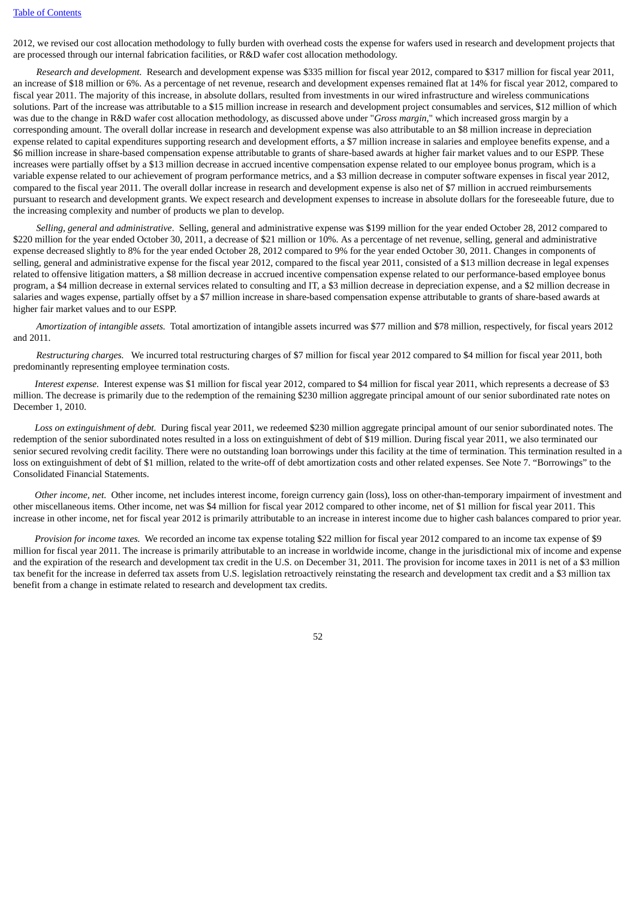2012, we revised our cost allocation methodology to fully burden with overhead costs the expense for wafers used in research and development projects that are processed through our internal fabrication facilities, or R&D wafer cost allocation methodology.

*Research and development.* Research and development expense was $335 million for fiscal year 2012, compared to $317 million for fiscal year 2011, an increase of $18 million or 6%. As a percentage of net revenue, research and development expenses remained flat at 14% for fiscal year 2012, compared to fiscal year 2011. The majority of this increase, in absolute dollars, resulted from investments in our wired infrastructure and wireless communications solutions. Part of the increase was attributable to a $15 million increase in research and development project consumables and services, $12 million of which was due to the change in R&D wafer cost allocation methodology, as discussed above under "*Gross margin*," which increased gross margin by a corresponding amount. The overall dollar increase in research and development expense was also attributable to an $8 million increase in depreciation expense related to capital expenditures supporting research and development efforts, a $7 million increase in salaries and employee benefits expense, and a $6 million increase in share-based compensation expense attributable to grants of share-based awards at higher fair market values and to our ESPP. These increases were partially offset by a $13 million decrease in accrued incentive compensation expense related to our employee bonus program, which is a variable expense related to our achievement of program performance metrics, and a $3 million decrease in computer software expenses in fiscal year 2012, compared to the fiscal year 2011. The overall dollar increase in research and development expense is also net of $7 million in accrued reimbursements pursuant to research and development grants. We expect research and development expenses to increase in absolute dollars for the foreseeable future, due to the increasing complexity and number of products we plan to develop.

*Selling, general and administrative*. Selling, general and administrative expense was $199 million for the year ended October 28, 2012 compared to $220 million for the year ended October 30, 2011, a decrease of $21 million or 10%. As a percentage of net revenue, selling, general and administrative expense decreased slightly to 8% for the year ended October 28, 2012 compared to 9% for the year ended October 30, 2011. Changes in components of selling, general and administrative expense for the fiscal year 2012, compared to the fiscal year 2011, consisted of a $13 million decrease in legal expenses related to offensive litigation matters, a $8 million decrease in accrued incentive compensation expense related to our performance-based employee bonus program, a $4 million decrease in external services related to consulting and IT, a $3 million decrease in depreciation expense, and a $2 million decrease in salaries and wages expense, partially offset by a $7 million increase in share-based compensation expense attributable to grants of share-based awards at higher fair market values and to our ESPP.

*Amortization of intangible assets.* Total amortization of intangible assets incurred was $77 million and $78 million, respectively, for fiscal years 2012 and 2011.

*Restructuring charges.* We incurred total restructuring charges of $7 million for fiscal year 2012 compared to $4 million for fiscal year 2011, both predominantly representing employee termination costs.

*Interest expense.* Interest expense was $1 million for fiscal year 2012, compared to $4 million for fiscal year 2011, which represents a decrease of $3 million. The decrease is primarily due to the redemption of the remaining $230 million aggregate principal amount of our senior subordinated rate notes on December 1, 2010.

*Loss on extinguishment of debt.* During fiscal year 2011, we redeemed $230 million aggregate principal amount of our senior subordinated notes. The redemption of the senior subordinated notes resulted in a loss on extinguishment of debt of $19 million. During fiscal year 2011, we also terminated our senior secured revolving credit facility. There were no outstanding loan borrowings under this facility at the time of termination. This termination resulted in a loss on extinguishment of debt of $1 million, related to the write-off of debt amortization costs and other related expenses. See Note 7. "Borrowings" to the Consolidated Financial Statements.

*Other income, net.* Other income, net includes interest income, foreign currency gain (loss), loss on other-than-temporary impairment of investment and other miscellaneous items. Other income, net was $4 million for fiscal year 2012 compared to other income, net of $1 million for fiscal year 2011. This increase in other income, net for fiscal year 2012 is primarily attributable to an increase in interest income due to higher cash balances compared to prior year.

*Provision for income taxes.* We recorded an income tax expense totaling $22 million for fiscal year 2012 compared to an income tax expense of $9 million for fiscal year 2011. The increase is primarily attributable to an increase in worldwide income, change in the jurisdictional mix of income and expense and the expiration of the research and development tax credit in the U.S. on December 31, 2011. The provision for income taxes in 2011 is net of a $3 million tax benefit for the increase in deferred tax assets from U.S. legislation retroactively reinstating the research and development tax credit and a $3 million tax benefit from a change in estimate related to research and development tax credits.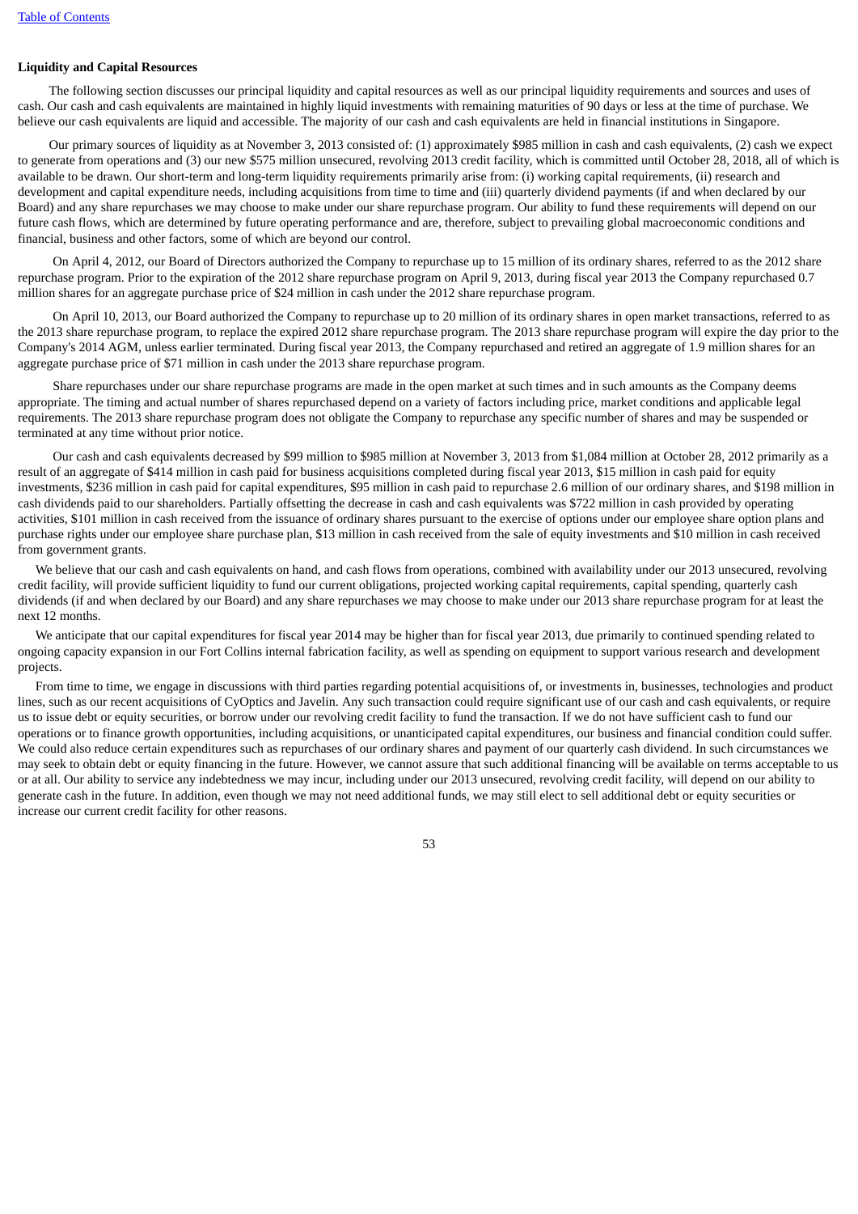## Liquidity and Capital Resources

The following section discusses our principal liquidity and capital resources as well as our principal liquidity requirements and sources and uses of cash. Our cash and cash equivalents are maintained in highly liquid investments with remaining maturities of 90 days or less at the time of purchase. We believe our cash equivalents are liquid and accessible. The majority of our cash and cash equivalents are held in financial institutions in Singapore.

Our primary sources of liquidity as at November 3, 2013 consisted of: (1) approximately $985 million in cash and cash equivalents, (2) cash we expect to generate from operations and (3) our new $575 million unsecured, revolving 2013 credit facility, which is committed until October 28, 2018, all of which is available to be drawn. Our short-term and long-term liquidity requirements primarily arise from: (i) working capital requirements, (ii) research and development and capital expenditure needs, including acquisitions from time to time and (iii) quarterly dividend payments (if and when declared by our Board) and any share repurchases we may choose to make under our share repurchase program. Our ability to fund these requirements will depend on our future cash flows, which are determined by future operating performance and are, therefore, subject to prevailing global macroeconomic conditions and financial, business and other factors, some of which are beyond our control.

On April 4, 2012, our Board of Directors authorized the Company to repurchase up to 15 million of its ordinary shares, referred to as the 2012 share repurchase program. Prior to the expiration of the 2012 share repurchase program on April 9, 2013, during fiscal year 2013 the Company repurchased 0.7 million shares for an aggregate purchase price of $24 million in cash under the 2012 share repurchase program.

On April 10, 2013, our Board authorized the Company to repurchase up to 20 million of its ordinary shares in open market transactions, referred to as the 2013 share repurchase program, to replace the expired 2012 share repurchase program. The 2013 share repurchase program will expire the day prior to the Company's 2014 AGM, unless earlier terminated. During fiscal year 2013, the Company repurchased and retired an aggregate of 1.9 million shares for an aggregate purchase price of $71 million in cash under the 2013 share repurchase program.

Share repurchases under our share repurchase programs are made in the open market at such times and in such amounts as the Company deems appropriate. The timing and actual number of shares repurchased depend on a variety of factors including price, market conditions and applicable legal requirements. The 2013 share repurchase program does not obligate the Company to repurchase any specific number of shares and may be suspended or terminated at any time without prior notice.

Our cash and cash equivalents decreased by $99 million to $985 million at November 3, 2013 from $1,084 million at October 28, 2012 primarily as a result of an aggregate of $414 million in cash paid for business acquisitions completed during fiscal year 2013, $15 million in cash paid for equity investments, $236 million in cash paid for capital expenditures, $95 million in cash paid to repurchase 2.6 million of our ordinary shares, and $198 million in cash dividends paid to our shareholders. Partially offsetting the decrease in cash and cash equivalents was $722 million in cash provided by operating activities, $101 million in cash received from the issuance of ordinary shares pursuant to the exercise of options under our employee share option plans and purchase rights under our employee share purchase plan, $13 million in cash received from the sale of equity investments and $10 million in cash received from government grants.

We believe that our cash and cash equivalents on hand, and cash flows from operations, combined with availability under our 2013 unsecured, revolving credit facility, will provide sufficient liquidity to fund our current obligations, projected working capital requirements, capital spending, quarterly cash dividends (if and when declared by our Board) and any share repurchases we may choose to make under our 2013 share repurchase program for at least the next 12 months.

We anticipate that our capital expenditures for fiscal year 2014 may be higher than for fiscal year 2013, due primarily to continued spending related to ongoing capacity expansion in our Fort Collins internal fabrication facility, as well as spending on equipment to support various research and development projects.

From time to time, we engage in discussions with third parties regarding potential acquisitions of, or investments in, businesses, technologies and product lines, such as our recent acquisitions of CyOptics and Javelin. Any such transaction could require significant use of our cash and cash equivalents, or require us to issue debt or equity securities, or borrow under our revolving credit facility to fund the transaction. If we do not have sufficient cash to fund our operations or to finance growth opportunities, including acquisitions, or unanticipated capital expenditures, our business and financial condition could suffer. We could also reduce certain expenditures such as repurchases of our ordinary shares and payment of our quarterly cash dividend. In such circumstances we may seek to obtain debt or equity financing in the future. However, we cannot assure that such additional financing will be available on terms acceptable to us or at all. Our ability to service any indebtedness we may incur, including under our 2013 unsecured, revolving credit facility, will depend on our ability to generate cash in the future. In addition, even though we may not need additional funds, we may still elect to sell additional debt or equity securities or increase our current credit facility for other reasons.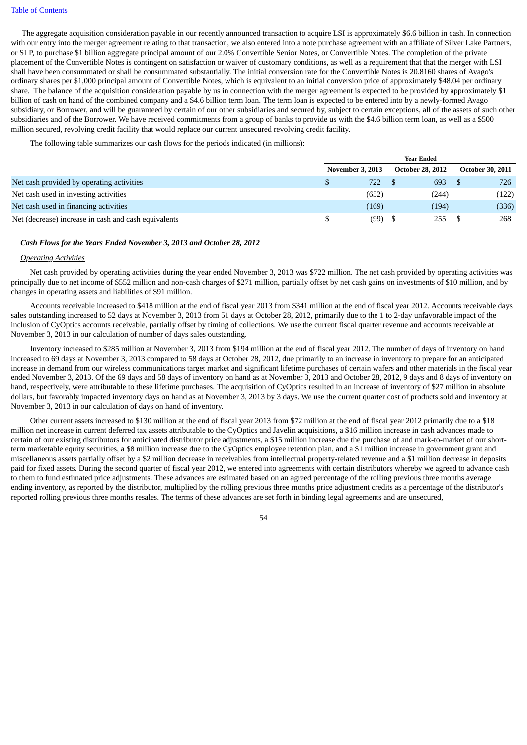The aggregate acquisition consideration payable in our recently announced transaction to acquire LSI is approximately $6.6 billion in cash. In connection with our entry into the merger agreement relating to that transaction, we also entered into a note purchase agreement with an affiliate of Silver Lake Partners, or SLP, to purchase $1 billion aggregate principal amount of our 2.0% Convertible Senior Notes, or Convertible Notes. The completion of the private placement of the Convertible Notes is contingent on satisfaction or waiver of customary conditions, as well as a requirement that that the merger with LSI shall have been consummated or shall be consummated substantially. The initial conversion rate for the Convertible Notes is 20.8160 shares of Avago's ordinary shares per $1,000 principal amount of Convertible Notes, which is equivalent to an initial conversion price of approximately $48.04 per ordinary share. The balance of the acquisition consideration payable by us in connection with the merger agreement is expected to be provided by approximately $1 billion of cash on hand of the combined company and a $4.6 billion term loan. The term loan is expected to be entered into by a newly-formed Avago subsidiary, or Borrower, and will be guaranteed by certain of our other subsidiaries and secured by, subject to certain exceptions, all of the assets of such other subsidiaries and of the Borrower. We have received commitments from a group of banks to provide us with the $4.6 billion term loan, as well as a $500 million secured, revolving credit facility that would replace our current unsecured revolving credit facility.

The following table summarizes our cash flows for the periods indicated (in millions):

| | Year Ended | | |
|---|---|---|---|
| | November 3, 2013 | October 28, 2012 | October 30, 2011 |
| Net cash provided by operating activities | $ 722 | $ 693 | $ 726 |
| Net cash used in investing activities | (652) | (244) | (122) |
| Net cash used in financing activities | (169) | (194) | (336) |
| Net (decrease) increase in cash and cash equivalents | $ (99) | $ 255 | $ 268 |

***Cash Flows for the Years Ended November 3, 2013 and October 28, 2012***

*Operating Activities*

Net cash provided by operating activities during the year ended November 3, 2013 was $722 million. The net cash provided by operating activities was principally due to net income of $552 million and non-cash charges of $271 million, partially offset by net cash gains on investments of $10 million, and by changes in operating assets and liabilities of $91 million.

Accounts receivable increased to $418 million at the end of fiscal year 2013 from $341 million at the end of fiscal year 2012. Accounts receivable days sales outstanding increased to 52 days at November 3, 2013 from 51 days at October 28, 2012, primarily due to the 1 to 2-day unfavorable impact of the inclusion of CyOptics accounts receivable, partially offset by timing of collections. We use the current fiscal quarter revenue and accounts receivable at November 3, 2013 in our calculation of number of days sales outstanding.

Inventory increased to $285 million at November 3, 2013 from $194 million at the end of fiscal year 2012. The number of days of inventory on hand increased to 69 days at November 3, 2013 compared to 58 days at October 28, 2012, due primarily to an increase in inventory to prepare for an anticipated increase in demand from our wireless communications target market and significant lifetime purchases of certain wafers and other materials in the fiscal year ended November 3, 2013. Of the 69 days and 58 days of inventory on hand as at November 3, 2013 and October 28, 2012, 9 days and 8 days of inventory on hand, respectively, were attributable to these lifetime purchases. The acquisition of CyOptics resulted in an increase of inventory of $27 million in absolute dollars, but favorably impacted inventory days on hand as at November 3, 2013 by 3 days. We use the current quarter cost of products sold and inventory at November 3, 2013 in our calculation of days on hand of inventory.

Other current assets increased to $130 million at the end of fiscal year 2013 from $72 million at the end of fiscal year 2012 primarily due to a $18 million net increase in current deferred tax assets attributable to the CyOptics and Javelin acquisitions, a $16 million increase in cash advances made to certain of our existing distributors for anticipated distributor price adjustments, a $15 million increase due the purchase of and mark-to-market of our short-term marketable equity securities, a $8 million increase due to the CyOptics employee retention plan, and a $1 million increase in government grant and miscellaneous assets partially offset by a $2 million decrease in receivables from intellectual property-related revenue and a $1 million decrease in deposits paid for fixed assets. During the second quarter of fiscal year 2012, we entered into agreements with certain distributors whereby we agreed to advance cash to them to fund estimated price adjustments. These advances are estimated based on an agreed percentage of the rolling previous three months average ending inventory, as reported by the distributor, multiplied by the rolling previous three months price adjustment credits as a percentage of the distributor's reported rolling previous three months resales. The terms of these advances are set forth in binding legal agreements and are unsecured,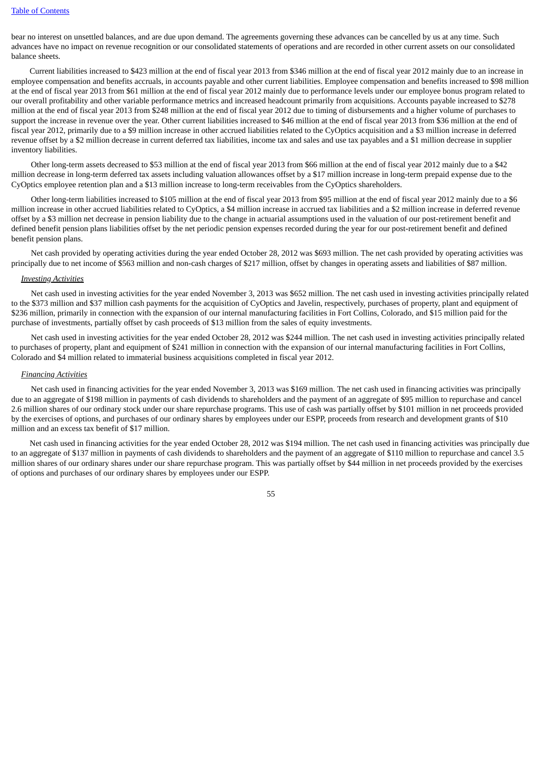bear no interest on unsettled balances, and are due upon demand. The agreements governing these advances can be cancelled by us at any time. Such advances have no impact on revenue recognition or our consolidated statements of operations and are recorded in other current assets on our consolidated balance sheets.

Current liabilities increased to $423 million at the end of fiscal year 2013 from $346 million at the end of fiscal year 2012 mainly due to an increase in employee compensation and benefits accruals, in accounts payable and other current liabilities. Employee compensation and benefits increased to $98 million at the end of fiscal year 2013 from $61 million at the end of fiscal year 2012 mainly due to performance levels under our employee bonus program related to our overall profitability and other variable performance metrics and increased headcount primarily from acquisitions. Accounts payable increased to $278 million at the end of fiscal year 2013 from $248 million at the end of fiscal year 2012 due to timing of disbursements and a higher volume of purchases to support the increase in revenue over the year. Other current liabilities increased to $46 million at the end of fiscal year 2013 from $36 million at the end of fiscal year 2012, primarily due to a $9 million increase in other accrued liabilities related to the CyOptics acquisition and a $3 million increase in deferred revenue offset by a $2 million decrease in current deferred tax liabilities, income tax and sales and use tax payables and a $1 million decrease in supplier inventory liabilities.

Other long-term assets decreased to $53 million at the end of fiscal year 2013 from $66 million at the end of fiscal year 2012 mainly due to a $42 million decrease in long-term deferred tax assets including valuation allowances offset by a $17 million increase in long-term prepaid expense due to the CyOptics employee retention plan and a $13 million increase to long-term receivables from the CyOptics shareholders.

Other long-term liabilities increased to $105 million at the end of fiscal year 2013 from $95 million at the end of fiscal year 2012 mainly due to a $6 million increase in other accrued liabilities related to CyOptics, a $4 million increase in accrued tax liabilities and a $2 million increase in deferred revenue offset by a $3 million net decrease in pension liability due to the change in actuarial assumptions used in the valuation of our post-retirement benefit and defined benefit pension plans liabilities offset by the net periodic pension expenses recorded during the year for our post-retirement benefit and defined benefit pension plans.

Net cash provided by operating activities during the year ended October 28, 2012 was $693 million. The net cash provided by operating activities was principally due to net income of $563 million and non-cash charges of $217 million, offset by changes in operating assets and liabilities of $87 million.

*Investing Activities*

Net cash used in investing activities for the year ended November 3, 2013 was $652 million. The net cash used in investing activities principally related to the $373 million and $37 million cash payments for the acquisition of CyOptics and Javelin, respectively, purchases of property, plant and equipment of $236 million, primarily in connection with the expansion of our internal manufacturing facilities in Fort Collins, Colorado, and $15 million paid for the purchase of investments, partially offset by cash proceeds of $13 million from the sales of equity investments.

Net cash used in investing activities for the year ended October 28, 2012 was $244 million. The net cash used in investing activities principally related to purchases of property, plant and equipment of $241 million in connection with the expansion of our internal manufacturing facilities in Fort Collins, Colorado and $4 million related to immaterial business acquisitions completed in fiscal year 2012.

*Financing Activities*

Net cash used in financing activities for the year ended November 3, 2013 was $169 million. The net cash used in financing activities was principally due to an aggregate of $198 million in payments of cash dividends to shareholders and the payment of an aggregate of $95 million to repurchase and cancel 2.6 million shares of our ordinary stock under our share repurchase programs. This use of cash was partially offset by $101 million in net proceeds provided by the exercises of options, and purchases of our ordinary shares by employees under our ESPP, proceeds from research and development grants of $10 million and an excess tax benefit of $17 million.

Net cash used in financing activities for the year ended October 28, 2012 was $194 million. The net cash used in financing activities was principally due to an aggregate of $137 million in payments of cash dividends to shareholders and the payment of an aggregate of $110 million to repurchase and cancel 3.5 million shares of our ordinary shares under our share repurchase program. This was partially offset by $44 million in net proceeds provided by the exercises of options and purchases of our ordinary shares by employees under our ESPP.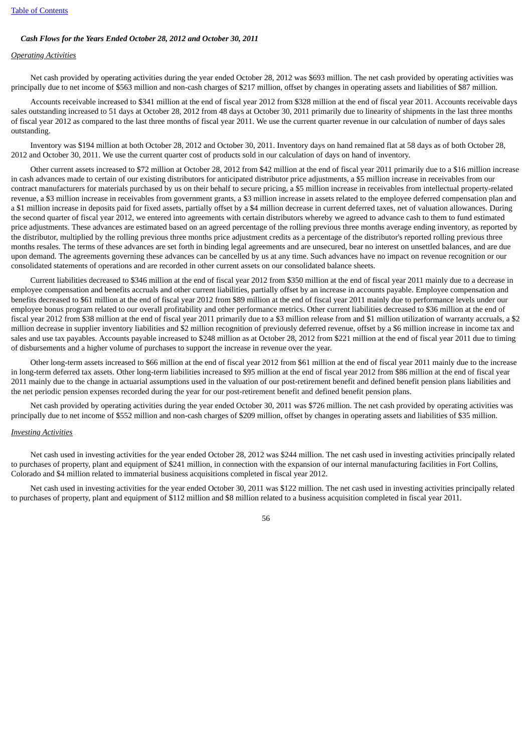***Cash Flows for the Years Ended October 28, 2012 and October 30, 2011***

*Operating Activities*

Net cash provided by operating activities during the year ended October 28, 2012 was $693 million. The net cash provided by operating activities was principally due to net income of $563 million and non-cash charges of $217 million, offset by changes in operating assets and liabilities of $87 million.

Accounts receivable increased to $341 million at the end of fiscal year 2012 from $328 million at the end of fiscal year 2011. Accounts receivable days sales outstanding increased to 51 days at October 28, 2012 from 48 days at October 30, 2011 primarily due to linearity of shipments in the last three months of fiscal year 2012 as compared to the last three months of fiscal year 2011. We use the current quarter revenue in our calculation of number of days sales outstanding.

Inventory was $194 million at both October 28, 2012 and October 30, 2011. Inventory days on hand remained flat at 58 days as of both October 28, 2012 and October 30, 2011. We use the current quarter cost of products sold in our calculation of days on hand of inventory.

Other current assets increased to $72 million at October 28, 2012 from $42 million at the end of fiscal year 2011 primarily due to a $16 million increase in cash advances made to certain of our existing distributors for anticipated distributor price adjustments, a $5 million increase in receivables from our contract manufacturers for materials purchased by us on their behalf to secure pricing, a $5 million increase in receivables from intellectual property-related revenue, a $3 million increase in receivables from government grants, a $3 million increase in assets related to the employee deferred compensation plan and a $1 million increase in deposits paid for fixed assets, partially offset by a $4 million decrease in current deferred taxes, net of valuation allowances. During the second quarter of fiscal year 2012, we entered into agreements with certain distributors whereby we agreed to advance cash to them to fund estimated price adjustments. These advances are estimated based on an agreed percentage of the rolling previous three months average ending inventory, as reported by the distributor, multiplied by the rolling previous three months price adjustment credits as a percentage of the distributor's reported rolling previous three months resales. The terms of these advances are set forth in binding legal agreements and are unsecured, bear no interest on unsettled balances, and are due upon demand. The agreements governing these advances can be cancelled by us at any time. Such advances have no impact on revenue recognition or our consolidated statements of operations and are recorded in other current assets on our consolidated balance sheets.

Current liabilities decreased to $346 million at the end of fiscal year 2012 from $350 million at the end of fiscal year 2011 mainly due to a decrease in employee compensation and benefits accruals and other current liabilities, partially offset by an increase in accounts payable. Employee compensation and benefits decreased to $61 million at the end of fiscal year 2012 from $89 million at the end of fiscal year 2011 mainly due to performance levels under our employee bonus program related to our overall profitability and other performance metrics. Other current liabilities decreased to $36 million at the end of fiscal year 2012 from $38 million at the end of fiscal year 2011 primarily due to a $3 million release from and $1 million utilization of warranty accruals, a $2 million decrease in supplier inventory liabilities and $2 million recognition of previously deferred revenue, offset by a $6 million increase in income tax and sales and use tax payables. Accounts payable increased to $248 million as at October 28, 2012 from $221 million at the end of fiscal year 2011 due to timing of disbursements and a higher volume of purchases to support the increase in revenue over the year.

Other long-term assets increased to $66 million at the end of fiscal year 2012 from $61 million at the end of fiscal year 2011 mainly due to the increase in long-term deferred tax assets. Other long-term liabilities increased to $95 million at the end of fiscal year 2012 from $86 million at the end of fiscal year 2011 mainly due to the change in actuarial assumptions used in the valuation of our post-retirement benefit and defined benefit pension plans liabilities and the net periodic pension expenses recorded during the year for our post-retirement benefit and defined benefit pension plans.

Net cash provided by operating activities during the year ended October 30, 2011 was $726 million. The net cash provided by operating activities was principally due to net income of $552 million and non-cash charges of $209 million, offset by changes in operating assets and liabilities of $35 million.

*Investing Activities*

Net cash used in investing activities for the year ended October 28, 2012 was $244 million. The net cash used in investing activities principally related to purchases of property, plant and equipment of $241 million, in connection with the expansion of our internal manufacturing facilities in Fort Collins, Colorado and $4 million related to immaterial business acquisitions completed in fiscal year 2012.

Net cash used in investing activities for the year ended October 30, 2011 was $122 million. The net cash used in investing activities principally related to purchases of property, plant and equipment of $112 million and $8 million related to a business acquisition completed in fiscal year 2011.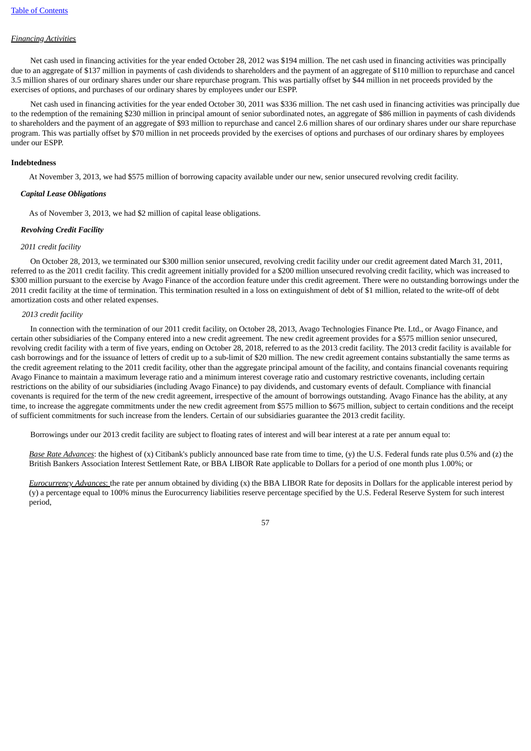*Financing Activities*

Net cash used in financing activities for the year ended October 28, 2012 was $194 million. The net cash used in financing activities was principally due to an aggregate of $137 million in payments of cash dividends to shareholders and the payment of an aggregate of $110 million to repurchase and cancel 3.5 million shares of our ordinary shares under our share repurchase program. This was partially offset by $44 million in net proceeds provided by the exercises of options, and purchases of our ordinary shares by employees under our ESPP.

Net cash used in financing activities for the year ended October 30, 2011 was $336 million. The net cash used in financing activities was principally due to the redemption of the remaining $230 million in principal amount of senior subordinated notes, an aggregate of $86 million in payments of cash dividends to shareholders and the payment of an aggregate of $93 million to repurchase and cancel 2.6 million shares of our ordinary shares under our share repurchase program. This was partially offset by $70 million in net proceeds provided by the exercises of options and purchases of our ordinary shares by employees under our ESPP.

**Indebtedness**

At November 3, 2013, we had $575 million of borrowing capacity available under our new, senior unsecured revolving credit facility.

***Capital Lease Obligations***

As of November 3, 2013, we had $2 million of capital lease obligations.

***Revolving Credit Facility***

*2011 credit facility*

On October 28, 2013, we terminated our $300 million senior unsecured, revolving credit facility under our credit agreement dated March 31, 2011, referred to as the 2011 credit facility. This credit agreement initially provided for a $200 million unsecured revolving credit facility, which was increased to $300 million pursuant to the exercise by Avago Finance of the accordion feature under this credit agreement. There were no outstanding borrowings under the 2011 credit facility at the time of termination. This termination resulted in a loss on extinguishment of debt of $1 million, related to the write-off of debt amortization costs and other related expenses.

*2013 credit facility*

In connection with the termination of our 2011 credit facility, on October 28, 2013, Avago Technologies Finance Pte. Ltd., or Avago Finance, and certain other subsidiaries of the Company entered into a new credit agreement. The new credit agreement provides for a $575 million senior unsecured, revolving credit facility with a term of five years, ending on October 28, 2018, referred to as the 2013 credit facility. The 2013 credit facility is available for cash borrowings and for the issuance of letters of credit up to a sub-limit of $20 million. The new credit agreement contains substantially the same terms as the credit agreement relating to the 2011 credit facility, other than the aggregate principal amount of the facility, and contains financial covenants requiring Avago Finance to maintain a maximum leverage ratio and a minimum interest coverage ratio and customary restrictive covenants, including certain restrictions on the ability of our subsidiaries (including Avago Finance) to pay dividends, and customary events of default. Compliance with financial covenants is required for the term of the new credit agreement, irrespective of the amount of borrowings outstanding. Avago Finance has the ability, at any time, to increase the aggregate commitments under the new credit agreement from $575 million to $675 million, subject to certain conditions and the receipt of sufficient commitments for such increase from the lenders. Certain of our subsidiaries guarantee the 2013 credit facility.

Borrowings under our 2013 credit facility are subject to floating rates of interest and will bear interest at a rate per annum equal to:

*Base Rate Advances*: the highest of (x) Citibank's publicly announced base rate from time to time, (y) the U.S. Federal funds rate plus 0.5% and (z) the British Bankers Association Interest Settlement Rate, or BBA LIBOR Rate applicable to Dollars for a period of one month plus 1.00%; or

*Eurocurrency Advances*: the rate per annum obtained by dividing (x) the BBA LIBOR Rate for deposits in Dollars for the applicable interest period by (y) a percentage equal to 100% minus the Eurocurrency liabilities reserve percentage specified by the U.S. Federal Reserve System for such interest period,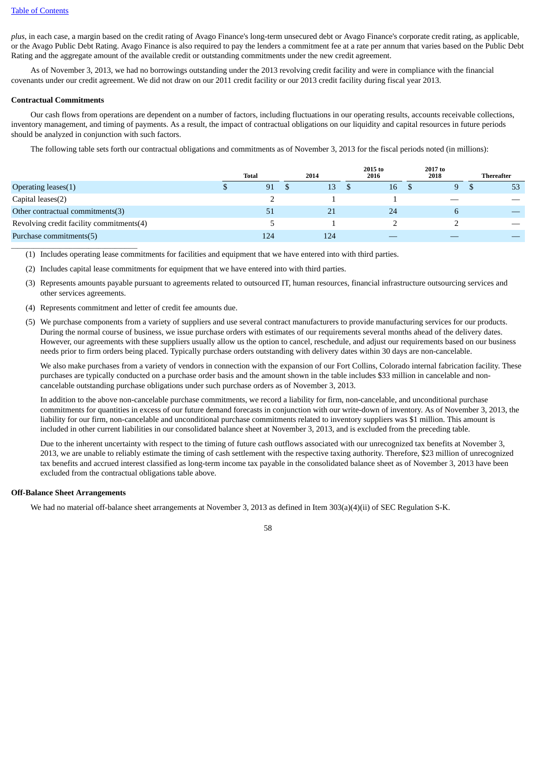*plus*, in each case, a margin based on the credit rating of Avago Finance's long-term unsecured debt or Avago Finance's corporate credit rating, as applicable, or the Avago Public Debt Rating. Avago Finance is also required to pay the lenders a commitment fee at a rate per annum that varies based on the Public Debt Rating and the aggregate amount of the available credit or outstanding commitments under the new credit agreement.

As of November 3, 2013, we had no borrowings outstanding under the 2013 revolving credit facility and were in compliance with the financial covenants under our credit agreement. We did not draw on our 2011 credit facility or our 2013 credit facility during fiscal year 2013.

**Contractual Commitments**

Our cash flows from operations are dependent on a number of factors, including fluctuations in our operating results, accounts receivable collections, inventory management, and timing of payments. As a result, the impact of contractual obligations on our liquidity and capital resources in future periods should be analyzed in conjunction with such factors.

The following table sets forth our contractual obligations and commitments as of November 3, 2013 for the fiscal periods noted (in millions):

| | Total | 2014 | 2015 to 2016 | 2017 to 2018 | Thereafter |
|---|---|---|---|---|---|
| Operating leases(1) | $ 91 | $ 13 | $ 16 | $ 9 | $ 53 |
| Capital leases(2) | 2 | 1 | 1 | — | — |
| Other contractual commitments(3) | 51 | 21 | 24 | 6 | — |
| Revolving credit facility commitments(4) | 5 | 1 | 2 | 2 | — |
| Purchase commitments(5) | 124 | 124 | — | — | — |

(1) Includes operating lease commitments for facilities and equipment that we have entered into with third parties.

(2) Includes capital lease commitments for equipment that we have entered into with third parties.

(3) Represents amounts payable pursuant to agreements related to outsourced IT, human resources, financial infrastructure outsourcing services and other services agreements.

(4) Represents commitment and letter of credit fee amounts due.

(5) We purchase components from a variety of suppliers and use several contract manufacturers to provide manufacturing services for our products. During the normal course of business, we issue purchase orders with estimates of our requirements several months ahead of the delivery dates. However, our agreements with these suppliers usually allow us the option to cancel, reschedule, and adjust our requirements based on our business needs prior to firm orders being placed. Typically purchase orders outstanding with delivery dates within 30 days are non-cancelable.

We also make purchases from a variety of vendors in connection with the expansion of our Fort Collins, Colorado internal fabrication facility. These purchases are typically conducted on a purchase order basis and the amount shown in the table includes $33 million in cancelable and non-cancelable outstanding purchase obligations under such purchase orders as of November 3, 2013.

In addition to the above non-cancelable purchase commitments, we record a liability for firm, non-cancelable, and unconditional purchase commitments for quantities in excess of our future demand forecasts in conjunction with our write-down of inventory. As of November 3, 2013, the liability for our firm, non-cancelable and unconditional purchase commitments related to inventory suppliers was $1 million. This amount is included in other current liabilities in our consolidated balance sheet at November 3, 2013, and is excluded from the preceding table.

Due to the inherent uncertainty with respect to the timing of future cash outflows associated with our unrecognized tax benefits at November 3, 2013, we are unable to reliably estimate the timing of cash settlement with the respective taxing authority. Therefore, $23 million of unrecognized tax benefits and accrued interest classified as long-term income tax payable in the consolidated balance sheet as of November 3, 2013 have been excluded from the contractual obligations table above.

**Off-Balance Sheet Arrangements**

We had no material off-balance sheet arrangements at November 3, 2013 as defined in Item 303(a)(4)(ii) of SEC Regulation S-K.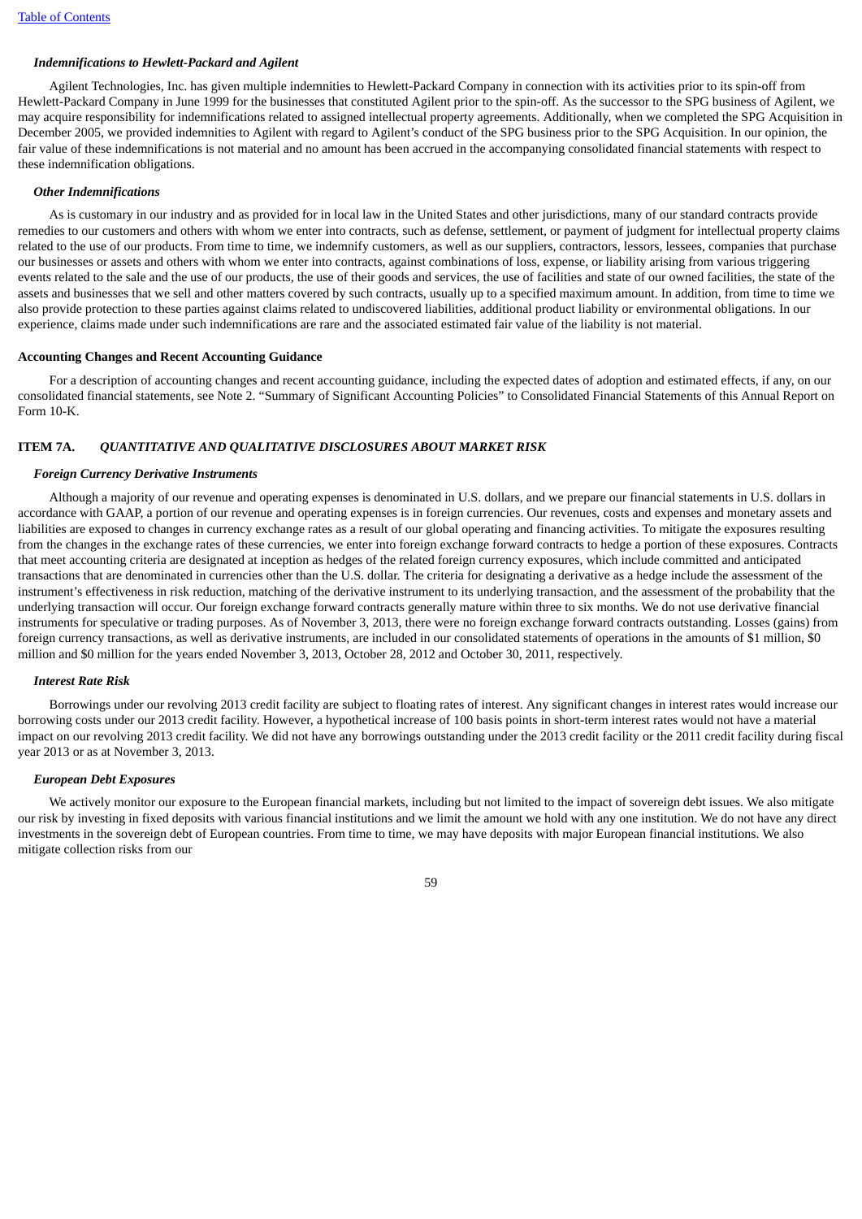### *Indemnifications to Hewlett-Packard and Agilent*

Agilent Technologies, Inc. has given multiple indemnities to Hewlett-Packard Company in connection with its activities prior to its spin-off from Hewlett-Packard Company in June 1999 for the businesses that constituted Agilent prior to the spin-off. As the successor to the SPG business of Agilent, we may acquire responsibility for indemnifications related to assigned intellectual property agreements. Additionally, when we completed the SPG Acquisition in December 2005, we provided indemnities to Agilent with regard to Agilent's conduct of the SPG business prior to the SPG Acquisition. In our opinion, the fair value of these indemnifications is not material and no amount has been accrued in the accompanying consolidated financial statements with respect to these indemnification obligations.

### *Other Indemnifications*

As is customary in our industry and as provided for in local law in the United States and other jurisdictions, many of our standard contracts provide remedies to our customers and others with whom we enter into contracts, such as defense, settlement, or payment of judgment for intellectual property claims related to the use of our products. From time to time, we indemnify customers, as well as our suppliers, contractors, lessors, lessees, companies that purchase our businesses or assets and others with whom we enter into contracts, against combinations of loss, expense, or liability arising from various triggering events related to the sale and the use of our products, the use of their goods and services, the use of facilities and state of our owned facilities, the state of the assets and businesses that we sell and other matters covered by such contracts, usually up to a specified maximum amount. In addition, from time to time we also provide protection to these parties against claims related to undiscovered liabilities, additional product liability or environmental obligations. In our experience, claims made under such indemnifications are rare and the associated estimated fair value of the liability is not material.

### Accounting Changes and Recent Accounting Guidance

For a description of accounting changes and recent accounting guidance, including the expected dates of adoption and estimated effects, if any, on our consolidated financial statements, see Note 2. "Summary of Significant Accounting Policies" to Consolidated Financial Statements of this Annual Report on Form 10-K.

## ITEM 7A. *QUANTITATIVE AND QUALITATIVE DISCLOSURES ABOUT MARKET RISK*

### *Foreign Currency Derivative Instruments*

Although a majority of our revenue and operating expenses is denominated in U.S. dollars, and we prepare our financial statements in U.S. dollars in accordance with GAAP, a portion of our revenue and operating expenses is in foreign currencies. Our revenues, costs and expenses and monetary assets and liabilities are exposed to changes in currency exchange rates as a result of our global operating and financing activities. To mitigate the exposures resulting from the changes in the exchange rates of these currencies, we enter into foreign exchange forward contracts to hedge a portion of these exposures. Contracts that meet accounting criteria are designated at inception as hedges of the related foreign currency exposures, which include committed and anticipated transactions that are denominated in currencies other than the U.S. dollar. The criteria for designating a derivative as a hedge include the assessment of the instrument's effectiveness in risk reduction, matching of the derivative instrument to its underlying transaction, and the assessment of the probability that the underlying transaction will occur. Our foreign exchange forward contracts generally mature within three to six months. We do not use derivative financial instruments for speculative or trading purposes. As of November 3, 2013, there were no foreign exchange forward contracts outstanding. Losses (gains) from foreign currency transactions, as well as derivative instruments, are included in our consolidated statements of operations in the amounts of $1 million, $0 million and $0 million for the years ended November 3, 2013, October 28, 2012 and October 30, 2011, respectively.

### *Interest Rate Risk*

Borrowings under our revolving 2013 credit facility are subject to floating rates of interest. Any significant changes in interest rates would increase our borrowing costs under our 2013 credit facility. However, a hypothetical increase of 100 basis points in short-term interest rates would not have a material impact on our revolving 2013 credit facility. We did not have any borrowings outstanding under the 2013 credit facility or the 2011 credit facility during fiscal year 2013 or as at November 3, 2013.

### *European Debt Exposures*

We actively monitor our exposure to the European financial markets, including but not limited to the impact of sovereign debt issues. We also mitigate our risk by investing in fixed deposits with various financial institutions and we limit the amount we hold with any one institution. We do not have any direct investments in the sovereign debt of European countries. From time to time, we may have deposits with major European financial institutions. We also mitigate collection risks from our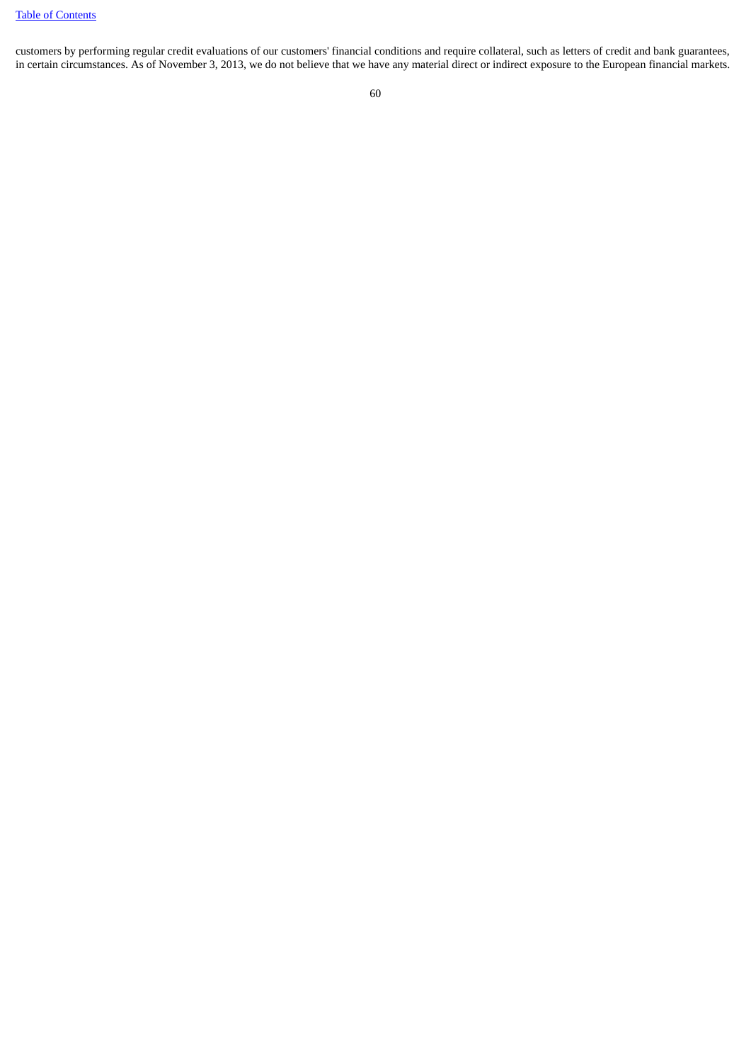customers by performing regular credit evaluations of our customers' financial conditions and require collateral, such as letters of credit and bank guarantees, in certain circumstances. As of November 3, 2013, we do not believe that we have any material direct or indirect exposure to the European financial markets.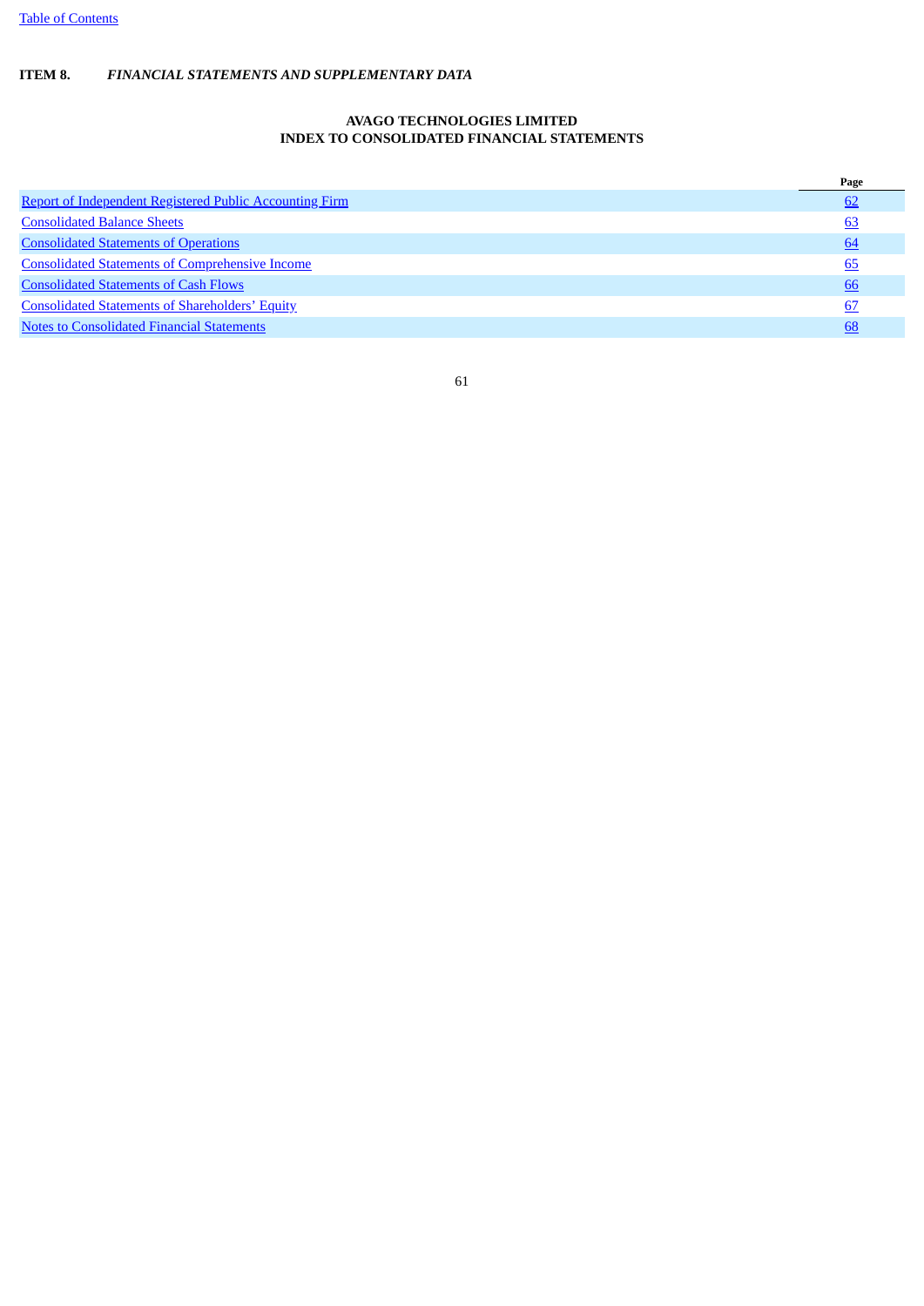**ITEM 8.** ***FINANCIAL STATEMENTS AND SUPPLEMENTARY DATA***

**AVAGO TECHNOLOGIES LIMITED**
**INDEX TO CONSOLIDATED FINANCIAL STATEMENTS**

| | Page |
|---|---|
| Report of Independent Registered Public Accounting Firm | 62 |
| Consolidated Balance Sheets | 63 |
| Consolidated Statements of Operations | 64 |
| Consolidated Statements of Comprehensive Income | 65 |
| Consolidated Statements of Cash Flows | 66 |
| Consolidated Statements of Shareholders' Equity | 67 |
| Notes to Consolidated Financial Statements | 68 |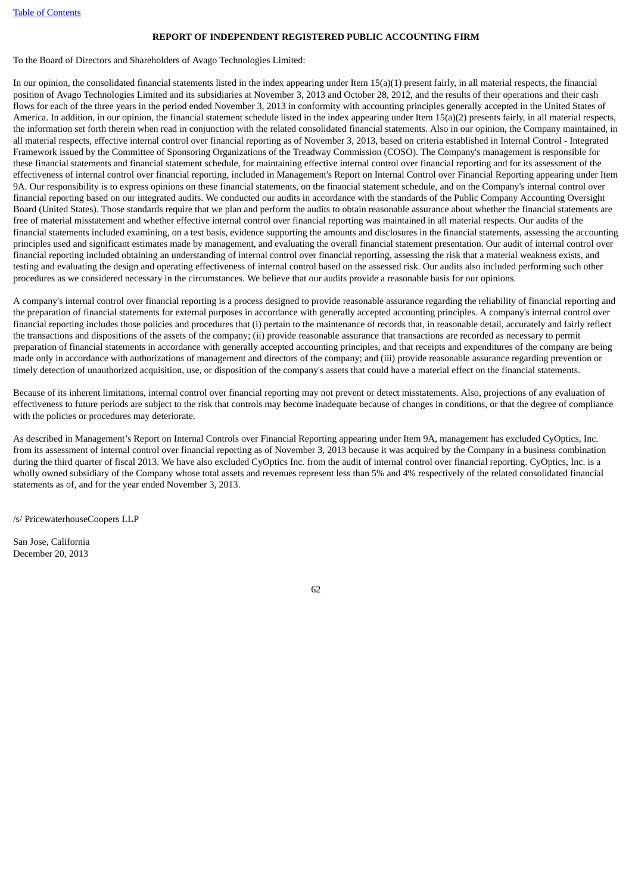[Table of Contents](#)

**REPORT OF INDEPENDENT REGISTERED PUBLIC ACCOUNTING FIRM**

To the Board of Directors and Shareholders of Avago Technologies Limited:

In our opinion, the consolidated financial statements listed in the index appearing under Item 15(a)(1) present fairly, in all material respects, the financial position of Avago Technologies Limited and its subsidiaries at November 3, 2013 and October 28, 2012, and the results of their operations and their cash flows for each of the three years in the period ended November 3, 2013 in conformity with accounting principles generally accepted in the United States of America. In addition, in our opinion, the financial statement schedule listed in the index appearing under Item 15(a)(2) presents fairly, in all material respects, the information set forth therein when read in conjunction with the related consolidated financial statements. Also in our opinion, the Company maintained, in all material respects, effective internal control over financial reporting as of November 3, 2013, based on criteria established in Internal Control - Integrated Framework issued by the Committee of Sponsoring Organizations of the Treadway Commission (COSO). The Company's management is responsible for these financial statements and financial statement schedule, for maintaining effective internal control over financial reporting and for its assessment of the effectiveness of internal control over financial reporting, included in Management's Report on Internal Control over Financial Reporting appearing under Item 9A. Our responsibility is to express opinions on these financial statements, on the financial statement schedule, and on the Company's internal control over financial reporting based on our integrated audits. We conducted our audits in accordance with the standards of the Public Company Accounting Oversight Board (United States). Those standards require that we plan and perform the audits to obtain reasonable assurance about whether the financial statements are free of material misstatement and whether effective internal control over financial reporting was maintained in all material respects. Our audits of the financial statements included examining, on a test basis, evidence supporting the amounts and disclosures in the financial statements, assessing the accounting principles used and significant estimates made by management, and evaluating the overall financial statement presentation. Our audit of internal control over financial reporting included obtaining an understanding of internal control over financial reporting, assessing the risk that a material weakness exists, and testing and evaluating the design and operating effectiveness of internal control based on the assessed risk. Our audits also included performing such other procedures as we considered necessary in the circumstances. We believe that our audits provide a reasonable basis for our opinions.

A company's internal control over financial reporting is a process designed to provide reasonable assurance regarding the reliability of financial reporting and the preparation of financial statements for external purposes in accordance with generally accepted accounting principles. A company's internal control over financial reporting includes those policies and procedures that (i) pertain to the maintenance of records that, in reasonable detail, accurately and fairly reflect the transactions and dispositions of the assets of the company; (ii) provide reasonable assurance that transactions are recorded as necessary to permit preparation of financial statements in accordance with generally accepted accounting principles, and that receipts and expenditures of the company are being made only in accordance with authorizations of management and directors of the company; and (iii) provide reasonable assurance regarding prevention or timely detection of unauthorized acquisition, use, or disposition of the company's assets that could have a material effect on the financial statements.

Because of its inherent limitations, internal control over financial reporting may not prevent or detect misstatements. Also, projections of any evaluation of effectiveness to future periods are subject to the risk that controls may become inadequate because of changes in conditions, or that the degree of compliance with the policies or procedures may deteriorate.

As described in Management's Report on Internal Controls over Financial Reporting appearing under Item 9A, management has excluded CyOptics, Inc. from its assessment of internal control over financial reporting as of November 3, 2013 because it was acquired by the Company in a business combination during the third quarter of fiscal 2013. We have also excluded CyOptics Inc. from the audit of internal control over financial reporting. CyOptics, Inc. is a wholly owned subsidiary of the Company whose total assets and revenues represent less than 5% and 4% respectively of the related consolidated financial statements as of, and for the year ended November 3, 2013.

/s/ PricewaterhouseCoopers LLP

San Jose, California
December 20, 2013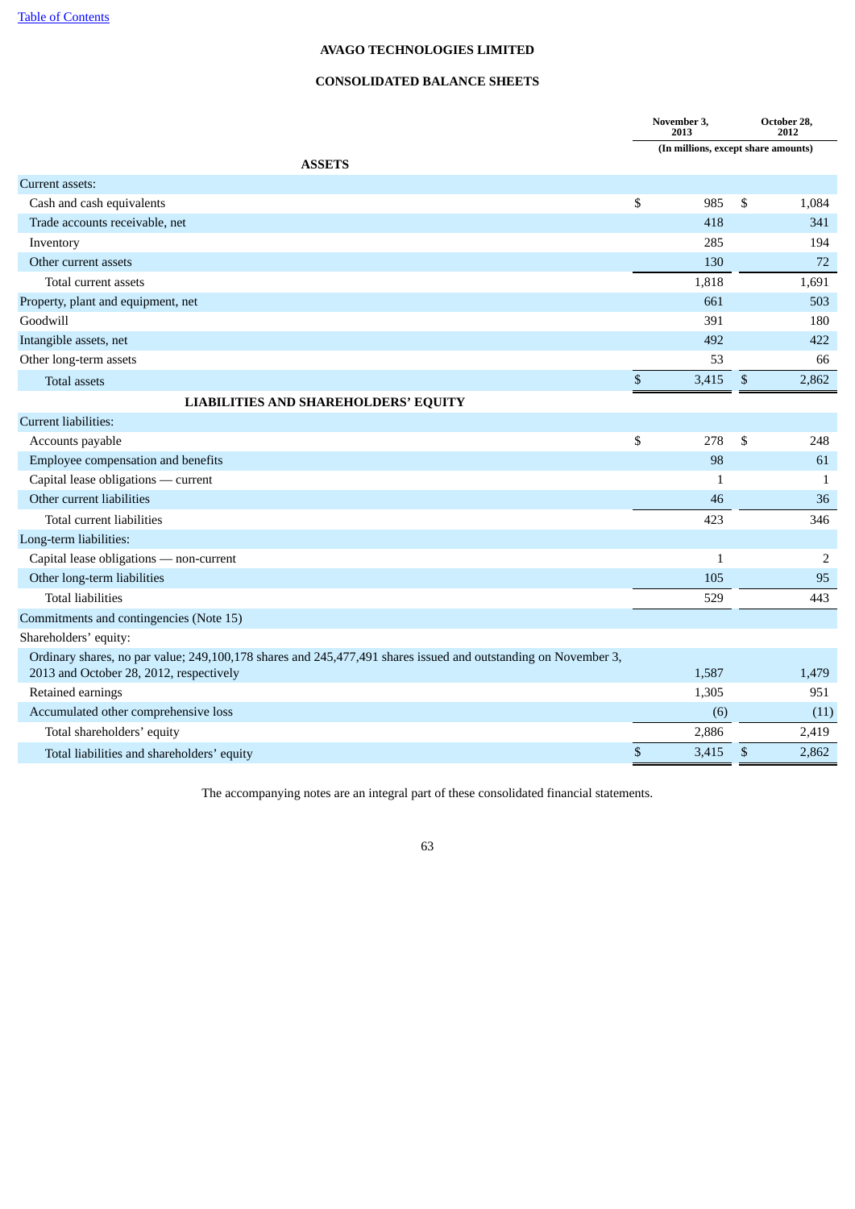[Table of Contents](#)

# AVAGO TECHNOLOGIES LIMITED

## CONSOLIDATED BALANCE SHEETS

| | November 3, 2013 | October 28, 2012 |
|---|---|---|
| | (In millions, except share amounts) | |
| **ASSETS** | | |
| Current assets: | | |
| Cash and cash equivalents | $ 985 | $ 1,084 |
| Trade accounts receivable, net | 418 | 341 |
| Inventory | 285 | 194 |
| Other current assets | 130 | 72 |
| Total current assets | 1,818 | 1,691 |
| Property, plant and equipment, net | 661 | 503 |
| Goodwill | 391 | 180 |
| Intangible assets, net | 492 | 422 |
| Other long-term assets | 53 | 66 |
| Total assets | $ 3,415 | $ 2,862 |
| **LIABILITIES AND SHAREHOLDERS' EQUITY** | | |
| Current liabilities: | | |
| Accounts payable | $ 278 | $ 248 |
| Employee compensation and benefits | 98 | 61 |
| Capital lease obligations — current | 1 | 1 |
| Other current liabilities | 46 | 36 |
| Total current liabilities | 423 | 346 |
| Long-term liabilities: | | |
| Capital lease obligations — non-current | 1 | 2 |
| Other long-term liabilities | 105 | 95 |
| Total liabilities | 529 | 443 |
| Commitments and contingencies (Note 15) | | |
| Shareholders' equity: | | |
| Ordinary shares, no par value; 249,100,178 shares and 245,477,491 shares issued and outstanding on November 3, 2013 and October 28, 2012, respectively | 1,587 | 1,479 |
| Retained earnings | 1,305 | 951 |
| Accumulated other comprehensive loss | (6) | (11) |
| Total shareholders' equity | 2,886 | 2,419 |
| Total liabilities and shareholders' equity | $ 3,415 | $ 2,862 |

The accompanying notes are an integral part of these consolidated financial statements.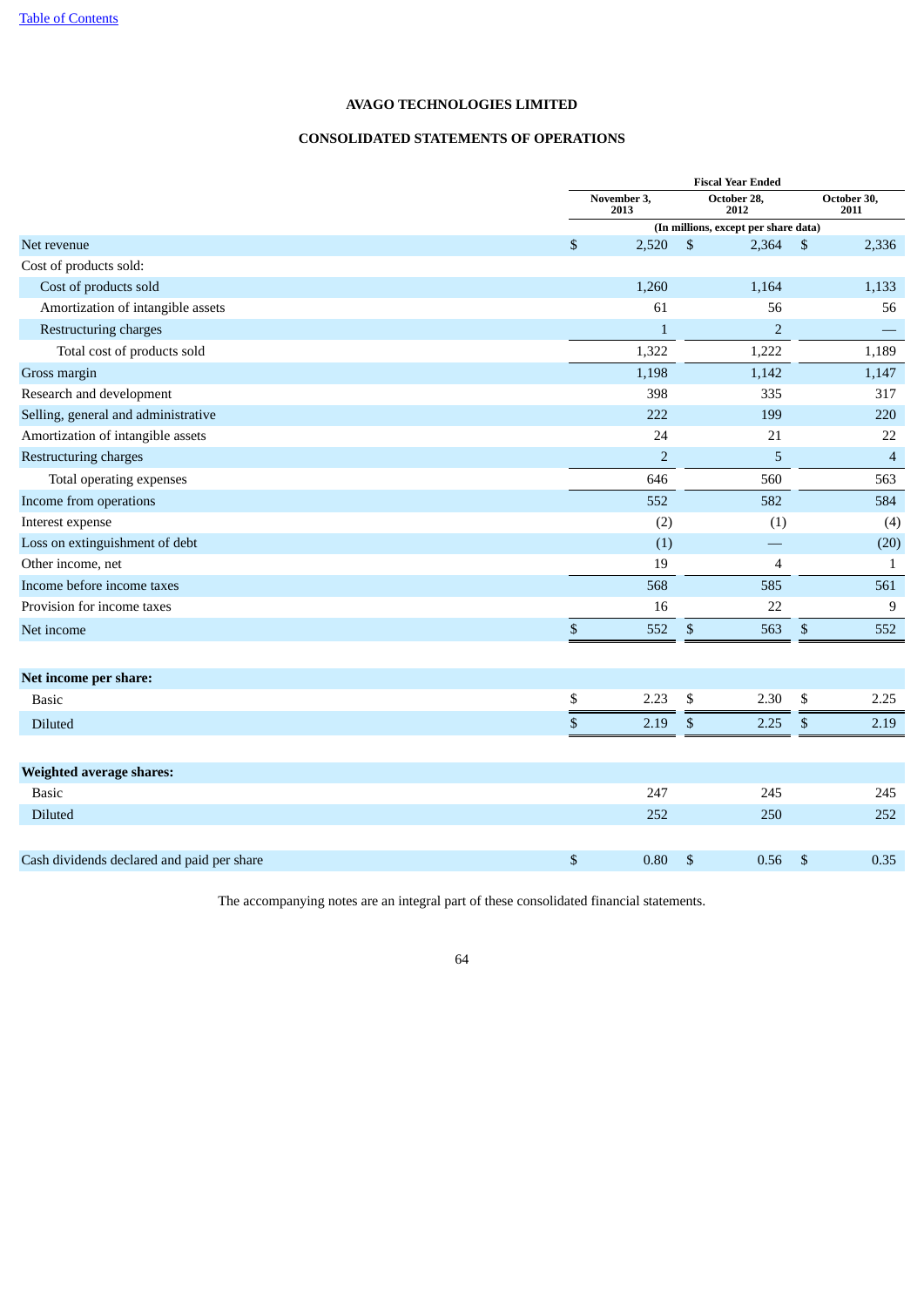"Table of Contents" link at top is a running header; omit.

**AVAGO TECHNOLOGIES LIMITED**

**CONSOLIDATED STATEMENTS OF OPERATIONS**

| | Fiscal Year Ended | | |
|---|---|---|---|
| | November 3, 2013 | October 28, 2012 | October 30, 2011 |
| | (In millions, except per share data) | | |
| Net revenue | $ 2,520 | $ 2,364 | $ 2,336 |
| Cost of products sold: | | | |
| Cost of products sold | 1,260 | 1,164 | 1,133 |
| Amortization of intangible assets | 61 | 56 | 56 |
| Restructuring charges | 1 | 2 | — |
| Total cost of products sold | 1,322 | 1,222 | 1,189 |
| Gross margin | 1,198 | 1,142 | 1,147 |
| Research and development | 398 | 335 | 317 |
| Selling, general and administrative | 222 | 199 | 220 |
| Amortization of intangible assets | 24 | 21 | 22 |
| Restructuring charges | 2 | 5 | 4 |
| Total operating expenses | 646 | 560 | 563 |
| Income from operations | 552 | 582 | 584 |
| Interest expense | (2) | (1) | (4) |
| Loss on extinguishment of debt | (1) | — | (20) |
| Other income, net | 19 | 4 | 1 |
| Income before income taxes | 568 | 585 | 561 |
| Provision for income taxes | 16 | 22 | 9 |
| Net income | $ 552 | $ 563 | $ 552 |
| | | | |
| **Net income per share:** | | | |
| Basic | $ 2.23 | $ 2.30 | $ 2.25 |
| Diluted | $ 2.19 | $ 2.25 | $ 2.19 |
| | | | |
| **Weighted average shares:** | | | |
| Basic | 247 | 245 | 245 |
| Diluted | 252 | 250 | 252 |
| | | | |
| Cash dividends declared and paid per share | $ 0.80 | $ 0.56 | $ 0.35 |

The accompanying notes are an integral part of these consolidated financial statements.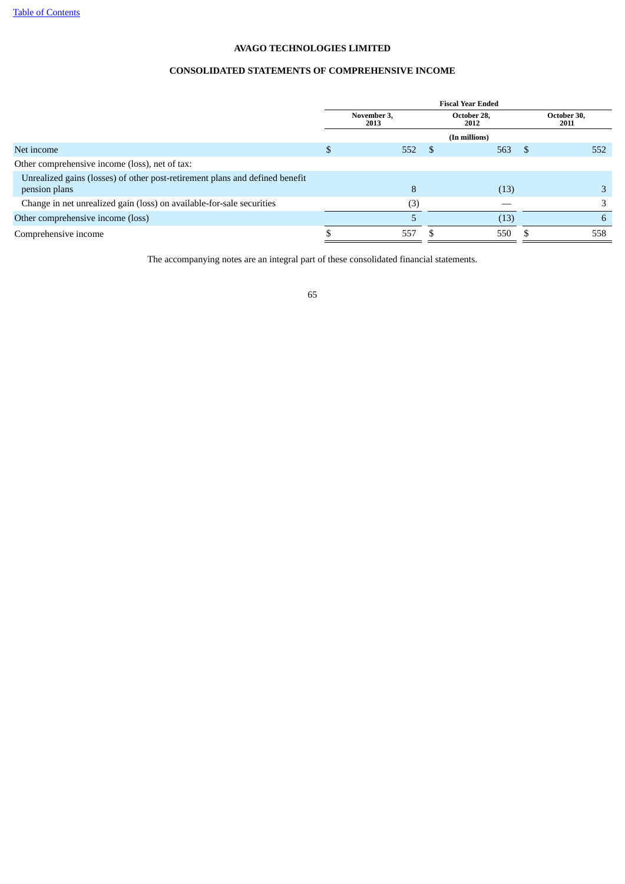Table of Contents

**AVAGO TECHNOLOGIES LIMITED**

**CONSOLIDATED STATEMENTS OF COMPREHENSIVE INCOME**

| | Fiscal Year Ended | | |
|---|---|---|---|
| | November 3, 2013 | October 28, 2012 | October 30, 2011 |
| | (In millions) | | |
| Net income | $ 552 | $ 563 | $ 552 |
| Other comprehensive income (loss), net of tax: | | | |
| Unrealized gains (losses) of other post-retirement plans and defined benefit pension plans | 8 | (13) | 3 |
| Change in net unrealized gain (loss) on available-for-sale securities | (3) | — | 3 |
| Other comprehensive income (loss) | 5 | (13) | 6 |
| Comprehensive income | $ 557 | $ 550 | $ 558 |

The accompanying notes are an integral part of these consolidated financial statements.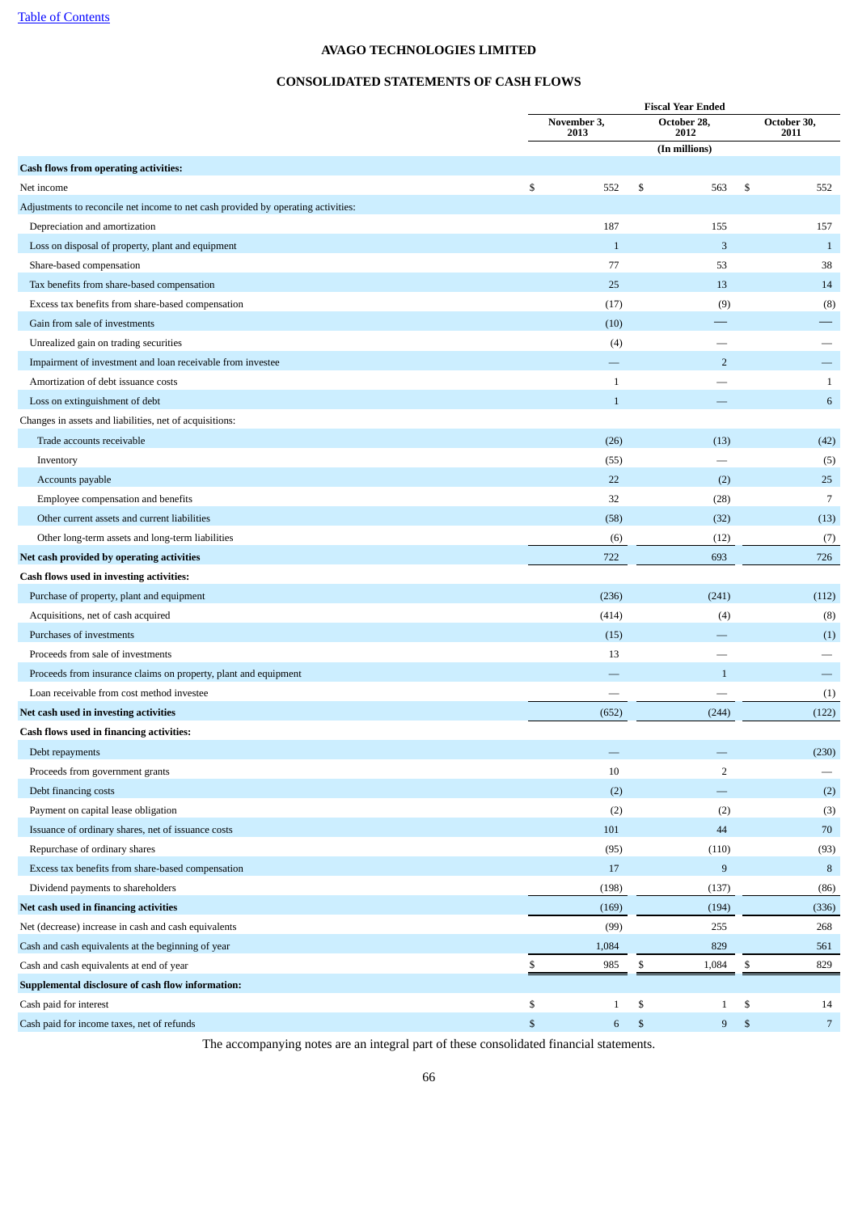[Table of Contents](#)

# AVAGO TECHNOLOGIES LIMITED

## CONSOLIDATED STATEMENTS OF CASH FLOWS

| | Fiscal Year Ended | | |
|---|---|---|---|
| | November 3, 2013 | October 28, 2012 | October 30, 2011 |
| | (In millions) | | |
| **Cash flows from operating activities:** | | | |
| Net income | $ 552 | $ 563 | $ 552 |
| Adjustments to reconcile net income to net cash provided by operating activities: | | | |
| Depreciation and amortization | 187 | 155 | 157 |
| Loss on disposal of property, plant and equipment | 1 | 3 | 1 |
| Share-based compensation | 77 | 53 | 38 |
| Tax benefits from share-based compensation | 25 | 13 | 14 |
| Excess tax benefits from share-based compensation | (17) | (9) | (8) |
| Gain from sale of investments | (10) | — | — |
| Unrealized gain on trading securities | (4) | — | — |
| Impairment of investment and loan receivable from investee | — | 2 | — |
| Amortization of debt issuance costs | 1 | — | 1 |
| Loss on extinguishment of debt | 1 | — | 6 |
| Changes in assets and liabilities, net of acquisitions: | | | |
| Trade accounts receivable | (26) | (13) | (42) |
| Inventory | (55) | — | (5) |
| Accounts payable | 22 | (2) | 25 |
| Employee compensation and benefits | 32 | (28) | 7 |
| Other current assets and current liabilities | (58) | (32) | (13) |
| Other long-term assets and long-term liabilities | (6) | (12) | (7) |
| **Net cash provided by operating activities** | 722 | 693 | 726 |
| **Cash flows used in investing activities:** | | | |
| Purchase of property, plant and equipment | (236) | (241) | (112) |
| Acquisitions, net of cash acquired | (414) | (4) | (8) |
| Purchases of investments | (15) | — | (1) |
| Proceeds from sale of investments | 13 | — | — |
| Proceeds from insurance claims on property, plant and equipment | — | 1 | — |
| Loan receivable from cost method investee | — | — | (1) |
| **Net cash used in investing activities** | (652) | (244) | (122) |
| **Cash flows used in financing activities:** | | | |
| Debt repayments | — | — | (230) |
| Proceeds from government grants | 10 | 2 | — |
| Debt financing costs | (2) | — | (2) |
| Payment on capital lease obligation | (2) | (2) | (3) |
| Issuance of ordinary shares, net of issuance costs | 101 | 44 | 70 |
| Repurchase of ordinary shares | (95) | (110) | (93) |
| Excess tax benefits from share-based compensation | 17 | 9 | 8 |
| Dividend payments to shareholders | (198) | (137) | (86) |
| **Net cash used in financing activities** | (169) | (194) | (336) |
| Net (decrease) increase in cash and cash equivalents | (99) | 255 | 268 |
| Cash and cash equivalents at the beginning of year | 1,084 | 829 | 561 |
| Cash and cash equivalents at end of year | $ 985 | $ 1,084 | $ 829 |
| **Supplemental disclosure of cash flow information:** | | | |
| Cash paid for interest | $ 1 | $ 1 | $ 14 |
| Cash paid for income taxes, net of refunds | $ 6 | $ 9 | $ 7 |

The accompanying notes are an integral part of these consolidated financial statements.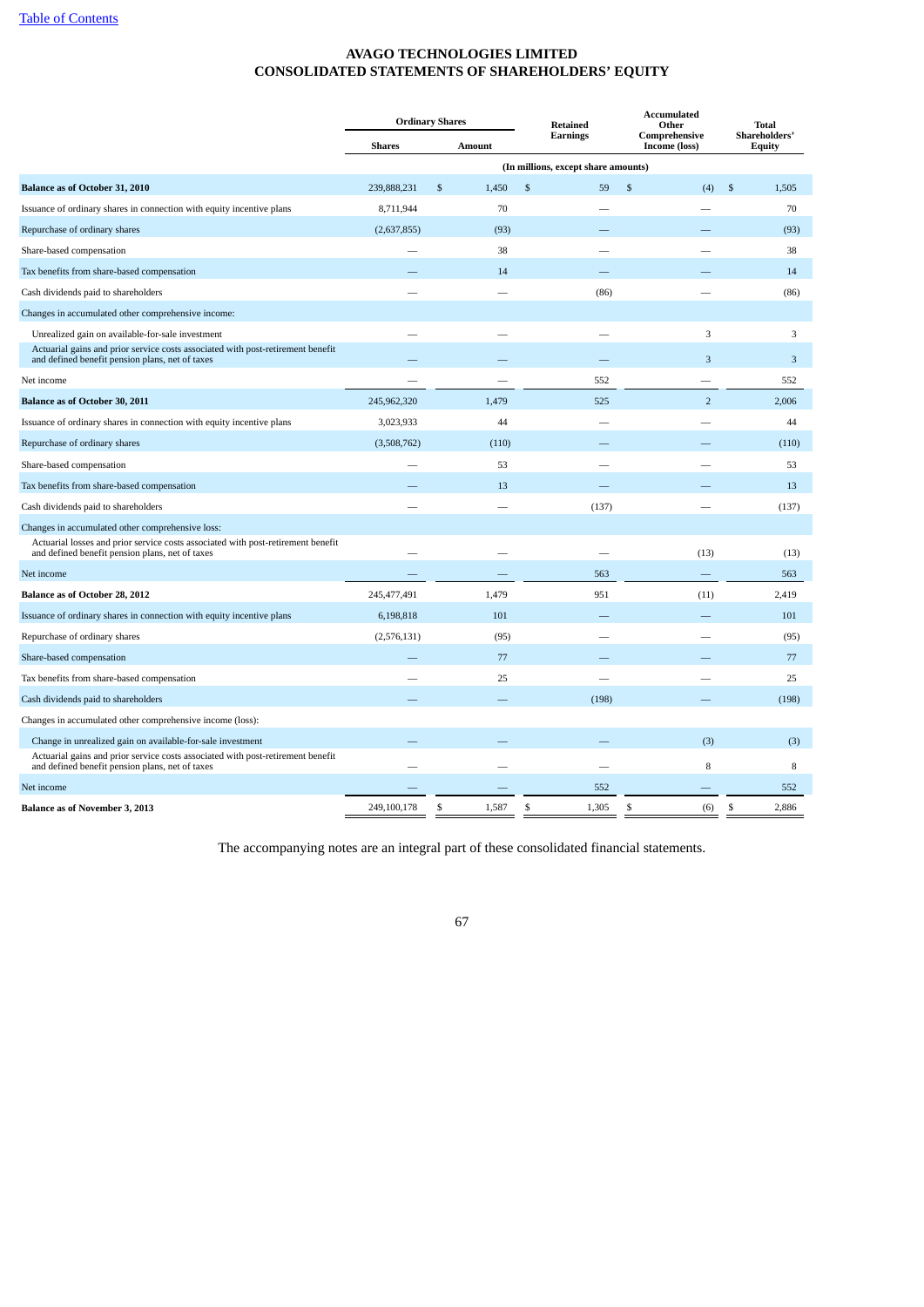# AVAGO TECHNOLOGIES LIMITED
# CONSOLIDATED STATEMENTS OF SHAREHOLDERS' EQUITY

| | Ordinary Shares | | Retained Earnings | Accumulated Other Comprehensive Income (loss) | Total Shareholders' Equity |
|---|---|---|---|---|---|
| | Shares | Amount | | | |
| | (In millions, except share amounts) | | | | |
| **Balance as of October 31, 2010** | 239,888,231 | $ 1,450 | $ 59 | $ (4) | $ 1,505 |
| Issuance of ordinary shares in connection with equity incentive plans | 8,711,944 | 70 | — | — | 70 |
| Repurchase of ordinary shares | (2,637,855) | (93) | — | — | (93) |
| Share-based compensation | — | 38 | — | — | 38 |
| Tax benefits from share-based compensation | — | 14 | — | — | 14 |
| Cash dividends paid to shareholders | — | — | (86) | — | (86) |
| Changes in accumulated other comprehensive income: | | | | | |
| Unrealized gain on available-for-sale investment | — | — | — | 3 | 3 |
| Actuarial gains and prior service costs associated with post-retirement benefit and defined benefit pension plans, net of taxes | — | — | — | 3 | 3 |
| Net income | — | — | 552 | — | 552 |
| **Balance as of October 30, 2011** | 245,962,320 | 1,479 | 525 | 2 | 2,006 |
| Issuance of ordinary shares in connection with equity incentive plans | 3,023,933 | 44 | — | — | 44 |
| Repurchase of ordinary shares | (3,508,762) | (110) | — | — | (110) |
| Share-based compensation | — | 53 | — | — | 53 |
| Tax benefits from share-based compensation | — | 13 | — | — | 13 |
| Cash dividends paid to shareholders | — | — | (137) | — | (137) |
| Changes in accumulated other comprehensive loss: | | | | | |
| Actuarial losses and prior service costs associated with post-retirement benefit and defined benefit pension plans, net of taxes | — | — | — | (13) | (13) |
| Net income | — | — | 563 | — | 563 |
| **Balance as of October 28, 2012** | 245,477,491 | 1,479 | 951 | (11) | 2,419 |
| Issuance of ordinary shares in connection with equity incentive plans | 6,198,818 | 101 | — | — | 101 |
| Repurchase of ordinary shares | (2,576,131) | (95) | — | — | (95) |
| Share-based compensation | — | 77 | — | — | 77 |
| Tax benefits from share-based compensation | — | 25 | — | — | 25 |
| Cash dividends paid to shareholders | — | — | (198) | — | (198) |
| Changes in accumulated other comprehensive income (loss): | | | | | |
| Change in unrealized gain on available-for-sale investment | — | — | — | (3) | (3) |
| Actuarial gains and prior service costs associated with post-retirement benefit and defined benefit pension plans, net of taxes | — | — | — | 8 | 8 |
| Net income | — | — | 552 | — | 552 |
| **Balance as of November 3, 2013** | 249,100,178 | $ 1,587 | $ 1,305 | $ (6) | $ 2,886 |

The accompanying notes are an integral part of these consolidated financial statements.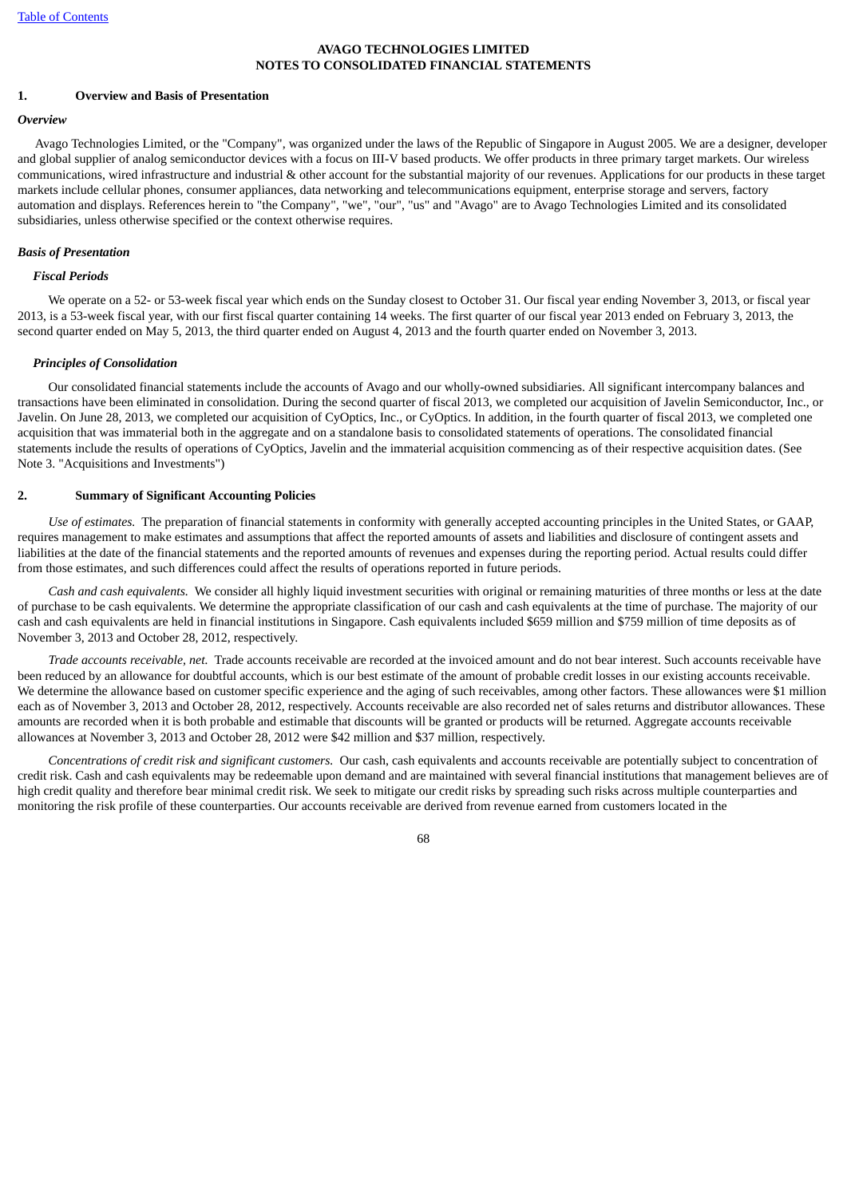**AVAGO TECHNOLOGIES LIMITED**
**NOTES TO CONSOLIDATED FINANCIAL STATEMENTS**

## 1. Overview and Basis of Presentation

### *Overview*

Avago Technologies Limited, or the "Company", was organized under the laws of the Republic of Singapore in August 2005. We are a designer, developer and global supplier of analog semiconductor devices with a focus on III-V based products. We offer products in three primary target markets. Our wireless communications, wired infrastructure and industrial & other account for the substantial majority of our revenues. Applications for our products in these target markets include cellular phones, consumer appliances, data networking and telecommunications equipment, enterprise storage and servers, factory automation and displays. References herein to "the Company", "we", "our", "us" and "Avago" are to Avago Technologies Limited and its consolidated subsidiaries, unless otherwise specified or the context otherwise requires.

### *Basis of Presentation*

#### *Fiscal Periods*

We operate on a 52- or 53-week fiscal year which ends on the Sunday closest to October 31. Our fiscal year ending November 3, 2013, or fiscal year 2013, is a 53-week fiscal year, with our first fiscal quarter containing 14 weeks. The first quarter of our fiscal year 2013 ended on February 3, 2013, the second quarter ended on May 5, 2013, the third quarter ended on August 4, 2013 and the fourth quarter ended on November 3, 2013.

#### *Principles of Consolidation*

Our consolidated financial statements include the accounts of Avago and our wholly-owned subsidiaries. All significant intercompany balances and transactions have been eliminated in consolidation. During the second quarter of fiscal 2013, we completed our acquisition of Javelin Semiconductor, Inc., or Javelin. On June 28, 2013, we completed our acquisition of CyOptics, Inc., or CyOptics. In addition, in the fourth quarter of fiscal 2013, we completed one acquisition that was immaterial both in the aggregate and on a standalone basis to consolidated statements of operations. The consolidated financial statements include the results of operations of CyOptics, Javelin and the immaterial acquisition commencing as of their respective acquisition dates. (See Note 3. "Acquisitions and Investments")

## 2. Summary of Significant Accounting Policies

*Use of estimates.* The preparation of financial statements in conformity with generally accepted accounting principles in the United States, or GAAP, requires management to make estimates and assumptions that affect the reported amounts of assets and liabilities and disclosure of contingent assets and liabilities at the date of the financial statements and the reported amounts of revenues and expenses during the reporting period. Actual results could differ from those estimates, and such differences could affect the results of operations reported in future periods.

*Cash and cash equivalents.* We consider all highly liquid investment securities with original or remaining maturities of three months or less at the date of purchase to be cash equivalents. We determine the appropriate classification of our cash and cash equivalents at the time of purchase. The majority of our cash and cash equivalents are held in financial institutions in Singapore. Cash equivalents included $659 million and $759 million of time deposits as of November 3, 2013 and October 28, 2012, respectively.

*Trade accounts receivable, net.* Trade accounts receivable are recorded at the invoiced amount and do not bear interest. Such accounts receivable have been reduced by an allowance for doubtful accounts, which is our best estimate of the amount of probable credit losses in our existing accounts receivable. We determine the allowance based on customer specific experience and the aging of such receivables, among other factors. These allowances were $1 million each as of November 3, 2013 and October 28, 2012, respectively. Accounts receivable are also recorded net of sales returns and distributor allowances. These amounts are recorded when it is both probable and estimable that discounts will be granted or products will be returned. Aggregate accounts receivable allowances at November 3, 2013 and October 28, 2012 were $42 million and $37 million, respectively.

*Concentrations of credit risk and significant customers.* Our cash, cash equivalents and accounts receivable are potentially subject to concentration of credit risk. Cash and cash equivalents may be redeemable upon demand and are maintained with several financial institutions that management believes are of high credit quality and therefore bear minimal credit risk. We seek to mitigate our credit risks by spreading such risks across multiple counterparties and monitoring the risk profile of these counterparties. Our accounts receivable are derived from revenue earned from customers located in the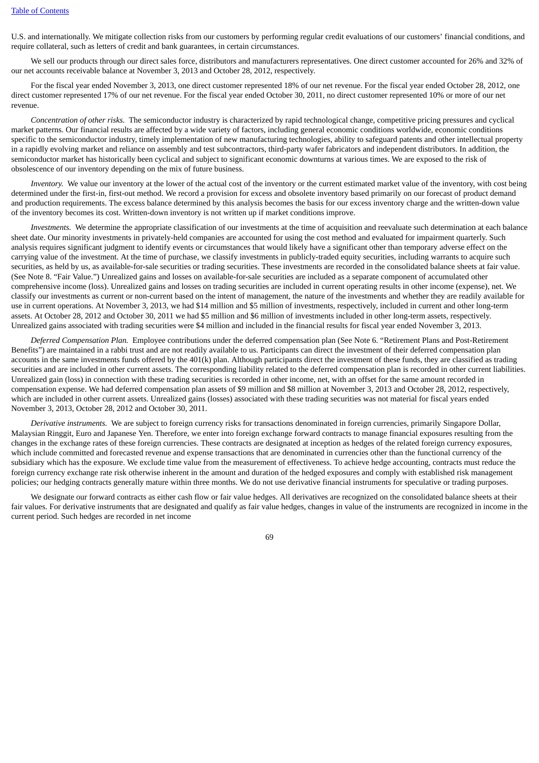U.S. and internationally. We mitigate collection risks from our customers by performing regular credit evaluations of our customers' financial conditions, and require collateral, such as letters of credit and bank guarantees, in certain circumstances.

We sell our products through our direct sales force, distributors and manufacturers representatives. One direct customer accounted for 26% and 32% of our net accounts receivable balance at November 3, 2013 and October 28, 2012, respectively.

For the fiscal year ended November 3, 2013, one direct customer represented 18% of our net revenue. For the fiscal year ended October 28, 2012, one direct customer represented 17% of our net revenue. For the fiscal year ended October 30, 2011, no direct customer represented 10% or more of our net revenue.

*Concentration of other risks.* The semiconductor industry is characterized by rapid technological change, competitive pricing pressures and cyclical market patterns. Our financial results are affected by a wide variety of factors, including general economic conditions worldwide, economic conditions specific to the semiconductor industry, timely implementation of new manufacturing technologies, ability to safeguard patents and other intellectual property in a rapidly evolving market and reliance on assembly and test subcontractors, third-party wafer fabricators and independent distributors. In addition, the semiconductor market has historically been cyclical and subject to significant economic downturns at various times. We are exposed to the risk of obsolescence of our inventory depending on the mix of future business.

*Inventory.* We value our inventory at the lower of the actual cost of the inventory or the current estimated market value of the inventory, with cost being determined under the first-in, first-out method. We record a provision for excess and obsolete inventory based primarily on our forecast of product demand and production requirements. The excess balance determined by this analysis becomes the basis for our excess inventory charge and the written-down value of the inventory becomes its cost. Written-down inventory is not written up if market conditions improve.

*Investments.* We determine the appropriate classification of our investments at the time of acquisition and reevaluate such determination at each balance sheet date. Our minority investments in privately-held companies are accounted for using the cost method and evaluated for impairment quarterly. Such analysis requires significant judgment to identify events or circumstances that would likely have a significant other than temporary adverse effect on the carrying value of the investment. At the time of purchase, we classify investments in publicly-traded equity securities, including warrants to acquire such securities, as held by us, as available-for-sale securities or trading securities. These investments are recorded in the consolidated balance sheets at fair value. (See Note 8. "Fair Value.") Unrealized gains and losses on available-for-sale securities are included as a separate component of accumulated other comprehensive income (loss). Unrealized gains and losses on trading securities are included in current operating results in other income (expense), net. We classify our investments as current or non-current based on the intent of management, the nature of the investments and whether they are readily available for use in current operations. At November 3, 2013, we had $14 million and $5 million of investments, respectively, included in current and other long-term assets. At October 28, 2012 and October 30, 2011 we had $5 million and $6 million of investments included in other long-term assets, respectively. Unrealized gains associated with trading securities were $4 million and included in the financial results for fiscal year ended November 3, 2013.

*Deferred Compensation Plan.* Employee contributions under the deferred compensation plan (See Note 6. "Retirement Plans and Post-Retirement Benefits") are maintained in a rabbi trust and are not readily available to us. Participants can direct the investment of their deferred compensation plan accounts in the same investments funds offered by the 401(k) plan. Although participants direct the investment of these funds, they are classified as trading securities and are included in other current assets. The corresponding liability related to the deferred compensation plan is recorded in other current liabilities. Unrealized gain (loss) in connection with these trading securities is recorded in other income, net, with an offset for the same amount recorded in compensation expense. We had deferred compensation plan assets of $9 million and $8 million at November 3, 2013 and October 28, 2012, respectively, which are included in other current assets. Unrealized gains (losses) associated with these trading securities was not material for fiscal years ended November 3, 2013, October 28, 2012 and October 30, 2011.

*Derivative instruments.* We are subject to foreign currency risks for transactions denominated in foreign currencies, primarily Singapore Dollar, Malaysian Ringgit, Euro and Japanese Yen. Therefore, we enter into foreign exchange forward contracts to manage financial exposures resulting from the changes in the exchange rates of these foreign currencies. These contracts are designated at inception as hedges of the related foreign currency exposures, which include committed and forecasted revenue and expense transactions that are denominated in currencies other than the functional currency of the subsidiary which has the exposure. We exclude time value from the measurement of effectiveness. To achieve hedge accounting, contracts must reduce the foreign currency exchange rate risk otherwise inherent in the amount and duration of the hedged exposures and comply with established risk management policies; our hedging contracts generally mature within three months. We do not use derivative financial instruments for speculative or trading purposes.

We designate our forward contracts as either cash flow or fair value hedges. All derivatives are recognized on the consolidated balance sheets at their fair values. For derivative instruments that are designated and qualify as fair value hedges, changes in value of the instruments are recognized in income in the current period. Such hedges are recorded in net income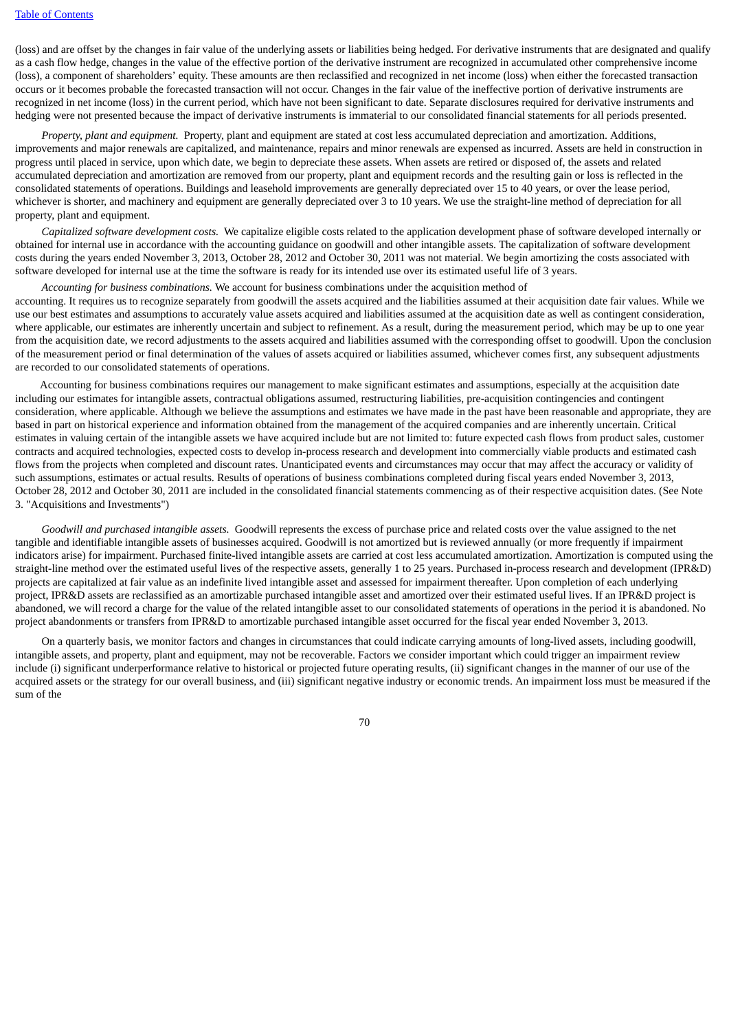(loss) and are offset by the changes in fair value of the underlying assets or liabilities being hedged. For derivative instruments that are designated and qualify as a cash flow hedge, changes in the value of the effective portion of the derivative instrument are recognized in accumulated other comprehensive income (loss), a component of shareholders' equity. These amounts are then reclassified and recognized in net income (loss) when either the forecasted transaction occurs or it becomes probable the forecasted transaction will not occur. Changes in the fair value of the ineffective portion of derivative instruments are recognized in net income (loss) in the current period, which have not been significant to date. Separate disclosures required for derivative instruments and hedging were not presented because the impact of derivative instruments is immaterial to our consolidated financial statements for all periods presented.

*Property, plant and equipment.* Property, plant and equipment are stated at cost less accumulated depreciation and amortization. Additions, improvements and major renewals are capitalized, and maintenance, repairs and minor renewals are expensed as incurred. Assets are held in construction in progress until placed in service, upon which date, we begin to depreciate these assets. When assets are retired or disposed of, the assets and related accumulated depreciation and amortization are removed from our property, plant and equipment records and the resulting gain or loss is reflected in the consolidated statements of operations. Buildings and leasehold improvements are generally depreciated over 15 to 40 years, or over the lease period, whichever is shorter, and machinery and equipment are generally depreciated over 3 to 10 years. We use the straight-line method of depreciation for all property, plant and equipment.

*Capitalized software development costs.* We capitalize eligible costs related to the application development phase of software developed internally or obtained for internal use in accordance with the accounting guidance on goodwill and other intangible assets. The capitalization of software development costs during the years ended November 3, 2013, October 28, 2012 and October 30, 2011 was not material. We begin amortizing the costs associated with software developed for internal use at the time the software is ready for its intended use over its estimated useful life of 3 years.

*Accounting for business combinations.* We account for business combinations under the acquisition method of accounting. It requires us to recognize separately from goodwill the assets acquired and the liabilities assumed at their acquisition date fair values. While we use our best estimates and assumptions to accurately value assets acquired and liabilities assumed at the acquisition date as well as contingent consideration, where applicable, our estimates are inherently uncertain and subject to refinement. As a result, during the measurement period, which may be up to one year from the acquisition date, we record adjustments to the assets acquired and liabilities assumed with the corresponding offset to goodwill. Upon the conclusion of the measurement period or final determination of the values of assets acquired or liabilities assumed, whichever comes first, any subsequent adjustments are recorded to our consolidated statements of operations.

Accounting for business combinations requires our management to make significant estimates and assumptions, especially at the acquisition date including our estimates for intangible assets, contractual obligations assumed, restructuring liabilities, pre-acquisition contingencies and contingent consideration, where applicable. Although we believe the assumptions and estimates we have made in the past have been reasonable and appropriate, they are based in part on historical experience and information obtained from the management of the acquired companies and are inherently uncertain. Critical estimates in valuing certain of the intangible assets we have acquired include but are not limited to: future expected cash flows from product sales, customer contracts and acquired technologies, expected costs to develop in-process research and development into commercially viable products and estimated cash flows from the projects when completed and discount rates. Unanticipated events and circumstances may occur that may affect the accuracy or validity of such assumptions, estimates or actual results. Results of operations of business combinations completed during fiscal years ended November 3, 2013, October 28, 2012 and October 30, 2011 are included in the consolidated financial statements commencing as of their respective acquisition dates. (See Note 3. "Acquisitions and Investments")

*Goodwill and purchased intangible assets.* Goodwill represents the excess of purchase price and related costs over the value assigned to the net tangible and identifiable intangible assets of businesses acquired. Goodwill is not amortized but is reviewed annually (or more frequently if impairment indicators arise) for impairment. Purchased finite-lived intangible assets are carried at cost less accumulated amortization. Amortization is computed using the straight-line method over the estimated useful lives of the respective assets, generally 1 to 25 years. Purchased in-process research and development (IPR&D) projects are capitalized at fair value as an indefinite lived intangible asset and assessed for impairment thereafter. Upon completion of each underlying project, IPR&D assets are reclassified as an amortizable purchased intangible asset and amortized over their estimated useful lives. If an IPR&D project is abandoned, we will record a charge for the value of the related intangible asset to our consolidated statements of operations in the period it is abandoned. No project abandonments or transfers from IPR&D to amortizable purchased intangible asset occurred for the fiscal year ended November 3, 2013.

On a quarterly basis, we monitor factors and changes in circumstances that could indicate carrying amounts of long-lived assets, including goodwill, intangible assets, and property, plant and equipment, may not be recoverable. Factors we consider important which could trigger an impairment review include (i) significant underperformance relative to historical or projected future operating results, (ii) significant changes in the manner of our use of the acquired assets or the strategy for our overall business, and (iii) significant negative industry or economic trends. An impairment loss must be measured if the sum of the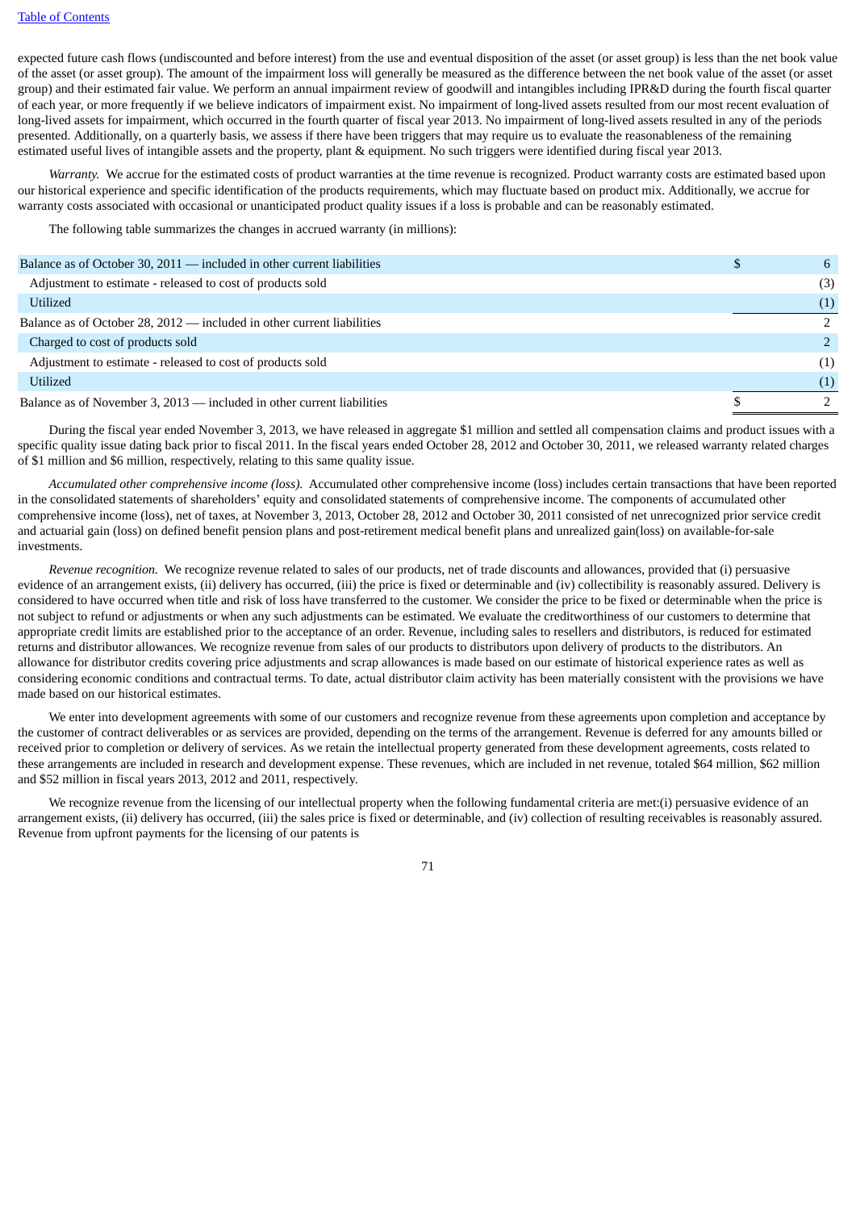expected future cash flows (undiscounted and before interest) from the use and eventual disposition of the asset (or asset group) is less than the net book value of the asset (or asset group). The amount of the impairment loss will generally be measured as the difference between the net book value of the asset (or asset group) and their estimated fair value. We perform an annual impairment review of goodwill and intangibles including IPR&D during the fourth fiscal quarter of each year, or more frequently if we believe indicators of impairment exist. No impairment of long-lived assets resulted from our most recent evaluation of long-lived assets for impairment, which occurred in the fourth quarter of fiscal year 2013. No impairment of long-lived assets resulted in any of the periods presented. Additionally, on a quarterly basis, we assess if there have been triggers that may require us to evaluate the reasonableness of the remaining estimated useful lives of intangible assets and the property, plant & equipment. No such triggers were identified during fiscal year 2013.

*Warranty.* We accrue for the estimated costs of product warranties at the time revenue is recognized. Product warranty costs are estimated based upon our historical experience and specific identification of the products requirements, which may fluctuate based on product mix. Additionally, we accrue for warranty costs associated with occasional or unanticipated product quality issues if a loss is probable and can be reasonably estimated.

The following table summarizes the changes in accrued warranty (in millions):

| | | |
|---|---|---|
| Balance as of October 30, 2011 — included in other current liabilities | $ | 6 |
| Adjustment to estimate - released to cost of products sold | | (3) |
| Utilized | | (1) |
| Balance as of October 28, 2012 — included in other current liabilities | | 2 |
| Charged to cost of products sold | | 2 |
| Adjustment to estimate - released to cost of products sold | | (1) |
| Utilized | | (1) |
| Balance as of November 3, 2013 — included in other current liabilities | $ | 2 |

During the fiscal year ended November 3, 2013, we have released in aggregate $1 million and settled all compensation claims and product issues with a specific quality issue dating back prior to fiscal 2011. In the fiscal years ended October 28, 2012 and October 30, 2011, we released warranty related charges of $1 million and $6 million, respectively, relating to this same quality issue.

*Accumulated other comprehensive income (loss).* Accumulated other comprehensive income (loss) includes certain transactions that have been reported in the consolidated statements of shareholders' equity and consolidated statements of comprehensive income. The components of accumulated other comprehensive income (loss), net of taxes, at November 3, 2013, October 28, 2012 and October 30, 2011 consisted of net unrecognized prior service credit and actuarial gain (loss) on defined benefit pension plans and post-retirement medical benefit plans and unrealized gain(loss) on available-for-sale investments.

*Revenue recognition.* We recognize revenue related to sales of our products, net of trade discounts and allowances, provided that (i) persuasive evidence of an arrangement exists, (ii) delivery has occurred, (iii) the price is fixed or determinable and (iv) collectibility is reasonably assured. Delivery is considered to have occurred when title and risk of loss have transferred to the customer. We consider the price to be fixed or determinable when the price is not subject to refund or adjustments or when any such adjustments can be estimated. We evaluate the creditworthiness of our customers to determine that appropriate credit limits are established prior to the acceptance of an order. Revenue, including sales to resellers and distributors, is reduced for estimated returns and distributor allowances. We recognize revenue from sales of our products to distributors upon delivery of products to the distributors. An allowance for distributor credits covering price adjustments and scrap allowances is made based on our estimate of historical experience rates as well as considering economic conditions and contractual terms. To date, actual distributor claim activity has been materially consistent with the provisions we have made based on our historical estimates.

We enter into development agreements with some of our customers and recognize revenue from these agreements upon completion and acceptance by the customer of contract deliverables or as services are provided, depending on the terms of the arrangement. Revenue is deferred for any amounts billed or received prior to completion or delivery of services. As we retain the intellectual property generated from these development agreements, costs related to these arrangements are included in research and development expense. These revenues, which are included in net revenue, totaled $64 million, $62 million and $52 million in fiscal years 2013, 2012 and 2011, respectively.

We recognize revenue from the licensing of our intellectual property when the following fundamental criteria are met:(i) persuasive evidence of an arrangement exists, (ii) delivery has occurred, (iii) the sales price is fixed or determinable, and (iv) collection of resulting receivables is reasonably assured. Revenue from upfront payments for the licensing of our patents is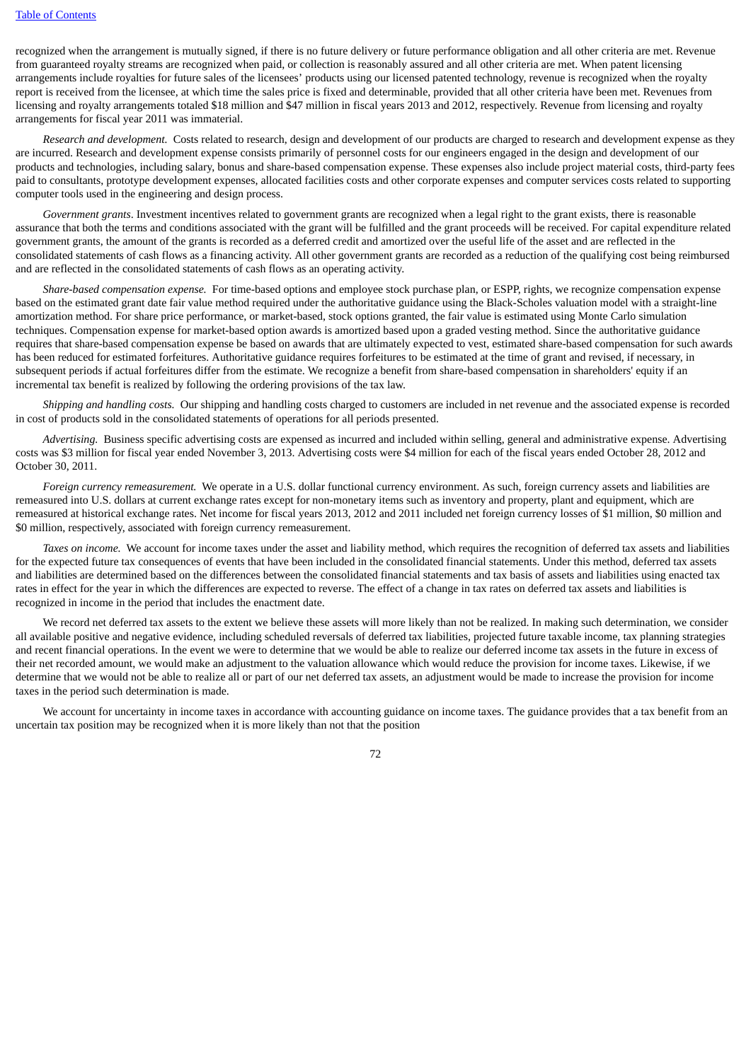recognized when the arrangement is mutually signed, if there is no future delivery or future performance obligation and all other criteria are met. Revenue from guaranteed royalty streams are recognized when paid, or collection is reasonably assured and all other criteria are met. When patent licensing arrangements include royalties for future sales of the licensees' products using our licensed patented technology, revenue is recognized when the royalty report is received from the licensee, at which time the sales price is fixed and determinable, provided that all other criteria have been met. Revenues from licensing and royalty arrangements totaled $18 million and $47 million in fiscal years 2013 and 2012, respectively. Revenue from licensing and royalty arrangements for fiscal year 2011 was immaterial.

*Research and development.* Costs related to research, design and development of our products are charged to research and development expense as they are incurred. Research and development expense consists primarily of personnel costs for our engineers engaged in the design and development of our products and technologies, including salary, bonus and share-based compensation expense. These expenses also include project material costs, third-party fees paid to consultants, prototype development expenses, allocated facilities costs and other corporate expenses and computer services costs related to supporting computer tools used in the engineering and design process.

*Government grants*. Investment incentives related to government grants are recognized when a legal right to the grant exists, there is reasonable assurance that both the terms and conditions associated with the grant will be fulfilled and the grant proceeds will be received. For capital expenditure related government grants, the amount of the grants is recorded as a deferred credit and amortized over the useful life of the asset and are reflected in the consolidated statements of cash flows as a financing activity. All other government grants are recorded as a reduction of the qualifying cost being reimbursed and are reflected in the consolidated statements of cash flows as an operating activity.

*Share-based compensation expense.* For time-based options and employee stock purchase plan, or ESPP, rights, we recognize compensation expense based on the estimated grant date fair value method required under the authoritative guidance using the Black-Scholes valuation model with a straight-line amortization method. For share price performance, or market-based, stock options granted, the fair value is estimated using Monte Carlo simulation techniques. Compensation expense for market-based option awards is amortized based upon a graded vesting method. Since the authoritative guidance requires that share-based compensation expense be based on awards that are ultimately expected to vest, estimated share-based compensation for such awards has been reduced for estimated forfeitures. Authoritative guidance requires forfeitures to be estimated at the time of grant and revised, if necessary, in subsequent periods if actual forfeitures differ from the estimate. We recognize a benefit from share-based compensation in shareholders' equity if an incremental tax benefit is realized by following the ordering provisions of the tax law.

*Shipping and handling costs.* Our shipping and handling costs charged to customers are included in net revenue and the associated expense is recorded in cost of products sold in the consolidated statements of operations for all periods presented.

*Advertising.* Business specific advertising costs are expensed as incurred and included within selling, general and administrative expense. Advertising costs was $3 million for fiscal year ended November 3, 2013. Advertising costs were $4 million for each of the fiscal years ended October 28, 2012 and October 30, 2011.

*Foreign currency remeasurement.* We operate in a U.S. dollar functional currency environment. As such, foreign currency assets and liabilities are remeasured into U.S. dollars at current exchange rates except for non-monetary items such as inventory and property, plant and equipment, which are remeasured at historical exchange rates. Net income for fiscal years 2013, 2012 and 2011 included net foreign currency losses of $1 million, $0 million and $0 million, respectively, associated with foreign currency remeasurement.

*Taxes on income.* We account for income taxes under the asset and liability method, which requires the recognition of deferred tax assets and liabilities for the expected future tax consequences of events that have been included in the consolidated financial statements. Under this method, deferred tax assets and liabilities are determined based on the differences between the consolidated financial statements and tax basis of assets and liabilities using enacted tax rates in effect for the year in which the differences are expected to reverse. The effect of a change in tax rates on deferred tax assets and liabilities is recognized in income in the period that includes the enactment date.

We record net deferred tax assets to the extent we believe these assets will more likely than not be realized. In making such determination, we consider all available positive and negative evidence, including scheduled reversals of deferred tax liabilities, projected future taxable income, tax planning strategies and recent financial operations. In the event we were to determine that we would be able to realize our deferred income tax assets in the future in excess of their net recorded amount, we would make an adjustment to the valuation allowance which would reduce the provision for income taxes. Likewise, if we determine that we would not be able to realize all or part of our net deferred tax assets, an adjustment would be made to increase the provision for income taxes in the period such determination is made.

We account for uncertainty in income taxes in accordance with accounting guidance on income taxes. The guidance provides that a tax benefit from an uncertain tax position may be recognized when it is more likely than not that the position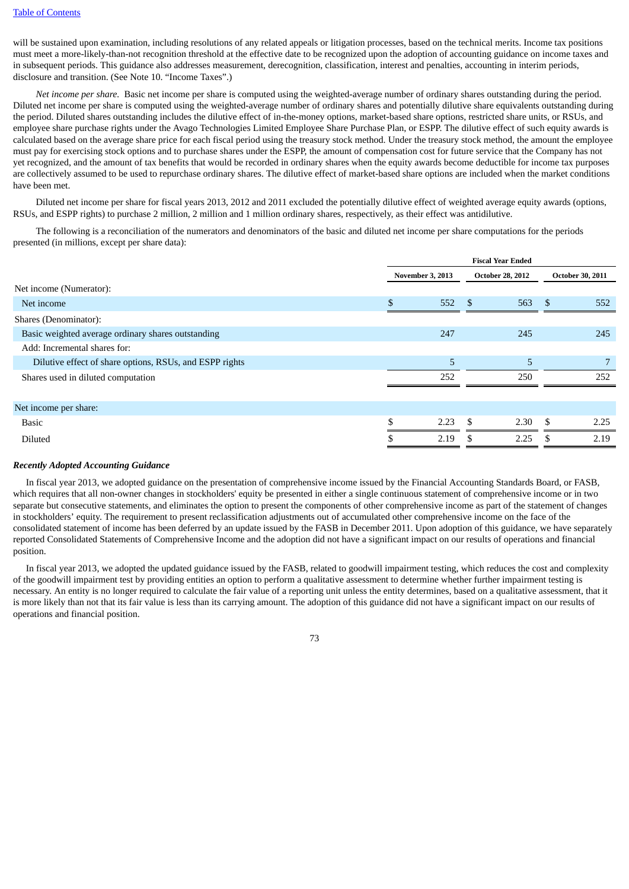will be sustained upon examination, including resolutions of any related appeals or litigation processes, based on the technical merits. Income tax positions must meet a more-likely-than-not recognition threshold at the effective date to be recognized upon the adoption of accounting guidance on income taxes and in subsequent periods. This guidance also addresses measurement, derecognition, classification, interest and penalties, accounting in interim periods, disclosure and transition. (See Note 10. "Income Taxes".)

*Net income per share.* Basic net income per share is computed using the weighted-average number of ordinary shares outstanding during the period. Diluted net income per share is computed using the weighted-average number of ordinary shares and potentially dilutive share equivalents outstanding during the period. Diluted shares outstanding includes the dilutive effect of in-the-money options, market-based share options, restricted share units, or RSUs, and employee share purchase rights under the Avago Technologies Limited Employee Share Purchase Plan, or ESPP. The dilutive effect of such equity awards is calculated based on the average share price for each fiscal period using the treasury stock method. Under the treasury stock method, the amount the employee must pay for exercising stock options and to purchase shares under the ESPP, the amount of compensation cost for future service that the Company has not yet recognized, and the amount of tax benefits that would be recorded in ordinary shares when the equity awards become deductible for income tax purposes are collectively assumed to be used to repurchase ordinary shares. The dilutive effect of market-based share options are included when the market conditions have been met.

Diluted net income per share for fiscal years 2013, 2012 and 2011 excluded the potentially dilutive effect of weighted average equity awards (options, RSUs, and ESPP rights) to purchase 2 million, 2 million and 1 million ordinary shares, respectively, as their effect was antidilutive.

The following is a reconciliation of the numerators and denominators of the basic and diluted net income per share computations for the periods presented (in millions, except per share data):

| | Fiscal Year Ended | | |
|---|---|---|---|
| | November 3, 2013 | October 28, 2012 | October 30, 2011 |
| Net income (Numerator): | | | |
| Net income | $ 552 | $ 563 | $ 552 |
| Shares (Denominator): | | | |
| Basic weighted average ordinary shares outstanding | 247 | 245 | 245 |
| Add: Incremental shares for: | | | |
| Dilutive effect of share options, RSUs, and ESPP rights | 5 | 5 | 7 |
| Shares used in diluted computation | 252 | 250 | 252 |
| Net income per share: | | | |
| Basic | $ 2.23 | $ 2.30 | $ 2.25 |
| Diluted | $ 2.19 | $ 2.25 | $ 2.19 |

***Recently Adopted Accounting Guidance***

In fiscal year 2013, we adopted guidance on the presentation of comprehensive income issued by the Financial Accounting Standards Board, or FASB, which requires that all non-owner changes in stockholders' equity be presented in either a single continuous statement of comprehensive income or in two separate but consecutive statements, and eliminates the option to present the components of other comprehensive income as part of the statement of changes in stockholders' equity. The requirement to present reclassification adjustments out of accumulated other comprehensive income on the face of the consolidated statement of income has been deferred by an update issued by the FASB in December 2011. Upon adoption of this guidance, we have separately reported Consolidated Statements of Comprehensive Income and the adoption did not have a significant impact on our results of operations and financial position.

In fiscal year 2013, we adopted the updated guidance issued by the FASB, related to goodwill impairment testing, which reduces the cost and complexity of the goodwill impairment test by providing entities an option to perform a qualitative assessment to determine whether further impairment testing is necessary. An entity is no longer required to calculate the fair value of a reporting unit unless the entity determines, based on a qualitative assessment, that it is more likely than not that its fair value is less than its carrying amount. The adoption of this guidance did not have a significant impact on our results of operations and financial position.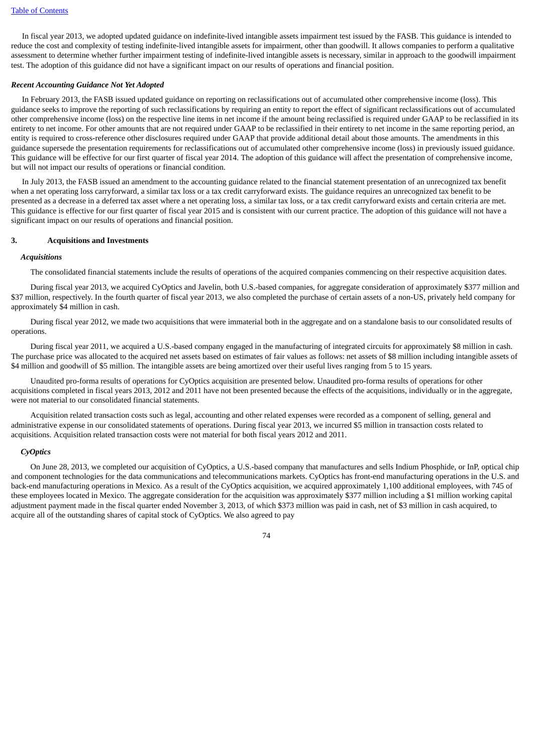In fiscal year 2013, we adopted updated guidance on indefinite-lived intangible assets impairment test issued by the FASB. This guidance is intended to reduce the cost and complexity of testing indefinite-lived intangible assets for impairment, other than goodwill. It allows companies to perform a qualitative assessment to determine whether further impairment testing of indefinite-lived intangible assets is necessary, similar in approach to the goodwill impairment test. The adoption of this guidance did not have a significant impact on our results of operations and financial position.

***Recent Accounting Guidance Not Yet Adopted***

In February 2013, the FASB issued updated guidance on reporting on reclassifications out of accumulated other comprehensive income (loss). This guidance seeks to improve the reporting of such reclassifications by requiring an entity to report the effect of significant reclassifications out of accumulated other comprehensive income (loss) on the respective line items in net income if the amount being reclassified is required under GAAP to be reclassified in its entirety to net income. For other amounts that are not required under GAAP to be reclassified in their entirety to net income in the same reporting period, an entity is required to cross-reference other disclosures required under GAAP that provide additional detail about those amounts. The amendments in this guidance supersede the presentation requirements for reclassifications out of accumulated other comprehensive income (loss) in previously issued guidance. This guidance will be effective for our first quarter of fiscal year 2014. The adoption of this guidance will affect the presentation of comprehensive income, but will not impact our results of operations or financial condition.

In July 2013, the FASB issued an amendment to the accounting guidance related to the financial statement presentation of an unrecognized tax benefit when a net operating loss carryforward, a similar tax loss or a tax credit carryforward exists. The guidance requires an unrecognized tax benefit to be presented as a decrease in a deferred tax asset where a net operating loss, a similar tax loss, or a tax credit carryforward exists and certain criteria are met. This guidance is effective for our first quarter of fiscal year 2015 and is consistent with our current practice. The adoption of this guidance will not have a significant impact on our results of operations and financial position.

## 3. Acquisitions and Investments

***Acquisitions***

The consolidated financial statements include the results of operations of the acquired companies commencing on their respective acquisition dates.

During fiscal year 2013, we acquired CyOptics and Javelin, both U.S.-based companies, for aggregate consideration of approximately $377 million and $37 million, respectively. In the fourth quarter of fiscal year 2013, we also completed the purchase of certain assets of a non-US, privately held company for approximately $4 million in cash.

During fiscal year 2012, we made two acquisitions that were immaterial both in the aggregate and on a standalone basis to our consolidated results of operations.

During fiscal year 2011, we acquired a U.S.-based company engaged in the manufacturing of integrated circuits for approximately $8 million in cash. The purchase price was allocated to the acquired net assets based on estimates of fair values as follows: net assets of $8 million including intangible assets of $4 million and goodwill of $5 million. The intangible assets are being amortized over their useful lives ranging from 5 to 15 years.

Unaudited pro-forma results of operations for CyOptics acquisition are presented below. Unaudited pro-forma results of operations for other acquisitions completed in fiscal years 2013, 2012 and 2011 have not been presented because the effects of the acquisitions, individually or in the aggregate, were not material to our consolidated financial statements.

Acquisition related transaction costs such as legal, accounting and other related expenses were recorded as a component of selling, general and administrative expense in our consolidated statements of operations. During fiscal year 2013, we incurred $5 million in transaction costs related to acquisitions. Acquisition related transaction costs were not material for both fiscal years 2012 and 2011.

***CyOptics***

On June 28, 2013, we completed our acquisition of CyOptics, a U.S.-based company that manufactures and sells Indium Phosphide, or InP, optical chip and component technologies for the data communications and telecommunications markets. CyOptics has front-end manufacturing operations in the U.S. and back-end manufacturing operations in Mexico. As a result of the CyOptics acquisition, we acquired approximately 1,100 additional employees, with 745 of these employees located in Mexico. The aggregate consideration for the acquisition was approximately $377 million including a $1 million working capital adjustment payment made in the fiscal quarter ended November 3, 2013, of which $373 million was paid in cash, net of $3 million in cash acquired, to acquire all of the outstanding shares of capital stock of CyOptics. We also agreed to pay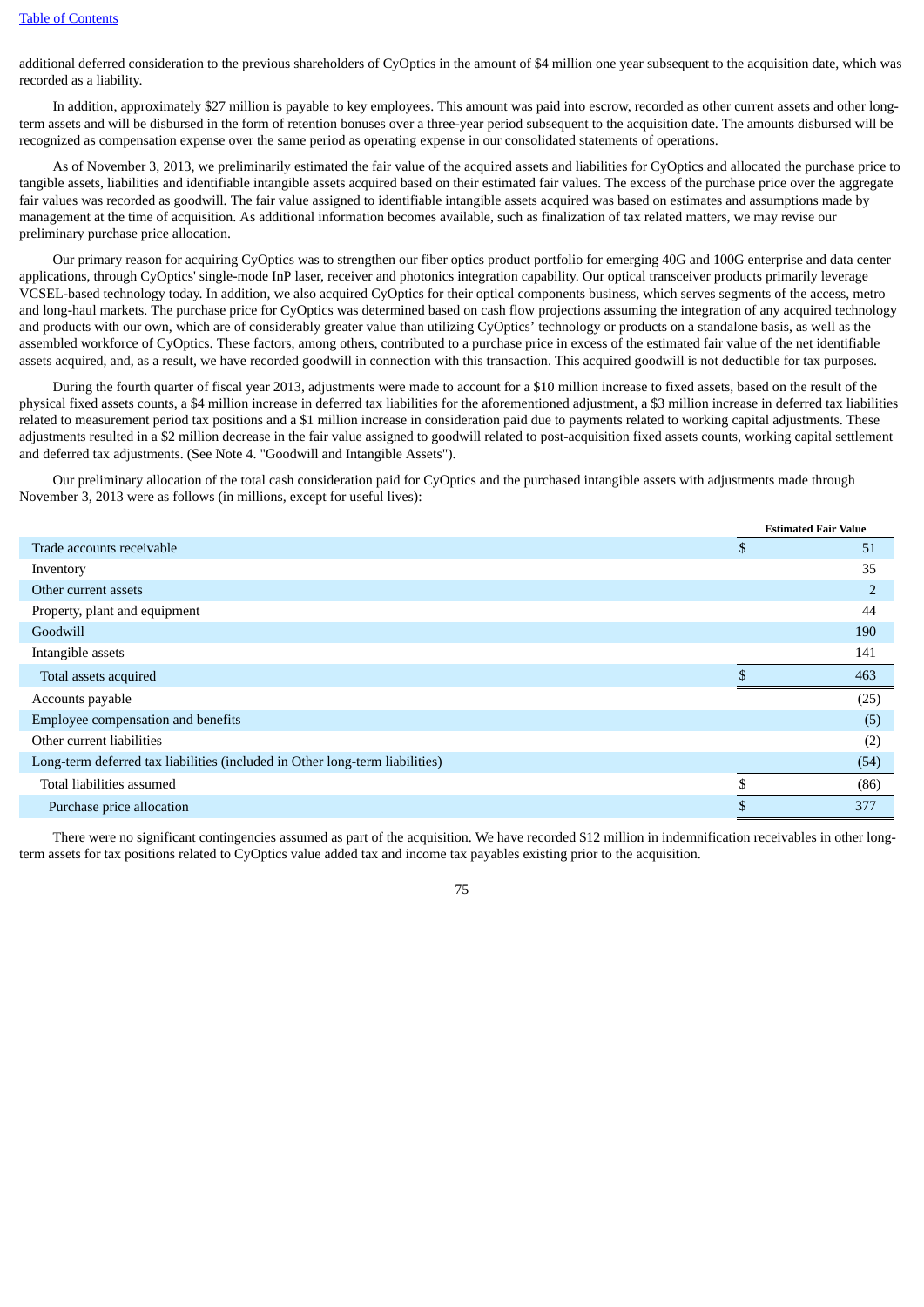additional deferred consideration to the previous shareholders of CyOptics in the amount of $4 million one year subsequent to the acquisition date, which was recorded as a liability.

In addition, approximately $27 million is payable to key employees. This amount was paid into escrow, recorded as other current assets and other long-term assets and will be disbursed in the form of retention bonuses over a three-year period subsequent to the acquisition date. The amounts disbursed will be recognized as compensation expense over the same period as operating expense in our consolidated statements of operations.

As of November 3, 2013, we preliminarily estimated the fair value of the acquired assets and liabilities for CyOptics and allocated the purchase price to tangible assets, liabilities and identifiable intangible assets acquired based on their estimated fair values. The excess of the purchase price over the aggregate fair values was recorded as goodwill. The fair value assigned to identifiable intangible assets acquired was based on estimates and assumptions made by management at the time of acquisition. As additional information becomes available, such as finalization of tax related matters, we may revise our preliminary purchase price allocation.

Our primary reason for acquiring CyOptics was to strengthen our fiber optics product portfolio for emerging 40G and 100G enterprise and data center applications, through CyOptics' single-mode InP laser, receiver and photonics integration capability. Our optical transceiver products primarily leverage VCSEL-based technology today. In addition, we also acquired CyOptics for their optical components business, which serves segments of the access, metro and long-haul markets. The purchase price for CyOptics was determined based on cash flow projections assuming the integration of any acquired technology and products with our own, which are of considerably greater value than utilizing CyOptics' technology or products on a standalone basis, as well as the assembled workforce of CyOptics. These factors, among others, contributed to a purchase price in excess of the estimated fair value of the net identifiable assets acquired, and, as a result, we have recorded goodwill in connection with this transaction. This acquired goodwill is not deductible for tax purposes.

During the fourth quarter of fiscal year 2013, adjustments were made to account for a $10 million increase to fixed assets, based on the result of the physical fixed assets counts, a $4 million increase in deferred tax liabilities for the aforementioned adjustment, a $3 million increase in deferred tax liabilities related to measurement period tax positions and a $1 million increase in consideration paid due to payments related to working capital adjustments. These adjustments resulted in a $2 million decrease in the fair value assigned to goodwill related to post-acquisition fixed assets counts, working capital settlement and deferred tax adjustments. (See Note 4. "Goodwill and Intangible Assets").

Our preliminary allocation of the total cash consideration paid for CyOptics and the purchased intangible assets with adjustments made through November 3, 2013 were as follows (in millions, except for useful lives):

| | Estimated Fair Value |
|---|---|
| Trade accounts receivable | $ 51 |
| Inventory | 35 |
| Other current assets | 2 |
| Property, plant and equipment | 44 |
| Goodwill | 190 |
| Intangible assets | 141 |
| Total assets acquired | $ 463 |
| Accounts payable | (25) |
| Employee compensation and benefits | (5) |
| Other current liabilities | (2) |
| Long-term deferred tax liabilities (included in Other long-term liabilities) | (54) |
| Total liabilities assumed | $ (86) |
| Purchase price allocation | $ 377 |

There were no significant contingencies assumed as part of the acquisition. We have recorded $12 million in indemnification receivables in other long-term assets for tax positions related to CyOptics value added tax and income tax payables existing prior to the acquisition.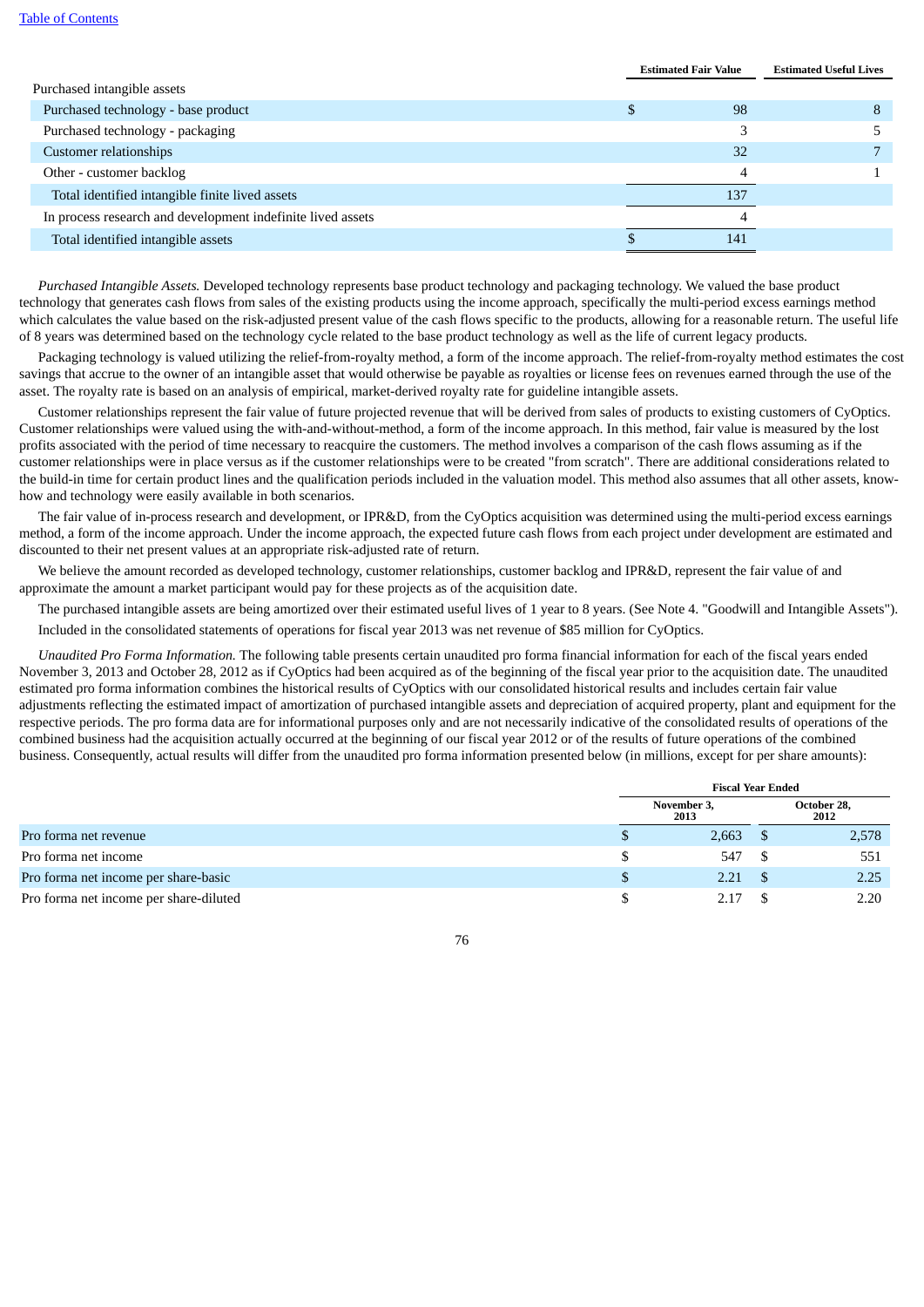| | Estimated Fair Value | Estimated Useful Lives |
|---|---|---|
| Purchased intangible assets | | |
| Purchased technology - base product | $ 98 | 8 |
| Purchased technology - packaging | 3 | 5 |
| Customer relationships | 32 | 7 |
| Other - customer backlog | 4 | 1 |
| Total identified intangible finite lived assets | 137 | |
| In process research and development indefinite lived assets | 4 | |
| Total identified intangible assets | $ 141 | |

*Purchased Intangible Assets.* Developed technology represents base product technology and packaging technology. We valued the base product technology that generates cash flows from sales of the existing products using the income approach, specifically the multi-period excess earnings method which calculates the value based on the risk-adjusted present value of the cash flows specific to the products, allowing for a reasonable return. The useful life of 8 years was determined based on the technology cycle related to the base product technology as well as the life of current legacy products.

Packaging technology is valued utilizing the relief-from-royalty method, a form of the income approach. The relief-from-royalty method estimates the cost savings that accrue to the owner of an intangible asset that would otherwise be payable as royalties or license fees on revenues earned through the use of the asset. The royalty rate is based on an analysis of empirical, market-derived royalty rate for guideline intangible assets.

Customer relationships represent the fair value of future projected revenue that will be derived from sales of products to existing customers of CyOptics. Customer relationships were valued using the with-and-without-method, a form of the income approach. In this method, fair value is measured by the lost profits associated with the period of time necessary to reacquire the customers. The method involves a comparison of the cash flows assuming as if the customer relationships were in place versus as if the customer relationships were to be created "from scratch". There are additional considerations related to the build-in time for certain product lines and the qualification periods included in the valuation model. This method also assumes that all other assets, know-how and technology were easily available in both scenarios.

The fair value of in-process research and development, or IPR&D, from the CyOptics acquisition was determined using the multi-period excess earnings method, a form of the income approach. Under the income approach, the expected future cash flows from each project under development are estimated and discounted to their net present values at an appropriate risk-adjusted rate of return.

We believe the amount recorded as developed technology, customer relationships, customer backlog and IPR&D, represent the fair value of and approximate the amount a market participant would pay for these projects as of the acquisition date.

The purchased intangible assets are being amortized over their estimated useful lives of 1 year to 8 years. (See Note 4. "Goodwill and Intangible Assets").

Included in the consolidated statements of operations for fiscal year 2013 was net revenue of $85 million for CyOptics.

*Unaudited Pro Forma Information.* The following table presents certain unaudited pro forma financial information for each of the fiscal years ended November 3, 2013 and October 28, 2012 as if CyOptics had been acquired as of the beginning of the fiscal year prior to the acquisition date. The unaudited estimated pro forma information combines the historical results of CyOptics with our consolidated historical results and includes certain fair value adjustments reflecting the estimated impact of amortization of purchased intangible assets and depreciation of acquired property, plant and equipment for the respective periods. The pro forma data are for informational purposes only and are not necessarily indicative of the consolidated results of operations of the combined business had the acquisition actually occurred at the beginning of our fiscal year 2012 or of the results of future operations of the combined business. Consequently, actual results will differ from the unaudited pro forma information presented below (in millions, except for per share amounts):

| | Fiscal Year Ended | |
|---|---|---|
| | November 3, 2013 | October 28, 2012 |
| Pro forma net revenue | $ 2,663 | $ 2,578 |
| Pro forma net income | $ 547 | $ 551 |
| Pro forma net income per share-basic | $ 2.21 | $ 2.25 |
| Pro forma net income per share-diluted | $ 2.17 | $ 2.20 |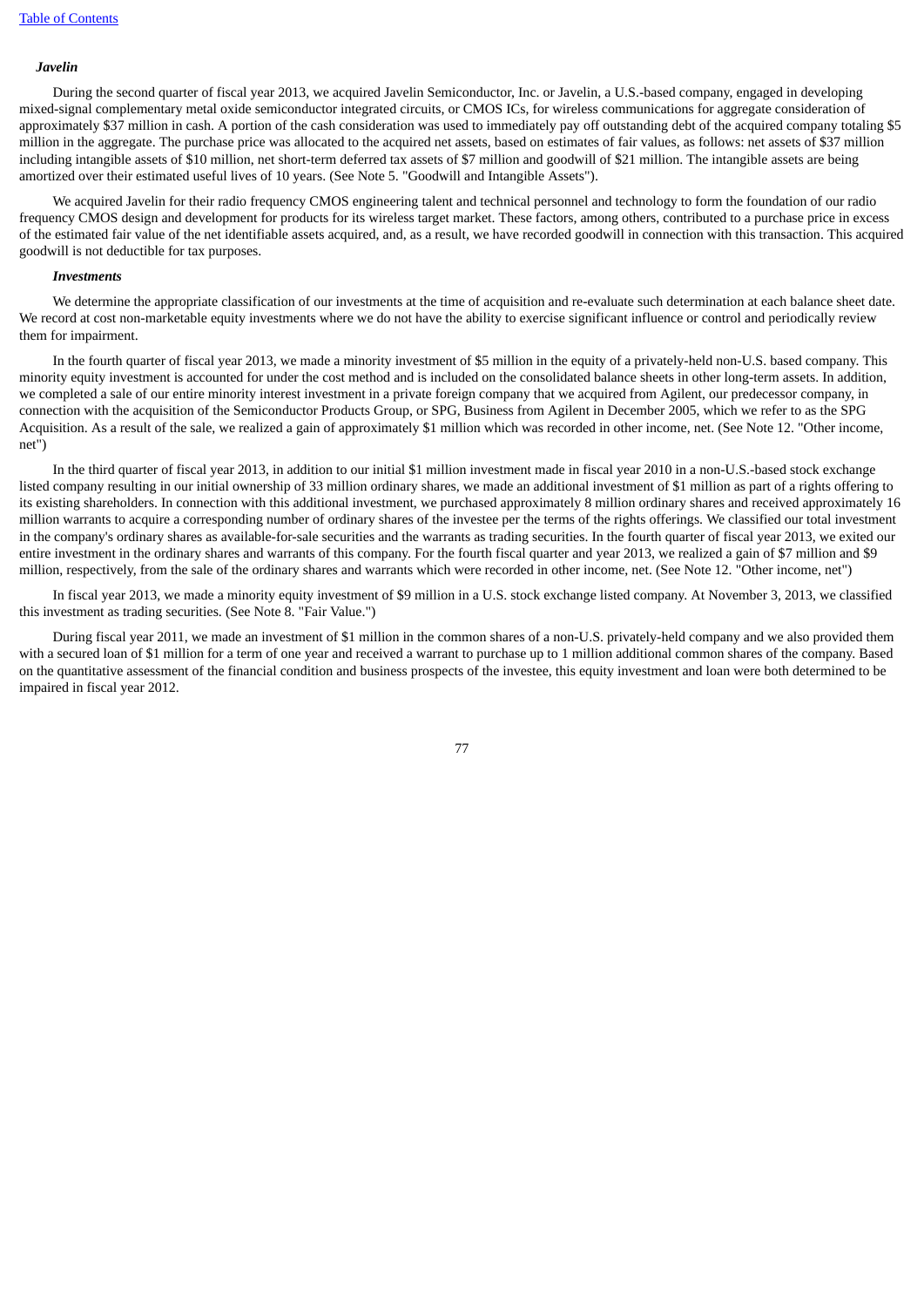***Javelin***

During the second quarter of fiscal year 2013, we acquired Javelin Semiconductor, Inc. or Javelin, a U.S.-based company, engaged in developing mixed-signal complementary metal oxide semiconductor integrated circuits, or CMOS ICs, for wireless communications for aggregate consideration of approximately $37 million in cash. A portion of the cash consideration was used to immediately pay off outstanding debt of the acquired company totaling $5 million in the aggregate. The purchase price was allocated to the acquired net assets, based on estimates of fair values, as follows: net assets of $37 million including intangible assets of $10 million, net short-term deferred tax assets of $7 million and goodwill of $21 million. The intangible assets are being amortized over their estimated useful lives of 10 years. (See Note 5. "Goodwill and Intangible Assets").

We acquired Javelin for their radio frequency CMOS engineering talent and technical personnel and technology to form the foundation of our radio frequency CMOS design and development for products for its wireless target market. These factors, among others, contributed to a purchase price in excess of the estimated fair value of the net identifiable assets acquired, and, as a result, we have recorded goodwill in connection with this transaction. This acquired goodwill is not deductible for tax purposes.

***Investments***

We determine the appropriate classification of our investments at the time of acquisition and re-evaluate such determination at each balance sheet date. We record at cost non-marketable equity investments where we do not have the ability to exercise significant influence or control and periodically review them for impairment.

In the fourth quarter of fiscal year 2013, we made a minority investment of $5 million in the equity of a privately-held non-U.S. based company. This minority equity investment is accounted for under the cost method and is included on the consolidated balance sheets in other long-term assets. In addition, we completed a sale of our entire minority interest investment in a private foreign company that we acquired from Agilent, our predecessor company, in connection with the acquisition of the Semiconductor Products Group, or SPG, Business from Agilent in December 2005, which we refer to as the SPG Acquisition. As a result of the sale, we realized a gain of approximately $1 million which was recorded in other income, net. (See Note 12. "Other income, net")

In the third quarter of fiscal year 2013, in addition to our initial $1 million investment made in fiscal year 2010 in a non-U.S.-based stock exchange listed company resulting in our initial ownership of 33 million ordinary shares, we made an additional investment of $1 million as part of a rights offering to its existing shareholders. In connection with this additional investment, we purchased approximately 8 million ordinary shares and received approximately 16 million warrants to acquire a corresponding number of ordinary shares of the investee per the terms of the rights offerings. We classified our total investment in the company's ordinary shares as available-for-sale securities and the warrants as trading securities. In the fourth quarter of fiscal year 2013, we exited our entire investment in the ordinary shares and warrants of this company. For the fourth fiscal quarter and year 2013, we realized a gain of $7 million and $9 million, respectively, from the sale of the ordinary shares and warrants which were recorded in other income, net. (See Note 12. "Other income, net")

In fiscal year 2013, we made a minority equity investment of $9 million in a U.S. stock exchange listed company. At November 3, 2013, we classified this investment as trading securities. (See Note 8. "Fair Value.")

During fiscal year 2011, we made an investment of $1 million in the common shares of a non-U.S. privately-held company and we also provided them with a secured loan of $1 million for a term of one year and received a warrant to purchase up to 1 million additional common shares of the company. Based on the quantitative assessment of the financial condition and business prospects of the investee, this equity investment and loan were both determined to be impaired in fiscal year 2012.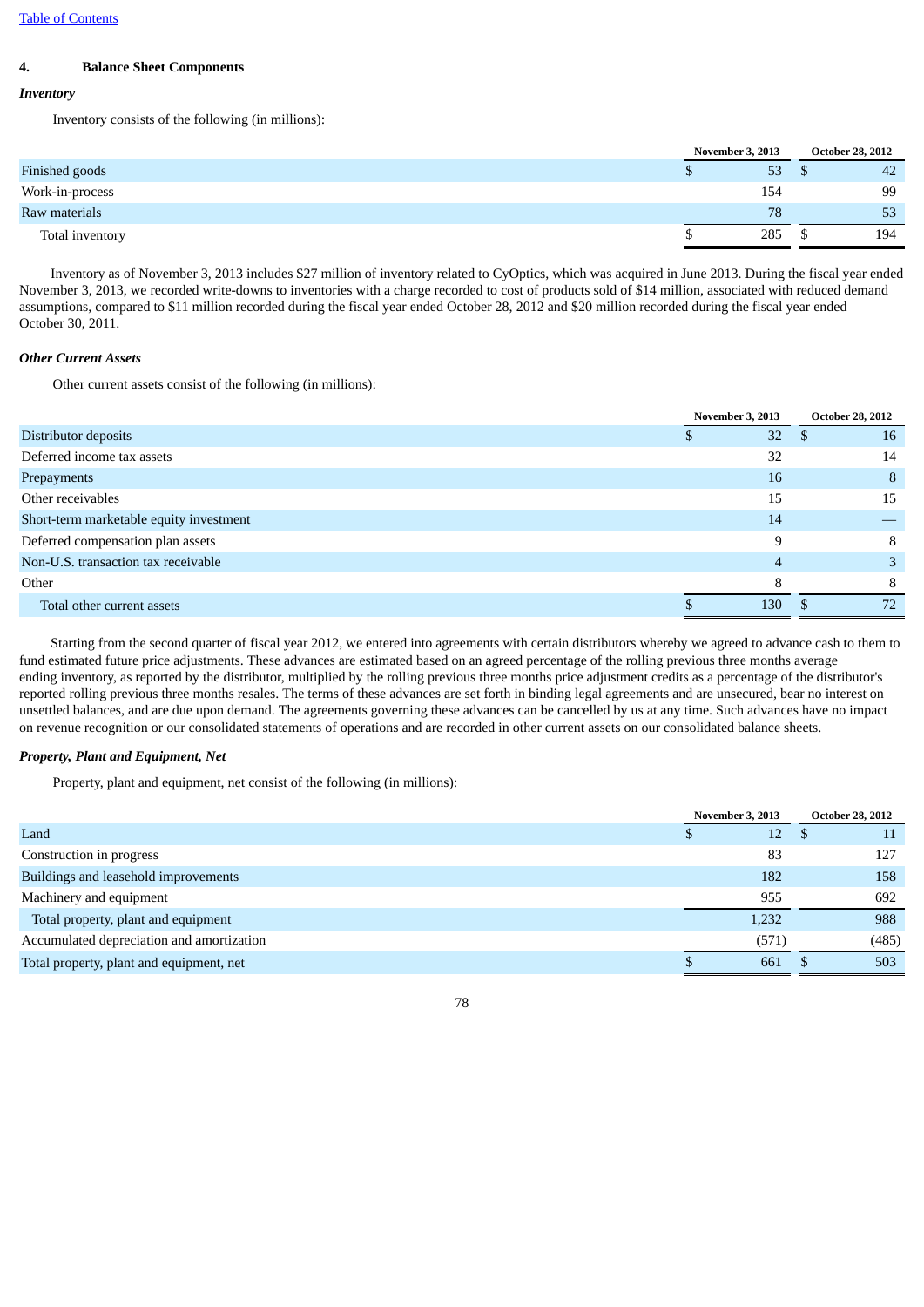[Table of Contents](#)

## 4. Balance Sheet Components

***Inventory***

Inventory consists of the following (in millions):

| | November 3, 2013 | October 28, 2012 |
|---|---|---|
| Finished goods | $ 53 | $ 42 |
| Work-in-process | 154 | 99 |
| Raw materials | 78 | 53 |
| Total inventory | $ 285 | $ 194 |

Inventory as of November 3, 2013 includes $27 million of inventory related to CyOptics, which was acquired in June 2013. During the fiscal year ended November 3, 2013, we recorded write-downs to inventories with a charge recorded to cost of products sold of $14 million, associated with reduced demand assumptions, compared to $11 million recorded during the fiscal year ended October 28, 2012 and $20 million recorded during the fiscal year ended October 30, 2011.

***Other Current Assets***

Other current assets consist of the following (in millions):

| | November 3, 2013 | October 28, 2012 |
|---|---|---|
| Distributor deposits | $ 32 | $ 16 |
| Deferred income tax assets | 32 | 14 |
| Prepayments | 16 | 8 |
| Other receivables | 15 | 15 |
| Short-term marketable equity investment | 14 | — |
| Deferred compensation plan assets | 9 | 8 |
| Non-U.S. transaction tax receivable | 4 | 3 |
| Other | 8 | 8 |
| Total other current assets | $ 130 | $ 72 |

Starting from the second quarter of fiscal year 2012, we entered into agreements with certain distributors whereby we agreed to advance cash to them to fund estimated future price adjustments. These advances are estimated based on an agreed percentage of the rolling previous three months average ending inventory, as reported by the distributor, multiplied by the rolling previous three months price adjustment credits as a percentage of the distributor's reported rolling previous three months resales. The terms of these advances are set forth in binding legal agreements and are unsecured, bear no interest on unsettled balances, and are due upon demand. The agreements governing these advances can be cancelled by us at any time. Such advances have no impact on revenue recognition or our consolidated statements of operations and are recorded in other current assets on our consolidated balance sheets.

***Property, Plant and Equipment, Net***

Property, plant and equipment, net consist of the following (in millions):

| | November 3, 2013 | October 28, 2012 |
|---|---|---|
| Land | $ 12 | $ 11 |
| Construction in progress | 83 | 127 |
| Buildings and leasehold improvements | 182 | 158 |
| Machinery and equipment | 955 | 692 |
| Total property, plant and equipment | 1,232 | 988 |
| Accumulated depreciation and amortization | (571) | (485) |
| Total property, plant and equipment, net | $ 661 | $ 503 |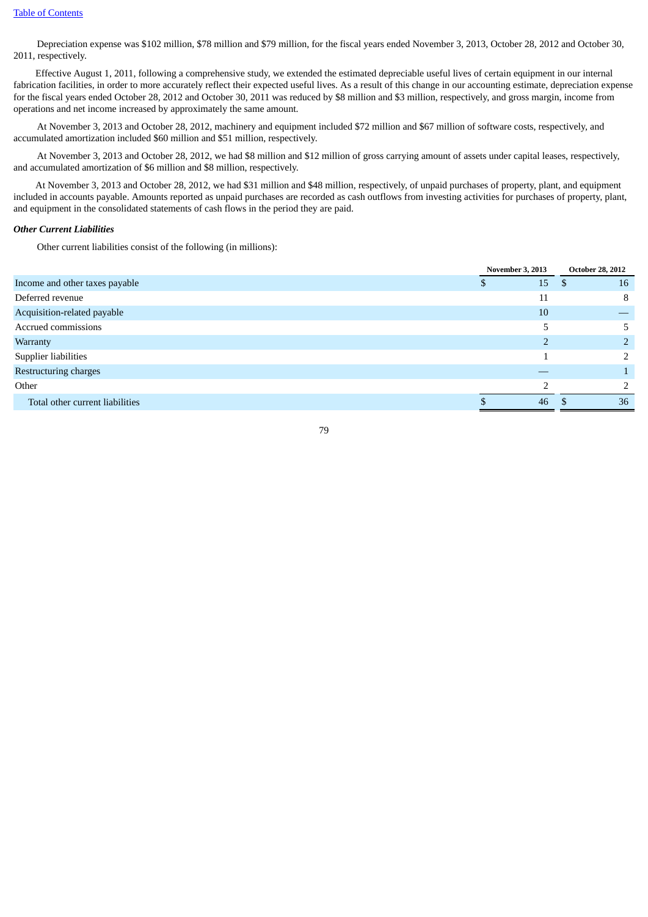Depreciation expense was $102 million, $78 million and $79 million, for the fiscal years ended November 3, 2013, October 28, 2012 and October 30, 2011, respectively.

Effective August 1, 2011, following a comprehensive study, we extended the estimated depreciable useful lives of certain equipment in our internal fabrication facilities, in order to more accurately reflect their expected useful lives. As a result of this change in our accounting estimate, depreciation expense for the fiscal years ended October 28, 2012 and October 30, 2011 was reduced by $8 million and $3 million, respectively, and gross margin, income from operations and net income increased by approximately the same amount.

At November 3, 2013 and October 28, 2012, machinery and equipment included $72 million and $67 million of software costs, respectively, and accumulated amortization included $60 million and $51 million, respectively.

At November 3, 2013 and October 28, 2012, we had $8 million and $12 million of gross carrying amount of assets under capital leases, respectively, and accumulated amortization of $6 million and $8 million, respectively.

At November 3, 2013 and October 28, 2012, we had $31 million and $48 million, respectively, of unpaid purchases of property, plant, and equipment included in accounts payable. Amounts reported as unpaid purchases are recorded as cash outflows from investing activities for purchases of property, plant, and equipment in the consolidated statements of cash flows in the period they are paid.

***Other Current Liabilities***

Other current liabilities consist of the following (in millions):

| | November 3, 2013 | October 28, 2012 |
|---|---|---|
| Income and other taxes payable | $ 15 | $ 16 |
| Deferred revenue | 11 | 8 |
| Acquisition-related payable | 10 | — |
| Accrued commissions | 5 | 5 |
| Warranty | 2 | 2 |
| Supplier liabilities | 1 | 2 |
| Restructuring charges | — | 1 |
| Other | 2 | 2 |
| Total other current liabilities | $ 46 | $ 36 |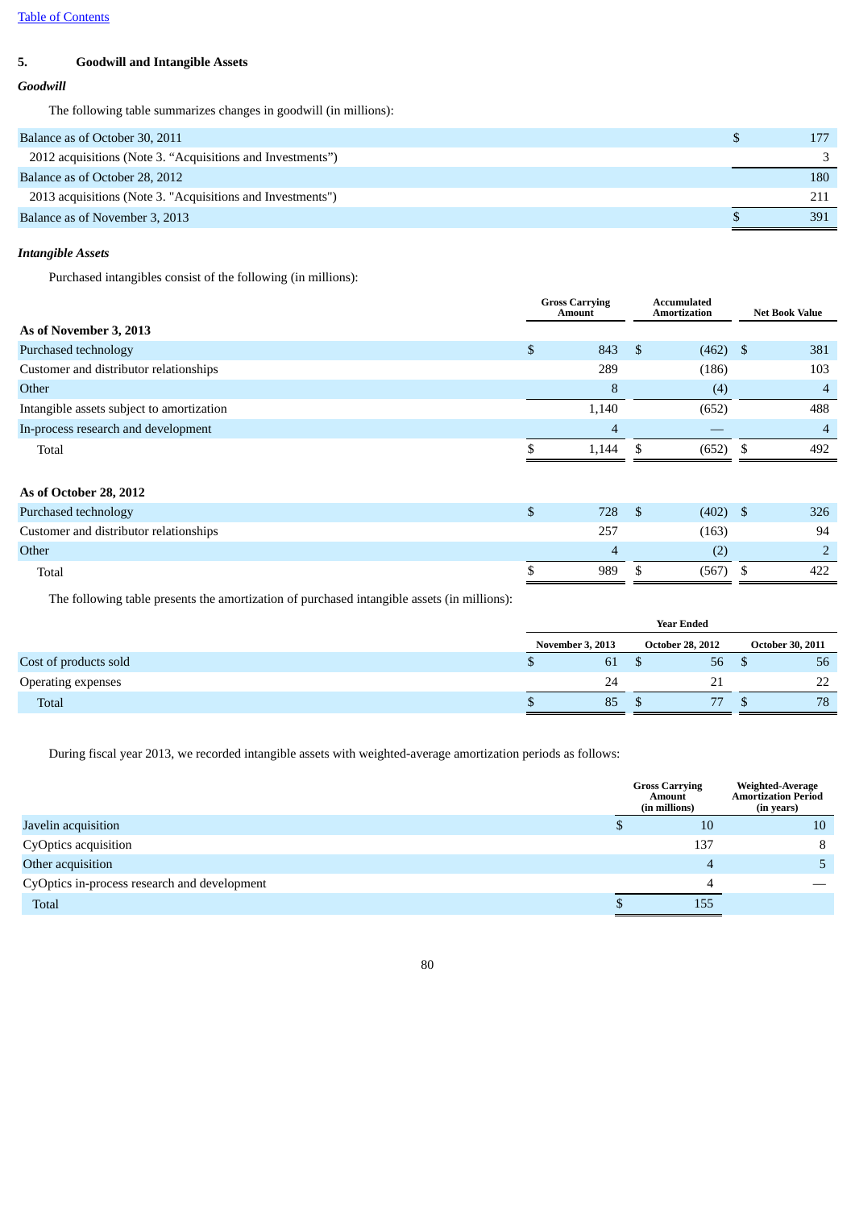[Table of Contents](#)

## 5. Goodwill and Intangible Assets

### *Goodwill*

The following table summarizes changes in goodwill (in millions):

| | |
|---|---|
| Balance as of October 30, 2011 | $ 177 |
| 2012 acquisitions (Note 3. "Acquisitions and Investments") | 3 |
| Balance as of October 28, 2012 | 180 |
| 2013 acquisitions (Note 3. "Acquisitions and Investments") | 211 |
| Balance as of November 3, 2013 | $ 391 |

### *Intangible Assets*

Purchased intangibles consist of the following (in millions):

| | Gross Carrying Amount | Accumulated Amortization | Net Book Value |
|---|---|---|---|
| **As of November 3, 2013** | | | |
| Purchased technology | $ 843 | $ (462) | $ 381 |
| Customer and distributor relationships | 289 | (186) | 103 |
| Other | 8 | (4) | 4 |
| Intangible assets subject to amortization | 1,140 | (652) | 488 |
| In-process research and development | 4 | — | 4 |
| Total | $ 1,144 | $ (652) | $ 492 |
| | | | |
| **As of October 28, 2012** | | | |
| Purchased technology | $ 728 | $ (402) | $ 326 |
| Customer and distributor relationships | 257 | (163) | 94 |
| Other | 4 | (2) | 2 |
| Total | $ 989 | $ (567) | $ 422 |

The following table presents the amortization of purchased intangible assets (in millions):

| | Year Ended | | |
|---|---|---|---|
| | November 3, 2013 | October 28, 2012 | October 30, 2011 |
| Cost of products sold | $ 61 | $ 56 | $ 56 |
| Operating expenses | 24 | 21 | 22 |
| Total | $ 85 | $ 77 | $ 78 |

During fiscal year 2013, we recorded intangible assets with weighted-average amortization periods as follows:

| | Gross Carrying Amount (in millions) | Weighted-Average Amortization Period (in years) |
|---|---|---|
| Javelin acquisition | $ 10 | 10 |
| CyOptics acquisition | 137 | 8 |
| Other acquisition | 4 | 5 |
| CyOptics in-process research and development | 4 | — |
| Total | $ 155 | |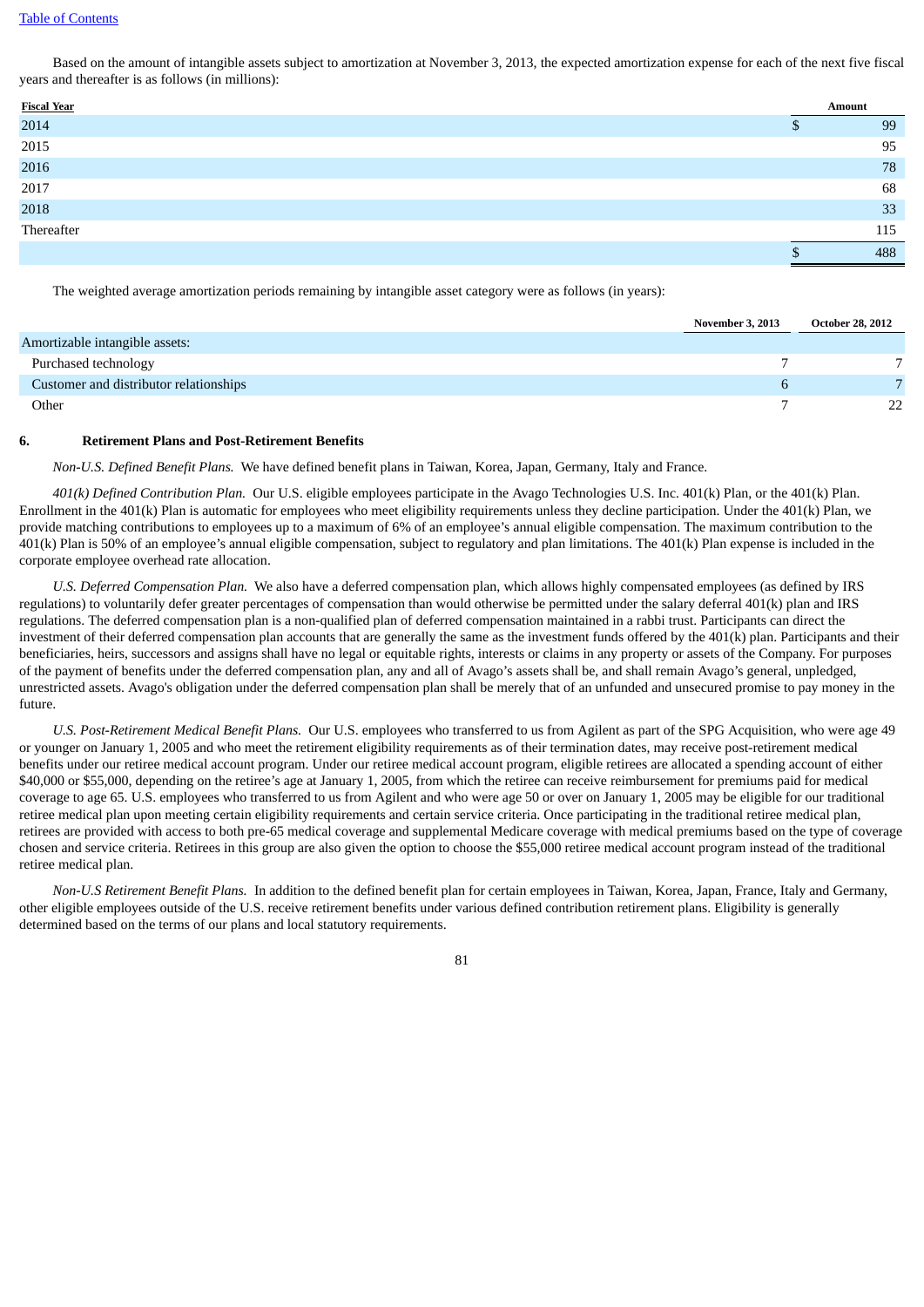Based on the amount of intangible assets subject to amortization at November 3, 2013, the expected amortization expense for each of the next five fiscal years and thereafter is as follows (in millions):

| Fiscal Year | Amount |
|---|---|
| 2014 | $ 99 |
| 2015 | 95 |
| 2016 | 78 |
| 2017 | 68 |
| 2018 | 33 |
| Thereafter | 115 |
| | $ 488 |

The weighted average amortization periods remaining by intangible asset category were as follows (in years):

| | November 3, 2013 | October 28, 2012 |
|---|---|---|
| Amortizable intangible assets: | | |
| Purchased technology | 7 | 7 |
| Customer and distributor relationships | 6 | 7 |
| Other | 7 | 22 |

## 6. Retirement Plans and Post-Retirement Benefits

*Non-U.S. Defined Benefit Plans.* We have defined benefit plans in Taiwan, Korea, Japan, Germany, Italy and France.

*401(k) Defined Contribution Plan.* Our U.S. eligible employees participate in the Avago Technologies U.S. Inc. 401(k) Plan, or the 401(k) Plan. Enrollment in the 401(k) Plan is automatic for employees who meet eligibility requirements unless they decline participation. Under the 401(k) Plan, we provide matching contributions to employees up to a maximum of 6% of an employee's annual eligible compensation. The maximum contribution to the 401(k) Plan is 50% of an employee's annual eligible compensation, subject to regulatory and plan limitations. The 401(k) Plan expense is included in the corporate employee overhead rate allocation.

*U.S. Deferred Compensation Plan.* We also have a deferred compensation plan, which allows highly compensated employees (as defined by IRS regulations) to voluntarily defer greater percentages of compensation than would otherwise be permitted under the salary deferral 401(k) plan and IRS regulations. The deferred compensation plan is a non-qualified plan of deferred compensation maintained in a rabbi trust. Participants can direct the investment of their deferred compensation plan accounts that are generally the same as the investment funds offered by the 401(k) plan. Participants and their beneficiaries, heirs, successors and assigns shall have no legal or equitable rights, interests or claims in any property or assets of the Company. For purposes of the payment of benefits under the deferred compensation plan, any and all of Avago's assets shall be, and shall remain Avago's general, unpledged, unrestricted assets. Avago's obligation under the deferred compensation plan shall be merely that of an unfunded and unsecured promise to pay money in the future.

*U.S. Post-Retirement Medical Benefit Plans.* Our U.S. employees who transferred to us from Agilent as part of the SPG Acquisition, who were age 49 or younger on January 1, 2005 and who meet the retirement eligibility requirements as of their termination dates, may receive post-retirement medical benefits under our retiree medical account program. Under our retiree medical account program, eligible retirees are allocated a spending account of either $40,000 or $55,000, depending on the retiree's age at January 1, 2005, from which the retiree can receive reimbursement for premiums paid for medical coverage to age 65. U.S. employees who transferred to us from Agilent and who were age 50 or over on January 1, 2005 may be eligible for our traditional retiree medical plan upon meeting certain eligibility requirements and certain service criteria. Once participating in the traditional retiree medical plan, retirees are provided with access to both pre-65 medical coverage and supplemental Medicare coverage with medical premiums based on the type of coverage chosen and service criteria. Retirees in this group are also given the option to choose the $55,000 retiree medical account program instead of the traditional retiree medical plan.

*Non-U.S Retirement Benefit Plans.* In addition to the defined benefit plan for certain employees in Taiwan, Korea, Japan, France, Italy and Germany, other eligible employees outside of the U.S. receive retirement benefits under various defined contribution retirement plans. Eligibility is generally determined based on the terms of our plans and local statutory requirements.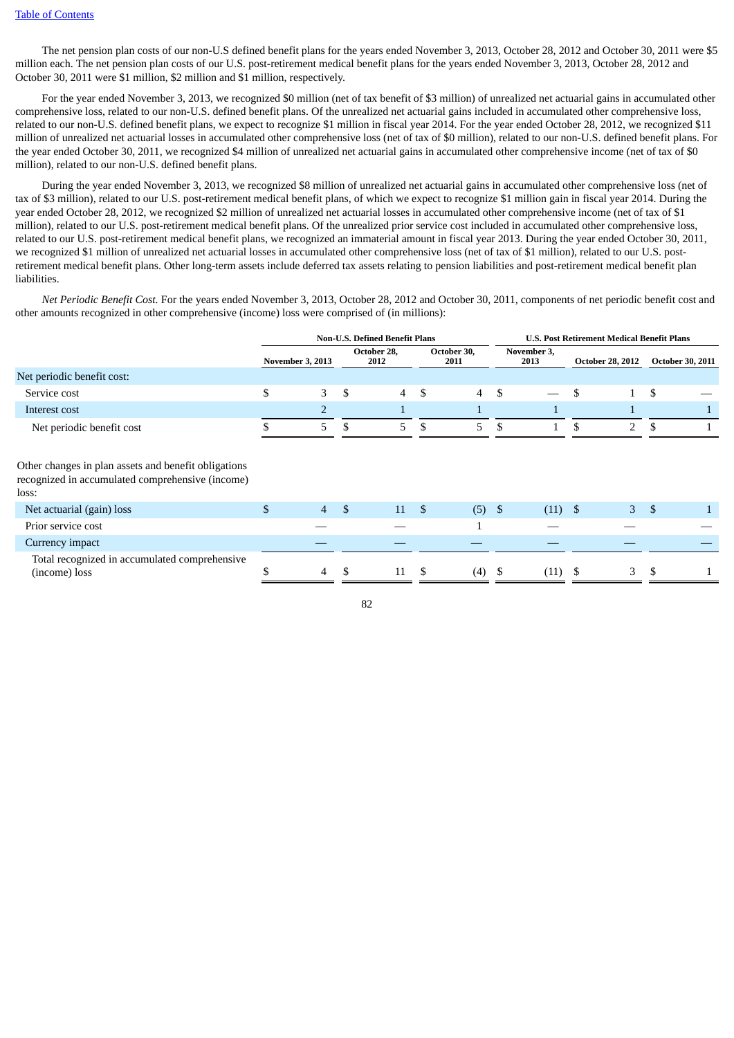The net pension plan costs of our non-U.S defined benefit plans for the years ended November 3, 2013, October 28, 2012 and October 30, 2011 were $5 million each. The net pension plan costs of our U.S. post-retirement medical benefit plans for the years ended November 3, 2013, October 28, 2012 and October 30, 2011 were $1 million, $2 million and $1 million, respectively.

For the year ended November 3, 2013, we recognized $0 million (net of tax benefit of $3 million) of unrealized net actuarial gains in accumulated other comprehensive loss, related to our non-U.S. defined benefit plans. Of the unrealized net actuarial gains included in accumulated other comprehensive loss, related to our non-U.S. defined benefit plans, we expect to recognize $1 million in fiscal year 2014. For the year ended October 28, 2012, we recognized $11 million of unrealized net actuarial losses in accumulated other comprehensive loss (net of tax of $0 million), related to our non-U.S. defined benefit plans. For the year ended October 30, 2011, we recognized $4 million of unrealized net actuarial gains in accumulated other comprehensive income (net of tax of $0 million), related to our non-U.S. defined benefit plans.

During the year ended November 3, 2013, we recognized $8 million of unrealized net actuarial gains in accumulated other comprehensive loss (net of tax of $3 million), related to our U.S. post-retirement medical benefit plans, of which we expect to recognize $1 million gain in fiscal year 2014. During the year ended October 28, 2012, we recognized $2 million of unrealized net actuarial losses in accumulated other comprehensive income (net of tax of $1 million), related to our U.S. post-retirement medical benefit plans. Of the unrealized prior service cost included in accumulated other comprehensive loss, related to our U.S. post-retirement medical benefit plans, we recognized an immaterial amount in fiscal year 2013. During the year ended October 30, 2011, we recognized $1 million of unrealized net actuarial losses in accumulated other comprehensive loss (net of tax of $1 million), related to our U.S. post-retirement medical benefit plans. Other long-term assets include deferred tax assets relating to pension liabilities and post-retirement medical benefit plan liabilities.

*Net Periodic Benefit Cost.* For the years ended November 3, 2013, October 28, 2012 and October 30, 2011, components of net periodic benefit cost and other amounts recognized in other comprehensive (income) loss were comprised of (in millions):

| | Non-U.S. Defined Benefit Plans | | | U.S. Post Retirement Medical Benefit Plans | | |
|---|---|---|---|---|---|---|
| | November 3, 2013 | October 28, 2012 | October 30, 2011 | November 3, 2013 | October 28, 2012 | October 30, 2011 |
| Net periodic benefit cost: | | | | | | |
| Service cost | $ 3 | $ 4 | $ 4 | $ — | $ 1 | $ — |
| Interest cost | 2 | 1 | 1 | 1 | 1 | 1 |
| Net periodic benefit cost | $ 5 | $ 5 | $ 5 | $ 1 | $ 2 | $ 1 |
| Other changes in plan assets and benefit obligations recognized in accumulated comprehensive (income) loss: | | | | | | |
| Net actuarial (gain) loss | $ 4 | $ 11 | $ (5) | $ (11) | $ 3 | $ 1 |
| Prior service cost | — | — | 1 | — | — | — |
| Currency impact | — | — | — | — | — | — |
| Total recognized in accumulated comprehensive (income) loss | $ 4 | $ 11 | $ (4) | $ (11) | $ 3 | $ 1 |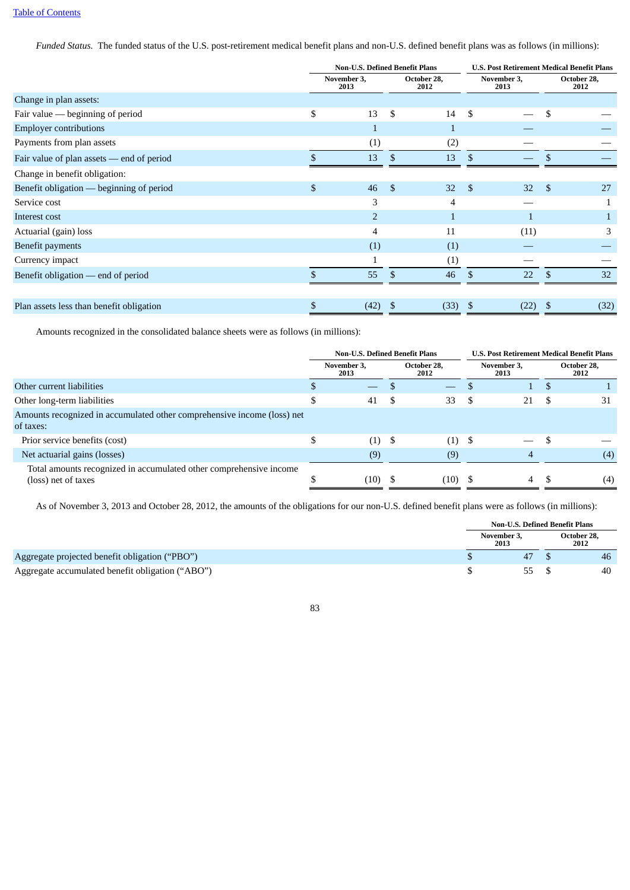[Table of Contents](#)

*Funded Status.* The funded status of the U.S. post-retirement medical benefit plans and non-U.S. defined benefit plans was as follows (in millions):

| | Non-U.S. Defined Benefit Plans | | U.S. Post Retirement Medical Benefit Plans | |
|---|---|---|---|---|
| | November 3, 2013 | October 28, 2012 | November 3, 2013 | October 28, 2012 |
| Change in plan assets: | | | | |
| Fair value — beginning of period | $ 13 | $ 14 | $ — | $ — |
| Employer contributions | 1 | 1 | — | — |
| Payments from plan assets | (1) | (2) | — | — |
| Fair value of plan assets — end of period | $ 13 | $ 13 | $ — | $ — |
| Change in benefit obligation: | | | | |
| Benefit obligation — beginning of period | $ 46 | $ 32 | $ 32 | $ 27 |
| Service cost | 3 | 4 | — | 1 |
| Interest cost | 2 | 1 | 1 | 1 |
| Actuarial (gain) loss | 4 | 11 | (11) | 3 |
| Benefit payments | (1) | (1) | — | — |
| Currency impact | 1 | (1) | — | — |
| Benefit obligation — end of period | $ 55 | $ 46 | $ 22 | $ 32 |
| Plan assets less than benefit obligation | $ (42) | $ (33) | $ (22) | $ (32) |

Amounts recognized in the consolidated balance sheets were as follows (in millions):

| | Non-U.S. Defined Benefit Plans | | U.S. Post Retirement Medical Benefit Plans | |
|---|---|---|---|---|
| | November 3, 2013 | October 28, 2012 | November 3, 2013 | October 28, 2012 |
| Other current liabilities | $ — | $ — | $ 1 | $ 1 |
| Other long-term liabilities | $ 41 | $ 33 | $ 21 | $ 31 |
| Amounts recognized in accumulated other comprehensive income (loss) net of taxes: | | | | |
| Prior service benefits (cost) | $ (1) | $ (1) | $ — | $ — |
| Net actuarial gains (losses) | (9) | (9) | 4 | (4) |
| Total amounts recognized in accumulated other comprehensive income (loss) net of taxes | $ (10) | $ (10) | $ 4 | $ (4) |

As of November 3, 2013 and October 28, 2012, the amounts of the obligations for our non-U.S. defined benefit plans were as follows (in millions):

| | Non-U.S. Defined Benefit Plans | |
|---|---|---|
| | November 3, 2013 | October 28, 2012 |
| Aggregate projected benefit obligation ("PBO") | $ 47 | $ 46 |
| Aggregate accumulated benefit obligation ("ABO") | $ 55 | $ 40 |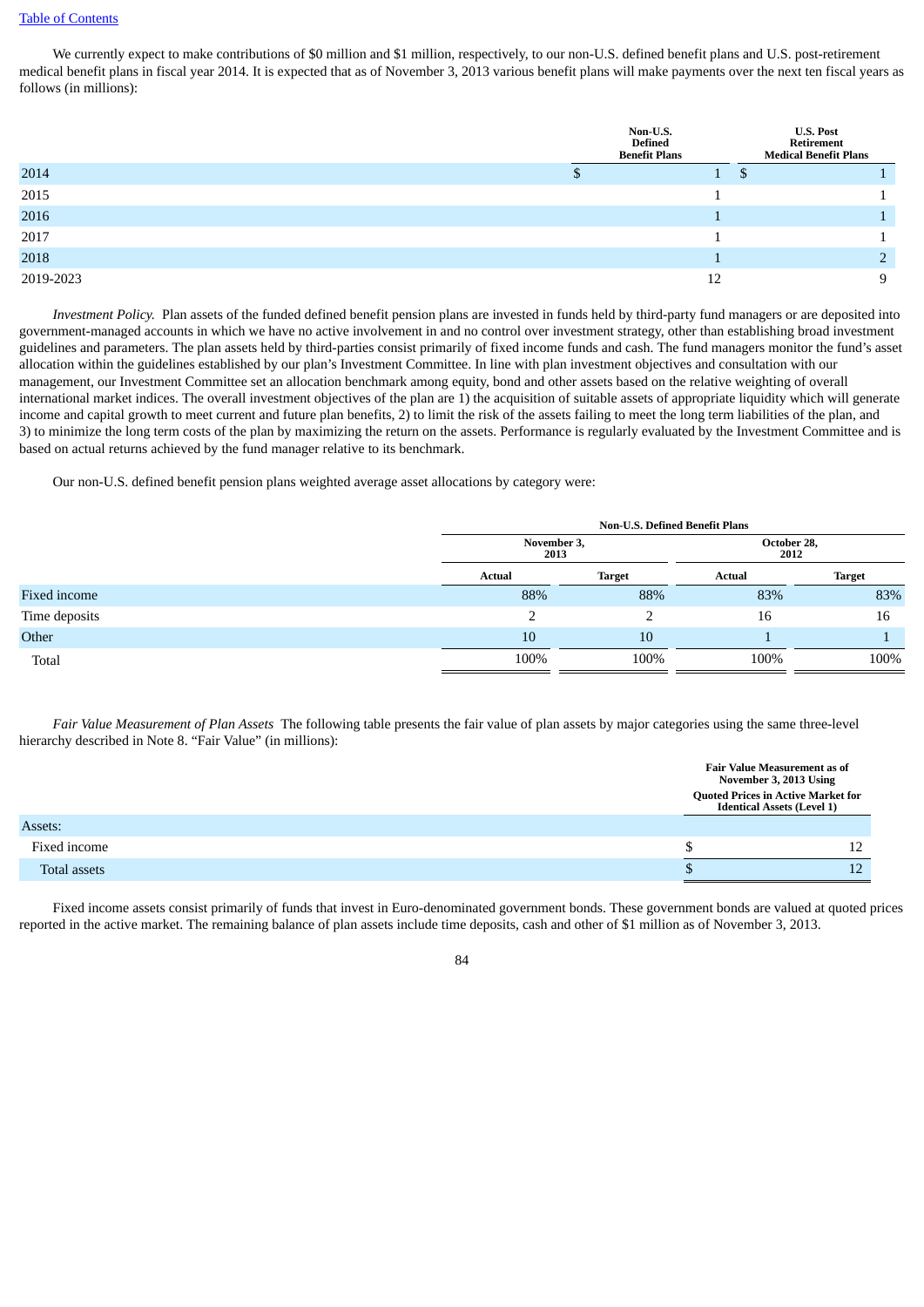[Table of Contents](#)

We currently expect to make contributions of $0 million and $1 million, respectively, to our non-U.S. defined benefit plans and U.S. post-retirement medical benefit plans in fiscal year 2014. It is expected that as of November 3, 2013 various benefit plans will make payments over the next ten fiscal years as follows (in millions):

| | Non-U.S. Defined Benefit Plans | U.S. Post Retirement Medical Benefit Plans |
|---|---|---|
| 2014 | $ 1 | $ 1 |
| 2015 | 1 | 1 |
| 2016 | 1 | 1 |
| 2017 | 1 | 1 |
| 2018 | 1 | 2 |
| 2019-2023 | 12 | 9 |

*Investment Policy.* Plan assets of the funded defined benefit pension plans are invested in funds held by third-party fund managers or are deposited into government-managed accounts in which we have no active involvement in and no control over investment strategy, other than establishing broad investment guidelines and parameters. The plan assets held by third-parties consist primarily of fixed income funds and cash. The fund managers monitor the fund's asset allocation within the guidelines established by our plan's Investment Committee. In line with plan investment objectives and consultation with our management, our Investment Committee set an allocation benchmark among equity, bond and other assets based on the relative weighting of overall international market indices. The overall investment objectives of the plan are 1) the acquisition of suitable assets of appropriate liquidity which will generate income and capital growth to meet current and future plan benefits, 2) to limit the risk of the assets failing to meet the long term liabilities of the plan, and 3) to minimize the long term costs of the plan by maximizing the return on the assets. Performance is regularly evaluated by the Investment Committee and is based on actual returns achieved by the fund manager relative to its benchmark.

Our non-U.S. defined benefit pension plans weighted average asset allocations by category were:

| | Non-U.S. Defined Benefit Plans | | | |
|---|---|---|---|---|
| | November 3, 2013 | | October 28, 2012 | |
| | Actual | Target | Actual | Target |
| Fixed income | 88% | 88% | 83% | 83% |
| Time deposits | 2 | 2 | 16 | 16 |
| Other | 10 | 10 | 1 | 1 |
| Total | 100% | 100% | 100% | 100% |

*Fair Value Measurement of Plan Assets* The following table presents the fair value of plan assets by major categories using the same three-level hierarchy described in Note 8. "Fair Value" (in millions):

| | Fair Value Measurement as of November 3, 2013 Using |
|---|---|
| | Quoted Prices in Active Market for Identical Assets (Level 1) |
| Assets: | |
| Fixed income | $ 12 |
| Total assets | $ 12 |

Fixed income assets consist primarily of funds that invest in Euro-denominated government bonds. These government bonds are valued at quoted prices reported in the active market. The remaining balance of plan assets include time deposits, cash and other of $1 million as of November 3, 2013.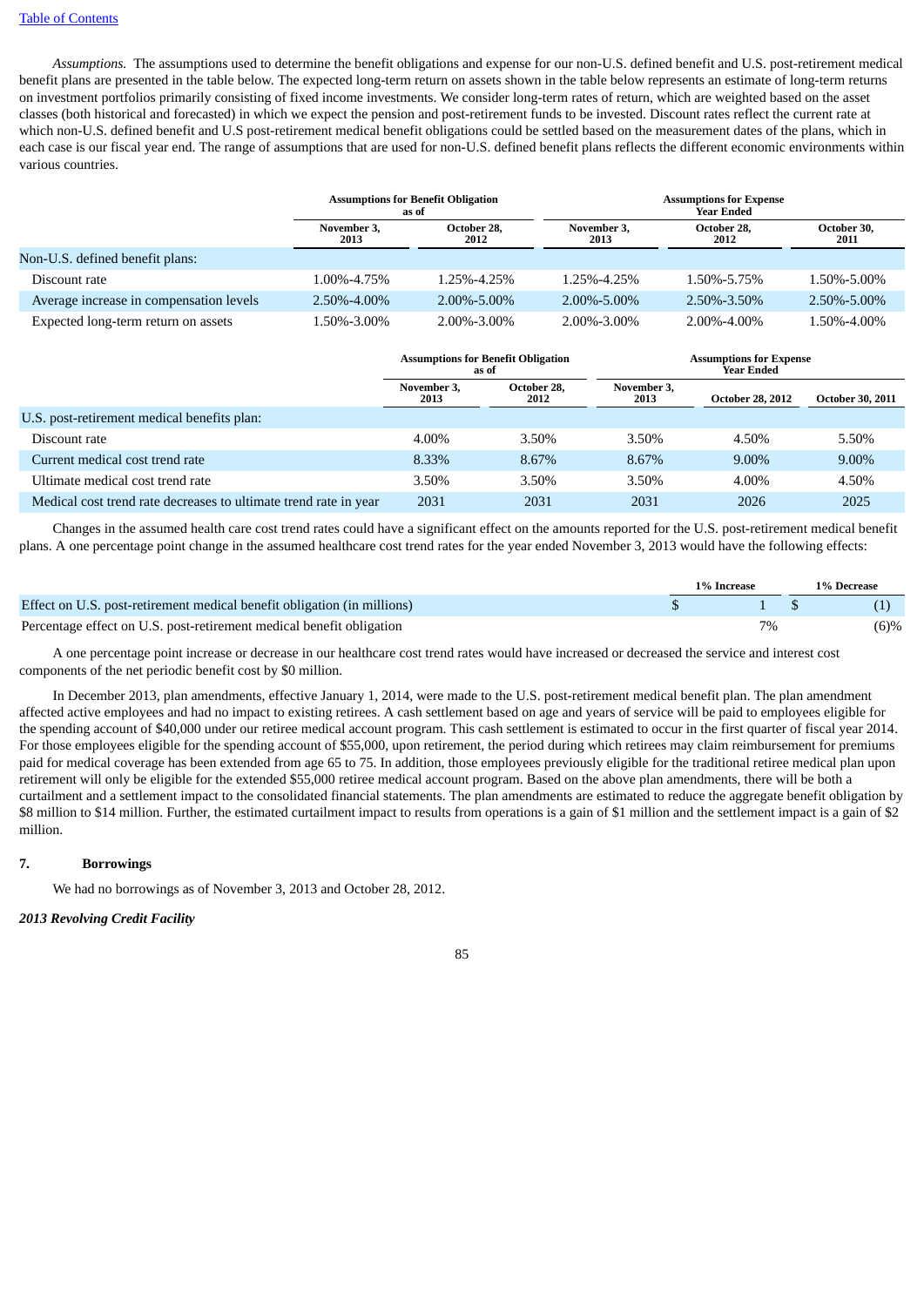*Assumptions.* The assumptions used to determine the benefit obligations and expense for our non-U.S. defined benefit and U.S. post-retirement medical benefit plans are presented in the table below. The expected long-term return on assets shown in the table below represents an estimate of long-term returns on investment portfolios primarily consisting of fixed income investments. We consider long-term rates of return, which are weighted based on the asset classes (both historical and forecasted) in which we expect the pension and post-retirement funds to be invested. Discount rates reflect the current rate at which non-U.S. defined benefit and U.S post-retirement medical benefit obligations could be settled based on the measurement dates of the plans, which in each case is our fiscal year end. The range of assumptions that are used for non-U.S. defined benefit plans reflects the different economic environments within various countries.

| | Assumptions for Benefit Obligation as of | | Assumptions for Expense Year Ended | | |
|---|---|---|---|---|---|
| | November 3, 2013 | October 28, 2012 | November 3, 2013 | October 28, 2012 | October 30, 2011 |
| Non-U.S. defined benefit plans: | | | | | |
| Discount rate | 1.00%-4.75% | 1.25%-4.25% | 1.25%-4.25% | 1.50%-5.75% | 1.50%-5.00% |
| Average increase in compensation levels | 2.50%-4.00% | 2.00%-5.00% | 2.00%-5.00% | 2.50%-3.50% | 2.50%-5.00% |
| Expected long-term return on assets | 1.50%-3.00% | 2.00%-3.00% | 2.00%-3.00% | 2.00%-4.00% | 1.50%-4.00% |

| | Assumptions for Benefit Obligation as of | | Assumptions for Expense Year Ended | | |
|---|---|---|---|---|---|
| | November 3, 2013 | October 28, 2012 | November 3, 2013 | October 28, 2012 | October 30, 2011 |
| U.S. post-retirement medical benefits plan: | | | | | |
| Discount rate | 4.00% | 3.50% | 3.50% | 4.50% | 5.50% |
| Current medical cost trend rate | 8.33% | 8.67% | 8.67% | 9.00% | 9.00% |
| Ultimate medical cost trend rate | 3.50% | 3.50% | 3.50% | 4.00% | 4.50% |
| Medical cost trend rate decreases to ultimate trend rate in year | 2031 | 2031 | 2031 | 2026 | 2025 |

Changes in the assumed health care cost trend rates could have a significant effect on the amounts reported for the U.S. post-retirement medical benefit plans. A one percentage point change in the assumed healthcare cost trend rates for the year ended November 3, 2013 would have the following effects:

| | 1% Increase | 1% Decrease |
|---|---|---|
| Effect on U.S. post-retirement medical benefit obligation (in millions) | $ 1 | $ (1) |
| Percentage effect on U.S. post-retirement medical benefit obligation | 7% | (6)% |

A one percentage point increase or decrease in our healthcare cost trend rates would have increased or decreased the service and interest cost components of the net periodic benefit cost by $0 million.

In December 2013, plan amendments, effective January 1, 2014, were made to the U.S. post-retirement medical benefit plan. The plan amendment affected active employees and had no impact to existing retirees. A cash settlement based on age and years of service will be paid to employees eligible for the spending account of $40,000 under our retiree medical account program. This cash settlement is estimated to occur in the first quarter of fiscal year 2014. For those employees eligible for the spending account of $55,000, upon retirement, the period during which retirees may claim reimbursement for premiums paid for medical coverage has been extended from age 65 to 75. In addition, those employees previously eligible for the traditional retiree medical plan upon retirement will only be eligible for the extended $55,000 retiree medical account program. Based on the above plan amendments, there will be both a curtailment and a settlement impact to the consolidated financial statements. The plan amendments are estimated to reduce the aggregate benefit obligation by $8 million to $14 million. Further, the estimated curtailment impact to results from operations is a gain of $1 million and the settlement impact is a gain of $2 million.

## 7. Borrowings

We had no borrowings as of November 3, 2013 and October 28, 2012.

***2013 Revolving Credit Facility***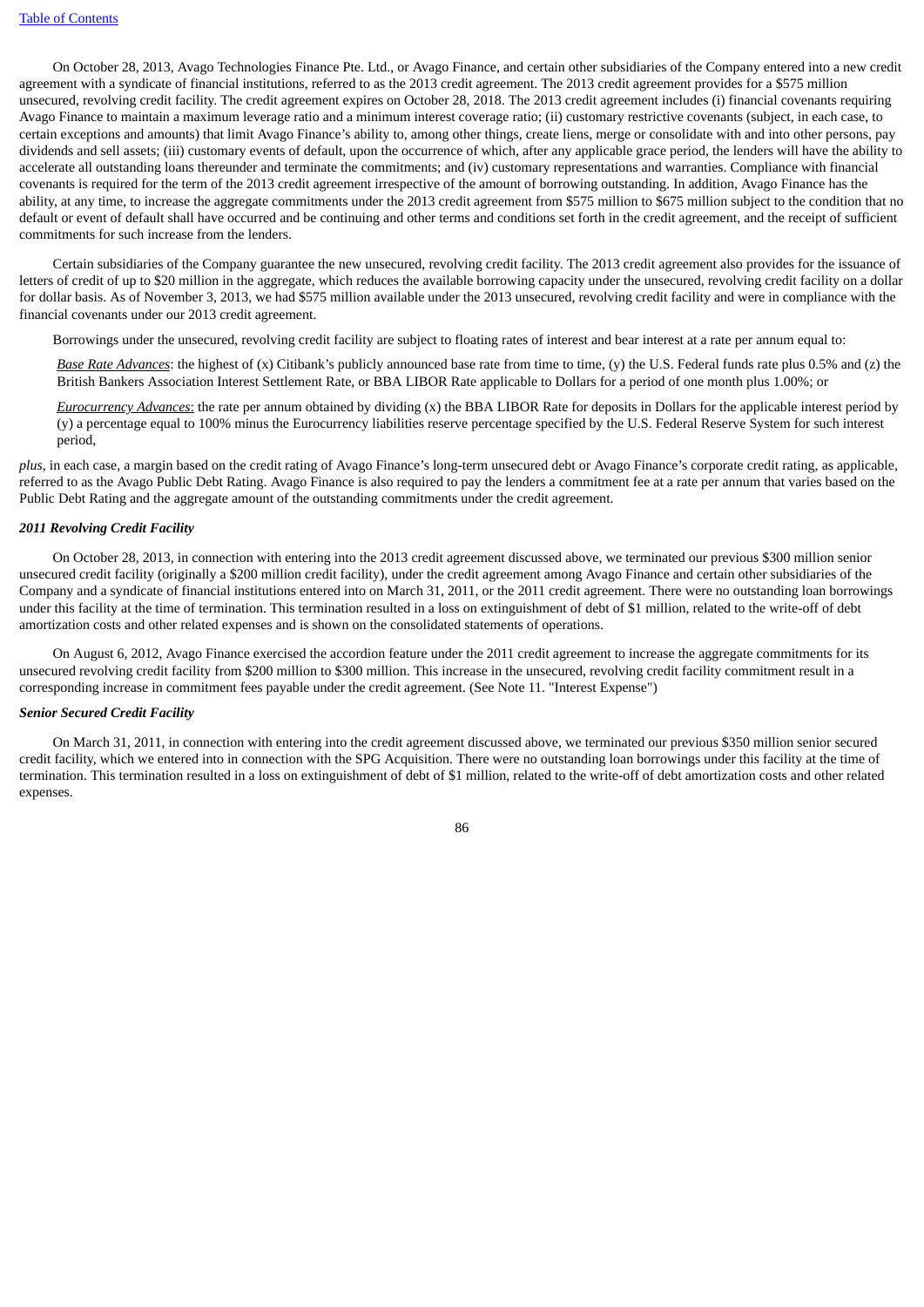On October 28, 2013, Avago Technologies Finance Pte. Ltd., or Avago Finance, and certain other subsidiaries of the Company entered into a new credit agreement with a syndicate of financial institutions, referred to as the 2013 credit agreement. The 2013 credit agreement provides for a $575 million unsecured, revolving credit facility. The credit agreement expires on October 28, 2018. The 2013 credit agreement includes (i) financial covenants requiring Avago Finance to maintain a maximum leverage ratio and a minimum interest coverage ratio; (ii) customary restrictive covenants (subject, in each case, to certain exceptions and amounts) that limit Avago Finance's ability to, among other things, create liens, merge or consolidate with and into other persons, pay dividends and sell assets; (iii) customary events of default, upon the occurrence of which, after any applicable grace period, the lenders will have the ability to accelerate all outstanding loans thereunder and terminate the commitments; and (iv) customary representations and warranties. Compliance with financial covenants is required for the term of the 2013 credit agreement irrespective of the amount of borrowing outstanding. In addition, Avago Finance has the ability, at any time, to increase the aggregate commitments under the 2013 credit agreement from $575 million to $675 million subject to the condition that no default or event of default shall have occurred and be continuing and other terms and conditions set forth in the credit agreement, and the receipt of sufficient commitments for such increase from the lenders.

Certain subsidiaries of the Company guarantee the new unsecured, revolving credit facility. The 2013 credit agreement also provides for the issuance of letters of credit of up to $20 million in the aggregate, which reduces the available borrowing capacity under the unsecured, revolving credit facility on a dollar for dollar basis. As of November 3, 2013, we had $575 million available under the 2013 unsecured, revolving credit facility and were in compliance with the financial covenants under our 2013 credit agreement.

Borrowings under the unsecured, revolving credit facility are subject to floating rates of interest and bear interest at a rate per annum equal to:

*Base Rate Advances*: the highest of (x) Citibank's publicly announced base rate from time to time, (y) the U.S. Federal funds rate plus 0.5% and (z) the British Bankers Association Interest Settlement Rate, or BBA LIBOR Rate applicable to Dollars for a period of one month plus 1.00%; or

*Eurocurrency Advances*: the rate per annum obtained by dividing (x) the BBA LIBOR Rate for deposits in Dollars for the applicable interest period by (y) a percentage equal to 100% minus the Eurocurrency liabilities reserve percentage specified by the U.S. Federal Reserve System for such interest period,

*plus*, in each case, a margin based on the credit rating of Avago Finance's long-term unsecured debt or Avago Finance's corporate credit rating, as applicable, referred to as the Avago Public Debt Rating. Avago Finance is also required to pay the lenders a commitment fee at a rate per annum that varies based on the Public Debt Rating and the aggregate amount of the outstanding commitments under the credit agreement.

***2011 Revolving Credit Facility***

On October 28, 2013, in connection with entering into the 2013 credit agreement discussed above, we terminated our previous $300 million senior unsecured credit facility (originally a $200 million credit facility), under the credit agreement among Avago Finance and certain other subsidiaries of the Company and a syndicate of financial institutions entered into on March 31, 2011, or the 2011 credit agreement. There were no outstanding loan borrowings under this facility at the time of termination. This termination resulted in a loss on extinguishment of debt of $1 million, related to the write-off of debt amortization costs and other related expenses and is shown on the consolidated statements of operations.

On August 6, 2012, Avago Finance exercised the accordion feature under the 2011 credit agreement to increase the aggregate commitments for its unsecured revolving credit facility from $200 million to $300 million. This increase in the unsecured, revolving credit facility commitment result in a corresponding increase in commitment fees payable under the credit agreement. (See Note 11. "Interest Expense")

***Senior Secured Credit Facility***

On March 31, 2011, in connection with entering into the credit agreement discussed above, we terminated our previous $350 million senior secured credit facility, which we entered into in connection with the SPG Acquisition. There were no outstanding loan borrowings under this facility at the time of termination. This termination resulted in a loss on extinguishment of debt of $1 million, related to the write-off of debt amortization costs and other related expenses.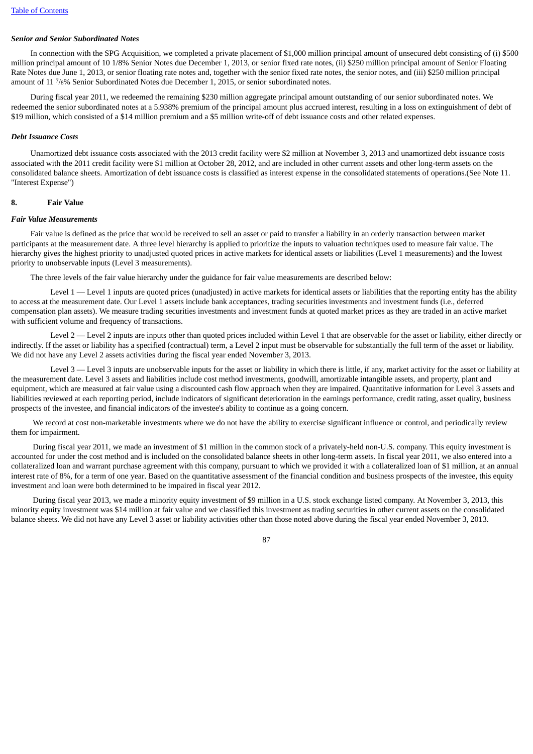*Senior and Senior Subordinated Notes*

In connection with the SPG Acquisition, we completed a private placement of $1,000 million principal amount of unsecured debt consisting of (i) $500 million principal amount of 10 1/8% Senior Notes due December 1, 2013, or senior fixed rate notes, (ii) $250 million principal amount of Senior Floating Rate Notes due June 1, 2013, or senior floating rate notes and, together with the senior fixed rate notes, the senior notes, and (iii) $250 million principal amount of 11 7/8% Senior Subordinated Notes due December 1, 2015, or senior subordinated notes.

During fiscal year 2011, we redeemed the remaining $230 million aggregate principal amount outstanding of our senior subordinated notes. We redeemed the senior subordinated notes at a 5.938% premium of the principal amount plus accrued interest, resulting in a loss on extinguishment of debt of $19 million, which consisted of a $14 million premium and a $5 million write-off of debt issuance costs and other related expenses.

*Debt Issuance Costs*

Unamortized debt issuance costs associated with the 2013 credit facility were $2 million at November 3, 2013 and unamortized debt issuance costs associated with the 2011 credit facility were $1 million at October 28, 2012, and are included in other current assets and other long-term assets on the consolidated balance sheets. Amortization of debt issuance costs is classified as interest expense in the consolidated statements of operations.(See Note 11. "Interest Expense")

**8. Fair Value**

*Fair Value Measurements*

Fair value is defined as the price that would be received to sell an asset or paid to transfer a liability in an orderly transaction between market participants at the measurement date. A three level hierarchy is applied to prioritize the inputs to valuation techniques used to measure fair value. The hierarchy gives the highest priority to unadjusted quoted prices in active markets for identical assets or liabilities (Level 1 measurements) and the lowest priority to unobservable inputs (Level 3 measurements).

The three levels of the fair value hierarchy under the guidance for fair value measurements are described below:

Level 1 — Level 1 inputs are quoted prices (unadjusted) in active markets for identical assets or liabilities that the reporting entity has the ability to access at the measurement date. Our Level 1 assets include bank acceptances, trading securities investments and investment funds (i.e., deferred compensation plan assets). We measure trading securities investments and investment funds at quoted market prices as they are traded in an active market with sufficient volume and frequency of transactions.

Level 2 — Level 2 inputs are inputs other than quoted prices included within Level 1 that are observable for the asset or liability, either directly or indirectly. If the asset or liability has a specified (contractual) term, a Level 2 input must be observable for substantially the full term of the asset or liability. We did not have any Level 2 assets activities during the fiscal year ended November 3, 2013.

Level 3 — Level 3 inputs are unobservable inputs for the asset or liability in which there is little, if any, market activity for the asset or liability at the measurement date. Level 3 assets and liabilities include cost method investments, goodwill, amortizable intangible assets, and property, plant and equipment, which are measured at fair value using a discounted cash flow approach when they are impaired. Quantitative information for Level 3 assets and liabilities reviewed at each reporting period, include indicators of significant deterioration in the earnings performance, credit rating, asset quality, business prospects of the investee, and financial indicators of the investee's ability to continue as a going concern.

We record at cost non-marketable investments where we do not have the ability to exercise significant influence or control, and periodically review them for impairment.

During fiscal year 2011, we made an investment of $1 million in the common stock of a privately-held non-U.S. company. This equity investment is accounted for under the cost method and is included on the consolidated balance sheets in other long-term assets. In fiscal year 2011, we also entered into a collateralized loan and warrant purchase agreement with this company, pursuant to which we provided it with a collateralized loan of $1 million, at an annual interest rate of 8%, for a term of one year. Based on the quantitative assessment of the financial condition and business prospects of the investee, this equity investment and loan were both determined to be impaired in fiscal year 2012.

During fiscal year 2013, we made a minority equity investment of $9 million in a U.S. stock exchange listed company. At November 3, 2013, this minority equity investment was $14 million at fair value and we classified this investment as trading securities in other current assets on the consolidated balance sheets. We did not have any Level 3 asset or liability activities other than those noted above during the fiscal year ended November 3, 2013.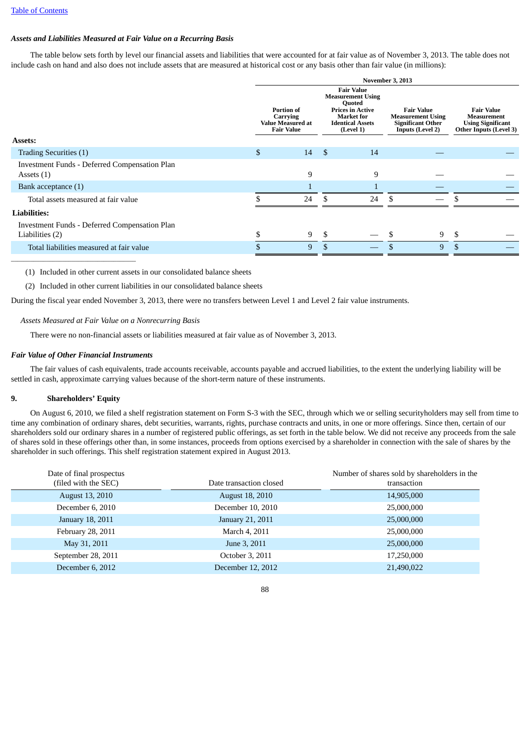[Table of Contents](#)

***Assets and Liabilities Measured at Fair Value on a Recurring Basis***

The table below sets forth by level our financial assets and liabilities that were accounted for at fair value as of November 3, 2013. The table does not include cash on hand and also does not include assets that are measured at historical cost or any basis other than fair value (in millions):

| | November 3, 2013 | | | |
|---|---|---|---|---|
| | Portion of Carrying Value Measured at Fair Value | Fair Value Measurement Using Quoted Prices in Active Market for Identical Assets (Level 1) | Fair Value Measurement Using Significant Other Inputs (Level 2) | Fair Value Measurement Using Significant Other Inputs (Level 3) |
| **Assets:** | | | | |
| Trading Securities (1) | $ 14 | $ 14 | — | — |
| Investment Funds - Deferred Compensation Plan Assets (1) | 9 | 9 | — | — |
| Bank acceptance (1) | 1 | 1 | — | — |
| Total assets measured at fair value | $ 24 | $ 24 | $ — | $ — |
| **Liabilities:** | | | | |
| Investment Funds - Deferred Compensation Plan Liabilities (2) | $ 9 | $ — | $ 9 | $ — |
| Total liabilities measured at fair value | $ 9 | $ — | $ 9 | $ — |

(1) Included in other current assets in our consolidated balance sheets

(2) Included in other current liabilities in our consolidated balance sheets

During the fiscal year ended November 3, 2013, there were no transfers between Level 1 and Level 2 fair value instruments.

*Assets Measured at Fair Value on a Nonrecurring Basis*

There were no non-financial assets or liabilities measured at fair value as of November 3, 2013.

***Fair Value of Other Financial Instruments***

The fair values of cash equivalents, trade accounts receivable, accounts payable and accrued liabilities, to the extent the underlying liability will be settled in cash, approximate carrying values because of the short-term nature of these instruments.

## 9. Shareholders' Equity

On August 6, 2010, we filed a shelf registration statement on Form S-3 with the SEC, through which we or selling securityholders may sell from time to time any combination of ordinary shares, debt securities, warrants, rights, purchase contracts and units, in one or more offerings. Since then, certain of our shareholders sold our ordinary shares in a number of registered public offerings, as set forth in the table below. We did not receive any proceeds from the sale of shares sold in these offerings other than, in some instances, proceeds from options exercised by a shareholder in connection with the sale of shares by the shareholder in such offerings. This shelf registration statement expired in August 2013.

| Date of final prospectus (filed with the SEC) | Date transaction closed | Number of shares sold by shareholders in the transaction |
|---|---|---|
| August 13, 2010 | August 18, 2010 | 14,905,000 |
| December 6, 2010 | December 10, 2010 | 25,000,000 |
| January 18, 2011 | January 21, 2011 | 25,000,000 |
| February 28, 2011 | March 4, 2011 | 25,000,000 |
| May 31, 2011 | June 3, 2011 | 25,000,000 |
| September 28, 2011 | October 3, 2011 | 17,250,000 |
| December 6, 2012 | December 12, 2012 | 21,490,022 |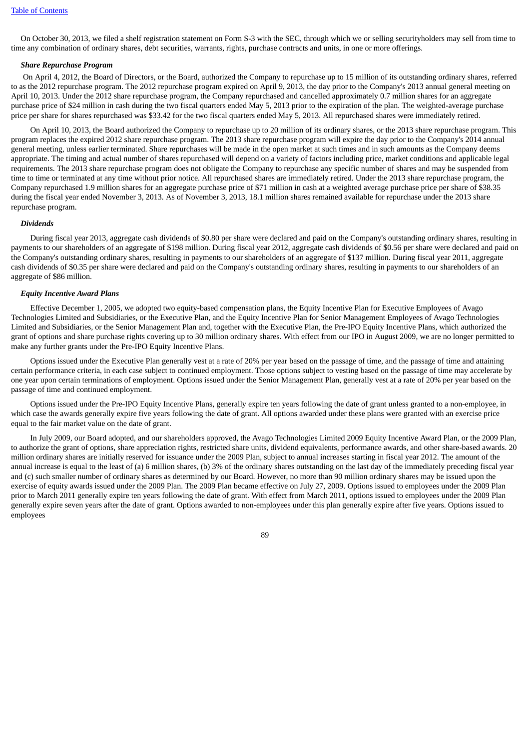On October 30, 2013, we filed a shelf registration statement on Form S-3 with the SEC, through which we or selling securityholders may sell from time to time any combination of ordinary shares, debt securities, warrants, rights, purchase contracts and units, in one or more offerings.

***Share Repurchase Program***

On April 4, 2012, the Board of Directors, or the Board, authorized the Company to repurchase up to 15 million of its outstanding ordinary shares, referred to as the 2012 repurchase program. The 2012 repurchase program expired on April 9, 2013, the day prior to the Company's 2013 annual general meeting on April 10, 2013. Under the 2012 share repurchase program, the Company repurchased and cancelled approximately 0.7 million shares for an aggregate purchase price of $24 million in cash during the two fiscal quarters ended May 5, 2013 prior to the expiration of the plan. The weighted-average purchase price per share for shares repurchased was $33.42 for the two fiscal quarters ended May 5, 2013. All repurchased shares were immediately retired.

On April 10, 2013, the Board authorized the Company to repurchase up to 20 million of its ordinary shares, or the 2013 share repurchase program. This program replaces the expired 2012 share repurchase program. The 2013 share repurchase program will expire the day prior to the Company's 2014 annual general meeting, unless earlier terminated. Share repurchases will be made in the open market at such times and in such amounts as the Company deems appropriate. The timing and actual number of shares repurchased will depend on a variety of factors including price, market conditions and applicable legal requirements. The 2013 share repurchase program does not obligate the Company to repurchase any specific number of shares and may be suspended from time to time or terminated at any time without prior notice. All repurchased shares are immediately retired. Under the 2013 share repurchase program, the Company repurchased 1.9 million shares for an aggregate purchase price of $71 million in cash at a weighted average purchase price per share of $38.35 during the fiscal year ended November 3, 2013. As of November 3, 2013, 18.1 million shares remained available for repurchase under the 2013 share repurchase program.

***Dividends***

During fiscal year 2013, aggregate cash dividends of $0.80 per share were declared and paid on the Company's outstanding ordinary shares, resulting in payments to our shareholders of an aggregate of $198 million. During fiscal year 2012, aggregate cash dividends of $0.56 per share were declared and paid on the Company's outstanding ordinary shares, resulting in payments to our shareholders of an aggregate of $137 million. During fiscal year 2011, aggregate cash dividends of $0.35 per share were declared and paid on the Company's outstanding ordinary shares, resulting in payments to our shareholders of an aggregate of $86 million.

***Equity Incentive Award Plans***

Effective December 1, 2005, we adopted two equity-based compensation plans, the Equity Incentive Plan for Executive Employees of Avago Technologies Limited and Subsidiaries, or the Executive Plan, and the Equity Incentive Plan for Senior Management Employees of Avago Technologies Limited and Subsidiaries, or the Senior Management Plan and, together with the Executive Plan, the Pre-IPO Equity Incentive Plans, which authorized the grant of options and share purchase rights covering up to 30 million ordinary shares. With effect from our IPO in August 2009, we are no longer permitted to make any further grants under the Pre-IPO Equity Incentive Plans.

Options issued under the Executive Plan generally vest at a rate of 20% per year based on the passage of time, and the passage of time and attaining certain performance criteria, in each case subject to continued employment. Those options subject to vesting based on the passage of time may accelerate by one year upon certain terminations of employment. Options issued under the Senior Management Plan, generally vest at a rate of 20% per year based on the passage of time and continued employment.

Options issued under the Pre-IPO Equity Incentive Plans, generally expire ten years following the date of grant unless granted to a non-employee, in which case the awards generally expire five years following the date of grant. All options awarded under these plans were granted with an exercise price equal to the fair market value on the date of grant.

In July 2009, our Board adopted, and our shareholders approved, the Avago Technologies Limited 2009 Equity Incentive Award Plan, or the 2009 Plan, to authorize the grant of options, share appreciation rights, restricted share units, dividend equivalents, performance awards, and other share-based awards. 20 million ordinary shares are initially reserved for issuance under the 2009 Plan, subject to annual increases starting in fiscal year 2012. The amount of the annual increase is equal to the least of (a) 6 million shares, (b) 3% of the ordinary shares outstanding on the last day of the immediately preceding fiscal year and (c) such smaller number of ordinary shares as determined by our Board. However, no more than 90 million ordinary shares may be issued upon the exercise of equity awards issued under the 2009 Plan. The 2009 Plan became effective on July 27, 2009. Options issued to employees under the 2009 Plan prior to March 2011 generally expire ten years following the date of grant. With effect from March 2011, options issued to employees under the 2009 Plan generally expire seven years after the date of grant. Options awarded to non-employees under this plan generally expire after five years. Options issued to employees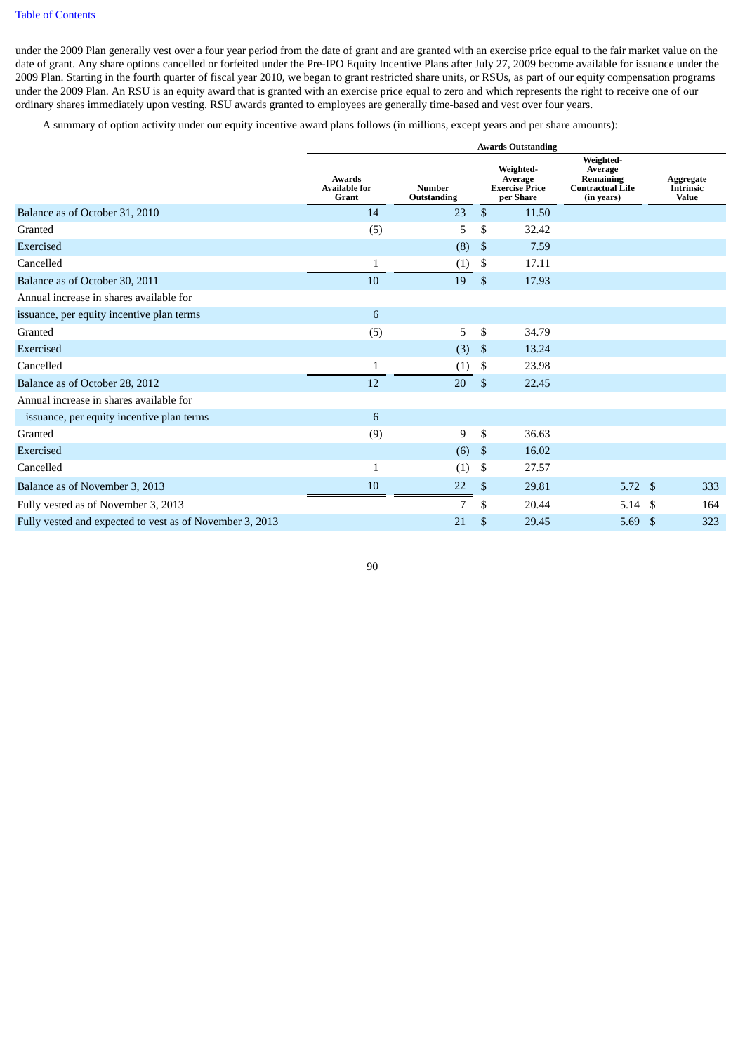under the 2009 Plan generally vest over a four year period from the date of grant and are granted with an exercise price equal to the fair market value on the date of grant. Any share options cancelled or forfeited under the Pre-IPO Equity Incentive Plans after July 27, 2009 become available for issuance under the 2009 Plan. Starting in the fourth quarter of fiscal year 2010, we began to grant restricted share units, or RSUs, as part of our equity compensation programs under the 2009 Plan. An RSU is an equity award that is granted with an exercise price equal to zero and which represents the right to receive one of our ordinary shares immediately upon vesting. RSU awards granted to employees are generally time-based and vest over four years.

A summary of option activity under our equity incentive award plans follows (in millions, except years and per share amounts):

| | | Awards Outstanding | | | |
|---|---|---|---|---|---|
| | Awards Available for Grant | Number Outstanding | Weighted-Average Exercise Price per Share | Weighted-Average Remaining Contractual Life (in years) | Aggregate Intrinsic Value |
| Balance as of October 31, 2010 | 14 | 23 | $ 11.50 | | |
| Granted | (5) | 5 | $ 32.42 | | |
| Exercised | | (8) | $ 7.59 | | |
| Cancelled | 1 | (1) | $ 17.11 | | |
| Balance as of October 30, 2011 | 10 | 19 | $ 17.93 | | |
| Annual increase in shares available for issuance, per equity incentive plan terms | 6 | | | | |
| Granted | (5) | 5 | $ 34.79 | | |
| Exercised | | (3) | $ 13.24 | | |
| Cancelled | 1 | (1) | $ 23.98 | | |
| Balance as of October 28, 2012 | 12 | 20 | $ 22.45 | | |
| Annual increase in shares available for issuance, per equity incentive plan terms | 6 | | | | |
| Granted | (9) | 9 | $ 36.63 | | |
| Exercised | | (6) | $ 16.02 | | |
| Cancelled | 1 | (1) | $ 27.57 | | |
| Balance as of November 3, 2013 | 10 | 22 | $ 29.81 | 5.72 | $ 333 |
| Fully vested as of November 3, 2013 | | 7 | $ 20.44 | 5.14 | $ 164 |
| Fully vested and expected to vest as of November 3, 2013 | | 21 | $ 29.45 | 5.69 | $ 323 |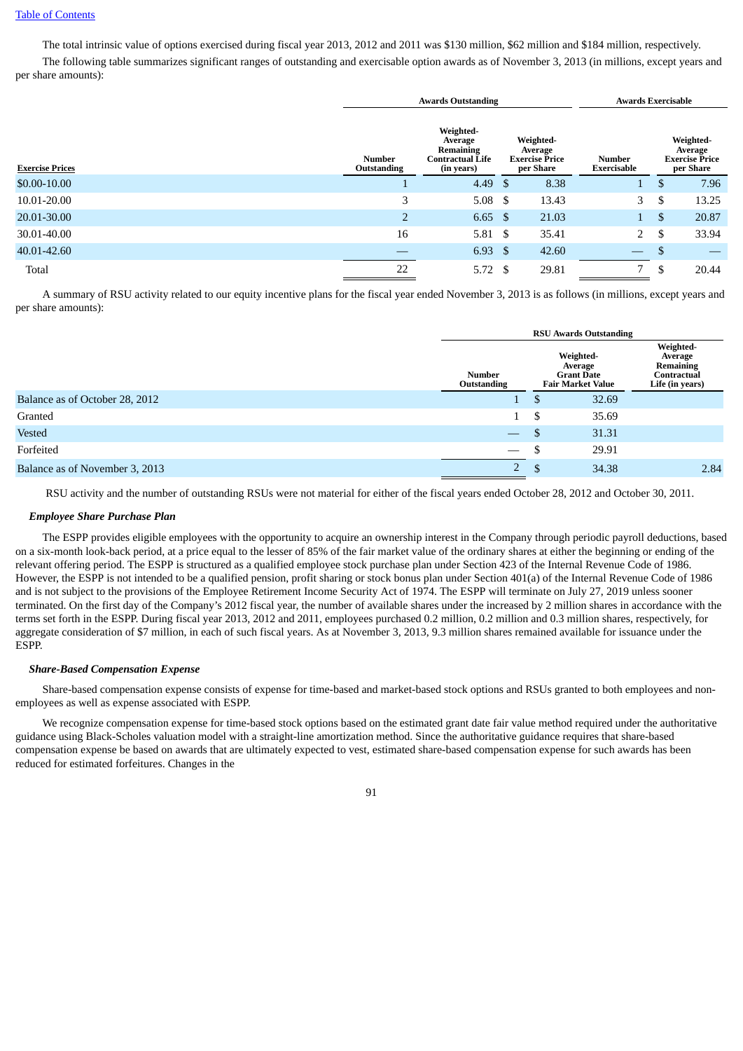The total intrinsic value of options exercised during fiscal year 2013, 2012 and 2011 was $130 million, $62 million and $184 million, respectively.

The following table summarizes significant ranges of outstanding and exercisable option awards as of November 3, 2013 (in millions, except years and per share amounts):

| | Awards Outstanding | | | Awards Exercisable | |
|---|---|---|---|---|---|
| Exercise Prices | Number Outstanding | Weighted-Average Remaining Contractual Life (in years) | Weighted-Average Exercise Price per Share | Number Exercisable | Weighted-Average Exercise Price per Share |
| $0.00-10.00 | 1 | 4.49 | $ 8.38 | 1 | $ 7.96 |
| 10.01-20.00 | 3 | 5.08 | $ 13.43 | 3 | $ 13.25 |
| 20.01-30.00 | 2 | 6.65 | $ 21.03 | 1 | $ 20.87 |
| 30.01-40.00 | 16 | 5.81 | $ 35.41 | 2 | $ 33.94 |
| 40.01-42.60 | — | 6.93 | $ 42.60 | — | $ — |
| Total | 22 | 5.72 | $ 29.81 | 7 | $ 20.44 |

A summary of RSU activity related to our equity incentive plans for the fiscal year ended November 3, 2013 is as follows (in millions, except years and per share amounts):

| | RSU Awards Outstanding | | |
|---|---|---|---|
| | Number Outstanding | Weighted-Average Grant Date Fair Market Value | Weighted-Average Remaining Contractual Life (in years) |
| Balance as of October 28, 2012 | 1 | $ 32.69 | |
| Granted | 1 | $ 35.69 | |
| Vested | — | $ 31.31 | |
| Forfeited | — | $ 29.91 | |
| Balance as of November 3, 2013 | 2 | $ 34.38 | 2.84 |

RSU activity and the number of outstanding RSUs were not material for either of the fiscal years ended October 28, 2012 and October 30, 2011.

***Employee Share Purchase Plan***

The ESPP provides eligible employees with the opportunity to acquire an ownership interest in the Company through periodic payroll deductions, based on a six-month look-back period, at a price equal to the lesser of 85% of the fair market value of the ordinary shares at either the beginning or ending of the relevant offering period. The ESPP is structured as a qualified employee stock purchase plan under Section 423 of the Internal Revenue Code of 1986. However, the ESPP is not intended to be a qualified pension, profit sharing or stock bonus plan under Section 401(a) of the Internal Revenue Code of 1986 and is not subject to the provisions of the Employee Retirement Income Security Act of 1974. The ESPP will terminate on July 27, 2019 unless sooner terminated. On the first day of the Company's 2012 fiscal year, the number of available shares under the increased by 2 million shares in accordance with the terms set forth in the ESPP. During fiscal year 2013, 2012 and 2011, employees purchased 0.2 million, 0.2 million and 0.3 million shares, respectively, for aggregate consideration of $7 million, in each of such fiscal years. As at November 3, 2013, 9.3 million shares remained available for issuance under the ESPP.

***Share-Based Compensation Expense***

Share-based compensation expense consists of expense for time-based and market-based stock options and RSUs granted to both employees and non-employees as well as expense associated with ESPP.

We recognize compensation expense for time-based stock options based on the estimated grant date fair value method required under the authoritative guidance using Black-Scholes valuation model with a straight-line amortization method. Since the authoritative guidance requires that share-based compensation expense be based on awards that are ultimately expected to vest, estimated share-based compensation expense for such awards has been reduced for estimated forfeitures. Changes in the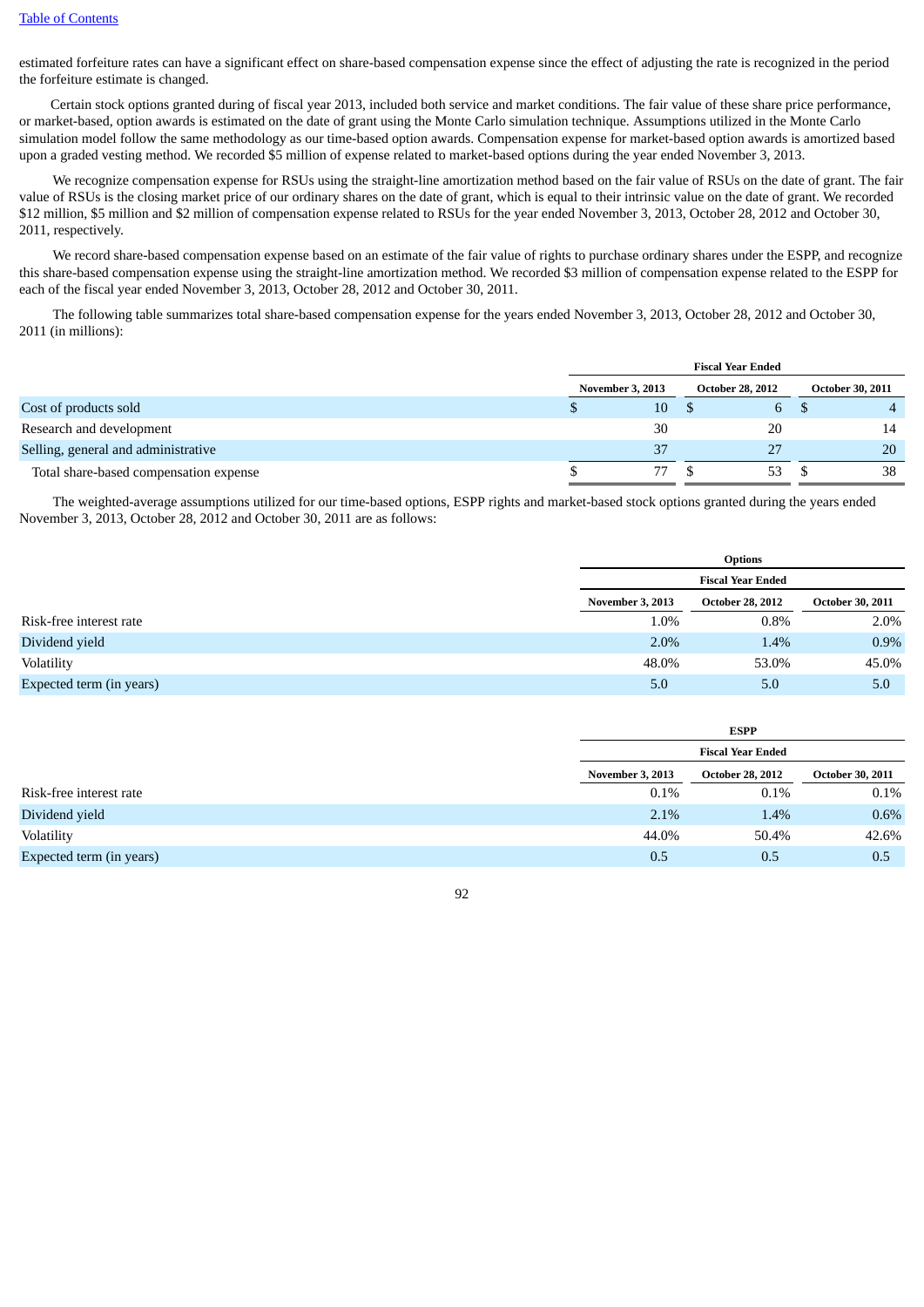estimated forfeiture rates can have a significant effect on share-based compensation expense since the effect of adjusting the rate is recognized in the period the forfeiture estimate is changed.

Certain stock options granted during of fiscal year 2013, included both service and market conditions. The fair value of these share price performance, or market-based, option awards is estimated on the date of grant using the Monte Carlo simulation technique. Assumptions utilized in the Monte Carlo simulation model follow the same methodology as our time-based option awards. Compensation expense for market-based option awards is amortized based upon a graded vesting method. We recorded $5 million of expense related to market-based options during the year ended November 3, 2013.

We recognize compensation expense for RSUs using the straight-line amortization method based on the fair value of RSUs on the date of grant. The fair value of RSUs is the closing market price of our ordinary shares on the date of grant, which is equal to their intrinsic value on the date of grant. We recorded $12 million, $5 million and $2 million of compensation expense related to RSUs for the year ended November 3, 2013, October 28, 2012 and October 30, 2011, respectively.

We record share-based compensation expense based on an estimate of the fair value of rights to purchase ordinary shares under the ESPP, and recognize this share-based compensation expense using the straight-line amortization method. We recorded $3 million of compensation expense related to the ESPP for each of the fiscal year ended November 3, 2013, October 28, 2012 and October 30, 2011.

The following table summarizes total share-based compensation expense for the years ended November 3, 2013, October 28, 2012 and October 30, 2011 (in millions):

| | Fiscal Year Ended | | |
|---|---|---|---|
| | November 3, 2013 | October 28, 2012 | October 30, 2011 |
| Cost of products sold | $ 10 | $ 6 | $ 4 |
| Research and development | 30 | 20 | 14 |
| Selling, general and administrative | 37 | 27 | 20 |
| Total share-based compensation expense | $ 77 | $ 53 | $ 38 |

The weighted-average assumptions utilized for our time-based options, ESPP rights and market-based stock options granted during the years ended November 3, 2013, October 28, 2012 and October 30, 2011 are as follows:

| | Options | | |
|---|---|---|---|
| | Fiscal Year Ended | | |
| | November 3, 2013 | October 28, 2012 | October 30, 2011 |
| Risk-free interest rate | 1.0% | 0.8% | 2.0% |
| Dividend yield | 2.0% | 1.4% | 0.9% |
| Volatility | 48.0% | 53.0% | 45.0% |
| Expected term (in years) | 5.0 | 5.0 | 5.0 |

| | ESPP | | |
|---|---|---|---|
| | Fiscal Year Ended | | |
| | November 3, 2013 | October 28, 2012 | October 30, 2011 |
| Risk-free interest rate | 0.1% | 0.1% | 0.1% |
| Dividend yield | 2.1% | 1.4% | 0.6% |
| Volatility | 44.0% | 50.4% | 42.6% |
| Expected term (in years) | 0.5 | 0.5 | 0.5 |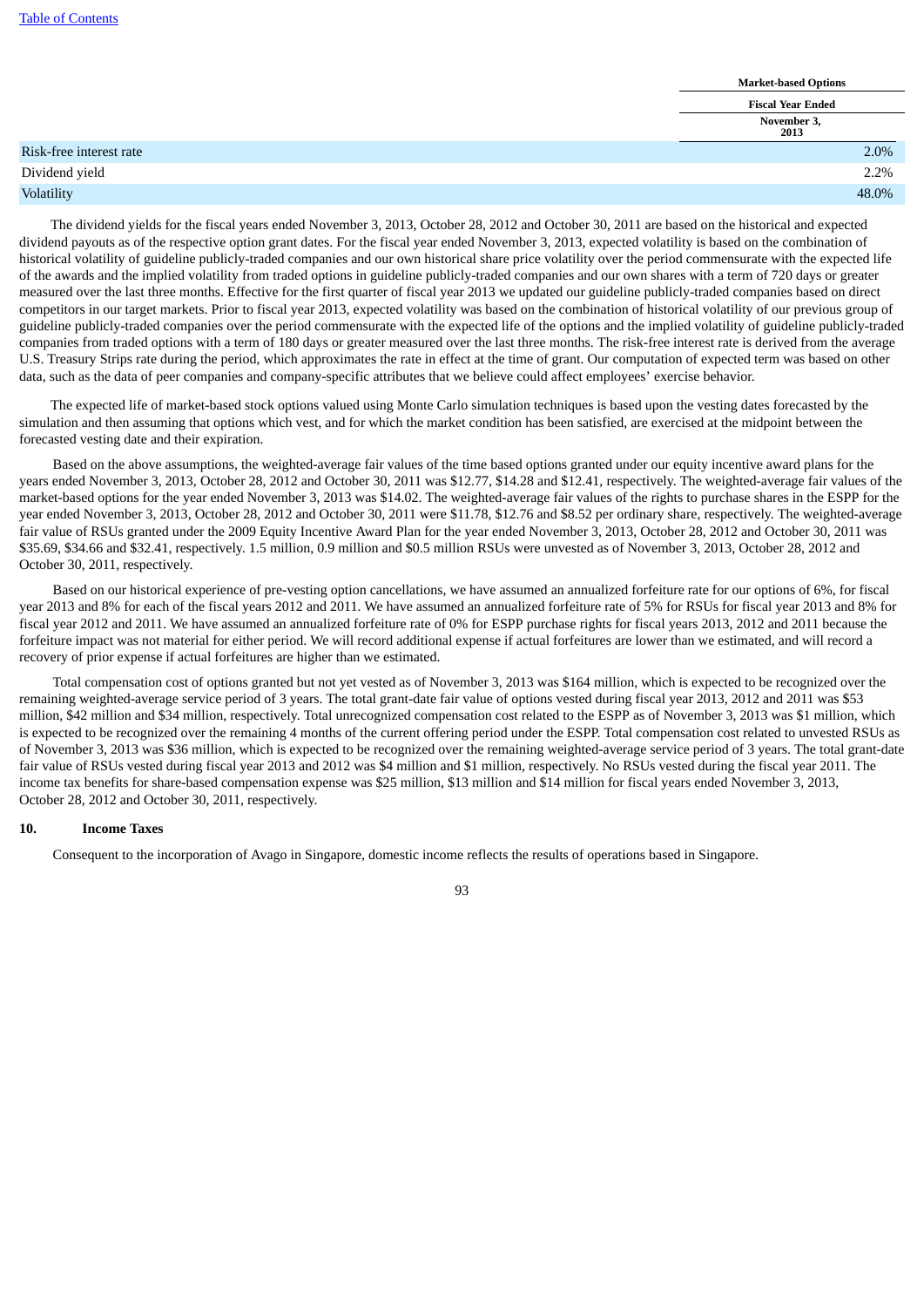| | Market-based Options |
|---|---|
| | Fiscal Year Ended |
| | November 3, 2013 |
| Risk-free interest rate | 2.0% |
| Dividend yield | 2.2% |
| Volatility | 48.0% |

The dividend yields for the fiscal years ended November 3, 2013, October 28, 2012 and October 30, 2011 are based on the historical and expected dividend payouts as of the respective option grant dates. For the fiscal year ended November 3, 2013, expected volatility is based on the combination of historical volatility of guideline publicly-traded companies and our own historical share price volatility over the period commensurate with the expected life of the awards and the implied volatility from traded options in guideline publicly-traded companies and our own shares with a term of 720 days or greater measured over the last three months. Effective for the first quarter of fiscal year 2013 we updated our guideline publicly-traded companies based on direct competitors in our target markets. Prior to fiscal year 2013, expected volatility was based on the combination of historical volatility of our previous group of guideline publicly-traded companies over the period commensurate with the expected life of the options and the implied volatility of guideline publicly-traded companies from traded options with a term of 180 days or greater measured over the last three months. The risk-free interest rate is derived from the average U.S. Treasury Strips rate during the period, which approximates the rate in effect at the time of grant. Our computation of expected term was based on other data, such as the data of peer companies and company-specific attributes that we believe could affect employees' exercise behavior.

The expected life of market-based stock options valued using Monte Carlo simulation techniques is based upon the vesting dates forecasted by the simulation and then assuming that options which vest, and for which the market condition has been satisfied, are exercised at the midpoint between the forecasted vesting date and their expiration.

Based on the above assumptions, the weighted-average fair values of the time based options granted under our equity incentive award plans for the years ended November 3, 2013, October 28, 2012 and October 30, 2011 was $12.77, $14.28 and $12.41, respectively. The weighted-average fair values of the market-based options for the year ended November 3, 2013 was $14.02. The weighted-average fair values of the rights to purchase shares in the ESPP for the year ended November 3, 2013, October 28, 2012 and October 30, 2011 were $11.78, $12.76 and $8.52 per ordinary share, respectively. The weighted-average fair value of RSUs granted under the 2009 Equity Incentive Award Plan for the year ended November 3, 2013, October 28, 2012 and October 30, 2011 was $35.69, $34.66 and $32.41, respectively. 1.5 million, 0.9 million and $0.5 million RSUs were unvested as of November 3, 2013, October 28, 2012 and October 30, 2011, respectively.

Based on our historical experience of pre-vesting option cancellations, we have assumed an annualized forfeiture rate for our options of 6%, for fiscal year 2013 and 8% for each of the fiscal years 2012 and 2011. We have assumed an annualized forfeiture rate of 5% for RSUs for fiscal year 2013 and 8% for fiscal year 2012 and 2011. We have assumed an annualized forfeiture rate of 0% for ESPP purchase rights for fiscal years 2013, 2012 and 2011 because the forfeiture impact was not material for either period. We will record additional expense if actual forfeitures are lower than we estimated, and will record a recovery of prior expense if actual forfeitures are higher than we estimated.

Total compensation cost of options granted but not yet vested as of November 3, 2013 was $164 million, which is expected to be recognized over the remaining weighted-average service period of 3 years. The total grant-date fair value of options vested during fiscal year 2013, 2012 and 2011 was $53 million, $42 million and $34 million, respectively. Total unrecognized compensation cost related to the ESPP as of November 3, 2013 was $1 million, which is expected to be recognized over the remaining 4 months of the current offering period under the ESPP. Total compensation cost related to unvested RSUs as of November 3, 2013 was $36 million, which is expected to be recognized over the remaining weighted-average service period of 3 years. The total grant-date fair value of RSUs vested during fiscal year 2013 and 2012 was $4 million and $1 million, respectively. No RSUs vested during the fiscal year 2011. The income tax benefits for share-based compensation expense was $25 million, $13 million and $14 million for fiscal years ended November 3, 2013, October 28, 2012 and October 30, 2011, respectively.

## 10. Income Taxes

Consequent to the incorporation of Avago in Singapore, domestic income reflects the results of operations based in Singapore.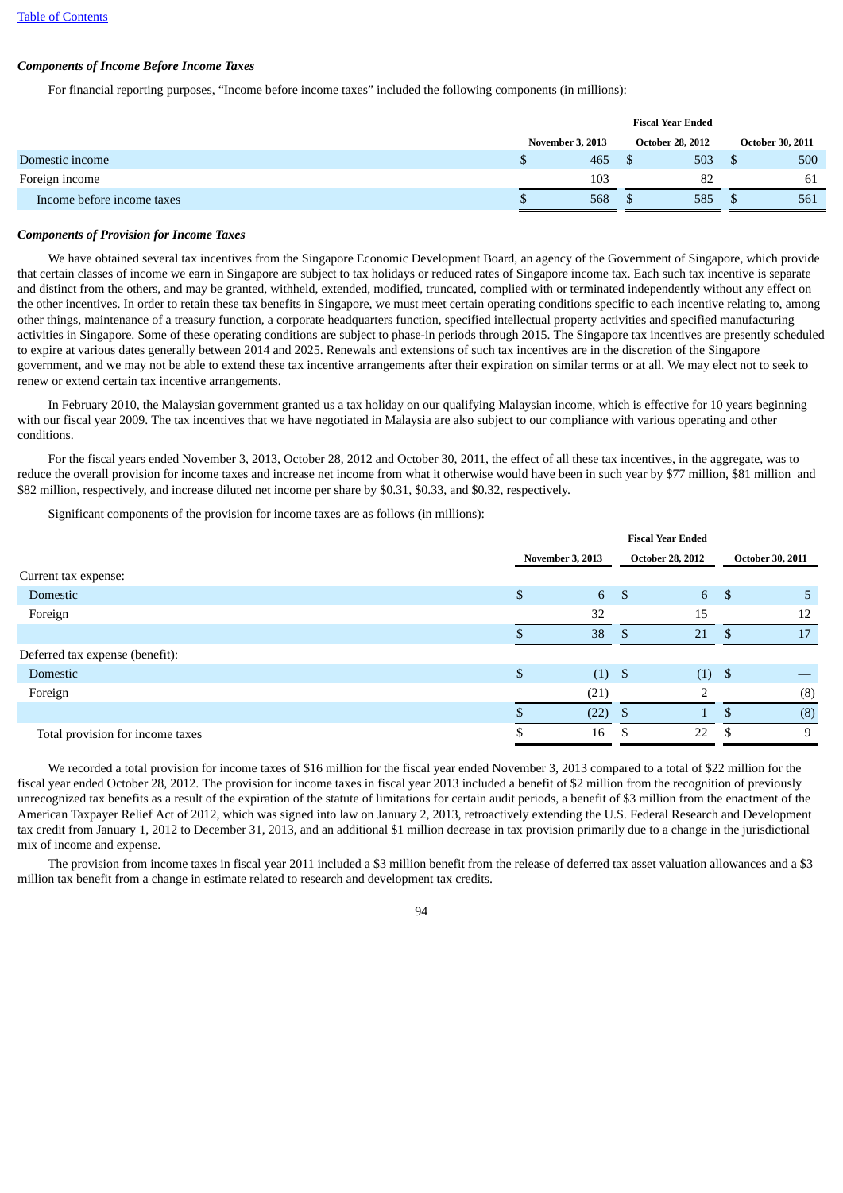### *Components of Income Before Income Taxes*

For financial reporting purposes, "Income before income taxes" included the following components (in millions):

| | Fiscal Year Ended | | |
|---|---|---|---|
| | November 3, 2013 | October 28, 2012 | October 30, 2011 |
| Domestic income | $ 465 | $ 503 | $ 500 |
| Foreign income | 103 | 82 | 61 |
| Income before income taxes | $ 568 | $ 585 | $ 561 |

### *Components of Provision for Income Taxes*

We have obtained several tax incentives from the Singapore Economic Development Board, an agency of the Government of Singapore, which provide that certain classes of income we earn in Singapore are subject to tax holidays or reduced rates of Singapore income tax. Each such tax incentive is separate and distinct from the others, and may be granted, withheld, extended, modified, truncated, complied with or terminated independently without any effect on the other incentives. In order to retain these tax benefits in Singapore, we must meet certain operating conditions specific to each incentive relating to, among other things, maintenance of a treasury function, a corporate headquarters function, specified intellectual property activities and specified manufacturing activities in Singapore. Some of these operating conditions are subject to phase-in periods through 2015. The Singapore tax incentives are presently scheduled to expire at various dates generally between 2014 and 2025. Renewals and extensions of such tax incentives are in the discretion of the Singapore government, and we may not be able to extend these tax incentive arrangements after their expiration on similar terms or at all. We may elect not to seek to renew or extend certain tax incentive arrangements.

In February 2010, the Malaysian government granted us a tax holiday on our qualifying Malaysian income, which is effective for 10 years beginning with our fiscal year 2009. The tax incentives that we have negotiated in Malaysia are also subject to our compliance with various operating and other conditions.

For the fiscal years ended November 3, 2013, October 28, 2012 and October 30, 2011, the effect of all these tax incentives, in the aggregate, was to reduce the overall provision for income taxes and increase net income from what it otherwise would have been in such year by $77 million, $81 million and $82 million, respectively, and increase diluted net income per share by $0.31, $0.33, and $0.32, respectively.

Significant components of the provision for income taxes are as follows (in millions):

| | Fiscal Year Ended | | |
|---|---|---|---|
| | November 3, 2013 | October 28, 2012 | October 30, 2011 |
| Current tax expense: | | | |
| Domestic | $ 6 | $ 6 | $ 5 |
| Foreign | 32 | 15 | 12 |
| | $ 38 | $ 21 | $ 17 |
| Deferred tax expense (benefit): | | | |
| Domestic | $ (1) | $ (1) | $ — |
| Foreign | (21) | 2 | (8) |
| | $ (22) | $ 1 | $ (8) |
| Total provision for income taxes | $ 16 | $ 22 | $ 9 |

We recorded a total provision for income taxes of $16 million for the fiscal year ended November 3, 2013 compared to a total of $22 million for the fiscal year ended October 28, 2012. The provision for income taxes in fiscal year 2013 included a benefit of $2 million from the recognition of previously unrecognized tax benefits as a result of the expiration of the statute of limitations for certain audit periods, a benefit of $3 million from the enactment of the American Taxpayer Relief Act of 2012, which was signed into law on January 2, 2013, retroactively extending the U.S. Federal Research and Development tax credit from January 1, 2012 to December 31, 2013, and an additional $1 million decrease in tax provision primarily due to a change in the jurisdictional mix of income and expense.

The provision from income taxes in fiscal year 2011 included a $3 million benefit from the release of deferred tax asset valuation allowances and a $3 million tax benefit from a change in estimate related to research and development tax credits.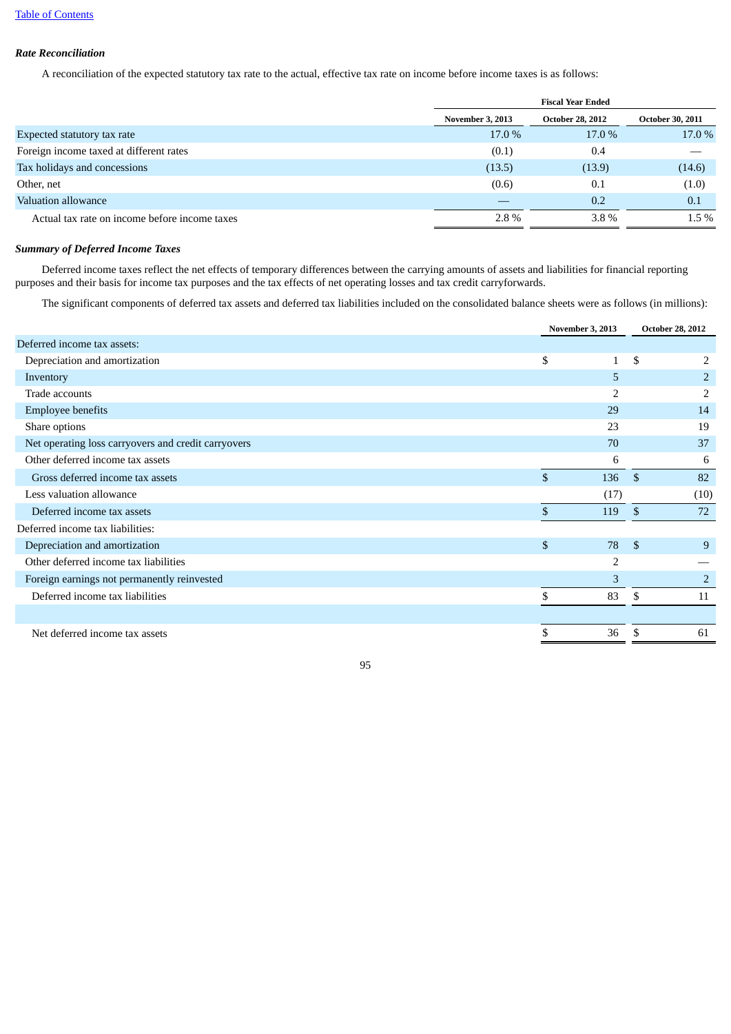***Rate Reconciliation***

A reconciliation of the expected statutory tax rate to the actual, effective tax rate on income before income taxes is as follows:

| | Fiscal Year Ended | | |
|---|---|---|---|
| | November 3, 2013 | October 28, 2012 | October 30, 2011 |
| Expected statutory tax rate | 17.0 % | 17.0 % | 17.0 % |
| Foreign income taxed at different rates | (0.1) | 0.4 | — |
| Tax holidays and concessions | (13.5) | (13.9) | (14.6) |
| Other, net | (0.6) | 0.1 | (1.0) |
| Valuation allowance | — | 0.2 | 0.1 |
| Actual tax rate on income before income taxes | 2.8 % | 3.8 % | 1.5 % |

***Summary of Deferred Income Taxes***

Deferred income taxes reflect the net effects of temporary differences between the carrying amounts of assets and liabilities for financial reporting purposes and their basis for income tax purposes and the tax effects of net operating losses and tax credit carryforwards.

The significant components of deferred tax assets and deferred tax liabilities included on the consolidated balance sheets were as follows (in millions):

| | November 3, 2013 | October 28, 2012 |
|---|---|---|
| Deferred income tax assets: | | |
| Depreciation and amortization | $ 1 | $ 2 |
| Inventory | 5 | 2 |
| Trade accounts | 2 | 2 |
| Employee benefits | 29 | 14 |
| Share options | 23 | 19 |
| Net operating loss carryovers and credit carryovers | 70 | 37 |
| Other deferred income tax assets | 6 | 6 |
| Gross deferred income tax assets | $ 136 | $ 82 |
| Less valuation allowance | (17) | (10) |
| Deferred income tax assets | $ 119 | $ 72 |
| Deferred income tax liabilities: | | |
| Depreciation and amortization | $ 78 | $ 9 |
| Other deferred income tax liabilities | 2 | — |
| Foreign earnings not permanently reinvested | 3 | 2 |
| Deferred income tax liabilities | $ 83 | $ 11 |
| | | |
| Net deferred income tax assets | $ 36 | $ 61 |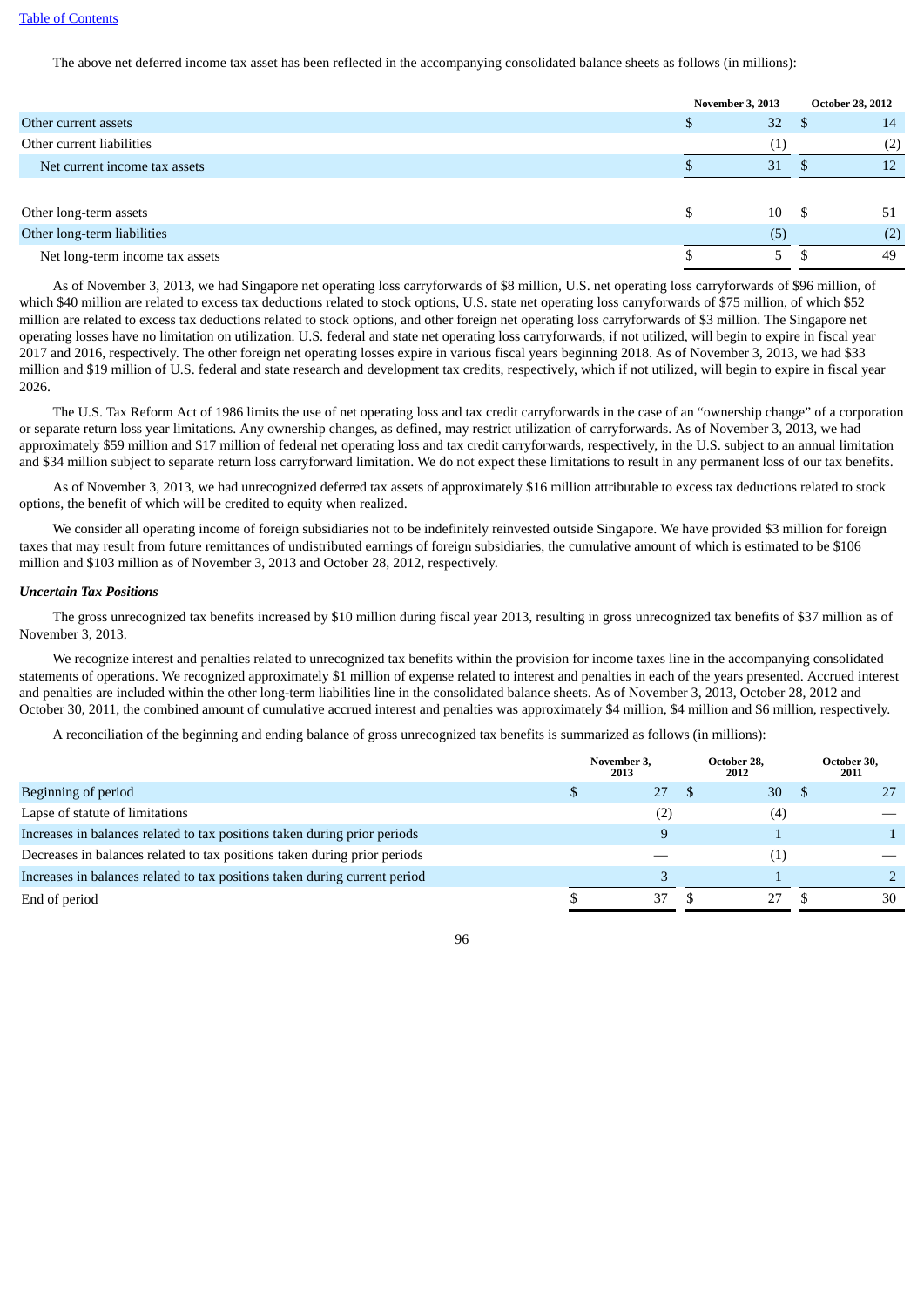The above net deferred income tax asset has been reflected in the accompanying consolidated balance sheets as follows (in millions):

| | November 3, 2013 | October 28, 2012 |
|---|---|---|
| Other current assets | $ 32 | $ 14 |
| Other current liabilities | (1) | (2) |
| Net current income tax assets | $ 31 | $ 12 |
| | | |
| Other long-term assets | $ 10 | $ 51 |
| Other long-term liabilities | (5) | (2) |
| Net long-term income tax assets | $ 5 | $ 49 |

As of November 3, 2013, we had Singapore net operating loss carryforwards of $8 million, U.S. net operating loss carryforwards of $96 million, of which $40 million are related to excess tax deductions related to stock options, U.S. state net operating loss carryforwards of $75 million, of which $52 million are related to excess tax deductions related to stock options, and other foreign net operating loss carryforwards of $3 million. The Singapore net operating losses have no limitation on utilization. U.S. federal and state net operating loss carryforwards, if not utilized, will begin to expire in fiscal year 2017 and 2016, respectively. The other foreign net operating losses expire in various fiscal years beginning 2018. As of November 3, 2013, we had $33 million and $19 million of U.S. federal and state research and development tax credits, respectively, which if not utilized, will begin to expire in fiscal year 2026.

The U.S. Tax Reform Act of 1986 limits the use of net operating loss and tax credit carryforwards in the case of an "ownership change" of a corporation or separate return loss year limitations. Any ownership changes, as defined, may restrict utilization of carryforwards. As of November 3, 2013, we had approximately $59 million and $17 million of federal net operating loss and tax credit carryforwards, respectively, in the U.S. subject to an annual limitation and $34 million subject to separate return loss carryforward limitation. We do not expect these limitations to result in any permanent loss of our tax benefits.

As of November 3, 2013, we had unrecognized deferred tax assets of approximately $16 million attributable to excess tax deductions related to stock options, the benefit of which will be credited to equity when realized.

We consider all operating income of foreign subsidiaries not to be indefinitely reinvested outside Singapore. We have provided $3 million for foreign taxes that may result from future remittances of undistributed earnings of foreign subsidiaries, the cumulative amount of which is estimated to be $106 million and $103 million as of November 3, 2013 and October 28, 2012, respectively.

***Uncertain Tax Positions***

The gross unrecognized tax benefits increased by $10 million during fiscal year 2013, resulting in gross unrecognized tax benefits of $37 million as of November 3, 2013.

We recognize interest and penalties related to unrecognized tax benefits within the provision for income taxes line in the accompanying consolidated statements of operations. We recognized approximately $1 million of expense related to interest and penalties in each of the years presented. Accrued interest and penalties are included within the other long-term liabilities line in the consolidated balance sheets. As of November 3, 2013, October 28, 2012 and October 30, 2011, the combined amount of cumulative accrued interest and penalties was approximately $4 million, $4 million and $6 million, respectively.

A reconciliation of the beginning and ending balance of gross unrecognized tax benefits is summarized as follows (in millions):

| | November 3, 2013 | October 28, 2012 | October 30, 2011 |
|---|---|---|---|
| Beginning of period | $ 27 | $ 30 | $ 27 |
| Lapse of statute of limitations | (2) | (4) | — |
| Increases in balances related to tax positions taken during prior periods | 9 | 1 | 1 |
| Decreases in balances related to tax positions taken during prior periods | — | (1) | — |
| Increases in balances related to tax positions taken during current period | 3 | 1 | 2 |
| End of period | $ 37 | $ 27 | $ 30 |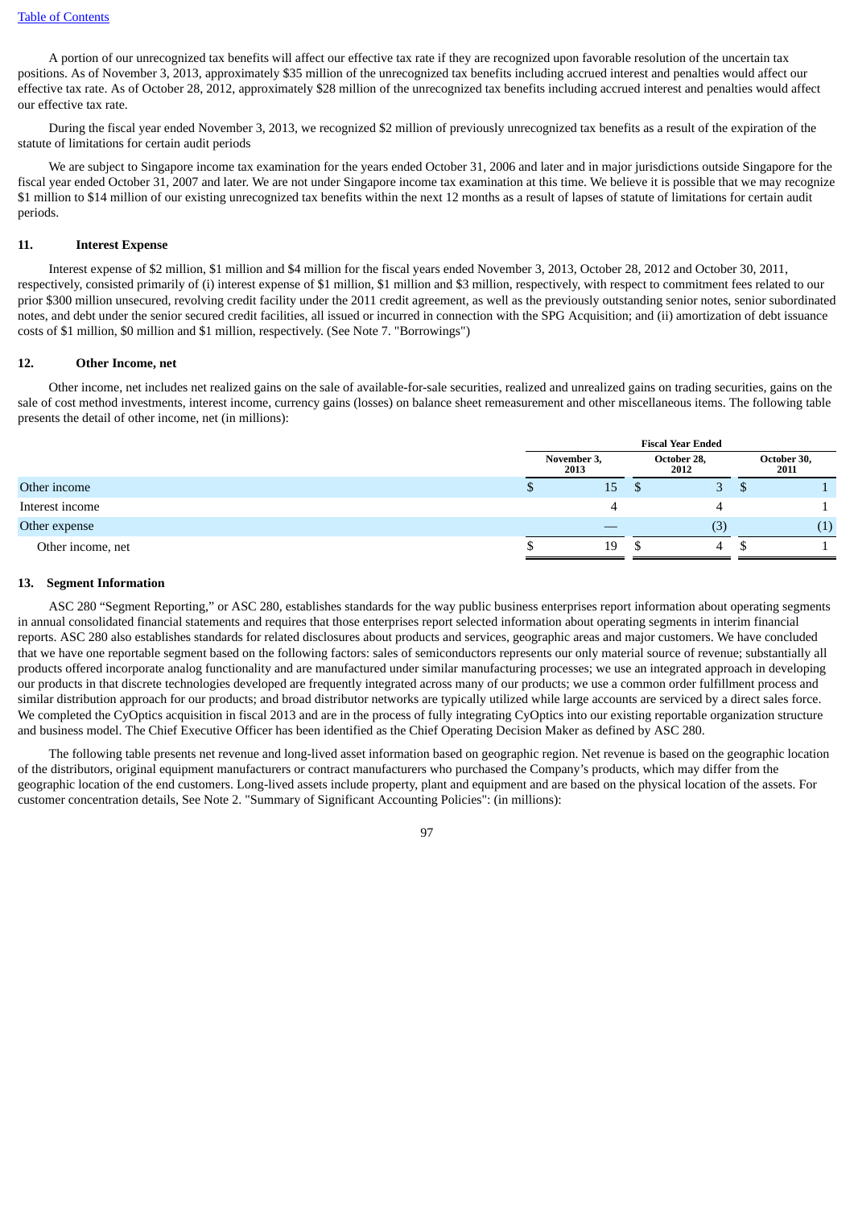A portion of our unrecognized tax benefits will affect our effective tax rate if they are recognized upon favorable resolution of the uncertain tax positions. As of November 3, 2013, approximately $35 million of the unrecognized tax benefits including accrued interest and penalties would affect our effective tax rate. As of October 28, 2012, approximately $28 million of the unrecognized tax benefits including accrued interest and penalties would affect our effective tax rate.

During the fiscal year ended November 3, 2013, we recognized $2 million of previously unrecognized tax benefits as a result of the expiration of the statute of limitations for certain audit periods

We are subject to Singapore income tax examination for the years ended October 31, 2006 and later and in major jurisdictions outside Singapore for the fiscal year ended October 31, 2007 and later. We are not under Singapore income tax examination at this time. We believe it is possible that we may recognize $1 million to $14 million of our existing unrecognized tax benefits within the next 12 months as a result of lapses of statute of limitations for certain audit periods.

## 11. Interest Expense

Interest expense of $2 million, $1 million and $4 million for the fiscal years ended November 3, 2013, October 28, 2012 and October 30, 2011, respectively, consisted primarily of (i) interest expense of $1 million, $1 million and $3 million, respectively, with respect to commitment fees related to our prior $300 million unsecured, revolving credit facility under the 2011 credit agreement, as well as the previously outstanding senior notes, senior subordinated notes, and debt under the senior secured credit facilities, all issued or incurred in connection with the SPG Acquisition; and (ii) amortization of debt issuance costs of $1 million, $0 million and $1 million, respectively. (See Note 7. "Borrowings")

## 12. Other Income, net

Other income, net includes net realized gains on the sale of available-for-sale securities, realized and unrealized gains on trading securities, gains on the sale of cost method investments, interest income, currency gains (losses) on balance sheet remeasurement and other miscellaneous items. The following table presents the detail of other income, net (in millions):

| | Fiscal Year Ended | | |
|---|---|---|---|
| | November 3, 2013 | October 28, 2012 | October 30, 2011 |
| Other income | $ 15 | $ 3 | $ 1 |
| Interest income | 4 | 4 | 1 |
| Other expense | — | (3) | (1) |
| Other income, net | $ 19 | $ 4 | $ 1 |

## 13. Segment Information

ASC 280 "Segment Reporting," or ASC 280, establishes standards for the way public business enterprises report information about operating segments in annual consolidated financial statements and requires that those enterprises report selected information about operating segments in interim financial reports. ASC 280 also establishes standards for related disclosures about products and services, geographic areas and major customers. We have concluded that we have one reportable segment based on the following factors: sales of semiconductors represents our only material source of revenue; substantially all products offered incorporate analog functionality and are manufactured under similar manufacturing processes; we use an integrated approach in developing our products in that discrete technologies developed are frequently integrated across many of our products; we use a common order fulfillment process and similar distribution approach for our products; and broad distributor networks are typically utilized while large accounts are serviced by a direct sales force. We completed the CyOptics acquisition in fiscal 2013 and are in the process of fully integrating CyOptics into our existing reportable organization structure and business model. The Chief Executive Officer has been identified as the Chief Operating Decision Maker as defined by ASC 280.

The following table presents net revenue and long-lived asset information based on geographic region. Net revenue is based on the geographic location of the distributors, original equipment manufacturers or contract manufacturers who purchased the Company's products, which may differ from the geographic location of the end customers. Long-lived assets include property, plant and equipment and are based on the physical location of the assets. For customer concentration details, See Note 2. "Summary of Significant Accounting Policies": (in millions):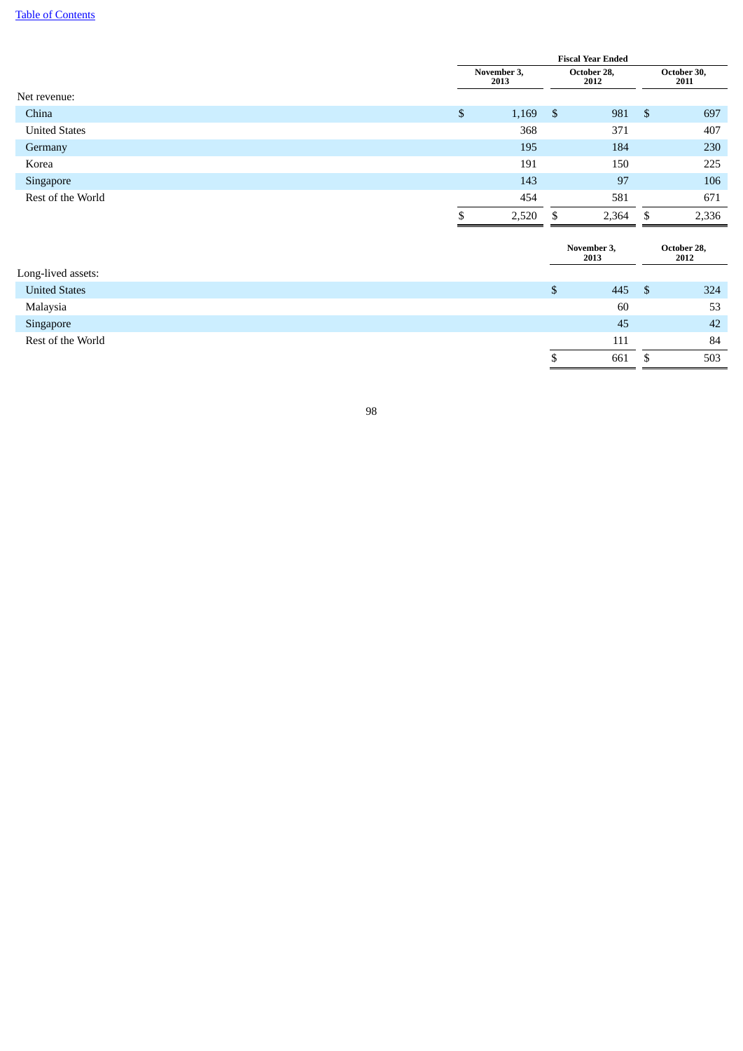|  | Fiscal Year Ended | | |
|---|---|---|---|
|  | November 3, 2013 | October 28, 2012 | October 30, 2011 |
| Net revenue: | | | |
| China | $ 1,169 | $ 981 | $ 697 |
| United States | 368 | 371 | 407 |
| Germany | 195 | 184 | 230 |
| Korea | 191 | 150 | 225 |
| Singapore | 143 | 97 | 106 |
| Rest of the World | 454 | 581 | 671 |
|  | $ 2,520 | $ 2,364 | $ 2,336 |

|  | November 3, 2013 | October 28, 2012 |
|---|---|---|
| Long-lived assets: | | |
| United States | $ 445 | $ 324 |
| Malaysia | 60 | 53 |
| Singapore | 45 | 42 |
| Rest of the World | 111 | 84 |
|  | $ 661 | $ 503 |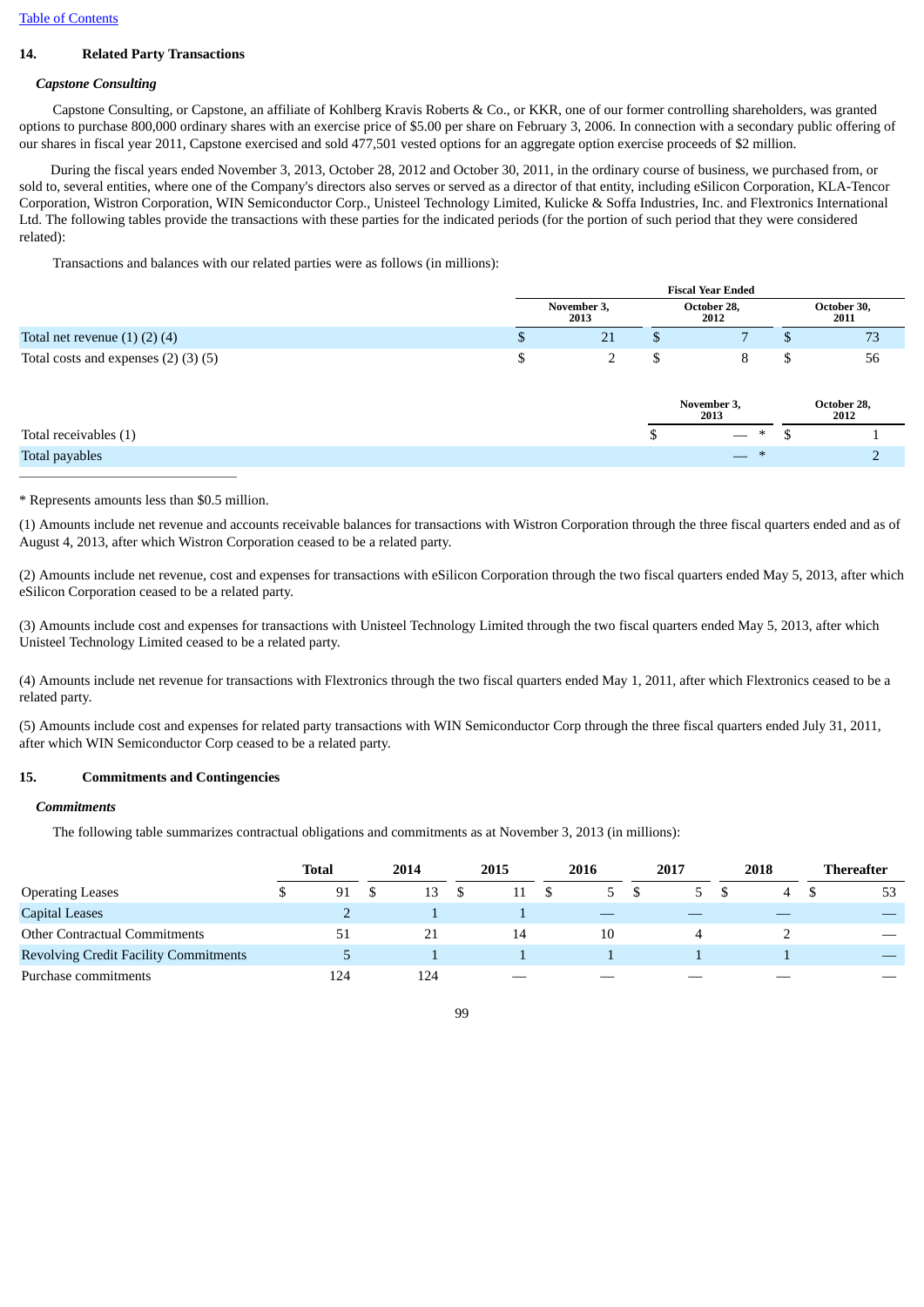## 14. Related Party Transactions

### *Capstone Consulting*

Capstone Consulting, or Capstone, an affiliate of Kohlberg Kravis Roberts & Co., or KKR, one of our former controlling shareholders, was granted options to purchase 800,000 ordinary shares with an exercise price of $5.00 per share on February 3, 2006. In connection with a secondary public offering of our shares in fiscal year 2011, Capstone exercised and sold 477,501 vested options for an aggregate option exercise proceeds of $2 million.

During the fiscal years ended November 3, 2013, October 28, 2012 and October 30, 2011, in the ordinary course of business, we purchased from, or sold to, several entities, where one of the Company's directors also serves or served as a director of that entity, including eSilicon Corporation, KLA-Tencor Corporation, Wistron Corporation, WIN Semiconductor Corp., Unisteel Technology Limited, Kulicke & Soffa Industries, Inc. and Flextronics International Ltd. The following tables provide the transactions with these parties for the indicated periods (for the portion of such period that they were considered related):

Transactions and balances with our related parties were as follows (in millions):

| | Fiscal Year Ended | | |
|---|---|---|---|
| | November 3, 2013 | October 28, 2012 | October 30, 2011 |
| Total net revenue (1) (2) (4) | $ 21 | $ 7 | $ 73 |
| Total costs and expenses (2) (3) (5) | $ 2 | $ 8 | $ 56 |

| | November 3, 2013 | October 28, 2012 |
|---|---|---|
| Total receivables (1) | $ — * | $ 1 |
| Total payables | — * | 2 |

\* Represents amounts less than $0.5 million.

(1) Amounts include net revenue and accounts receivable balances for transactions with Wistron Corporation through the three fiscal quarters ended and as of August 4, 2013, after which Wistron Corporation ceased to be a related party.

(2) Amounts include net revenue, cost and expenses for transactions with eSilicon Corporation through the two fiscal quarters ended May 5, 2013, after which eSilicon Corporation ceased to be a related party.

(3) Amounts include cost and expenses for transactions with Unisteel Technology Limited through the two fiscal quarters ended May 5, 2013, after which Unisteel Technology Limited ceased to be a related party.

(4) Amounts include net revenue for transactions with Flextronics through the two fiscal quarters ended May 1, 2011, after which Flextronics ceased to be a related party.

(5) Amounts include cost and expenses for related party transactions with WIN Semiconductor Corp through the three fiscal quarters ended July 31, 2011, after which WIN Semiconductor Corp ceased to be a related party.

## 15. Commitments and Contingencies

### *Commitments*

The following table summarizes contractual obligations and commitments as at November 3, 2013 (in millions):

| | Total | 2014 | 2015 | 2016 | 2017 | 2018 | Thereafter |
|---|---|---|---|---|---|---|---|
| Operating Leases | $ 91 | $ 13 | $ 11 | $ 5 | $ 5 | $ 4 | $ 53 |
| Capital Leases | 2 | 1 | 1 | — | — | — | — |
| Other Contractual Commitments | 51 | 21 | 14 | 10 | 4 | 2 | — |
| Revolving Credit Facility Commitments | 5 | 1 | 1 | 1 | 1 | 1 | — |
| Purchase commitments | 124 | 124 | — | — | — | — | — |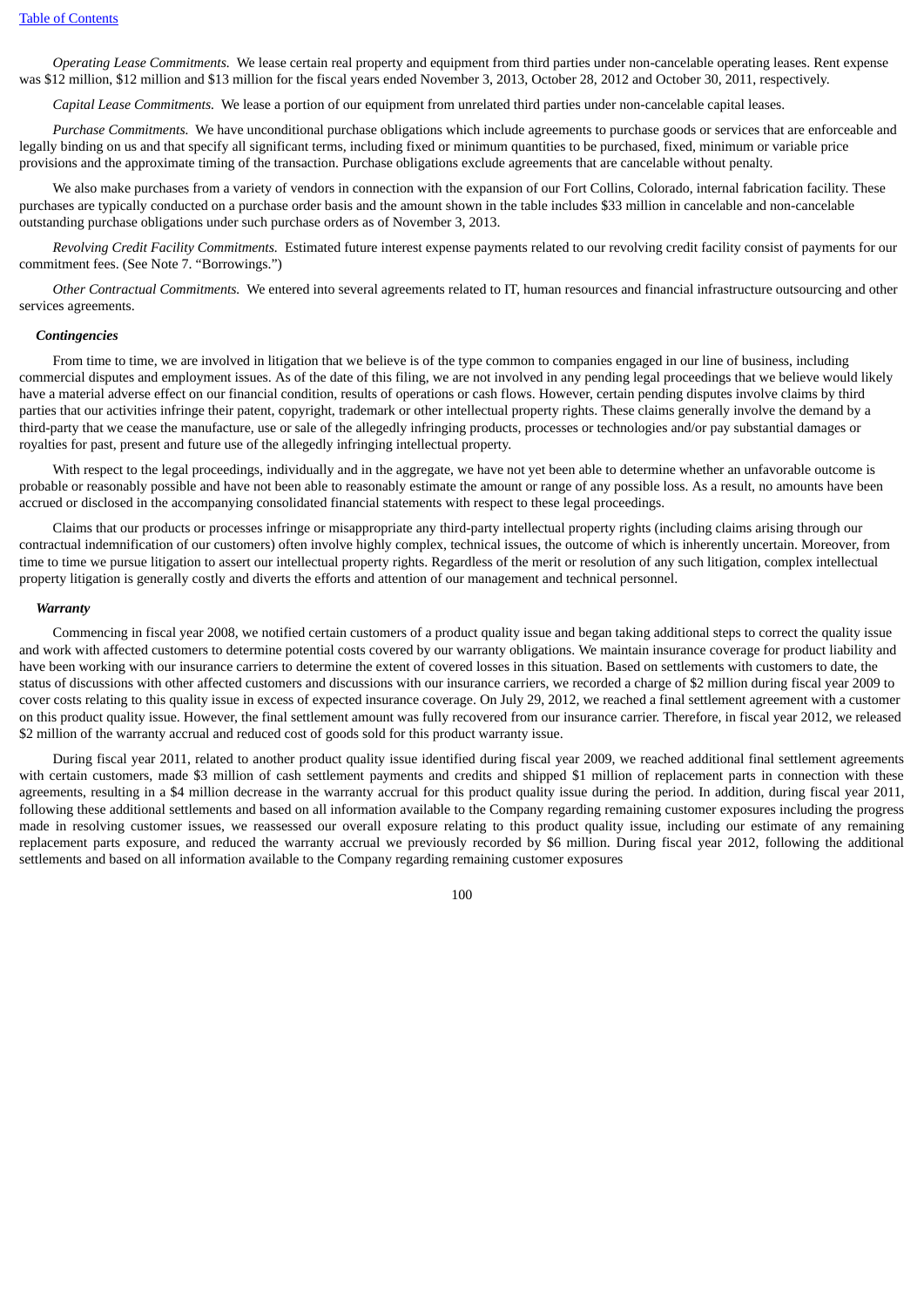*Operating Lease Commitments.* We lease certain real property and equipment from third parties under non-cancelable operating leases. Rent expense was $12 million, $12 million and $13 million for the fiscal years ended November 3, 2013, October 28, 2012 and October 30, 2011, respectively.

*Capital Lease Commitments.* We lease a portion of our equipment from unrelated third parties under non-cancelable capital leases.

*Purchase Commitments.* We have unconditional purchase obligations which include agreements to purchase goods or services that are enforceable and legally binding on us and that specify all significant terms, including fixed or minimum quantities to be purchased, fixed, minimum or variable price provisions and the approximate timing of the transaction. Purchase obligations exclude agreements that are cancelable without penalty.

We also make purchases from a variety of vendors in connection with the expansion of our Fort Collins, Colorado, internal fabrication facility. These purchases are typically conducted on a purchase order basis and the amount shown in the table includes $33 million in cancelable and non-cancelable outstanding purchase obligations under such purchase orders as of November 3, 2013.

*Revolving Credit Facility Commitments.* Estimated future interest expense payments related to our revolving credit facility consist of payments for our commitment fees. (See Note 7. "Borrowings.")

*Other Contractual Commitments.* We entered into several agreements related to IT, human resources and financial infrastructure outsourcing and other services agreements.

***Contingencies***

From time to time, we are involved in litigation that we believe is of the type common to companies engaged in our line of business, including commercial disputes and employment issues. As of the date of this filing, we are not involved in any pending legal proceedings that we believe would likely have a material adverse effect on our financial condition, results of operations or cash flows. However, certain pending disputes involve claims by third parties that our activities infringe their patent, copyright, trademark or other intellectual property rights. These claims generally involve the demand by a third-party that we cease the manufacture, use or sale of the allegedly infringing products, processes or technologies and/or pay substantial damages or royalties for past, present and future use of the allegedly infringing intellectual property.

With respect to the legal proceedings, individually and in the aggregate, we have not yet been able to determine whether an unfavorable outcome is probable or reasonably possible and have not been able to reasonably estimate the amount or range of any possible loss. As a result, no amounts have been accrued or disclosed in the accompanying consolidated financial statements with respect to these legal proceedings.

Claims that our products or processes infringe or misappropriate any third-party intellectual property rights (including claims arising through our contractual indemnification of our customers) often involve highly complex, technical issues, the outcome of which is inherently uncertain. Moreover, from time to time we pursue litigation to assert our intellectual property rights. Regardless of the merit or resolution of any such litigation, complex intellectual property litigation is generally costly and diverts the efforts and attention of our management and technical personnel.

***Warranty***

Commencing in fiscal year 2008, we notified certain customers of a product quality issue and began taking additional steps to correct the quality issue and work with affected customers to determine potential costs covered by our warranty obligations. We maintain insurance coverage for product liability and have been working with our insurance carriers to determine the extent of covered losses in this situation. Based on settlements with customers to date, the status of discussions with other affected customers and discussions with our insurance carriers, we recorded a charge of $2 million during fiscal year 2009 to cover costs relating to this quality issue in excess of expected insurance coverage. On July 29, 2012, we reached a final settlement agreement with a customer on this product quality issue. However, the final settlement amount was fully recovered from our insurance carrier. Therefore, in fiscal year 2012, we released $2 million of the warranty accrual and reduced cost of goods sold for this product warranty issue.

During fiscal year 2011, related to another product quality issue identified during fiscal year 2009, we reached additional final settlement agreements with certain customers, made $3 million of cash settlement payments and credits and shipped $1 million of replacement parts in connection with these agreements, resulting in a $4 million decrease in the warranty accrual for this product quality issue during the period. In addition, during fiscal year 2011, following these additional settlements and based on all information available to the Company regarding remaining customer exposures including the progress made in resolving customer issues, we reassessed our overall exposure relating to this product quality issue, including our estimate of any remaining replacement parts exposure, and reduced the warranty accrual we previously recorded by $6 million. During fiscal year 2012, following the additional settlements and based on all information available to the Company regarding remaining customer exposures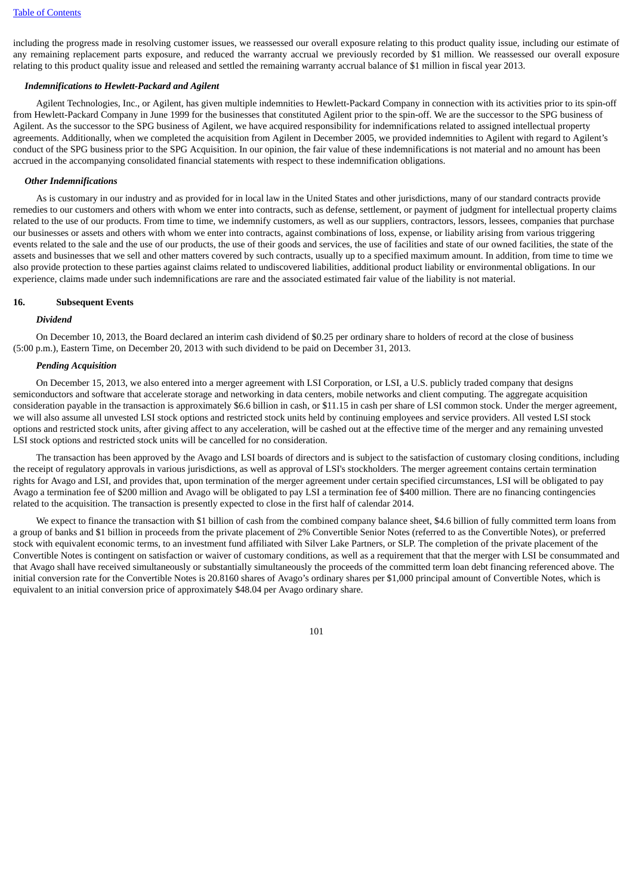including the progress made in resolving customer issues, we reassessed our overall exposure relating to this product quality issue, including our estimate of any remaining replacement parts exposure, and reduced the warranty accrual we previously recorded by $1 million. We reassessed our overall exposure relating to this product quality issue and released and settled the remaining warranty accrual balance of $1 million in fiscal year 2013.

***Indemnifications to Hewlett-Packard and Agilent***

Agilent Technologies, Inc., or Agilent, has given multiple indemnities to Hewlett-Packard Company in connection with its activities prior to its spin-off from Hewlett-Packard Company in June 1999 for the businesses that constituted Agilent prior to the spin-off. We are the successor to the SPG business of Agilent. As the successor to the SPG business of Agilent, we have acquired responsibility for indemnifications related to assigned intellectual property agreements. Additionally, when we completed the acquisition from Agilent in December 2005, we provided indemnities to Agilent with regard to Agilent's conduct of the SPG business prior to the SPG Acquisition. In our opinion, the fair value of these indemnifications is not material and no amount has been accrued in the accompanying consolidated financial statements with respect to these indemnification obligations.

***Other Indemnifications***

As is customary in our industry and as provided for in local law in the United States and other jurisdictions, many of our standard contracts provide remedies to our customers and others with whom we enter into contracts, such as defense, settlement, or payment of judgment for intellectual property claims related to the use of our products. From time to time, we indemnify customers, as well as our suppliers, contractors, lessors, lessees, companies that purchase our businesses or assets and others with whom we enter into contracts, against combinations of loss, expense, or liability arising from various triggering events related to the sale and the use of our products, the use of their goods and services, the use of facilities and state of our owned facilities, the state of the assets and businesses that we sell and other matters covered by such contracts, usually up to a specified maximum amount. In addition, from time to time we also provide protection to these parties against claims related to undiscovered liabilities, additional product liability or environmental obligations. In our experience, claims made under such indemnifications are rare and the associated estimated fair value of the liability is not material.

## 16. Subsequent Events

***Dividend***

On December 10, 2013, the Board declared an interim cash dividend of $0.25 per ordinary share to holders of record at the close of business (5:00 p.m.), Eastern Time, on December 20, 2013 with such dividend to be paid on December 31, 2013.

***Pending Acquisition***

On December 15, 2013, we also entered into a merger agreement with LSI Corporation, or LSI, a U.S. publicly traded company that designs semiconductors and software that accelerate storage and networking in data centers, mobile networks and client computing. The aggregate acquisition consideration payable in the transaction is approximately $6.6 billion in cash, or $11.15 in cash per share of LSI common stock. Under the merger agreement, we will also assume all unvested LSI stock options and restricted stock units held by continuing employees and service providers. All vested LSI stock options and restricted stock units, after giving affect to any acceleration, will be cashed out at the effective time of the merger and any remaining unvested LSI stock options and restricted stock units will be cancelled for no consideration.

The transaction has been approved by the Avago and LSI boards of directors and is subject to the satisfaction of customary closing conditions, including the receipt of regulatory approvals in various jurisdictions, as well as approval of LSI's stockholders. The merger agreement contains certain termination rights for Avago and LSI, and provides that, upon termination of the merger agreement under certain specified circumstances, LSI will be obligated to pay Avago a termination fee of $200 million and Avago will be obligated to pay LSI a termination fee of $400 million. There are no financing contingencies related to the acquisition. The transaction is presently expected to close in the first half of calendar 2014.

We expect to finance the transaction with $1 billion of cash from the combined company balance sheet, $4.6 billion of fully committed term loans from a group of banks and $1 billion in proceeds from the private placement of 2% Convertible Senior Notes (referred to as the Convertible Notes), or preferred stock with equivalent economic terms, to an investment fund affiliated with Silver Lake Partners, or SLP. The completion of the private placement of the Convertible Notes is contingent on satisfaction or waiver of customary conditions, as well as a requirement that that the merger with LSI be consummated and that Avago shall have received simultaneously or substantially simultaneously the proceeds of the committed term loan debt financing referenced above. The initial conversion rate for the Convertible Notes is 20.8160 shares of Avago's ordinary shares per $1,000 principal amount of Convertible Notes, which is equivalent to an initial conversion price of approximately $48.04 per Avago ordinary share.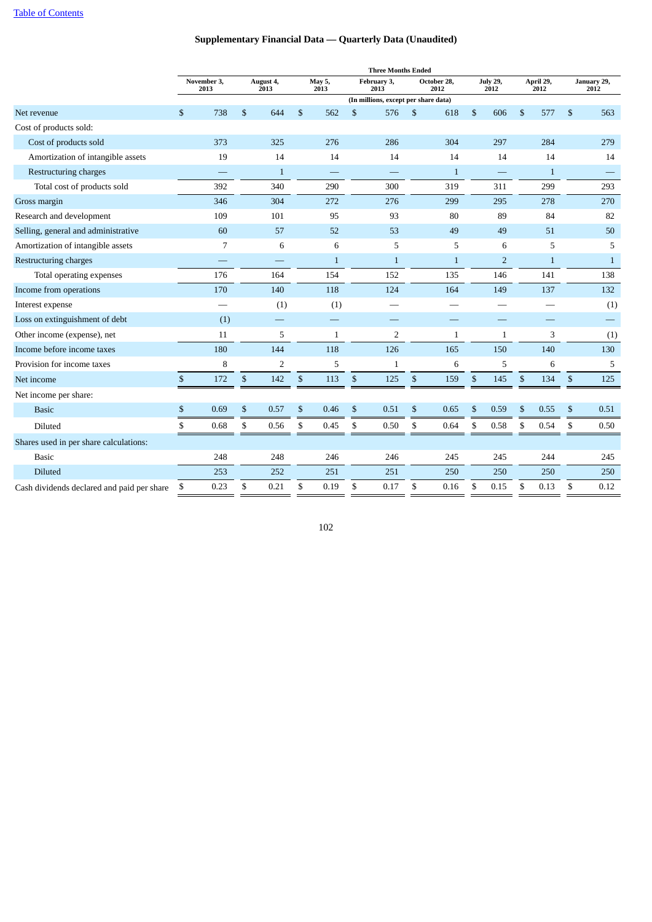## Supplementary Financial Data — Quarterly Data (Unaudited)

| | Three Months Ended | | | | | | | |
|---|---|---|---|---|---|---|---|---|
| | November 3, 2013 | August 4, 2013 | May 5, 2013 | February 3, 2013 | October 28, 2012 | July 29, 2012 | April 29, 2012 | January 29, 2012 |
| | (In millions, except per share data) | | | | | | | |
| Net revenue | $ 738 | $ 644 | $ 562 | $ 576 | $ 618 | $ 606 | $ 577 | $ 563 |
| Cost of products sold: | | | | | | | | |
| Cost of products sold | 373 | 325 | 276 | 286 | 304 | 297 | 284 | 279 |
| Amortization of intangible assets | 19 | 14 | 14 | 14 | 14 | 14 | 14 | 14 |
| Restructuring charges | — | 1 | — | — | 1 | — | 1 | — |
| Total cost of products sold | 392 | 340 | 290 | 300 | 319 | 311 | 299 | 293 |
| Gross margin | 346 | 304 | 272 | 276 | 299 | 295 | 278 | 270 |
| Research and development | 109 | 101 | 95 | 93 | 80 | 89 | 84 | 82 |
| Selling, general and administrative | 60 | 57 | 52 | 53 | 49 | 49 | 51 | 50 |
| Amortization of intangible assets | 7 | 6 | 6 | 5 | 5 | 6 | 5 | 5 |
| Restructuring charges | — | — | 1 | 1 | 1 | 2 | 1 | 1 |
| Total operating expenses | 176 | 164 | 154 | 152 | 135 | 146 | 141 | 138 |
| Income from operations | 170 | 140 | 118 | 124 | 164 | 149 | 137 | 132 |
| Interest expense | — | (1) | (1) | — | — | — | — | (1) |
| Loss on extinguishment of debt | (1) | — | — | — | — | — | — | — |
| Other income (expense), net | 11 | 5 | 1 | 2 | 1 | 1 | 3 | (1) |
| Income before income taxes | 180 | 144 | 118 | 126 | 165 | 150 | 140 | 130 |
| Provision for income taxes | 8 | 2 | 5 | 1 | 6 | 5 | 6 | 5 |
| Net income | $ 172 | $ 142 | $ 113 | $ 125 | $ 159 | $ 145 | $ 134 | $ 125 |
| Net income per share: | | | | | | | | |
| Basic | $ 0.69 | $ 0.57 | $ 0.46 | $ 0.51 | $ 0.65 | $ 0.59 | $ 0.55 | $ 0.51 |
| Diluted | $ 0.68 | $ 0.56 | $ 0.45 | $ 0.50 | $ 0.64 | $ 0.58 | $ 0.54 | $ 0.50 |
| Shares used in per share calculations: | | | | | | | | |
| Basic | 248 | 248 | 246 | 246 | 245 | 245 | 244 | 245 |
| Diluted | 253 | 252 | 251 | 251 | 250 | 250 | 250 | 250 |
| Cash dividends declared and paid per share | $ 0.23 | $ 0.21 | $ 0.19 | $ 0.17 | $ 0.16 | $ 0.15 | $ 0.13 | $ 0.12 |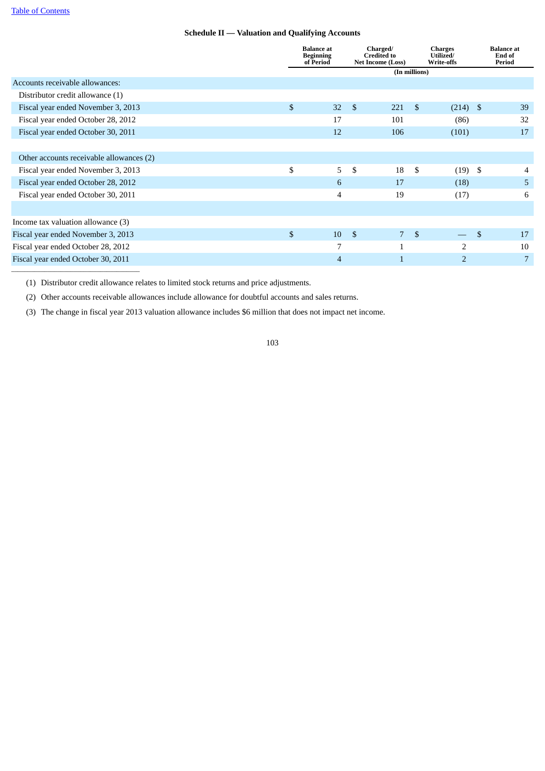[Table of Contents](#)

## Schedule II — Valuation and Qualifying Accounts

| | Balance at Beginning of Period | Charged/ Credited to Net Income (Loss) | Charges Utilized/ Write-offs | Balance at End of Period |
|---|---|---|---|---|
| | (In millions) | | | |
| Accounts receivable allowances: | | | | |
| Distributor credit allowance (1) | | | | |
| Fiscal year ended November 3, 2013 | $ 32 | $ 221 | $ (214) | $ 39 |
| Fiscal year ended October 28, 2012 | 17 | 101 | (86) | 32 |
| Fiscal year ended October 30, 2011 | 12 | 106 | (101) | 17 |
| | | | | |
| Other accounts receivable allowances (2) | | | | |
| Fiscal year ended November 3, 2013 | $ 5 | $ 18 | $ (19) | $ 4 |
| Fiscal year ended October 28, 2012 | 6 | 17 | (18) | 5 |
| Fiscal year ended October 30, 2011 | 4 | 19 | (17) | 6 |
| | | | | |
| Income tax valuation allowance (3) | | | | |
| Fiscal year ended November 3, 2013 | $ 10 | $ 7 | $ — | $ 17 |
| Fiscal year ended October 28, 2012 | 7 | 1 | 2 | 10 |
| Fiscal year ended October 30, 2011 | 4 | 1 | 2 | 7 |

(1) Distributor credit allowance relates to limited stock returns and price adjustments.

(2) Other accounts receivable allowances include allowance for doubtful accounts and sales returns.

(3) The change in fiscal year 2013 valuation allowance includes $6 million that does not impact net income.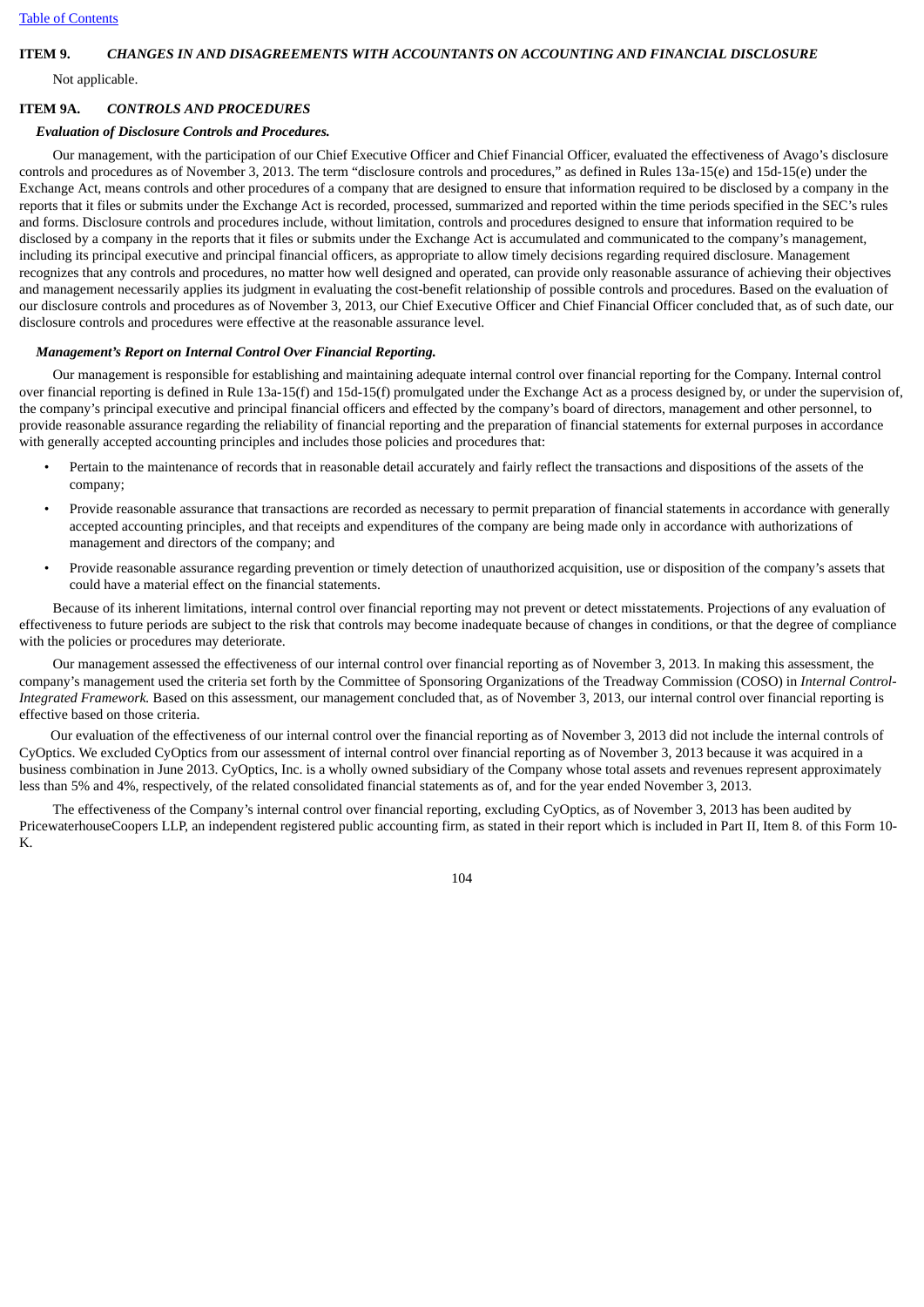## ITEM 9. *CHANGES IN AND DISAGREEMENTS WITH ACCOUNTANTS ON ACCOUNTING AND FINANCIAL DISCLOSURE*

Not applicable.

## ITEM 9A. *CONTROLS AND PROCEDURES*

***Evaluation of Disclosure Controls and Procedures.***

Our management, with the participation of our Chief Executive Officer and Chief Financial Officer, evaluated the effectiveness of Avago's disclosure controls and procedures as of November 3, 2013. The term "disclosure controls and procedures," as defined in Rules 13a-15(e) and 15d-15(e) under the Exchange Act, means controls and other procedures of a company that are designed to ensure that information required to be disclosed by a company in the reports that it files or submits under the Exchange Act is recorded, processed, summarized and reported within the time periods specified in the SEC's rules and forms. Disclosure controls and procedures include, without limitation, controls and procedures designed to ensure that information required to be disclosed by a company in the reports that it files or submits under the Exchange Act is accumulated and communicated to the company's management, including its principal executive and principal financial officers, as appropriate to allow timely decisions regarding required disclosure. Management recognizes that any controls and procedures, no matter how well designed and operated, can provide only reasonable assurance of achieving their objectives and management necessarily applies its judgment in evaluating the cost-benefit relationship of possible controls and procedures. Based on the evaluation of our disclosure controls and procedures as of November 3, 2013, our Chief Executive Officer and Chief Financial Officer concluded that, as of such date, our disclosure controls and procedures were effective at the reasonable assurance level.

***Management's Report on Internal Control Over Financial Reporting.***

Our management is responsible for establishing and maintaining adequate internal control over financial reporting for the Company. Internal control over financial reporting is defined in Rule 13a-15(f) and 15d-15(f) promulgated under the Exchange Act as a process designed by, or under the supervision of, the company's principal executive and principal financial officers and effected by the company's board of directors, management and other personnel, to provide reasonable assurance regarding the reliability of financial reporting and the preparation of financial statements for external purposes in accordance with generally accepted accounting principles and includes those policies and procedures that:

- Pertain to the maintenance of records that in reasonable detail accurately and fairly reflect the transactions and dispositions of the assets of the company;
- Provide reasonable assurance that transactions are recorded as necessary to permit preparation of financial statements in accordance with generally accepted accounting principles, and that receipts and expenditures of the company are being made only in accordance with authorizations of management and directors of the company; and
- Provide reasonable assurance regarding prevention or timely detection of unauthorized acquisition, use or disposition of the company's assets that could have a material effect on the financial statements.

Because of its inherent limitations, internal control over financial reporting may not prevent or detect misstatements. Projections of any evaluation of effectiveness to future periods are subject to the risk that controls may become inadequate because of changes in conditions, or that the degree of compliance with the policies or procedures may deteriorate.

Our management assessed the effectiveness of our internal control over financial reporting as of November 3, 2013. In making this assessment, the company's management used the criteria set forth by the Committee of Sponsoring Organizations of the Treadway Commission (COSO) in *Internal Control-Integrated Framework.* Based on this assessment, our management concluded that, as of November 3, 2013, our internal control over financial reporting is effective based on those criteria.

Our evaluation of the effectiveness of our internal control over the financial reporting as of November 3, 2013 did not include the internal controls of CyOptics. We excluded CyOptics from our assessment of internal control over financial reporting as of November 3, 2013 because it was acquired in a business combination in June 2013. CyOptics, Inc. is a wholly owned subsidiary of the Company whose total assets and revenues represent approximately less than 5% and 4%, respectively, of the related consolidated financial statements as of, and for the year ended November 3, 2013.

The effectiveness of the Company's internal control over financial reporting, excluding CyOptics, as of November 3, 2013 has been audited by PricewaterhouseCoopers LLP, an independent registered public accounting firm, as stated in their report which is included in Part II, Item 8. of this Form 10-K.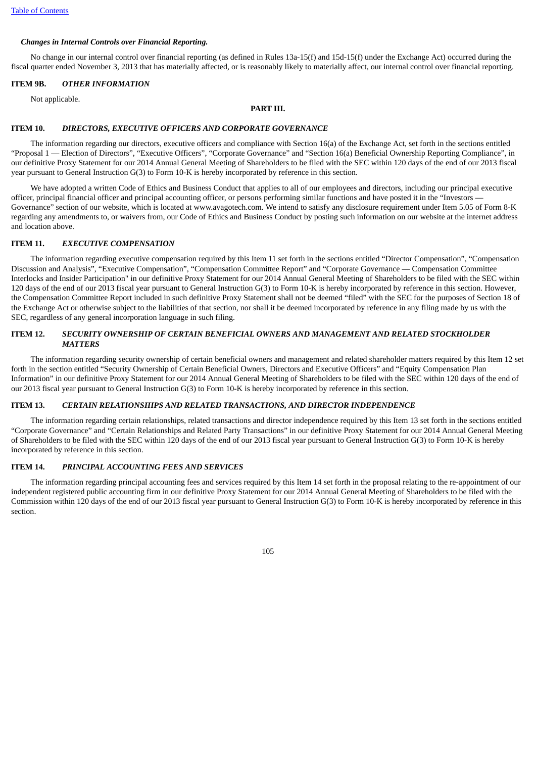***Changes in Internal Controls over Financial Reporting.***

No change in our internal control over financial reporting (as defined in Rules 13a-15(f) and 15d-15(f) under the Exchange Act) occurred during the fiscal quarter ended November 3, 2013 that has materially affected, or is reasonably likely to materially affect, our internal control over financial reporting.

### ITEM 9B. *OTHER INFORMATION*

Not applicable.

## PART III.

### ITEM 10. *DIRECTORS, EXECUTIVE OFFICERS AND CORPORATE GOVERNANCE*

The information regarding our directors, executive officers and compliance with Section 16(a) of the Exchange Act, set forth in the sections entitled "Proposal 1 — Election of Directors", "Executive Officers", "Corporate Governance" and "Section 16(a) Beneficial Ownership Reporting Compliance", in our definitive Proxy Statement for our 2014 Annual General Meeting of Shareholders to be filed with the SEC within 120 days of the end of our 2013 fiscal year pursuant to General Instruction G(3) to Form 10-K is hereby incorporated by reference in this section.

We have adopted a written Code of Ethics and Business Conduct that applies to all of our employees and directors, including our principal executive officer, principal financial officer and principal accounting officer, or persons performing similar functions and have posted it in the "Investors — Governance" section of our website, which is located at www.avagotech.com. We intend to satisfy any disclosure requirement under Item 5.05 of Form 8-K regarding any amendments to, or waivers from, our Code of Ethics and Business Conduct by posting such information on our website at the internet address and location above.

### ITEM 11. *EXECUTIVE COMPENSATION*

The information regarding executive compensation required by this Item 11 set forth in the sections entitled "Director Compensation", "Compensation Discussion and Analysis", "Executive Compensation", "Compensation Committee Report" and "Corporate Governance — Compensation Committee Interlocks and Insider Participation" in our definitive Proxy Statement for our 2014 Annual General Meeting of Shareholders to be filed with the SEC within 120 days of the end of our 2013 fiscal year pursuant to General Instruction G(3) to Form 10-K is hereby incorporated by reference in this section. However, the Compensation Committee Report included in such definitive Proxy Statement shall not be deemed "filed" with the SEC for the purposes of Section 18 of the Exchange Act or otherwise subject to the liabilities of that section, nor shall it be deemed incorporated by reference in any filing made by us with the SEC, regardless of any general incorporation language in such filing.

### ITEM 12. *SECURITY OWNERSHIP OF CERTAIN BENEFICIAL OWNERS AND MANAGEMENT AND RELATED STOCKHOLDER MATTERS*

The information regarding security ownership of certain beneficial owners and management and related shareholder matters required by this Item 12 set forth in the section entitled "Security Ownership of Certain Beneficial Owners, Directors and Executive Officers" and "Equity Compensation Plan Information" in our definitive Proxy Statement for our 2014 Annual General Meeting of Shareholders to be filed with the SEC within 120 days of the end of our 2013 fiscal year pursuant to General Instruction G(3) to Form 10-K is hereby incorporated by reference in this section.

### ITEM 13. *CERTAIN RELATIONSHIPS AND RELATED TRANSACTIONS, AND DIRECTOR INDEPENDENCE*

The information regarding certain relationships, related transactions and director independence required by this Item 13 set forth in the sections entitled "Corporate Governance" and "Certain Relationships and Related Party Transactions" in our definitive Proxy Statement for our 2014 Annual General Meeting of Shareholders to be filed with the SEC within 120 days of the end of our 2013 fiscal year pursuant to General Instruction G(3) to Form 10-K is hereby incorporated by reference in this section.

### ITEM 14. *PRINCIPAL ACCOUNTING FEES AND SERVICES*

The information regarding principal accounting fees and services required by this Item 14 set forth in the proposal relating to the re-appointment of our independent registered public accounting firm in our definitive Proxy Statement for our 2014 Annual General Meeting of Shareholders to be filed with the Commission within 120 days of the end of our 2013 fiscal year pursuant to General Instruction G(3) to Form 10-K is hereby incorporated by reference in this section.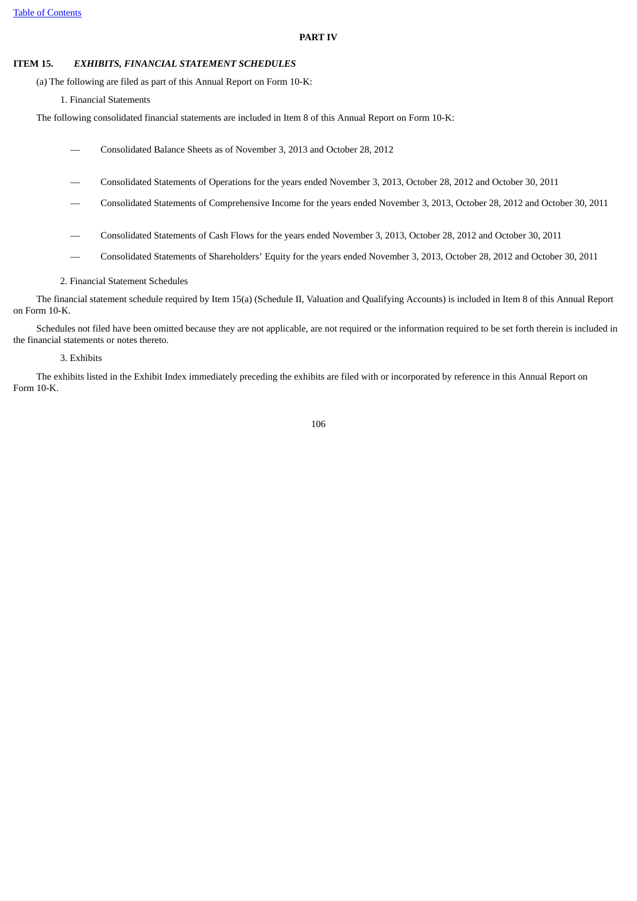# PART IV

## ITEM 15. *EXHIBITS, FINANCIAL STATEMENT SCHEDULES*

(a) The following are filed as part of this Annual Report on Form 10-K:

1. Financial Statements

The following consolidated financial statements are included in Item 8 of this Annual Report on Form 10-K:

- Consolidated Balance Sheets as of November 3, 2013 and October 28, 2012
- Consolidated Statements of Operations for the years ended November 3, 2013, October 28, 2012 and October 30, 2011
- Consolidated Statements of Comprehensive Income for the years ended November 3, 2013, October 28, 2012 and October 30, 2011
- Consolidated Statements of Cash Flows for the years ended November 3, 2013, October 28, 2012 and October 30, 2011
- Consolidated Statements of Shareholders' Equity for the years ended November 3, 2013, October 28, 2012 and October 30, 2011

2. Financial Statement Schedules

The financial statement schedule required by Item 15(a) (Schedule II, Valuation and Qualifying Accounts) is included in Item 8 of this Annual Report on Form 10-K.

Schedules not filed have been omitted because they are not applicable, are not required or the information required to be set forth therein is included in the financial statements or notes thereto.

3. Exhibits

The exhibits listed in the Exhibit Index immediately preceding the exhibits are filed with or incorporated by reference in this Annual Report on Form 10-K.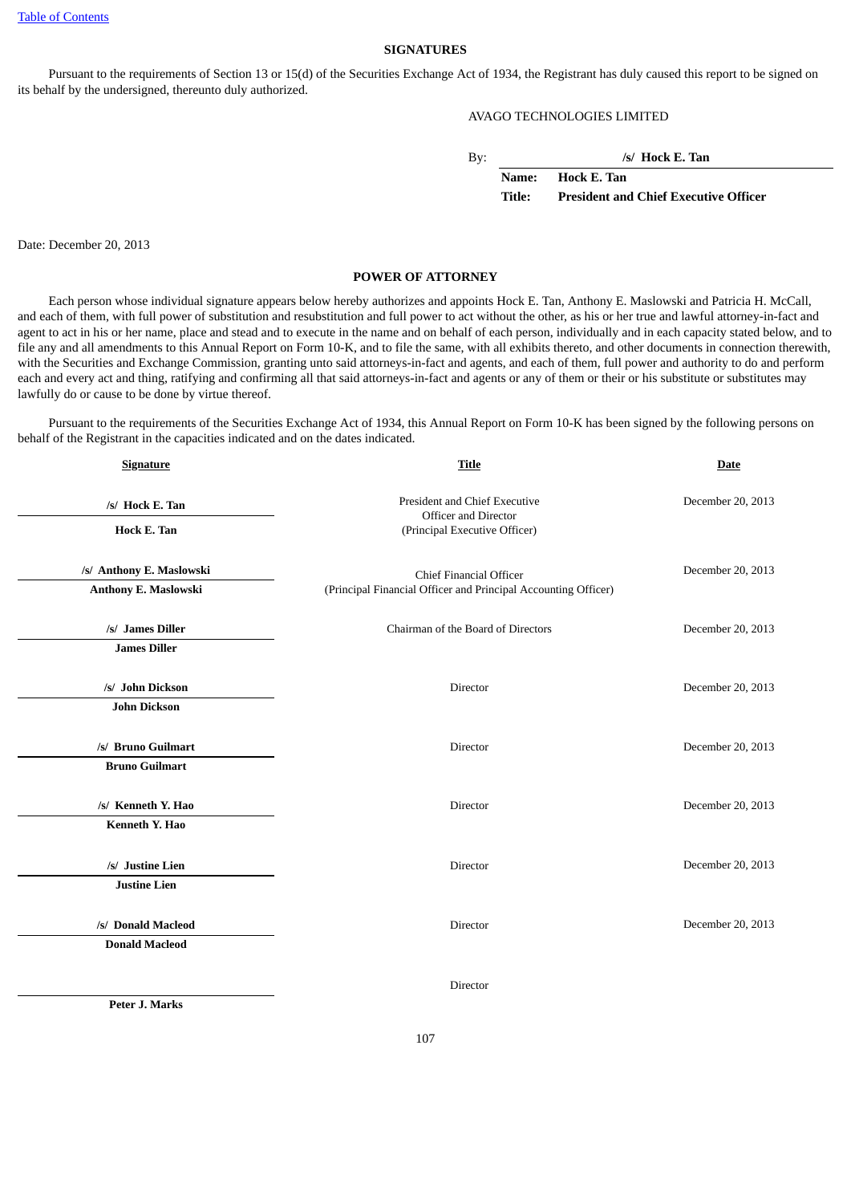[Table of Contents](#)

## SIGNATURES

Pursuant to the requirements of Section 13 or 15(d) of the Securities Exchange Act of 1934, the Registrant has duly caused this report to be signed on its behalf by the undersigned, thereunto duly authorized.

AVAGO TECHNOLOGIES LIMITED

By: **/s/ Hock E. Tan**
**Name: Hock E. Tan**
**Title: President and Chief Executive Officer**

Date: December 20, 2013

## POWER OF ATTORNEY

Each person whose individual signature appears below hereby authorizes and appoints Hock E. Tan, Anthony E. Maslowski and Patricia H. McCall, and each of them, with full power of substitution and resubstitution and full power to act without the other, as his or her true and lawful attorney-in-fact and agent to act in his or her name, place and stead and to execute in the name and on behalf of each person, individually and in each capacity stated below, and to file any and all amendments to this Annual Report on Form 10-K, and to file the same, with all exhibits thereto, and other documents in connection therewith, with the Securities and Exchange Commission, granting unto said attorneys-in-fact and agents, and each of them, full power and authority to do and perform each and every act and thing, ratifying and confirming all that said attorneys-in-fact and agents or any of them or their or his substitute or substitutes may lawfully do or cause to be done by virtue thereof.

Pursuant to the requirements of the Securities Exchange Act of 1934, this Annual Report on Form 10-K has been signed by the following persons on behalf of the Registrant in the capacities indicated and on the dates indicated.

| Signature | Title | Date |
|---|---|---|
| /s/ Hock E. Tan<br>**Hock E. Tan** | President and Chief Executive Officer and Director<br>(Principal Executive Officer) | December 20, 2013 |
| /s/ Anthony E. Maslowski<br>**Anthony E. Maslowski** | Chief Financial Officer<br>(Principal Financial Officer and Principal Accounting Officer) | December 20, 2013 |
| /s/ James Diller<br>**James Diller** | Chairman of the Board of Directors | December 20, 2013 |
| /s/ John Dickson<br>**John Dickson** | Director | December 20, 2013 |
| /s/ Bruno Guilmart<br>**Bruno Guilmart** | Director | December 20, 2013 |
| /s/ Kenneth Y. Hao<br>**Kenneth Y. Hao** | Director | December 20, 2013 |
| /s/ Justine Lien<br>**Justine Lien** | Director | December 20, 2013 |
| /s/ Donald Macleod<br>**Donald Macleod** | Director | December 20, 2013 |
| **Peter J. Marks** | Director | |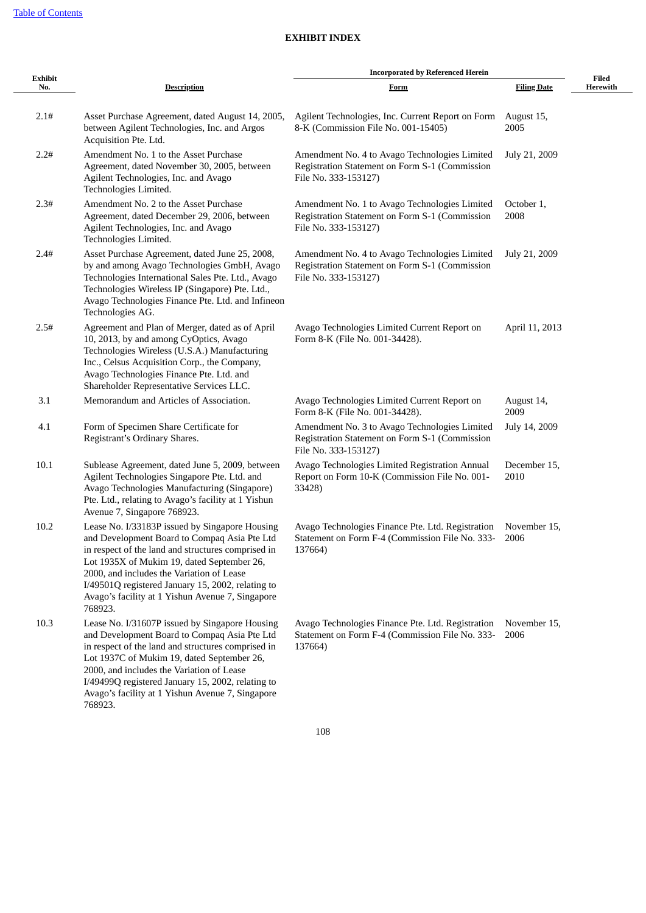[Table of Contents](#)

## EXHIBIT INDEX

| Exhibit No. | Description | Incorporated by Referenced Herein | | Filed Herewith |
|---|---|---|---|---|
| | | Form | Filing Date | |
| 2.1# | Asset Purchase Agreement, dated August 14, 2005, between Agilent Technologies, Inc. and Argos Acquisition Pte. Ltd. | Agilent Technologies, Inc. Current Report on Form 8-K (Commission File No. 001-15405) | August 15, 2005 | |
| 2.2# | Amendment No. 1 to the Asset Purchase Agreement, dated November 30, 2005, between Agilent Technologies, Inc. and Avago Technologies Limited. | Amendment No. 4 to Avago Technologies Limited Registration Statement on Form S-1 (Commission File No. 333-153127) | July 21, 2009 | |
| 2.3# | Amendment No. 2 to the Asset Purchase Agreement, dated December 29, 2006, between Agilent Technologies, Inc. and Avago Technologies Limited. | Amendment No. 1 to Avago Technologies Limited Registration Statement on Form S-1 (Commission File No. 333-153127) | October 1, 2008 | |
| 2.4# | Asset Purchase Agreement, dated June 25, 2008, by and among Avago Technologies GmbH, Avago Technologies International Sales Pte. Ltd., Avago Technologies Wireless IP (Singapore) Pte. Ltd., Avago Technologies Finance Pte. Ltd. and Infineon Technologies AG. | Amendment No. 4 to Avago Technologies Limited Registration Statement on Form S-1 (Commission File No. 333-153127) | July 21, 2009 | |
| 2.5# | Agreement and Plan of Merger, dated as of April 10, 2013, by and among CyOptics, Avago Technologies Wireless (U.S.A.) Manufacturing Inc., Celsus Acquisition Corp., the Company, Avago Technologies Finance Pte. Ltd. and Shareholder Representative Services LLC. | Avago Technologies Limited Current Report on Form 8-K (File No. 001-34428). | April 11, 2013 | |
| 3.1 | Memorandum and Articles of Association. | Avago Technologies Limited Current Report on Form 8-K (File No. 001-34428). | August 14, 2009 | |
| 4.1 | Form of Specimen Share Certificate for Registrant's Ordinary Shares. | Amendment No. 3 to Avago Technologies Limited Registration Statement on Form S-1 (Commission File No. 333-153127) | July 14, 2009 | |
| 10.1 | Sublease Agreement, dated June 5, 2009, between Agilent Technologies Singapore Pte. Ltd. and Avago Technologies Manufacturing (Singapore) Pte. Ltd., relating to Avago's facility at 1 Yishun Avenue 7, Singapore 768923. | Avago Technologies Limited Registration Annual Report on Form 10-K (Commission File No. 001-33428) | December 15, 2010 | |
| 10.2 | Lease No. I/33183P issued by Singapore Housing and Development Board to Compaq Asia Pte Ltd in respect of the land and structures comprised in Lot 1935X of Mukim 19, dated September 26, 2000, and includes the Variation of Lease I/49501Q registered January 15, 2002, relating to Avago's facility at 1 Yishun Avenue 7, Singapore 768923. | Avago Technologies Finance Pte. Ltd. Registration Statement on Form F-4 (Commission File No. 333-137664) | November 15, 2006 | |
| 10.3 | Lease No. I/31607P issued by Singapore Housing and Development Board to Compaq Asia Pte Ltd in respect of the land and structures comprised in Lot 1937C of Mukim 19, dated September 26, 2000, and includes the Variation of Lease I/49499Q registered January 15, 2002, relating to Avago's facility at 1 Yishun Avenue 7, Singapore 768923. | Avago Technologies Finance Pte. Ltd. Registration Statement on Form F-4 (Commission File No. 333-137664) | November 15, 2006 | |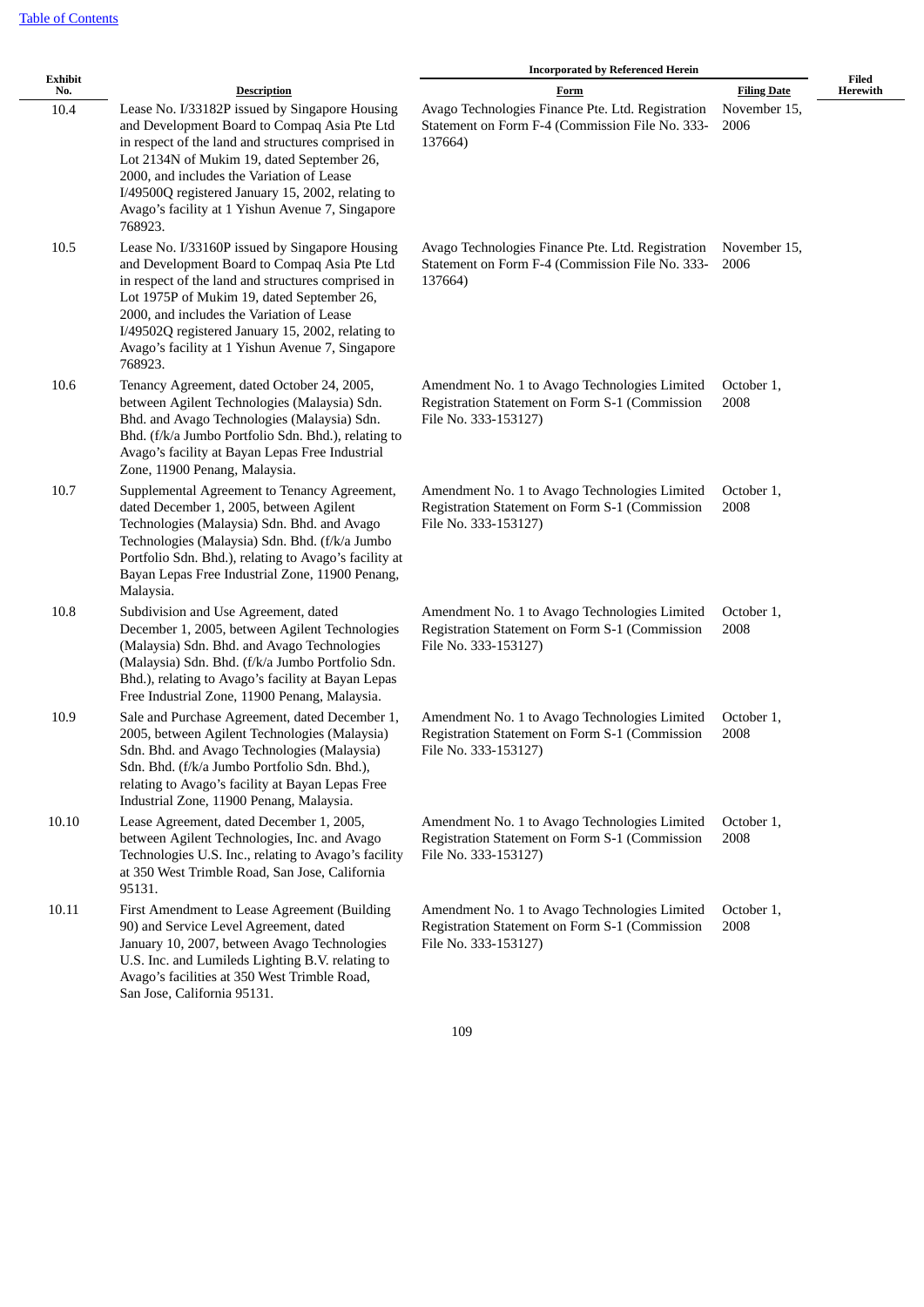[Table of Contents](#)

| Exhibit No. | Description | Incorporated by Referenced Herein | | Filed Herewith |
|---|---|---|---|---|
| | | Form | Filing Date | |
| 10.4 | Lease No. I/33182P issued by Singapore Housing and Development Board to Compaq Asia Pte Ltd in respect of the land and structures comprised in Lot 2134N of Mukim 19, dated September 26, 2000, and includes the Variation of Lease I/49500Q registered January 15, 2002, relating to Avago's facility at 1 Yishun Avenue 7, Singapore 768923. | Avago Technologies Finance Pte. Ltd. Registration Statement on Form F-4 (Commission File No. 333-137664) | November 15, 2006 | |
| 10.5 | Lease No. I/33160P issued by Singapore Housing and Development Board to Compaq Asia Pte Ltd in respect of the land and structures comprised in Lot 1975P of Mukim 19, dated September 26, 2000, and includes the Variation of Lease I/49502Q registered January 15, 2002, relating to Avago's facility at 1 Yishun Avenue 7, Singapore 768923. | Avago Technologies Finance Pte. Ltd. Registration Statement on Form F-4 (Commission File No. 333-137664) | November 15, 2006 | |
| 10.6 | Tenancy Agreement, dated October 24, 2005, between Agilent Technologies (Malaysia) Sdn. Bhd. and Avago Technologies (Malaysia) Sdn. Bhd. (f/k/a Jumbo Portfolio Sdn. Bhd.), relating to Avago's facility at Bayan Lepas Free Industrial Zone, 11900 Penang, Malaysia. | Amendment No. 1 to Avago Technologies Limited Registration Statement on Form S-1 (Commission File No. 333-153127) | October 1, 2008 | |
| 10.7 | Supplemental Agreement to Tenancy Agreement, dated December 1, 2005, between Agilent Technologies (Malaysia) Sdn. Bhd. and Avago Technologies (Malaysia) Sdn. Bhd. (f/k/a Jumbo Portfolio Sdn. Bhd.), relating to Avago's facility at Bayan Lepas Free Industrial Zone, 11900 Penang, Malaysia. | Amendment No. 1 to Avago Technologies Limited Registration Statement on Form S-1 (Commission File No. 333-153127) | October 1, 2008 | |
| 10.8 | Subdivision and Use Agreement, dated December 1, 2005, between Agilent Technologies (Malaysia) Sdn. Bhd. and Avago Technologies (Malaysia) Sdn. Bhd. (f/k/a Jumbo Portfolio Sdn. Bhd.), relating to Avago's facility at Bayan Lepas Free Industrial Zone, 11900 Penang, Malaysia. | Amendment No. 1 to Avago Technologies Limited Registration Statement on Form S-1 (Commission File No. 333-153127) | October 1, 2008 | |
| 10.9 | Sale and Purchase Agreement, dated December 1, 2005, between Agilent Technologies (Malaysia) Sdn. Bhd. and Avago Technologies (Malaysia) Sdn. Bhd. (f/k/a Jumbo Portfolio Sdn. Bhd.), relating to Avago's facility at Bayan Lepas Free Industrial Zone, 11900 Penang, Malaysia. | Amendment No. 1 to Avago Technologies Limited Registration Statement on Form S-1 (Commission File No. 333-153127) | October 1, 2008 | |
| 10.10 | Lease Agreement, dated December 1, 2005, between Agilent Technologies, Inc. and Avago Technologies U.S. Inc., relating to Avago's facility at 350 West Trimble Road, San Jose, California 95131. | Amendment No. 1 to Avago Technologies Limited Registration Statement on Form S-1 (Commission File No. 333-153127) | October 1, 2008 | |
| 10.11 | First Amendment to Lease Agreement (Building 90) and Service Level Agreement, dated January 10, 2007, between Avago Technologies U.S. Inc. and Lumileds Lighting B.V. relating to Avago's facilities at 350 West Trimble Road, San Jose, California 95131. | Amendment No. 1 to Avago Technologies Limited Registration Statement on Form S-1 (Commission File No. 333-153127) | October 1, 2008 | |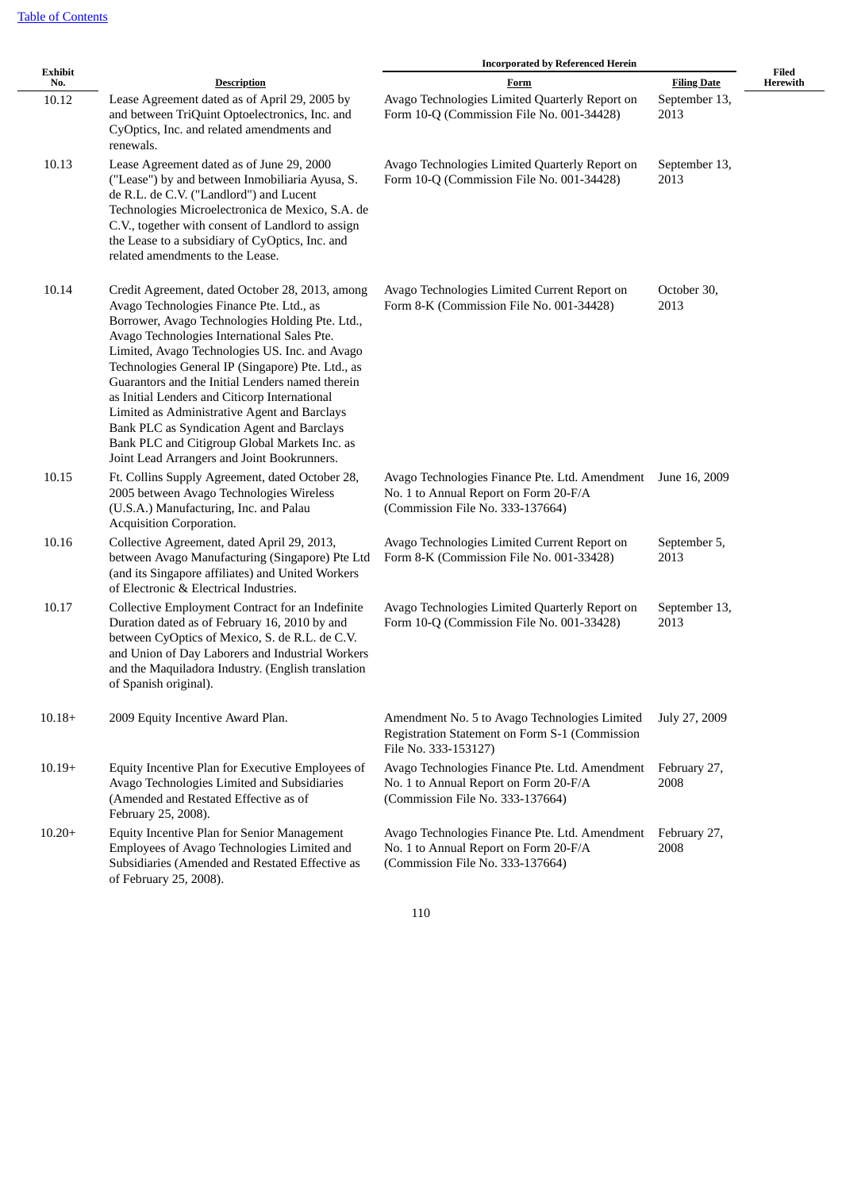[Table of Contents](#)

| Exhibit No. | Description | Incorporated by Referenced Herein | | Filed Herewith |
|---|---|---|---|---|
| | | Form | Filing Date | |
| 10.12 | Lease Agreement dated as of April 29, 2005 by and between TriQuint Optoelectronics, Inc. and CyOptics, Inc. and related amendments and renewals. | Avago Technologies Limited Quarterly Report on Form 10-Q (Commission File No. 001-34428) | September 13, 2013 | |
| 10.13 | Lease Agreement dated as of June 29, 2000 ("Lease") by and between Inmobiliaria Ayusa, S. de R.L. de C.V. ("Landlord") and Lucent Technologies Microelectronica de Mexico, S.A. de C.V., together with consent of Landlord to assign the Lease to a subsidiary of CyOptics, Inc. and related amendments to the Lease. | Avago Technologies Limited Quarterly Report on Form 10-Q (Commission File No. 001-34428) | September 13, 2013 | |
| 10.14 | Credit Agreement, dated October 28, 2013, among Avago Technologies Finance Pte. Ltd., as Borrower, Avago Technologies Holding Pte. Ltd., Avago Technologies International Sales Pte. Limited, Avago Technologies US. Inc. and Avago Technologies General IP (Singapore) Pte. Ltd., as Guarantors and the Initial Lenders named therein as Initial Lenders and Citicorp International Limited as Administrative Agent and Barclays Bank PLC as Syndication Agent and Barclays Bank PLC and Citigroup Global Markets Inc. as Joint Lead Arrangers and Joint Bookrunners. | Avago Technologies Limited Current Report on Form 8-K (Commission File No. 001-34428) | October 30, 2013 | |
| 10.15 | Ft. Collins Supply Agreement, dated October 28, 2005 between Avago Technologies Wireless (U.S.A.) Manufacturing, Inc. and Palau Acquisition Corporation. | Avago Technologies Finance Pte. Ltd. Amendment No. 1 to Annual Report on Form 20-F/A (Commission File No. 333-137664) | June 16, 2009 | |
| 10.16 | Collective Agreement, dated April 29, 2013, between Avago Manufacturing (Singapore) Pte Ltd (and its Singapore affiliates) and United Workers of Electronic & Electrical Industries. | Avago Technologies Limited Current Report on Form 8-K (Commission File No. 001-33428) | September 5, 2013 | |
| 10.17 | Collective Employment Contract for an Indefinite Duration dated as of February 16, 2010 by and between CyOptics of Mexico, S. de R.L. de C.V. and Union of Day Laborers and Industrial Workers and the Maquiladora Industry. (English translation of Spanish original). | Avago Technologies Limited Quarterly Report on Form 10-Q (Commission File No. 001-33428) | September 13, 2013 | |
| 10.18+ | 2009 Equity Incentive Award Plan. | Amendment No. 5 to Avago Technologies Limited Registration Statement on Form S-1 (Commission File No. 333-153127) | July 27, 2009 | |
| 10.19+ | Equity Incentive Plan for Executive Employees of Avago Technologies Limited and Subsidiaries (Amended and Restated Effective as of February 25, 2008). | Avago Technologies Finance Pte. Ltd. Amendment No. 1 to Annual Report on Form 20-F/A (Commission File No. 333-137664) | February 27, 2008 | |
| 10.20+ | Equity Incentive Plan for Senior Management Employees of Avago Technologies Limited and Subsidiaries (Amended and Restated Effective as of February 25, 2008). | Avago Technologies Finance Pte. Ltd. Amendment No. 1 to Annual Report on Form 20-F/A (Commission File No. 333-137664) | February 27, 2008 | |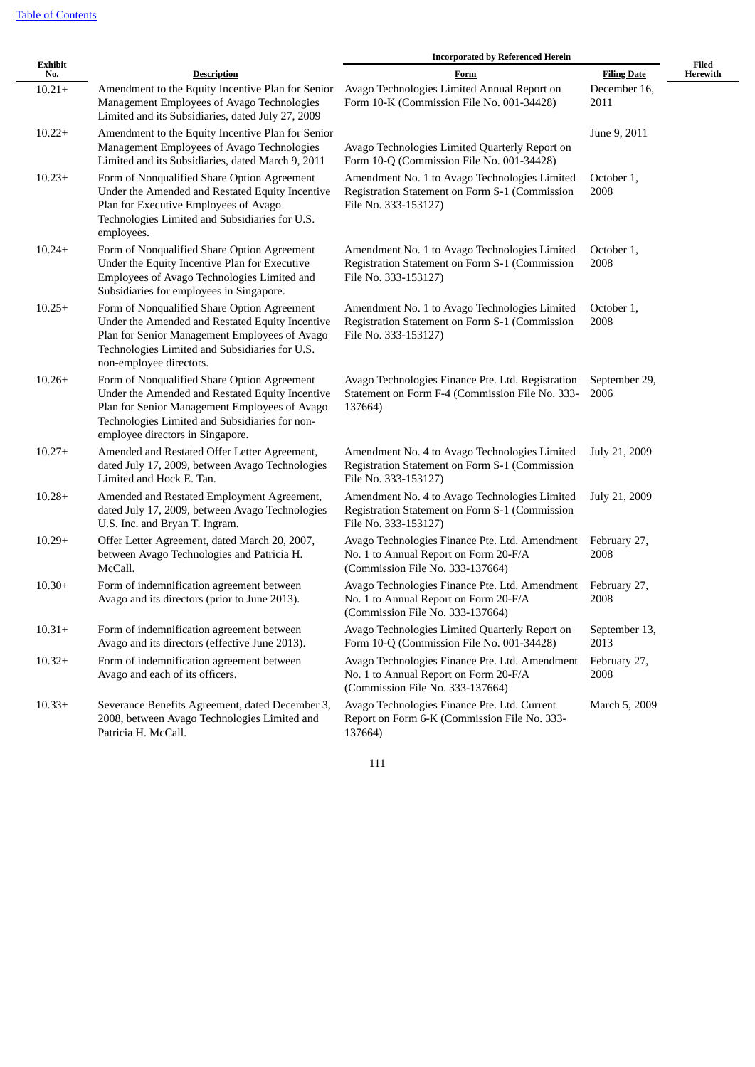[Table of Contents](#)

| Exhibit No. | Description | Incorporated by Referenced Herein | | Filed Herewith |
|---|---|---|---|---|
| | | Form | Filing Date | |
| 10.21+ | Amendment to the Equity Incentive Plan for Senior Management Employees of Avago Technologies Limited and its Subsidiaries, dated July 27, 2009 | Avago Technologies Limited Annual Report on Form 10-K (Commission File No. 001-34428) | December 16, 2011 | |
| 10.22+ | Amendment to the Equity Incentive Plan for Senior Management Employees of Avago Technologies Limited and its Subsidiaries, dated March 9, 2011 | Avago Technologies Limited Quarterly Report on Form 10-Q (Commission File No. 001-34428) | June 9, 2011 | |
| 10.23+ | Form of Nonqualified Share Option Agreement Under the Amended and Restated Equity Incentive Plan for Executive Employees of Avago Technologies Limited and Subsidiaries for U.S. employees. | Amendment No. 1 to Avago Technologies Limited Registration Statement on Form S-1 (Commission File No. 333-153127) | October 1, 2008 | |
| 10.24+ | Form of Nonqualified Share Option Agreement Under the Equity Incentive Plan for Executive Employees of Avago Technologies Limited and Subsidiaries for employees in Singapore. | Amendment No. 1 to Avago Technologies Limited Registration Statement on Form S-1 (Commission File No. 333-153127) | October 1, 2008 | |
| 10.25+ | Form of Nonqualified Share Option Agreement Under the Amended and Restated Equity Incentive Plan for Senior Management Employees of Avago Technologies Limited and Subsidiaries for U.S. non-employee directors. | Amendment No. 1 to Avago Technologies Limited Registration Statement on Form S-1 (Commission File No. 333-153127) | October 1, 2008 | |
| 10.26+ | Form of Nonqualified Share Option Agreement Under the Amended and Restated Equity Incentive Plan for Senior Management Employees of Avago Technologies Limited and Subsidiaries for non-employee directors in Singapore. | Avago Technologies Finance Pte. Ltd. Registration Statement on Form F-4 (Commission File No. 333-137664) | September 29, 2006 | |
| 10.27+ | Amended and Restated Offer Letter Agreement, dated July 17, 2009, between Avago Technologies Limited and Hock E. Tan. | Amendment No. 4 to Avago Technologies Limited Registration Statement on Form S-1 (Commission File No. 333-153127) | July 21, 2009 | |
| 10.28+ | Amended and Restated Employment Agreement, dated July 17, 2009, between Avago Technologies U.S. Inc. and Bryan T. Ingram. | Amendment No. 4 to Avago Technologies Limited Registration Statement on Form S-1 (Commission File No. 333-153127) | July 21, 2009 | |
| 10.29+ | Offer Letter Agreement, dated March 20, 2007, between Avago Technologies and Patricia H. McCall. | Avago Technologies Finance Pte. Ltd. Amendment No. 1 to Annual Report on Form 20-F/A (Commission File No. 333-137664) | February 27, 2008 | |
| 10.30+ | Form of indemnification agreement between Avago and its directors (prior to June 2013). | Avago Technologies Finance Pte. Ltd. Amendment No. 1 to Annual Report on Form 20-F/A (Commission File No. 333-137664) | February 27, 2008 | |
| 10.31+ | Form of indemnification agreement between Avago and its directors (effective June 2013). | Avago Technologies Limited Quarterly Report on Form 10-Q (Commission File No. 001-34428) | September 13, 2013 | |
| 10.32+ | Form of indemnification agreement between Avago and each of its officers. | Avago Technologies Finance Pte. Ltd. Amendment No. 1 to Annual Report on Form 20-F/A (Commission File No. 333-137664) | February 27, 2008 | |
| 10.33+ | Severance Benefits Agreement, dated December 3, 2008, between Avago Technologies Limited and Patricia H. McCall. | Avago Technologies Finance Pte. Ltd. Current Report on Form 6-K (Commission File No. 333-137664) | March 5, 2009 | |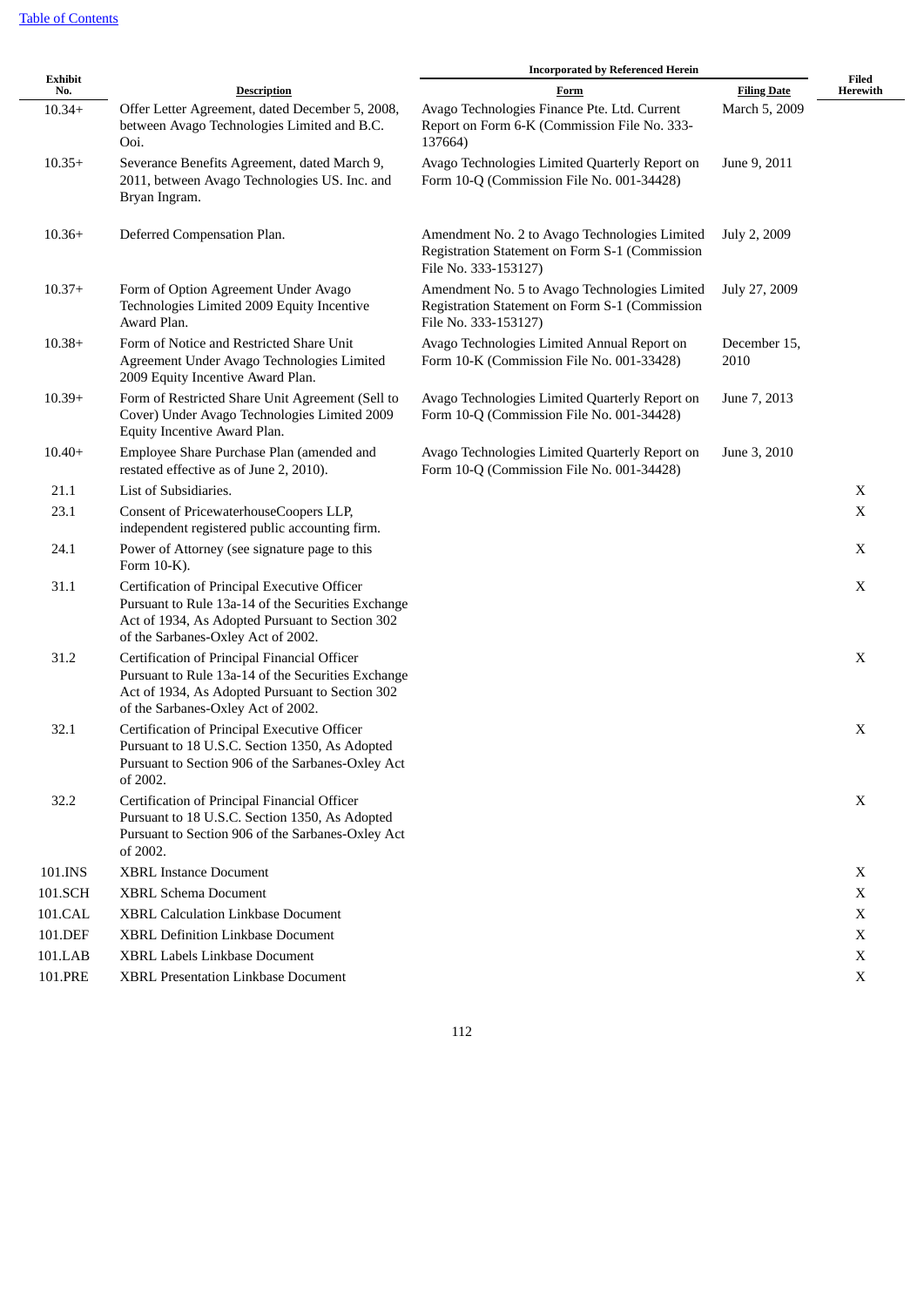[Table of Contents](#)

| Exhibit No. | Description | Incorporated by Referenced Herein | | Filed Herewith |
|---|---|---|---|---|
| | | Form | Filing Date | |
| 10.34+ | Offer Letter Agreement, dated December 5, 2008, between Avago Technologies Limited and B.C. Ooi. | Avago Technologies Finance Pte. Ltd. Current Report on Form 6-K (Commission File No. 333-137664) | March 5, 2009 | |
| 10.35+ | Severance Benefits Agreement, dated March 9, 2011, between Avago Technologies US. Inc. and Bryan Ingram. | Avago Technologies Limited Quarterly Report on Form 10-Q (Commission File No. 001-34428) | June 9, 2011 | |
| 10.36+ | Deferred Compensation Plan. | Amendment No. 2 to Avago Technologies Limited Registration Statement on Form S-1 (Commission File No. 333-153127) | July 2, 2009 | |
| 10.37+ | Form of Option Agreement Under Avago Technologies Limited 2009 Equity Incentive Award Plan. | Amendment No. 5 to Avago Technologies Limited Registration Statement on Form S-1 (Commission File No. 333-153127) | July 27, 2009 | |
| 10.38+ | Form of Notice and Restricted Share Unit Agreement Under Avago Technologies Limited 2009 Equity Incentive Award Plan. | Avago Technologies Limited Annual Report on Form 10-K (Commission File No. 001-33428) | December 15, 2010 | |
| 10.39+ | Form of Restricted Share Unit Agreement (Sell to Cover) Under Avago Technologies Limited 2009 Equity Incentive Award Plan. | Avago Technologies Limited Quarterly Report on Form 10-Q (Commission File No. 001-34428) | June 7, 2013 | |
| 10.40+ | Employee Share Purchase Plan (amended and restated effective as of June 2, 2010). | Avago Technologies Limited Quarterly Report on Form 10-Q (Commission File No. 001-34428) | June 3, 2010 | |
| 21.1 | List of Subsidiaries. | | | X |
| 23.1 | Consent of PricewaterhouseCoopers LLP, independent registered public accounting firm. | | | X |
| 24.1 | Power of Attorney (see signature page to this Form 10-K). | | | X |
| 31.1 | Certification of Principal Executive Officer Pursuant to Rule 13a-14 of the Securities Exchange Act of 1934, As Adopted Pursuant to Section 302 of the Sarbanes-Oxley Act of 2002. | | | X |
| 31.2 | Certification of Principal Financial Officer Pursuant to Rule 13a-14 of the Securities Exchange Act of 1934, As Adopted Pursuant to Section 302 of the Sarbanes-Oxley Act of 2002. | | | X |
| 32.1 | Certification of Principal Executive Officer Pursuant to 18 U.S.C. Section 1350, As Adopted Pursuant to Section 906 of the Sarbanes-Oxley Act of 2002. | | | X |
| 32.2 | Certification of Principal Financial Officer Pursuant to 18 U.S.C. Section 1350, As Adopted Pursuant to Section 906 of the Sarbanes-Oxley Act of 2002. | | | X |
| 101.INS | XBRL Instance Document | | | X |
| 101.SCH | XBRL Schema Document | | | X |
| 101.CAL | XBRL Calculation Linkbase Document | | | X |
| 101.DEF | XBRL Definition Linkbase Document | | | X |
| 101.LAB | XBRL Labels Linkbase Document | | | X |
| 101.PRE | XBRL Presentation Linkbase Document | | | X |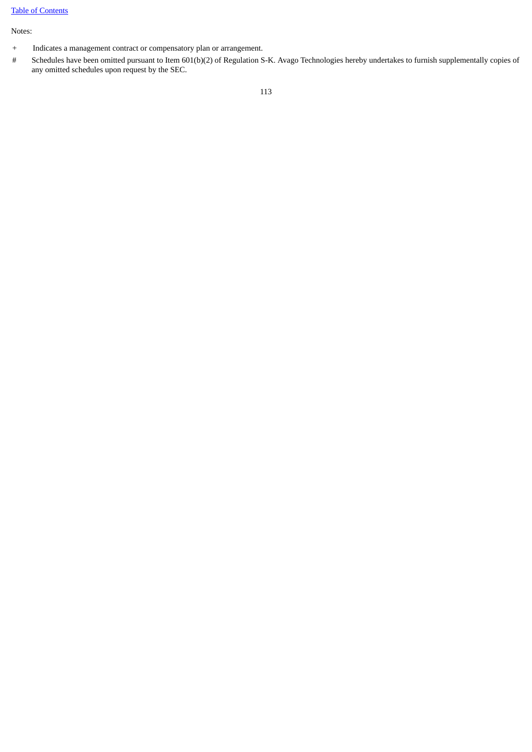Notes:

+ Indicates a management contract or compensatory plan or arrangement.

# Schedules have been omitted pursuant to Item 601(b)(2) of Regulation S-K. Avago Technologies hereby undertakes to furnish supplementally copies of any omitted schedules upon request by the SEC.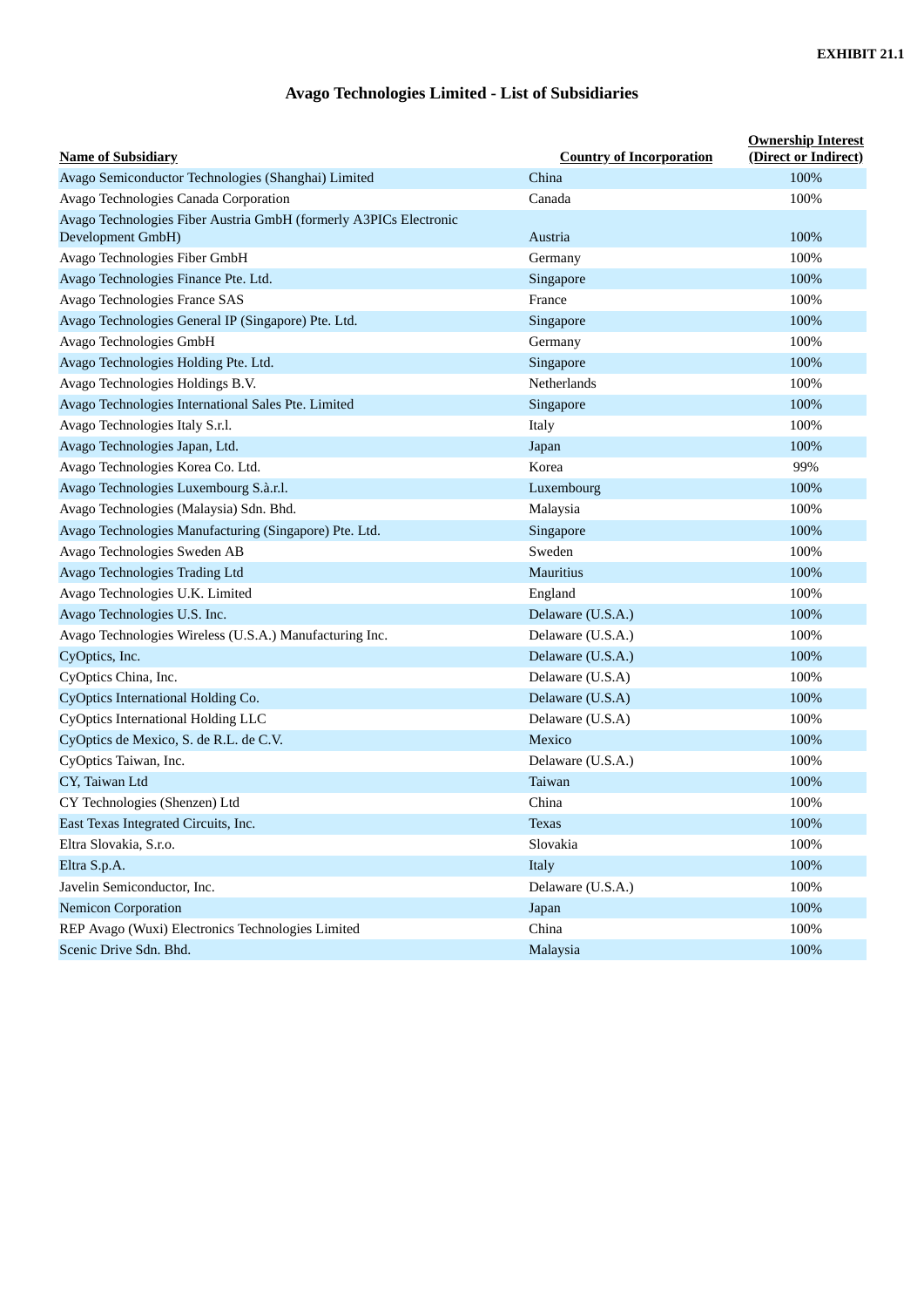**EXHIBIT 21.1**

# Avago Technologies Limited - List of Subsidiaries

| Name of Subsidiary | Country of Incorporation | Ownership Interest (Direct or Indirect) |
|---|---|---|
| Avago Semiconductor Technologies (Shanghai) Limited | China | 100% |
| Avago Technologies Canada Corporation | Canada | 100% |
| Avago Technologies Fiber Austria GmbH (formerly A3PICs Electronic Development GmbH) | Austria | 100% |
| Avago Technologies Fiber GmbH | Germany | 100% |
| Avago Technologies Finance Pte. Ltd. | Singapore | 100% |
| Avago Technologies France SAS | France | 100% |
| Avago Technologies General IP (Singapore) Pte. Ltd. | Singapore | 100% |
| Avago Technologies GmbH | Germany | 100% |
| Avago Technologies Holding Pte. Ltd. | Singapore | 100% |
| Avago Technologies Holdings B.V. | Netherlands | 100% |
| Avago Technologies International Sales Pte. Limited | Singapore | 100% |
| Avago Technologies Italy S.r.l. | Italy | 100% |
| Avago Technologies Japan, Ltd. | Japan | 100% |
| Avago Technologies Korea Co. Ltd. | Korea | 99% |
| Avago Technologies Luxembourg S.à.r.l. | Luxembourg | 100% |
| Avago Technologies (Malaysia) Sdn. Bhd. | Malaysia | 100% |
| Avago Technologies Manufacturing (Singapore) Pte. Ltd. | Singapore | 100% |
| Avago Technologies Sweden AB | Sweden | 100% |
| Avago Technologies Trading Ltd | Mauritius | 100% |
| Avago Technologies U.K. Limited | England | 100% |
| Avago Technologies U.S. Inc. | Delaware (U.S.A.) | 100% |
| Avago Technologies Wireless (U.S.A.) Manufacturing Inc. | Delaware (U.S.A.) | 100% |
| CyOptics, Inc. | Delaware (U.S.A.) | 100% |
| CyOptics China, Inc. | Delaware (U.S.A) | 100% |
| CyOptics International Holding Co. | Delaware (U.S.A) | 100% |
| CyOptics International Holding LLC | Delaware (U.S.A) | 100% |
| CyOptics de Mexico, S. de R.L. de C.V. | Mexico | 100% |
| CyOptics Taiwan, Inc. | Delaware (U.S.A.) | 100% |
| CY, Taiwan Ltd | Taiwan | 100% |
| CY Technologies (Shenzen) Ltd | China | 100% |
| East Texas Integrated Circuits, Inc. | Texas | 100% |
| Eltra Slovakia, S.r.o. | Slovakia | 100% |
| Eltra S.p.A. | Italy | 100% |
| Javelin Semiconductor, Inc. | Delaware (U.S.A.) | 100% |
| Nemicon Corporation | Japan | 100% |
| REP Avago (Wuxi) Electronics Technologies Limited | China | 100% |
| Scenic Drive Sdn. Bhd. | Malaysia | 100% |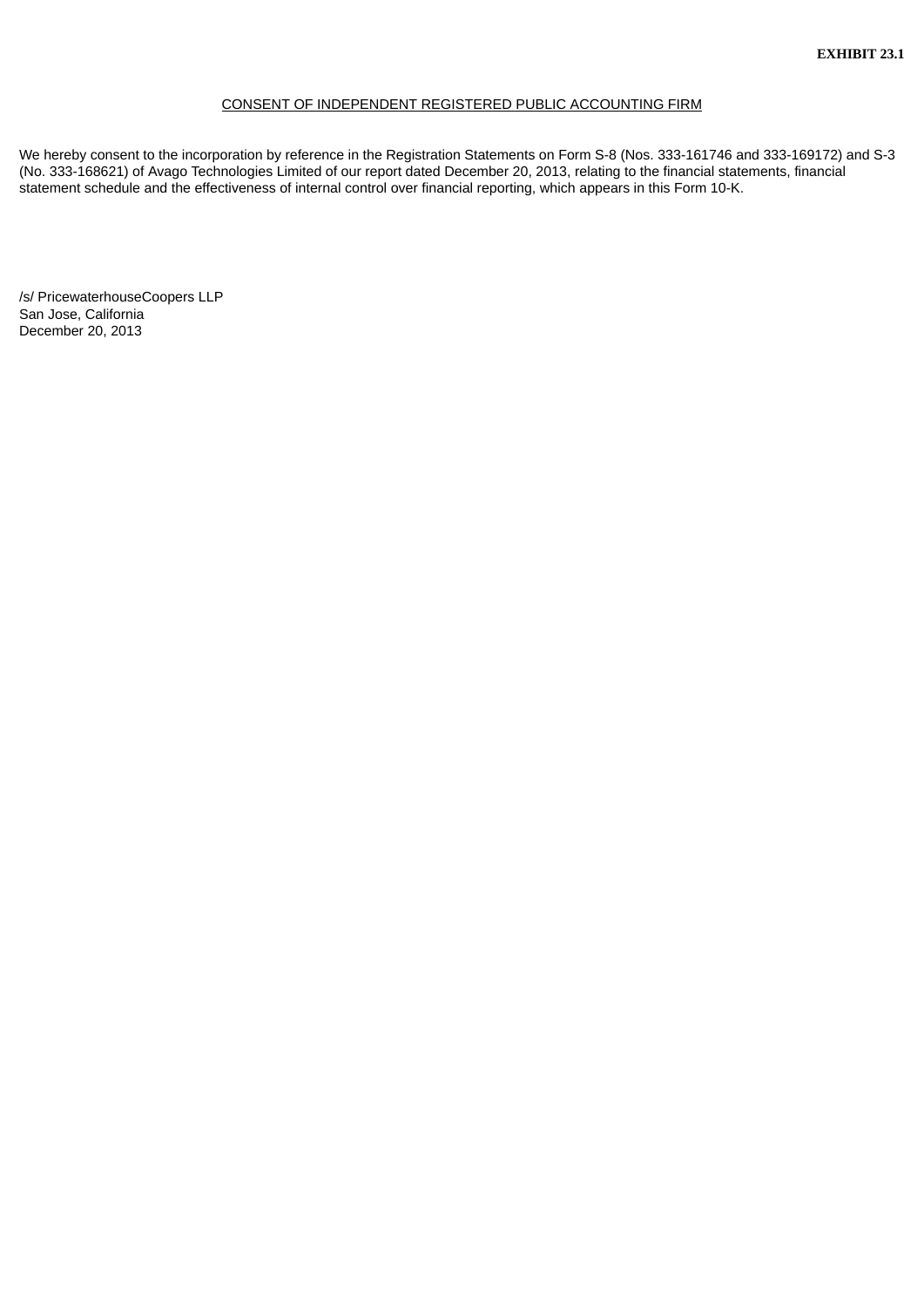**EXHIBIT 23.1**

CONSENT OF INDEPENDENT REGISTERED PUBLIC ACCOUNTING FIRM

We hereby consent to the incorporation by reference in the Registration Statements on Form S-8 (Nos. 333-161746 and 333-169172) and S-3 (No. 333-168621) of Avago Technologies Limited of our report dated December 20, 2013, relating to the financial statements, financial statement schedule and the effectiveness of internal control over financial reporting, which appears in this Form 10-K.

/s/ PricewaterhouseCoopers LLP
San Jose, California
December 20, 2013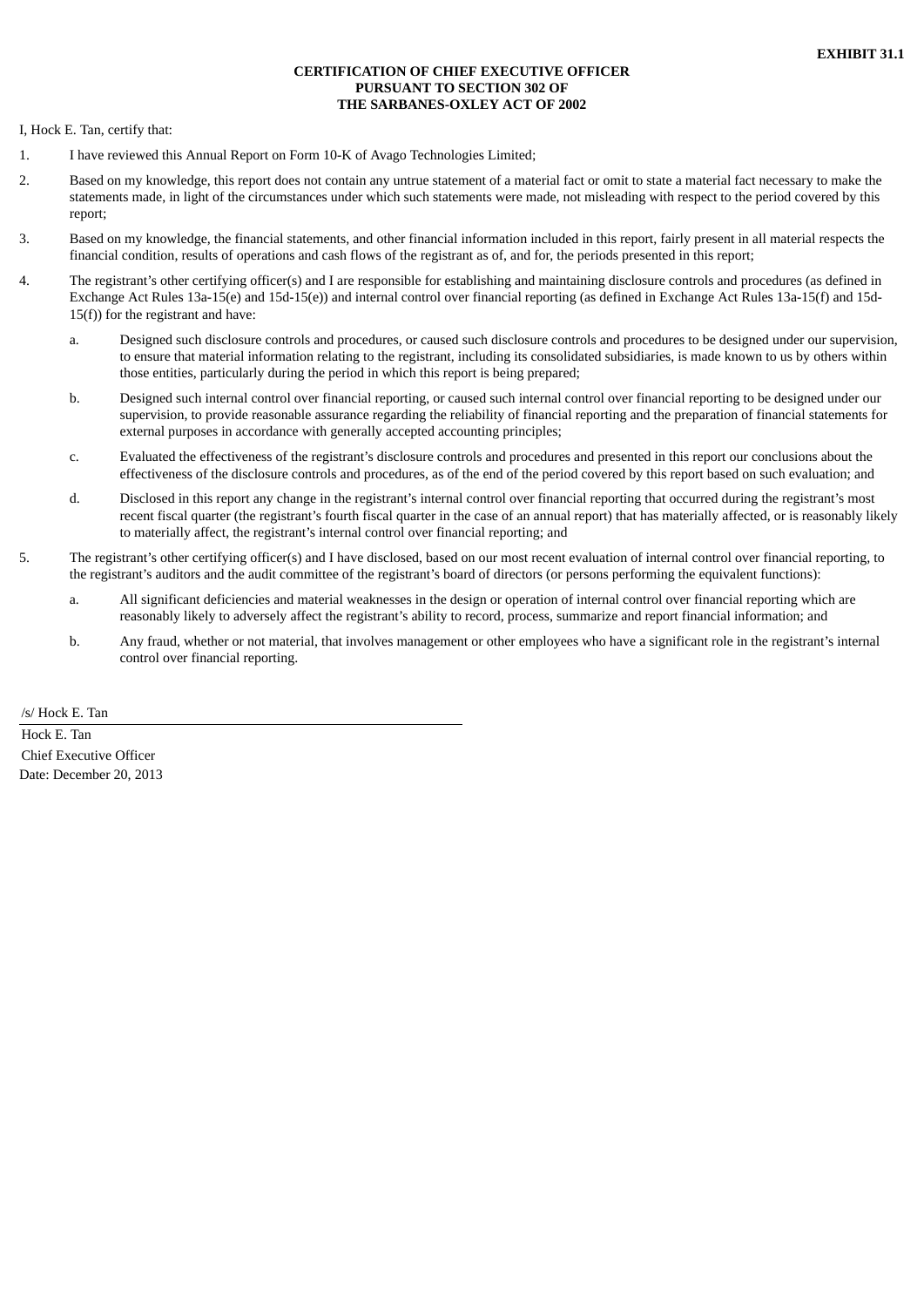**EXHIBIT 31.1**

**CERTIFICATION OF CHIEF EXECUTIVE OFFICER
PURSUANT TO SECTION 302 OF
THE SARBANES-OXLEY ACT OF 2002**

I, Hock E. Tan, certify that:

1. I have reviewed this Annual Report on Form 10-K of Avago Technologies Limited;

2. Based on my knowledge, this report does not contain any untrue statement of a material fact or omit to state a material fact necessary to make the statements made, in light of the circumstances under which such statements were made, not misleading with respect to the period covered by this report;

3. Based on my knowledge, the financial statements, and other financial information included in this report, fairly present in all material respects the financial condition, results of operations and cash flows of the registrant as of, and for, the periods presented in this report;

4. The registrant's other certifying officer(s) and I are responsible for establishing and maintaining disclosure controls and procedures (as defined in Exchange Act Rules 13a-15(e) and 15d-15(e)) and internal control over financial reporting (as defined in Exchange Act Rules 13a-15(f) and 15d-15(f)) for the registrant and have:

   a. Designed such disclosure controls and procedures, or caused such disclosure controls and procedures to be designed under our supervision, to ensure that material information relating to the registrant, including its consolidated subsidiaries, is made known to us by others within those entities, particularly during the period in which this report is being prepared;

   b. Designed such internal control over financial reporting, or caused such internal control over financial reporting to be designed under our supervision, to provide reasonable assurance regarding the reliability of financial reporting and the preparation of financial statements for external purposes in accordance with generally accepted accounting principles;

   c. Evaluated the effectiveness of the registrant's disclosure controls and procedures and presented in this report our conclusions about the effectiveness of the disclosure controls and procedures, as of the end of the period covered by this report based on such evaluation; and

   d. Disclosed in this report any change in the registrant's internal control over financial reporting that occurred during the registrant's most recent fiscal quarter (the registrant's fourth fiscal quarter in the case of an annual report) that has materially affected, or is reasonably likely to materially affect, the registrant's internal control over financial reporting; and

5. The registrant's other certifying officer(s) and I have disclosed, based on our most recent evaluation of internal control over financial reporting, to the registrant's auditors and the audit committee of the registrant's board of directors (or persons performing the equivalent functions):

   a. All significant deficiencies and material weaknesses in the design or operation of internal control over financial reporting which are reasonably likely to adversely affect the registrant's ability to record, process, summarize and report financial information; and

   b. Any fraud, whether or not material, that involves management or other employees who have a significant role in the registrant's internal control over financial reporting.

/s/ Hock E. Tan

Hock E. Tan
Chief Executive Officer
Date: December 20, 2013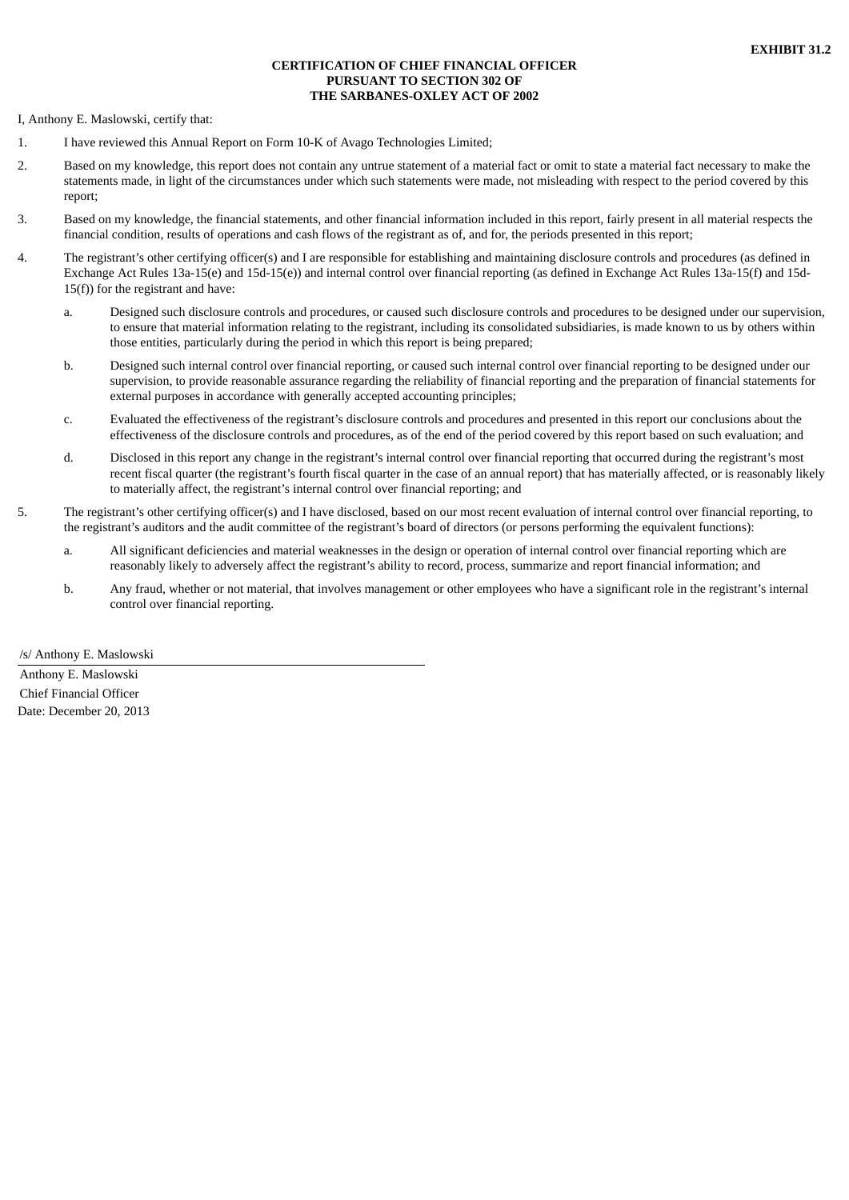**EXHIBIT 31.2**

**CERTIFICATION OF CHIEF FINANCIAL OFFICER**
**PURSUANT TO SECTION 302 OF**
**THE SARBANES-OXLEY ACT OF 2002**

I, Anthony E. Maslowski, certify that:

1. I have reviewed this Annual Report on Form 10-K of Avago Technologies Limited;

2. Based on my knowledge, this report does not contain any untrue statement of a material fact or omit to state a material fact necessary to make the statements made, in light of the circumstances under which such statements were made, not misleading with respect to the period covered by this report;

3. Based on my knowledge, the financial statements, and other financial information included in this report, fairly present in all material respects the financial condition, results of operations and cash flows of the registrant as of, and for, the periods presented in this report;

4. The registrant's other certifying officer(s) and I are responsible for establishing and maintaining disclosure controls and procedures (as defined in Exchange Act Rules 13a-15(e) and 15d-15(e)) and internal control over financial reporting (as defined in Exchange Act Rules 13a-15(f) and 15d-15(f)) for the registrant and have:

   a. Designed such disclosure controls and procedures, or caused such disclosure controls and procedures to be designed under our supervision, to ensure that material information relating to the registrant, including its consolidated subsidiaries, is made known to us by others within those entities, particularly during the period in which this report is being prepared;

   b. Designed such internal control over financial reporting, or caused such internal control over financial reporting to be designed under our supervision, to provide reasonable assurance regarding the reliability of financial reporting and the preparation of financial statements for external purposes in accordance with generally accepted accounting principles;

   c. Evaluated the effectiveness of the registrant's disclosure controls and procedures and presented in this report our conclusions about the effectiveness of the disclosure controls and procedures, as of the end of the period covered by this report based on such evaluation; and

   d. Disclosed in this report any change in the registrant's internal control over financial reporting that occurred during the registrant's most recent fiscal quarter (the registrant's fourth fiscal quarter in the case of an annual report) that has materially affected, or is reasonably likely to materially affect, the registrant's internal control over financial reporting; and

5. The registrant's other certifying officer(s) and I have disclosed, based on our most recent evaluation of internal control over financial reporting, to the registrant's auditors and the audit committee of the registrant's board of directors (or persons performing the equivalent functions):

   a. All significant deficiencies and material weaknesses in the design or operation of internal control over financial reporting which are reasonably likely to adversely affect the registrant's ability to record, process, summarize and report financial information; and

   b. Any fraud, whether or not material, that involves management or other employees who have a significant role in the registrant's internal control over financial reporting.

/s/ Anthony E. Maslowski

Anthony E. Maslowski
Chief Financial Officer
Date: December 20, 2013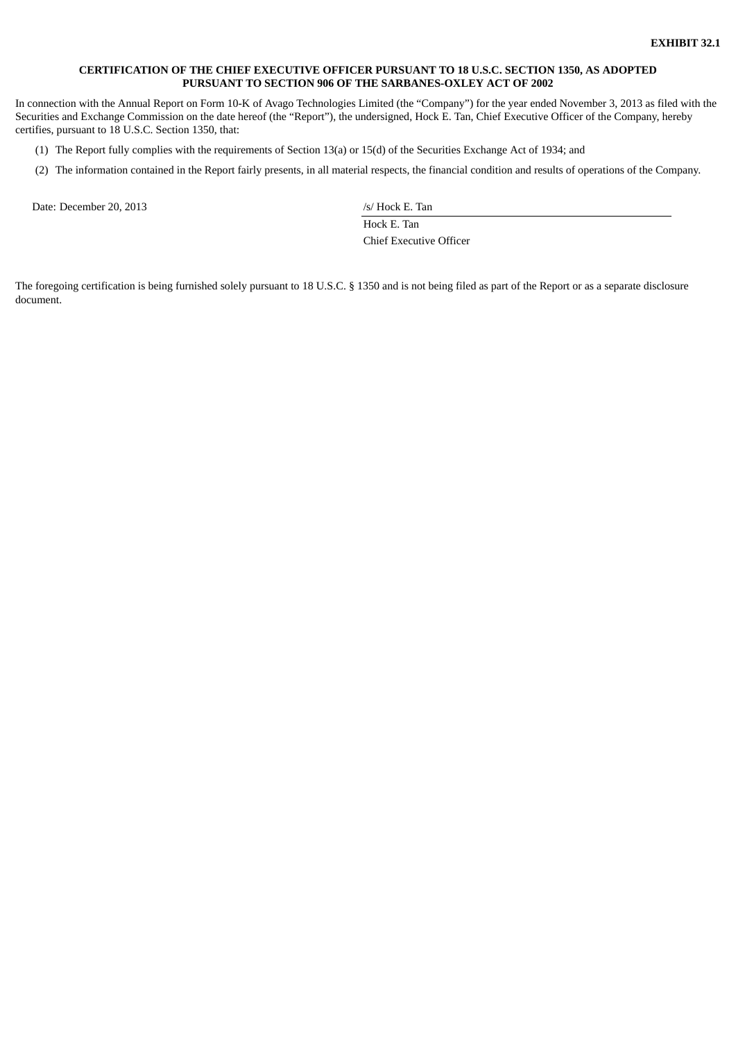**EXHIBIT 32.1**

**CERTIFICATION OF THE CHIEF EXECUTIVE OFFICER PURSUANT TO 18 U.S.C. SECTION 1350, AS ADOPTED PURSUANT TO SECTION 906 OF THE SARBANES-OXLEY ACT OF 2002**

In connection with the Annual Report on Form 10-K of Avago Technologies Limited (the "Company") for the year ended November 3, 2013 as filed with the Securities and Exchange Commission on the date hereof (the "Report"), the undersigned, Hock E. Tan, Chief Executive Officer of the Company, hereby certifies, pursuant to 18 U.S.C. Section 1350, that:

(1) The Report fully complies with the requirements of Section 13(a) or 15(d) of the Securities Exchange Act of 1934; and

(2) The information contained in the Report fairly presents, in all material respects, the financial condition and results of operations of the Company.

Date: December 20, 2013

/s/ Hock E. Tan

Hock E. Tan

Chief Executive Officer

The foregoing certification is being furnished solely pursuant to 18 U.S.C. § 1350 and is not being filed as part of the Report or as a separate disclosure document.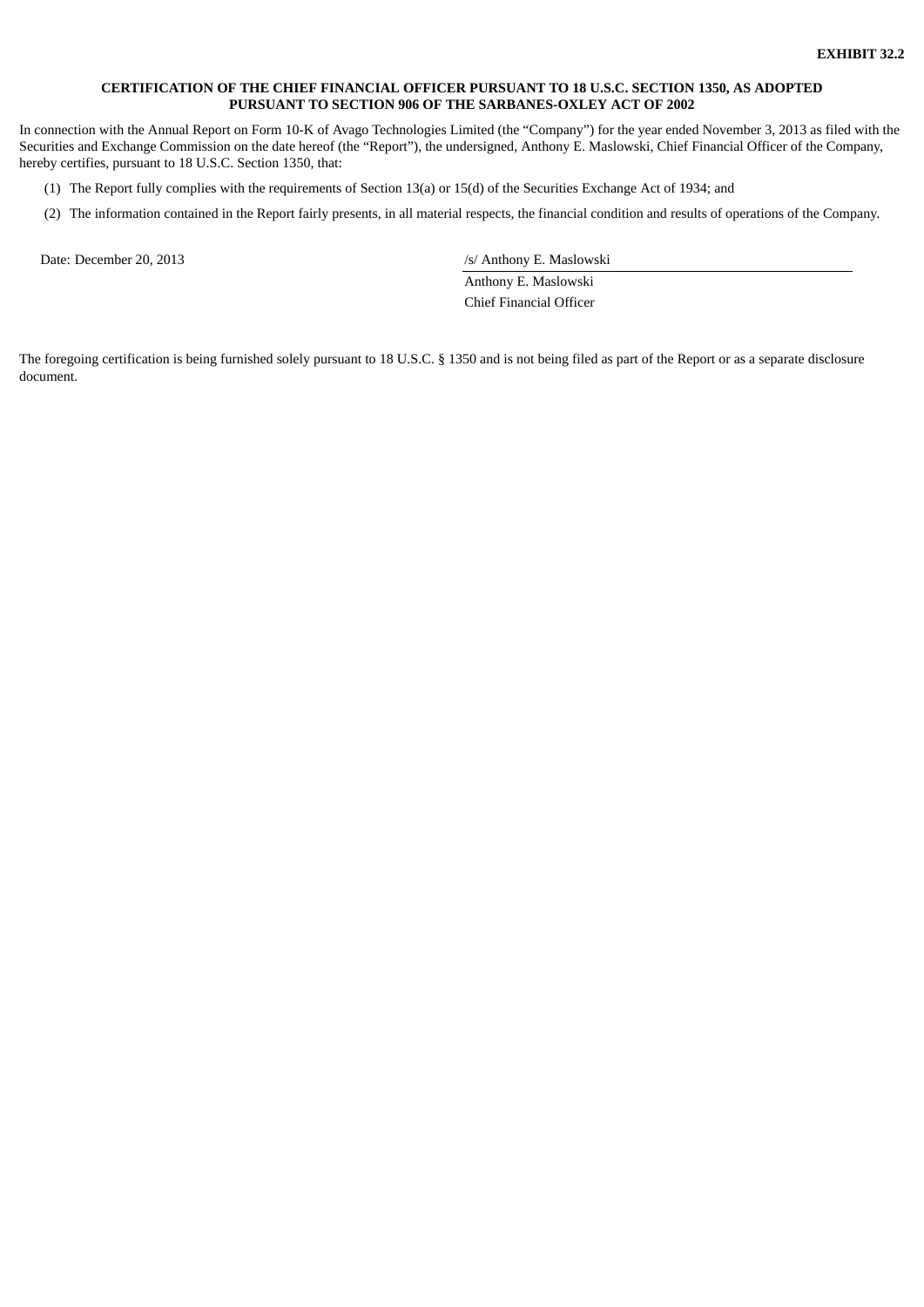**EXHIBIT 32.2**

**CERTIFICATION OF THE CHIEF FINANCIAL OFFICER PURSUANT TO 18 U.S.C. SECTION 1350, AS ADOPTED PURSUANT TO SECTION 906 OF THE SARBANES-OXLEY ACT OF 2002**

In connection with the Annual Report on Form 10-K of Avago Technologies Limited (the "Company") for the year ended November 3, 2013 as filed with the Securities and Exchange Commission on the date hereof (the "Report"), the undersigned, Anthony E. Maslowski, Chief Financial Officer of the Company, hereby certifies, pursuant to 18 U.S.C. Section 1350, that:

(1) The Report fully complies with the requirements of Section 13(a) or 15(d) of the Securities Exchange Act of 1934; and

(2) The information contained in the Report fairly presents, in all material respects, the financial condition and results of operations of the Company.

Date: December 20, 2013

/s/ Anthony E. Maslowski

Anthony E. Maslowski

Chief Financial Officer

The foregoing certification is being furnished solely pursuant to 18 U.S.C. § 1350 and is not being filed as part of the Report or as a separate disclosure document.